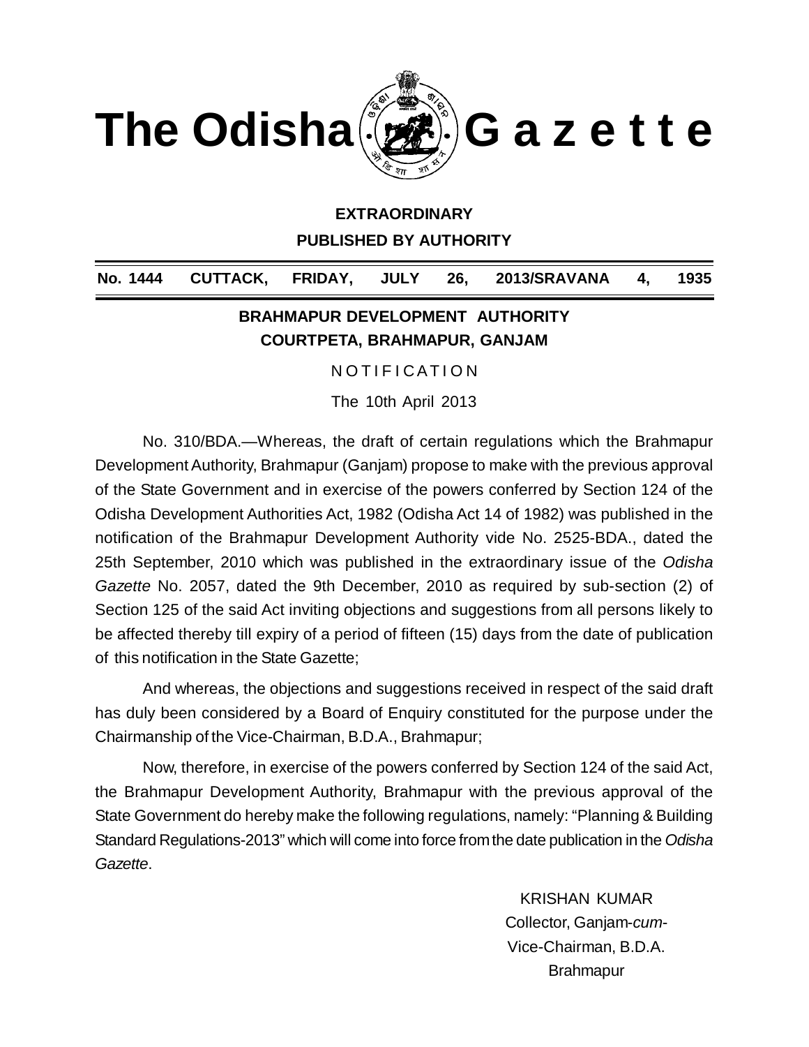# The Odisha Gazette

**EXTRAORDINARY**

**PUBLISHED BY AUTHORITY**

| No. 1444 | CUTTACK, | FRIDAY, | JULY | 26, | 2013/SRAVANA | 4, | 1935 |
|---|---|---|---|---|---|---|---|

## BRAHMAPUR DEVELOPMENT AUTHORITY
## COURTPETA, BRAHMAPUR, GANJAM

NOTIFICATION

The 10th April 2013

No. 310/BDA.—Whereas, the draft of certain regulations which the Brahmapur Development Authority, Brahmapur (Ganjam) propose to make with the previous approval of the State Government and in exercise of the powers conferred by Section 124 of the Odisha Development Authorities Act, 1982 (Odisha Act 14 of 1982) was published in the notification of the Brahmapur Development Authority vide No. 2525-BDA., dated the 25th September, 2010 which was published in the extraordinary issue of the *Odisha Gazette* No. 2057, dated the 9th December, 2010 as required by sub-section (2) of Section 125 of the said Act inviting objections and suggestions from all persons likely to be affected thereby till expiry of a period of fifteen (15) days from the date of publication of this notification in the State Gazette;

And whereas, the objections and suggestions received in respect of the said draft has duly been considered by a Board of Enquiry constituted for the purpose under the Chairmanship of the Vice-Chairman, B.D.A., Brahmapur;

Now, therefore, in exercise of the powers conferred by Section 124 of the said Act, the Brahmapur Development Authority, Brahmapur with the previous approval of the State Government do hereby make the following regulations, namely: "Planning & Building Standard Regulations-2013" which will come into force from the date publication in the *Odisha Gazette*.

KRISHAN KUMAR
Collector, Ganjam-*cum*-
Vice-Chairman, B.D.A.
Brahmapur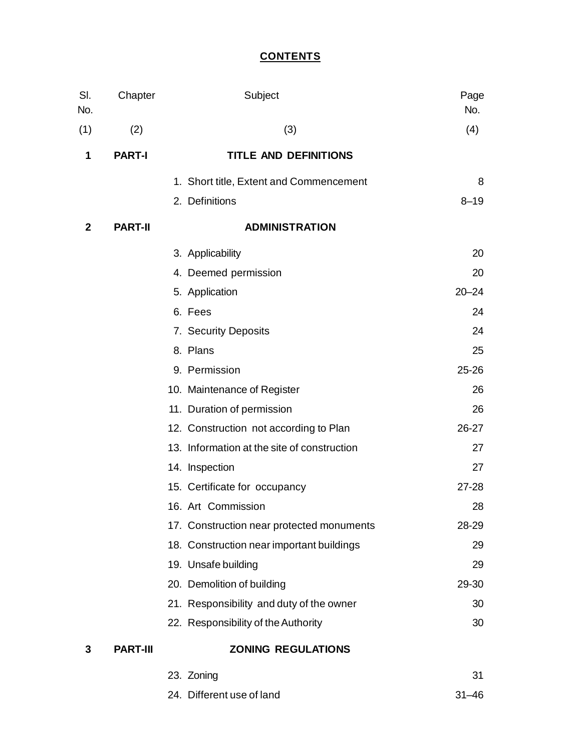# CONTENTS

| Sl. No. | Chapter | Subject | Page No. |
|---|---|---|---|
| (1) | (2) | (3) | (4) |
| **1** | **PART-I** | **TITLE AND DEFINITIONS** | |
| | | 1. Short title, Extent and Commencement | 8 |
| | | 2. Definitions | 8–19 |
| **2** | **PART-II** | **ADMINISTRATION** | |
| | | 3. Applicability | 20 |
| | | 4. Deemed permission | 20 |
| | | 5. Application | 20–24 |
| | | 6. Fees | 24 |
| | | 7. Security Deposits | 24 |
| | | 8. Plans | 25 |
| | | 9. Permission | 25-26 |
| | | 10. Maintenance of Register | 26 |
| | | 11. Duration of permission | 26 |
| | | 12. Construction not according to Plan | 26-27 |
| | | 13. Information at the site of construction | 27 |
| | | 14. Inspection | 27 |
| | | 15. Certificate for occupancy | 27-28 |
| | | 16. Art Commission | 28 |
| | | 17. Construction near protected monuments | 28-29 |
| | | 18. Construction near important buildings | 29 |
| | | 19. Unsafe building | 29 |
| | | 20. Demolition of building | 29-30 |
| | | 21. Responsibility and duty of the owner | 30 |
| | | 22. Responsibility of the Authority | 30 |
| **3** | **PART-III** | **ZONING REGULATIONS** | |
| | | 23. Zoning | 31 |
| | | 24. Different use of land | 31–46 |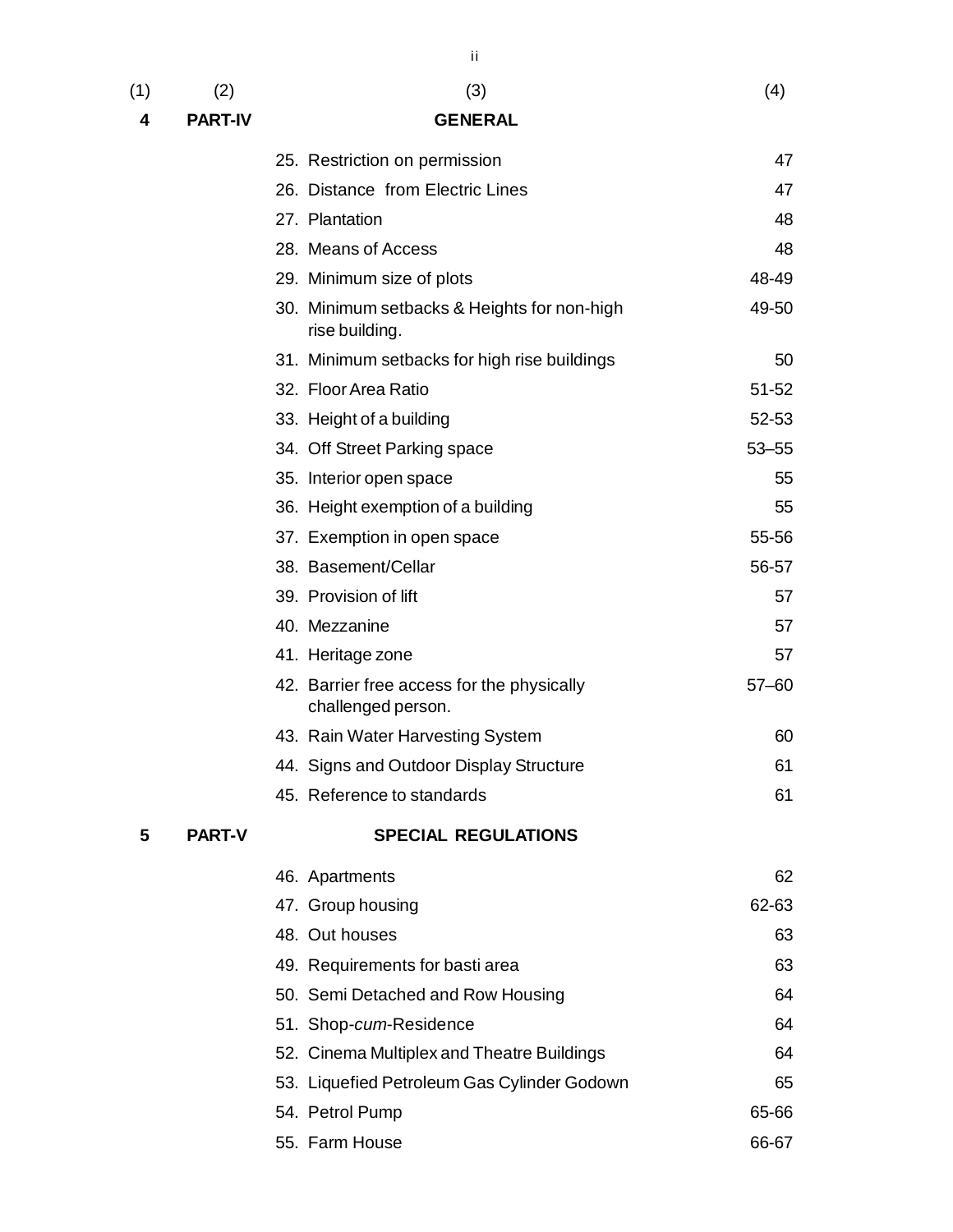| (1) | (2) | (3) | (4) |
|---|---|---|---|
| **4** | **PART-IV** | **GENERAL** | |
| | | 25. Restriction on permission | 47 |
| | | 26. Distance from Electric Lines | 47 |
| | | 27. Plantation | 48 |
| | | 28. Means of Access | 48 |
| | | 29. Minimum size of plots | 48-49 |
| | | 30. Minimum setbacks & Heights for non-high rise building. | 49-50 |
| | | 31. Minimum setbacks for high rise buildings | 50 |
| | | 32. Floor Area Ratio | 51-52 |
| | | 33. Height of a building | 52-53 |
| | | 34. Off Street Parking space | 53–55 |
| | | 35. Interior open space | 55 |
| | | 36. Height exemption of a building | 55 |
| | | 37. Exemption in open space | 55-56 |
| | | 38. Basement/Cellar | 56-57 |
| | | 39. Provision of lift | 57 |
| | | 40. Mezzanine | 57 |
| | | 41. Heritage zone | 57 |
| | | 42. Barrier free access for the physically challenged person. | 57–60 |
| | | 43. Rain Water Harvesting System | 60 |
| | | 44. Signs and Outdoor Display Structure | 61 |
| | | 45. Reference to standards | 61 |
| **5** | **PART-V** | **SPECIAL REGULATIONS** | |
| | | 46. Apartments | 62 |
| | | 47. Group housing | 62-63 |
| | | 48. Out houses | 63 |
| | | 49. Requirements for basti area | 63 |
| | | 50. Semi Detached and Row Housing | 64 |
| | | 51. Shop-*cum*-Residence | 64 |
| | | 52. Cinema Multiplex and Theatre Buildings | 64 |
| | | 53. Liquefied Petroleum Gas Cylinder Godown | 65 |
| | | 54. Petrol Pump | 65-66 |
| | | 55. Farm House | 66-67 |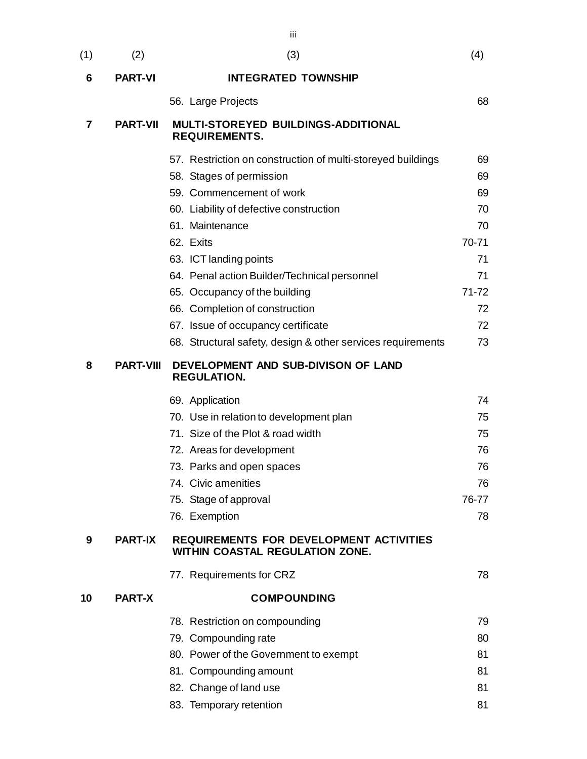| (1) | (2) | (3) | (4) |
|---|---|---|---|
| **6** | **PART-VI** | **INTEGRATED TOWNSHIP** | |
| | | 56. Large Projects | 68 |
| **7** | **PART-VII** | **MULTI-STOREYED BUILDINGS-ADDITIONAL REQUIREMENTS.** | |
| | | 57. Restriction on construction of multi-storeyed buildings | 69 |
| | | 58. Stages of permission | 69 |
| | | 59. Commencement of work | 69 |
| | | 60. Liability of defective construction | 70 |
| | | 61. Maintenance | 70 |
| | | 62. Exits | 70-71 |
| | | 63. ICT landing points | 71 |
| | | 64. Penal action Builder/Technical personnel | 71 |
| | | 65. Occupancy of the building | 71-72 |
| | | 66. Completion of construction | 72 |
| | | 67. Issue of occupancy certificate | 72 |
| | | 68. Structural safety, design & other services requirements | 73 |
| **8** | **PART-VIII** | **DEVELOPMENT AND SUB-DIVISON OF LAND REGULATION.** | |
| | | 69. Application | 74 |
| | | 70. Use in relation to development plan | 75 |
| | | 71. Size of the Plot & road width | 75 |
| | | 72. Areas for development | 76 |
| | | 73. Parks and open spaces | 76 |
| | | 74. Civic amenities | 76 |
| | | 75. Stage of approval | 76-77 |
| | | 76. Exemption | 78 |
| **9** | **PART-IX** | **REQUIREMENTS FOR DEVELOPMENT ACTIVITIES WITHIN COASTAL REGULATION ZONE.** | |
| | | 77. Requirements for CRZ | 78 |
| **10** | **PART-X** | **COMPOUNDING** | |
| | | 78. Restriction on compounding | 79 |
| | | 79. Compounding rate | 80 |
| | | 80. Power of the Government to exempt | 81 |
| | | 81. Compounding amount | 81 |
| | | 82. Change of land use | 81 |
| | | 83. Temporary retention | 81 |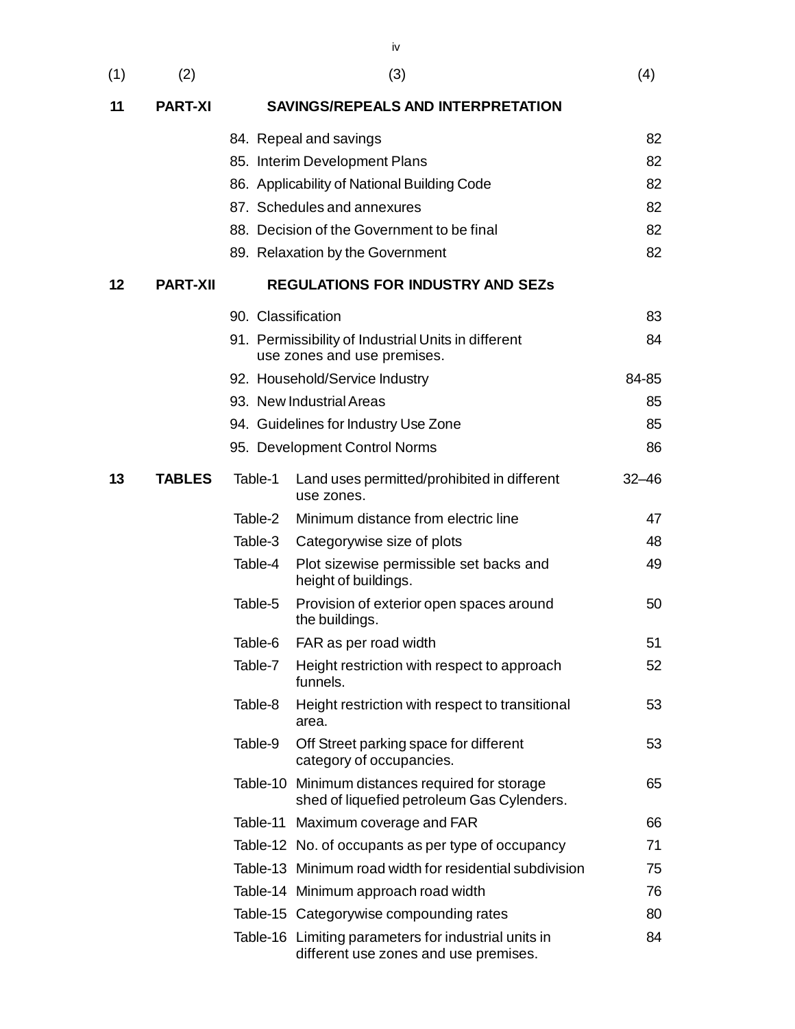| (1) | (2) | (3) | | (4) |
|---|---|---|---|---|
| **11** | **PART-XI** | **SAVINGS/REPEALS AND INTERPRETATION** | | |
| | | 84. Repeal and savings | | 82 |
| | | 85. Interim Development Plans | | 82 |
| | | 86. Applicability of National Building Code | | 82 |
| | | 87. Schedules and annexures | | 82 |
| | | 88. Decision of the Government to be final | | 82 |
| | | 89. Relaxation by the Government | | 82 |
| **12** | **PART-XII** | **REGULATIONS FOR INDUSTRY AND SEZs** | | |
| | | 90. Classification | | 83 |
| | | 91. Permissibility of Industrial Units in different use zones and use premises. | | 84 |
| | | 92. Household/Service Industry | | 84-85 |
| | | 93. New Industrial Areas | | 85 |
| | | 94. Guidelines for Industry Use Zone | | 85 |
| | | 95. Development Control Norms | | 86 |
| **13** | **TABLES** | Table-1 | Land uses permitted/prohibited in different use zones. | 32–46 |
| | | Table-2 | Minimum distance from electric line | 47 |
| | | Table-3 | Categorywise size of plots | 48 |
| | | Table-4 | Plot sizewise permissible set backs and height of buildings. | 49 |
| | | Table-5 | Provision of exterior open spaces around the buildings. | 50 |
| | | Table-6 | FAR as per road width | 51 |
| | | Table-7 | Height restriction with respect to approach funnels. | 52 |
| | | Table-8 | Height restriction with respect to transitional area. | 53 |
| | | Table-9 | Off Street parking space for different category of occupancies. | 53 |
| | | Table-10 | Minimum distances required for storage shed of liquefied petroleum Gas Cylenders. | 65 |
| | | Table-11 | Maximum coverage and FAR | 66 |
| | | Table-12 | No. of occupants as per type of occupancy | 71 |
| | | Table-13 | Minimum road width for residential subdivision | 75 |
| | | Table-14 | Minimum approach road width | 76 |
| | | Table-15 | Categorywise compounding rates | 80 |
| | | Table-16 | Limiting parameters for industrial units in different use zones and use premises. | 84 |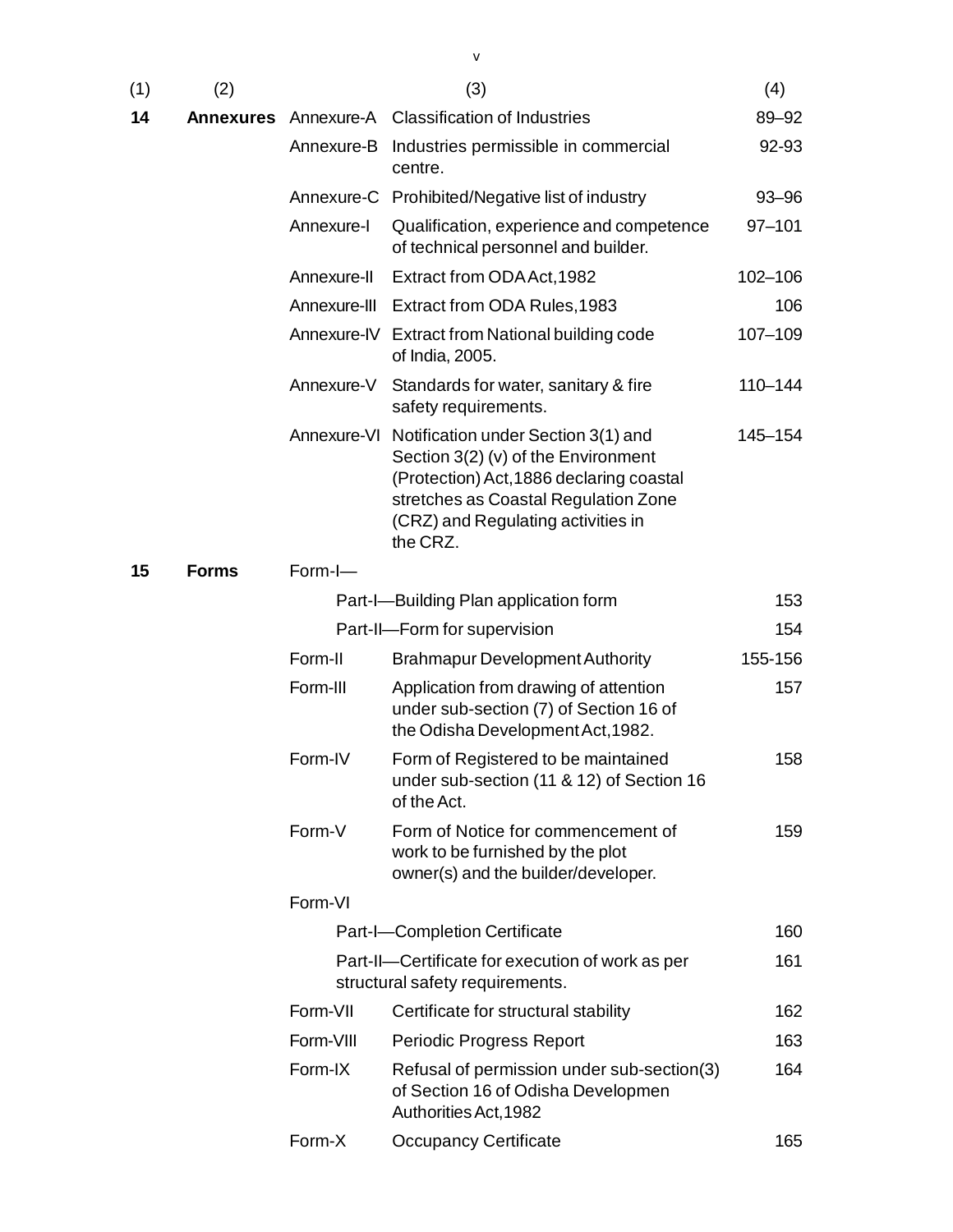| (1) | (2) | (3) | | (4) |
|---|---|---|---|---|
| **14** | **Annexures** | Annexure-A | Classification of Industries | 89–92 |
| | | Annexure-B | Industries permissible in commercial centre. | 92-93 |
| | | Annexure-C | Prohibited/Negative list of industry | 93–96 |
| | | Annexure-I | Qualification, experience and competence of technical personnel and builder. | 97–101 |
| | | Annexure-II | Extract from ODA Act,1982 | 102–106 |
| | | Annexure-III | Extract from ODA Rules,1983 | 106 |
| | | Annexure-IV | Extract from National building code of India, 2005. | 107–109 |
| | | Annexure-V | Standards for water, sanitary & fire safety requirements. | 110–144 |
| | | Annexure-VI | Notification under Section 3(1) and Section 3(2) (v) of the Environment (Protection) Act,1886 declaring coastal stretches as Coastal Regulation Zone (CRZ) and Regulating activities in the CRZ. | 145–154 |
| **15** | **Forms** | Form-I— | | |
| | | | Part-I—Building Plan application form | 153 |
| | | | Part-II—Form for supervision | 154 |
| | | Form-II | Brahmapur Development Authority | 155-156 |
| | | Form-III | Application from drawing of attention under sub-section (7) of Section 16 of the Odisha Development Act,1982. | 157 |
| | | Form-IV | Form of Registered to be maintained under sub-section (11 & 12) of Section 16 of the Act. | 158 |
| | | Form-V | Form of Notice for commencement of work to be furnished by the plot owner(s) and the builder/developer. | 159 |
| | | Form-VI | | |
| | | | Part-I—Completion Certificate | 160 |
| | | | Part-II—Certificate for execution of work as per structural safety requirements. | 161 |
| | | Form-VII | Certificate for structural stability | 162 |
| | | Form-VIII | Periodic Progress Report | 163 |
| | | Form-IX | Refusal of permission under sub-section(3) of Section 16 of Odisha Developmen Authorities Act,1982 | 164 |
| | | Form-X | Occupancy Certificate | 165 |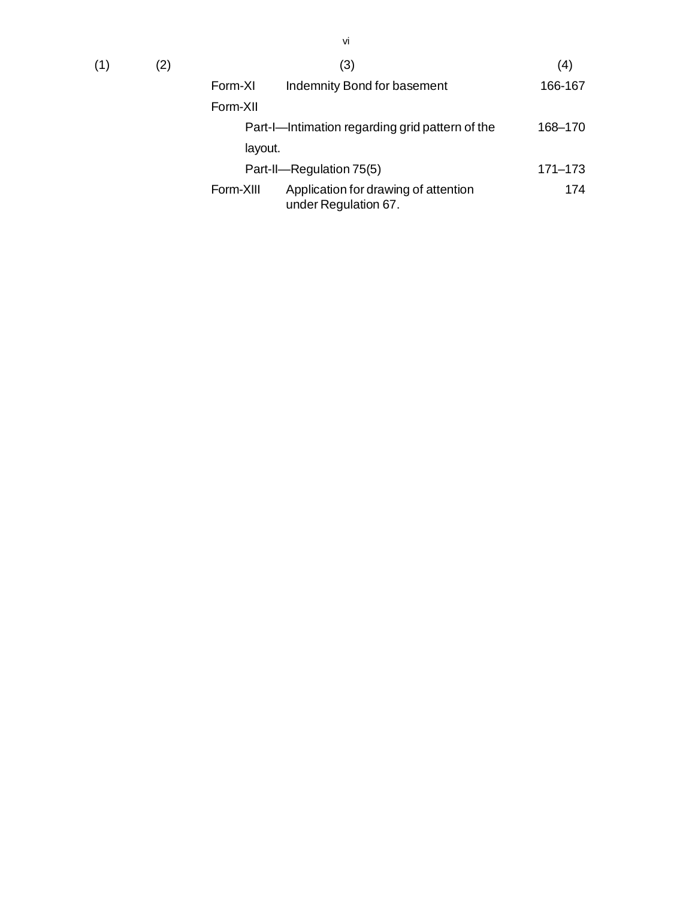| (1) | (2) | (3) | | (4) |
|---|---|---|---|---|
| | | Form-XI | Indemnity Bond for basement | 166-167 |
| | | Form-XII | | |
| | | | Part-I—Intimation regarding grid pattern of the layout. | 168–170 |
| | | | Part-II—Regulation 75(5) | 171–173 |
| | | Form-XIII | Application for drawing of attention under Regulation 67. | 174 |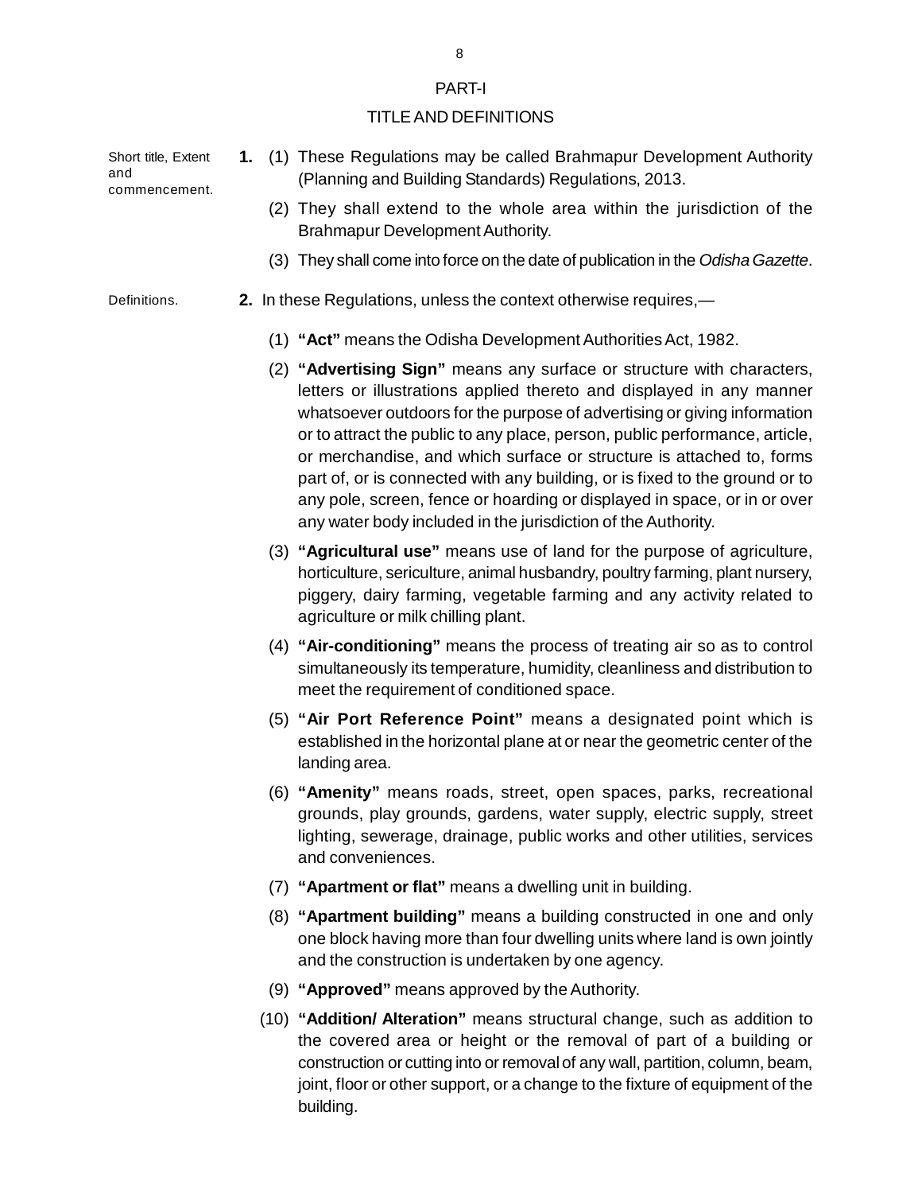## PART-I

## TITLE AND DEFINITIONS

Short title, Extent and commencement.

**1.** (1) These Regulations may be called Brahmapur Development Authority (Planning and Building Standards) Regulations, 2013.

(2) They shall extend to the whole area within the jurisdiction of the Brahmapur Development Authority.

(3) They shall come into force on the date of publication in the *Odisha Gazette*.

Definitions.

**2.** In these Regulations, unless the context otherwise requires,—

(1) **"Act"** means the Odisha Development Authorities Act, 1982.

(2) **"Advertising Sign"** means any surface or structure with characters, letters or illustrations applied thereto and displayed in any manner whatsoever outdoors for the purpose of advertising or giving information or to attract the public to any place, person, public performance, article, or merchandise, and which surface or structure is attached to, forms part of, or is connected with any building, or is fixed to the ground or to any pole, screen, fence or hoarding or displayed in space, or in or over any water body included in the jurisdiction of the Authority.

(3) **"Agricultural use"** means use of land for the purpose of agriculture, horticulture, sericulture, animal husbandry, poultry farming, plant nursery, piggery, dairy farming, vegetable farming and any activity related to agriculture or milk chilling plant.

(4) **"Air-conditioning"** means the process of treating air so as to control simultaneously its temperature, humidity, cleanliness and distribution to meet the requirement of conditioned space.

(5) **"Air Port Reference Point"** means a designated point which is established in the horizontal plane at or near the geometric center of the landing area.

(6) **"Amenity"** means roads, street, open spaces, parks, recreational grounds, play grounds, gardens, water supply, electric supply, street lighting, sewerage, drainage, public works and other utilities, services and conveniences.

(7) **"Apartment or flat"** means a dwelling unit in building.

(8) **"Apartment building"** means a building constructed in one and only one block having more than four dwelling units where land is own jointly and the construction is undertaken by one agency.

(9) **"Approved"** means approved by the Authority.

(10) **"Addition/ Alteration"** means structural change, such as addition to the covered area or height or the removal of part of a building or construction or cutting into or removal of any wall, partition, column, beam, joint, floor or other support, or a change to the fixture of equipment of the building.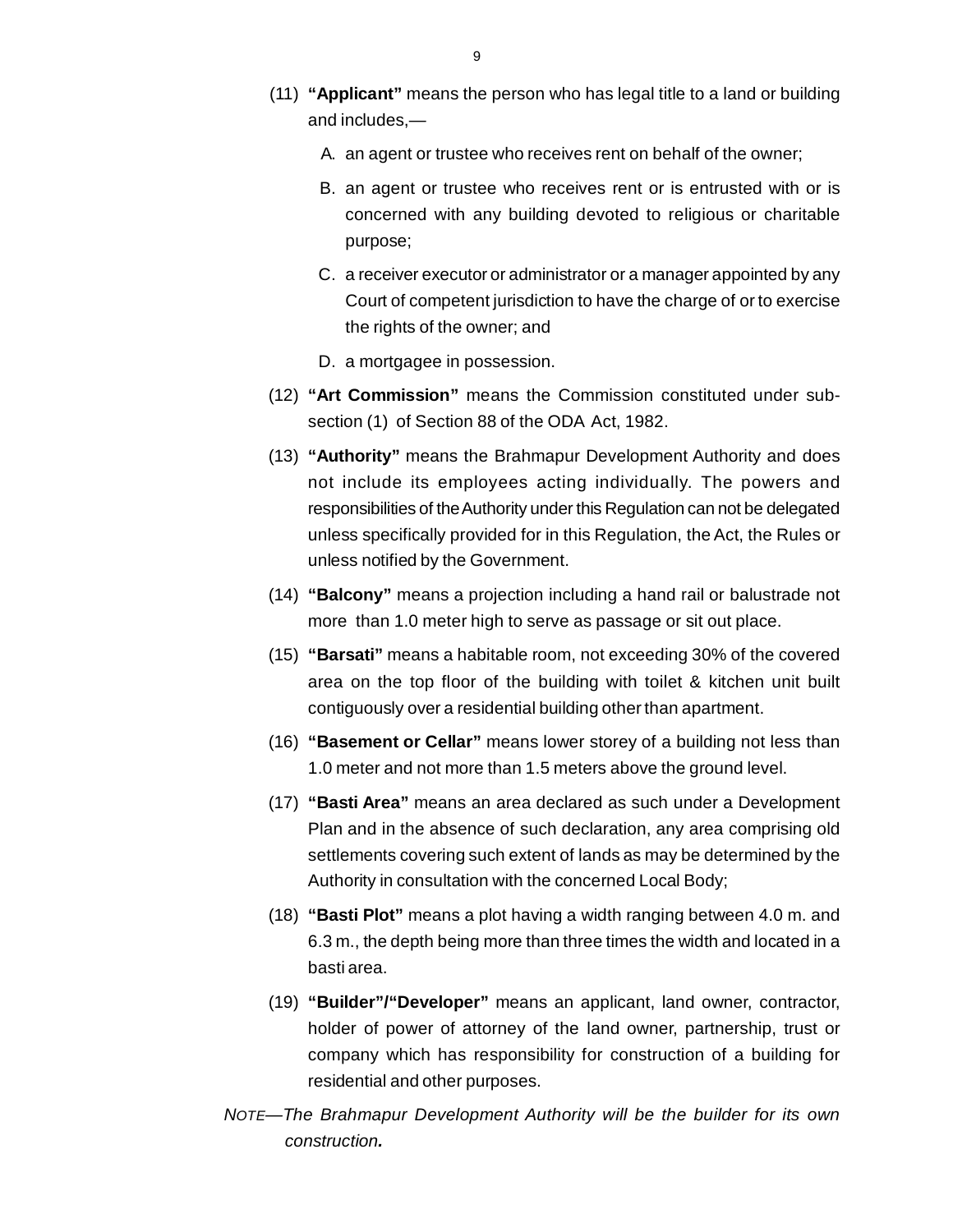(11) **"Applicant"** means the person who has legal title to a land or building and includes,—

A. an agent or trustee who receives rent on behalf of the owner;

B. an agent or trustee who receives rent or is entrusted with or is concerned with any building devoted to religious or charitable purpose;

C. a receiver executor or administrator or a manager appointed by any Court of competent jurisdiction to have the charge of or to exercise the rights of the owner; and

D. a mortgagee in possession.

(12) **"Art Commission"** means the Commission constituted under sub-section (1) of Section 88 of the ODA Act, 1982.

(13) **"Authority"** means the Brahmapur Development Authority and does not include its employees acting individually. The powers and responsibilities of the Authority under this Regulation can not be delegated unless specifically provided for in this Regulation, the Act, the Rules or unless notified by the Government.

(14) **"Balcony"** means a projection including a hand rail or balustrade not more than 1.0 meter high to serve as passage or sit out place.

(15) **"Barsati"** means a habitable room, not exceeding 30% of the covered area on the top floor of the building with toilet & kitchen unit built contiguously over a residential building other than apartment.

(16) **"Basement or Cellar"** means lower storey of a building not less than 1.0 meter and not more than 1.5 meters above the ground level.

(17) **"Basti Area"** means an area declared as such under a Development Plan and in the absence of such declaration, any area comprising old settlements covering such extent of lands as may be determined by the Authority in consultation with the concerned Local Body;

(18) **"Basti Plot"** means a plot having a width ranging between 4.0 m. and 6.3 m., the depth being more than three times the width and located in a basti area.

(19) **"Builder"/"Developer"** means an applicant, land owner, contractor, holder of power of attorney of the land owner, partnership, trust or company which has responsibility for construction of a building for residential and other purposes.

*NOTE—The Brahmapur Development Authority will be the builder for its own construction.*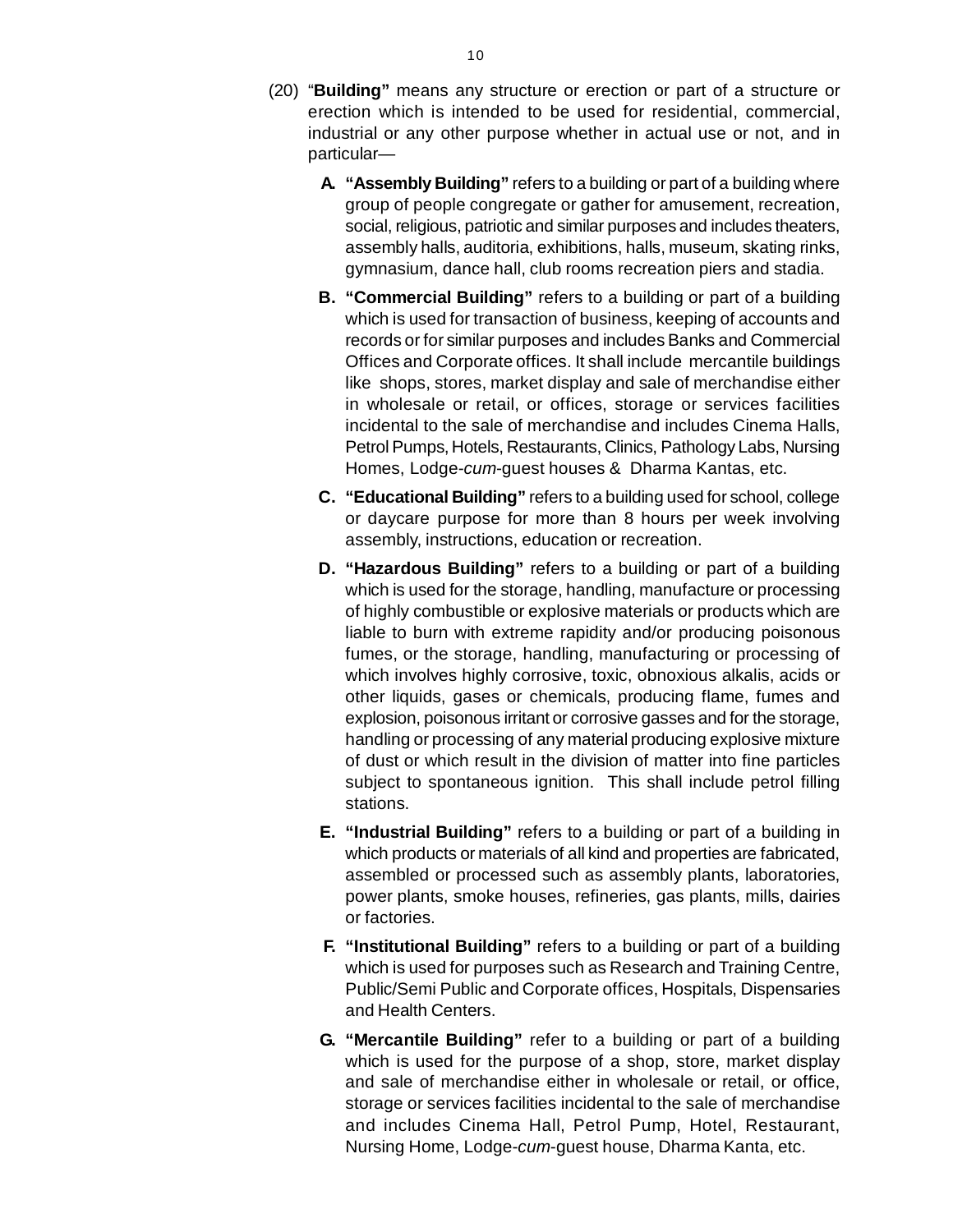(20) "**Building"** means any structure or erection or part of a structure or erection which is intended to be used for residential, commercial, industrial or any other purpose whether in actual use or not, and in particular—

- **A. "Assembly Building"** refers to a building or part of a building where group of people congregate or gather for amusement, recreation, social, religious, patriotic and similar purposes and includes theaters, assembly halls, auditoria, exhibitions, halls, museum, skating rinks, gymnasium, dance hall, club rooms recreation piers and stadia.

- **B. "Commercial Building"** refers to a building or part of a building which is used for transaction of business, keeping of accounts and records or for similar purposes and includes Banks and Commercial Offices and Corporate offices. It shall include mercantile buildings like shops, stores, market display and sale of merchandise either in wholesale or retail, or offices, storage or services facilities incidental to the sale of merchandise and includes Cinema Halls, Petrol Pumps, Hotels, Restaurants, Clinics, Pathology Labs, Nursing Homes, Lodge-*cum*-guest houses & Dharma Kantas, etc.

- **C. "Educational Building"** refers to a building used for school, college or daycare purpose for more than 8 hours per week involving assembly, instructions, education or recreation.

- **D. "Hazardous Building"** refers to a building or part of a building which is used for the storage, handling, manufacture or processing of highly combustible or explosive materials or products which are liable to burn with extreme rapidity and/or producing poisonous fumes, or the storage, handling, manufacturing or processing of which involves highly corrosive, toxic, obnoxious alkalis, acids or other liquids, gases or chemicals, producing flame, fumes and explosion, poisonous irritant or corrosive gasses and for the storage, handling or processing of any material producing explosive mixture of dust or which result in the division of matter into fine particles subject to spontaneous ignition. This shall include petrol filling stations.

- **E. "Industrial Building"** refers to a building or part of a building in which products or materials of all kind and properties are fabricated, assembled or processed such as assembly plants, laboratories, power plants, smoke houses, refineries, gas plants, mills, dairies or factories.

- **F. "Institutional Building"** refers to a building or part of a building which is used for purposes such as Research and Training Centre, Public/Semi Public and Corporate offices, Hospitals, Dispensaries and Health Centers.

- **G. "Mercantile Building"** refer to a building or part of a building which is used for the purpose of a shop, store, market display and sale of merchandise either in wholesale or retail, or office, storage or services facilities incidental to the sale of merchandise and includes Cinema Hall, Petrol Pump, Hotel, Restaurant, Nursing Home, Lodge-*cum*-guest house, Dharma Kanta, etc.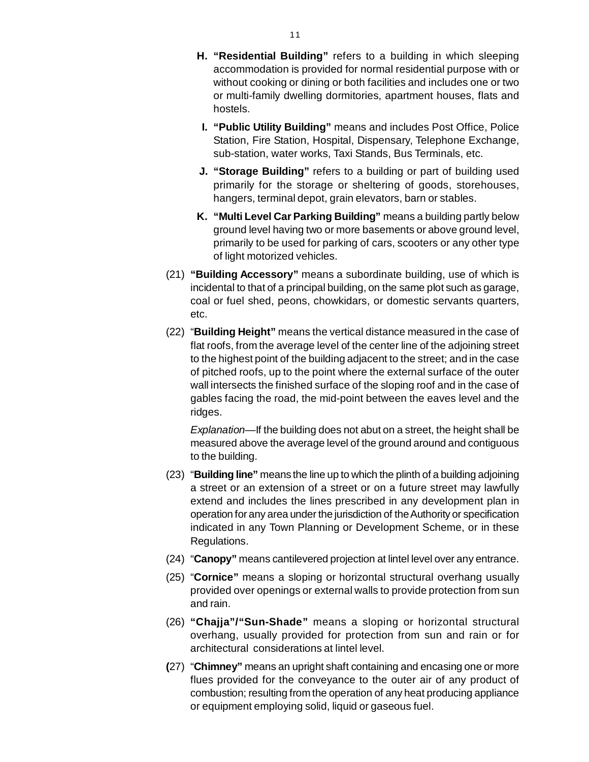H. **"Residential Building"** refers to a building in which sleeping accommodation is provided for normal residential purpose with or without cooking or dining or both facilities and includes one or two or multi-family dwelling dormitories, apartment houses, flats and hostels.

I. **"Public Utility Building"** means and includes Post Office, Police Station, Fire Station, Hospital, Dispensary, Telephone Exchange, sub-station, water works, Taxi Stands, Bus Terminals, etc.

J. **"Storage Building"** refers to a building or part of building used primarily for the storage or sheltering of goods, storehouses, hangers, terminal depot, grain elevators, barn or stables.

K. **"Multi Level Car Parking Building"** means a building partly below ground level having two or more basements or above ground level, primarily to be used for parking of cars, scooters or any other type of light motorized vehicles.

(21) **"Building Accessory"** means a subordinate building, use of which is incidental to that of a principal building, on the same plot such as garage, coal or fuel shed, peons, chowkidars, or domestic servants quarters, etc.

(22) "**Building Height"** means the vertical distance measured in the case of flat roofs, from the average level of the center line of the adjoining street to the highest point of the building adjacent to the street; and in the case of pitched roofs, up to the point where the external surface of the outer wall intersects the finished surface of the sloping roof and in the case of gables facing the road, the mid-point between the eaves level and the ridges.

*Explanation*—If the building does not abut on a street, the height shall be measured above the average level of the ground around and contiguous to the building.

(23) "**Building line"** means the line up to which the plinth of a building adjoining a street or an extension of a street or on a future street may lawfully extend and includes the lines prescribed in any development plan in operation for any area under the jurisdiction of the Authority or specification indicated in any Town Planning or Development Scheme, or in these Regulations.

(24) "**Canopy"** means cantilevered projection at lintel level over any entrance.

(25) "**Cornice"** means a sloping or horizontal structural overhang usually provided over openings or external walls to provide protection from sun and rain.

(26) **"Chajja"/"Sun-Shade"** means a sloping or horizontal structural overhang, usually provided for protection from sun and rain or for architectural considerations at lintel level.

(27) "**Chimney"** means an upright shaft containing and encasing one or more flues provided for the conveyance to the outer air of any product of combustion; resulting from the operation of any heat producing appliance or equipment employing solid, liquid or gaseous fuel.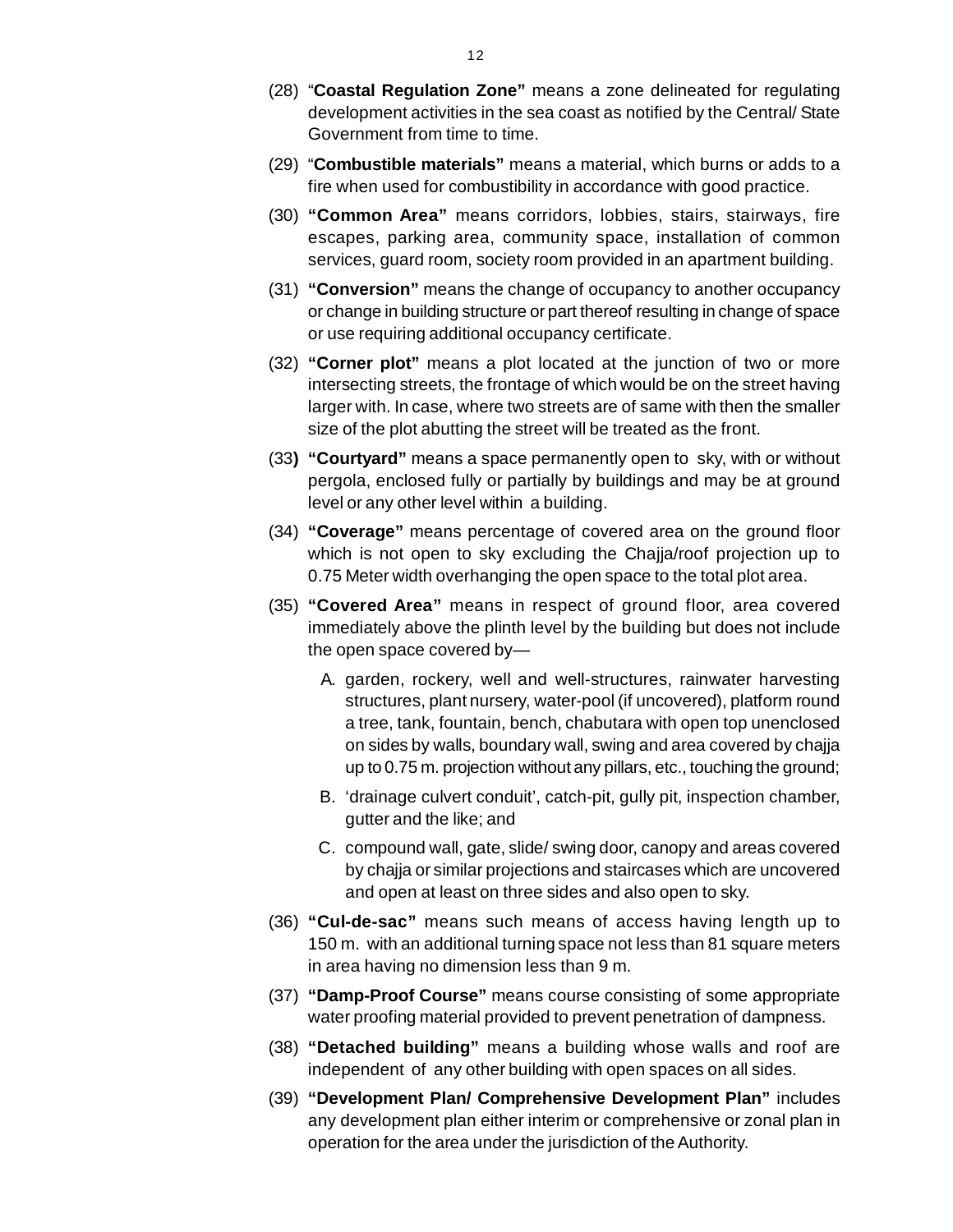(28) "**Coastal Regulation Zone"** means a zone delineated for regulating development activities in the sea coast as notified by the Central/ State Government from time to time.

(29) "**Combustible materials"** means a material, which burns or adds to a fire when used for combustibility in accordance with good practice.

(30) **"Common Area"** means corridors, lobbies, stairs, stairways, fire escapes, parking area, community space, installation of common services, guard room, society room provided in an apartment building.

(31) **"Conversion"** means the change of occupancy to another occupancy or change in building structure or part thereof resulting in change of space or use requiring additional occupancy certificate.

(32) **"Corner plot"** means a plot located at the junction of two or more intersecting streets, the frontage of which would be on the street having larger with. In case, where two streets are of same with then the smaller size of the plot abutting the street will be treated as the front.

(33**) "Courtyard"** means a space permanently open to sky, with or without pergola, enclosed fully or partially by buildings and may be at ground level or any other level within a building.

(34) **"Coverage"** means percentage of covered area on the ground floor which is not open to sky excluding the Chajja/roof projection up to 0.75 Meter width overhanging the open space to the total plot area.

(35) **"Covered Area"** means in respect of ground floor, area covered immediately above the plinth level by the building but does not include the open space covered by—

A. garden, rockery, well and well-structures, rainwater harvesting structures, plant nursery, water-pool (if uncovered), platform round a tree, tank, fountain, bench, chabutara with open top unenclosed on sides by walls, boundary wall, swing and area covered by chajja up to 0.75 m. projection without any pillars, etc., touching the ground;

B. 'drainage culvert conduit', catch-pit, gully pit, inspection chamber, gutter and the like; and

C. compound wall, gate, slide/ swing door, canopy and areas covered by chajja or similar projections and staircases which are uncovered and open at least on three sides and also open to sky.

(36) **"Cul-de-sac"** means such means of access having length up to 150 m. with an additional turning space not less than 81 square meters in area having no dimension less than 9 m.

(37) **"Damp-Proof Course"** means course consisting of some appropriate water proofing material provided to prevent penetration of dampness.

(38) **"Detached building"** means a building whose walls and roof are independent of any other building with open spaces on all sides.

(39) **"Development Plan/ Comprehensive Development Plan"** includes any development plan either interim or comprehensive or zonal plan in operation for the area under the jurisdiction of the Authority.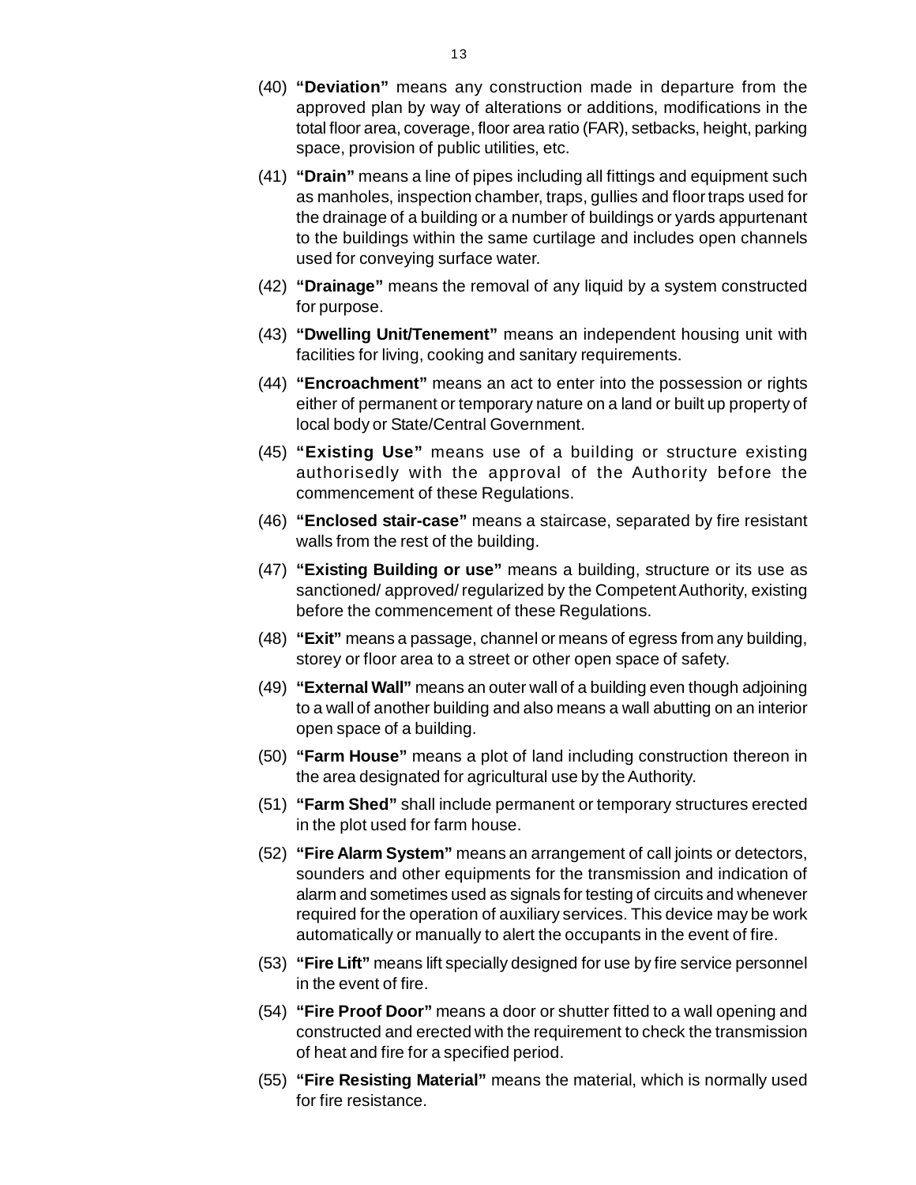(40) **"Deviation"** means any construction made in departure from the approved plan by way of alterations or additions, modifications in the total floor area, coverage, floor area ratio (FAR), setbacks, height, parking space, provision of public utilities, etc.

(41) **"Drain"** means a line of pipes including all fittings and equipment such as manholes, inspection chamber, traps, gullies and floor traps used for the drainage of a building or a number of buildings or yards appurtenant to the buildings within the same curtilage and includes open channels used for conveying surface water.

(42) **"Drainage"** means the removal of any liquid by a system constructed for purpose.

(43) **"Dwelling Unit/Tenement"** means an independent housing unit with facilities for living, cooking and sanitary requirements.

(44) **"Encroachment"** means an act to enter into the possession or rights either of permanent or temporary nature on a land or built up property of local body or State/Central Government.

(45) **"Existing Use"** means use of a building or structure existing authorisedly with the approval of the Authority before the commencement of these Regulations.

(46) **"Enclosed stair-case"** means a staircase, separated by fire resistant walls from the rest of the building.

(47) **"Existing Building or use"** means a building, structure or its use as sanctioned/ approved/ regularized by the Competent Authority, existing before the commencement of these Regulations.

(48) **"Exit"** means a passage, channel or means of egress from any building, storey or floor area to a street or other open space of safety.

(49) **"External Wall"** means an outer wall of a building even though adjoining to a wall of another building and also means a wall abutting on an interior open space of a building.

(50) **"Farm House"** means a plot of land including construction thereon in the area designated for agricultural use by the Authority.

(51) **"Farm Shed"** shall include permanent or temporary structures erected in the plot used for farm house.

(52) **"Fire Alarm System"** means an arrangement of call joints or detectors, sounders and other equipments for the transmission and indication of alarm and sometimes used as signals for testing of circuits and whenever required for the operation of auxiliary services. This device may be work automatically or manually to alert the occupants in the event of fire.

(53) **"Fire Lift"** means lift specially designed for use by fire service personnel in the event of fire.

(54) **"Fire Proof Door"** means a door or shutter fitted to a wall opening and constructed and erected with the requirement to check the transmission of heat and fire for a specified period.

(55) **"Fire Resisting Material"** means the material, which is normally used for fire resistance.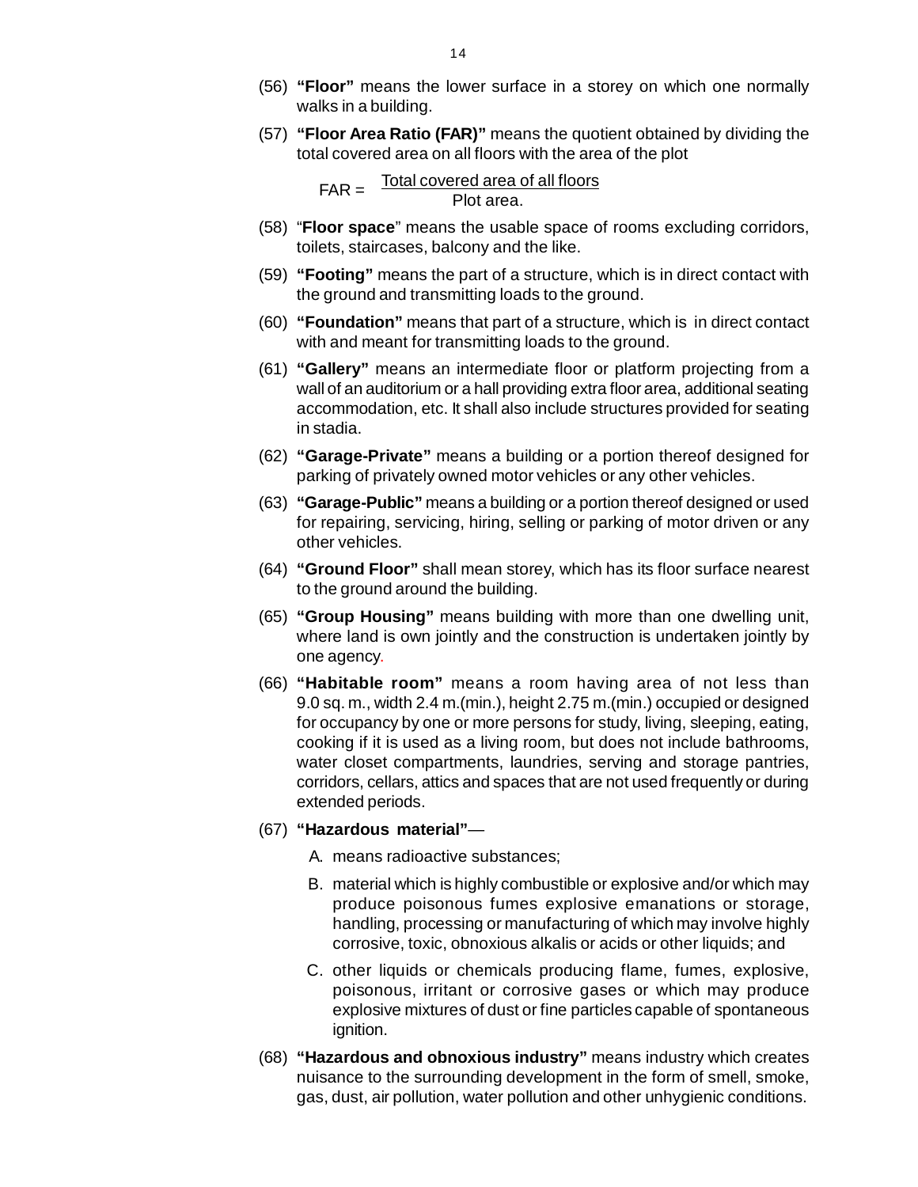(56) **"Floor"** means the lower surface in a storey on which one normally walks in a building.

(57) **"Floor Area Ratio (FAR)"** means the quotient obtained by dividing the total covered area on all floors with the area of the plot

$$FAR = \frac{\text{Total covered area of all floors}}{\text{Plot area.}}$$

(58) "**Floor space**" means the usable space of rooms excluding corridors, toilets, staircases, balcony and the like.

(59) **"Footing"** means the part of a structure, which is in direct contact with the ground and transmitting loads to the ground.

(60) **"Foundation"** means that part of a structure, which is in direct contact with and meant for transmitting loads to the ground.

(61) **"Gallery"** means an intermediate floor or platform projecting from a wall of an auditorium or a hall providing extra floor area, additional seating accommodation, etc. It shall also include structures provided for seating in stadia.

(62) **"Garage-Private"** means a building or a portion thereof designed for parking of privately owned motor vehicles or any other vehicles.

(63) **"Garage-Public"** means a building or a portion thereof designed or used for repairing, servicing, hiring, selling or parking of motor driven or any other vehicles.

(64) **"Ground Floor"** shall mean storey, which has its floor surface nearest to the ground around the building.

(65) **"Group Housing"** means building with more than one dwelling unit, where land is own jointly and the construction is undertaken jointly by one agency.

(66) **"Habitable room"** means a room having area of not less than 9.0 sq. m., width 2.4 m.(min.), height 2.75 m.(min.) occupied or designed for occupancy by one or more persons for study, living, sleeping, eating, cooking if it is used as a living room, but does not include bathrooms, water closet compartments, laundries, serving and storage pantries, corridors, cellars, attics and spaces that are not used frequently or during extended periods.

(67) **"Hazardous material"**—

A. means radioactive substances;

B. material which is highly combustible or explosive and/or which may produce poisonous fumes explosive emanations or storage, handling, processing or manufacturing of which may involve highly corrosive, toxic, obnoxious alkalis or acids or other liquids; and

C. other liquids or chemicals producing flame, fumes, explosive, poisonous, irritant or corrosive gases or which may produce explosive mixtures of dust or fine particles capable of spontaneous ignition.

(68) **"Hazardous and obnoxious industry"** means industry which creates nuisance to the surrounding development in the form of smell, smoke, gas, dust, air pollution, water pollution and other unhygienic conditions.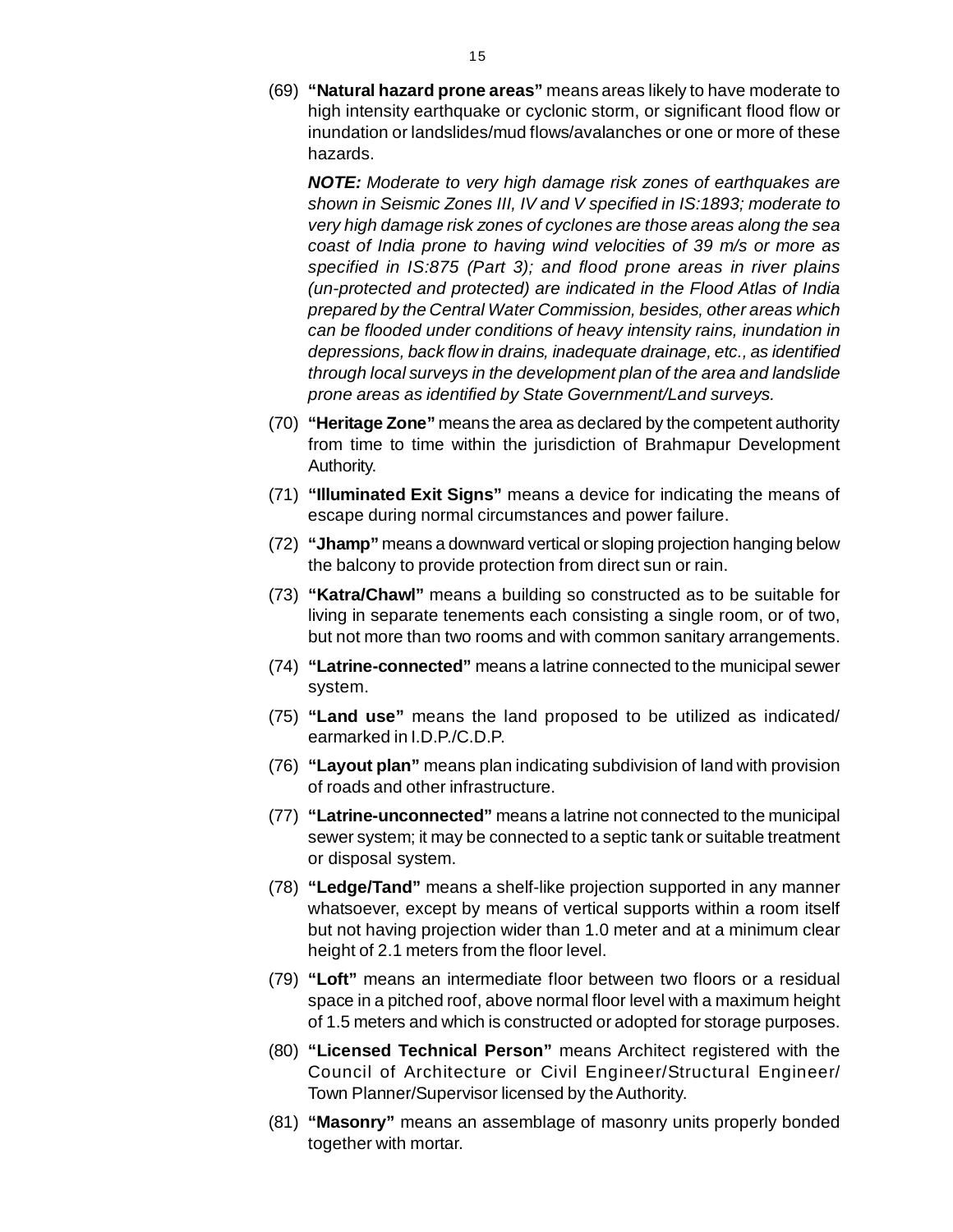(69) **"Natural hazard prone areas"** means areas likely to have moderate to high intensity earthquake or cyclonic storm, or significant flood flow or inundation or landslides/mud flows/avalanches or one or more of these hazards.

***NOTE:*** *Moderate to very high damage risk zones of earthquakes are shown in Seismic Zones III, IV and V specified in IS:1893; moderate to very high damage risk zones of cyclones are those areas along the sea coast of India prone to having wind velocities of 39 m/s or more as specified in IS:875 (Part 3); and flood prone areas in river plains (un-protected and protected) are indicated in the Flood Atlas of India prepared by the Central Water Commission, besides, other areas which can be flooded under conditions of heavy intensity rains, inundation in depressions, back flow in drains, inadequate drainage, etc., as identified through local surveys in the development plan of the area and landslide prone areas as identified by State Government/Land surveys.*

(70) **"Heritage Zone"** means the area as declared by the competent authority from time to time within the jurisdiction of Brahmapur Development Authority.

(71) **"Illuminated Exit Signs"** means a device for indicating the means of escape during normal circumstances and power failure.

(72) **"Jhamp"** means a downward vertical or sloping projection hanging below the balcony to provide protection from direct sun or rain.

(73) **"Katra/Chawl"** means a building so constructed as to be suitable for living in separate tenements each consisting a single room, or of two, but not more than two rooms and with common sanitary arrangements.

(74) **"Latrine-connected"** means a latrine connected to the municipal sewer system.

(75) **"Land use"** means the land proposed to be utilized as indicated/ earmarked in I.D.P./C.D.P.

(76) **"Layout plan"** means plan indicating subdivision of land with provision of roads and other infrastructure.

(77) **"Latrine-unconnected"** means a latrine not connected to the municipal sewer system; it may be connected to a septic tank or suitable treatment or disposal system.

(78) **"Ledge/Tand"** means a shelf-like projection supported in any manner whatsoever, except by means of vertical supports within a room itself but not having projection wider than 1.0 meter and at a minimum clear height of 2.1 meters from the floor level.

(79) **"Loft"** means an intermediate floor between two floors or a residual space in a pitched roof, above normal floor level with a maximum height of 1.5 meters and which is constructed or adopted for storage purposes.

(80) **"Licensed Technical Person"** means Architect registered with the Council of Architecture or Civil Engineer/Structural Engineer/ Town Planner/Supervisor licensed by the Authority.

(81) **"Masonry"** means an assemblage of masonry units properly bonded together with mortar.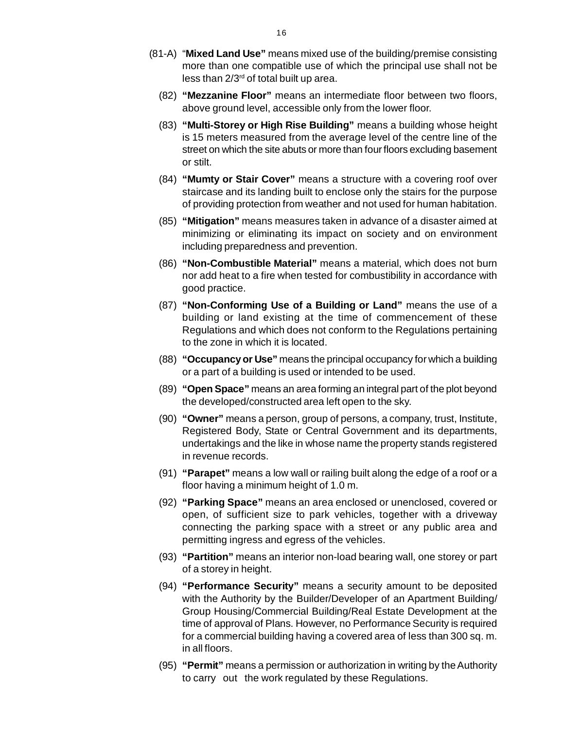(81-A) "**Mixed Land Use"** means mixed use of the building/premise consisting more than one compatible use of which the principal use shall not be less than 2/3rd of total built up area.

(82) **"Mezzanine Floor"** means an intermediate floor between two floors, above ground level, accessible only from the lower floor.

(83) **"Multi-Storey or High Rise Building"** means a building whose height is 15 meters measured from the average level of the centre line of the street on which the site abuts or more than four floors excluding basement or stilt.

(84) **"Mumty or Stair Cover"** means a structure with a covering roof over staircase and its landing built to enclose only the stairs for the purpose of providing protection from weather and not used for human habitation.

(85) **"Mitigation"** means measures taken in advance of a disaster aimed at minimizing or eliminating its impact on society and on environment including preparedness and prevention.

(86) **"Non-Combustible Material"** means a material, which does not burn nor add heat to a fire when tested for combustibility in accordance with good practice.

(87) **"Non-Conforming Use of a Building or Land"** means the use of a building or land existing at the time of commencement of these Regulations and which does not conform to the Regulations pertaining to the zone in which it is located.

(88) **"Occupancy or Use"** means the principal occupancy for which a building or a part of a building is used or intended to be used.

(89) **"Open Space"** means an area forming an integral part of the plot beyond the developed/constructed area left open to the sky.

(90) **"Owner"** means a person, group of persons, a company, trust, Institute, Registered Body, State or Central Government and its departments, undertakings and the like in whose name the property stands registered in revenue records.

(91) **"Parapet"** means a low wall or railing built along the edge of a roof or a floor having a minimum height of 1.0 m.

(92) **"Parking Space"** means an area enclosed or unenclosed, covered or open, of sufficient size to park vehicles, together with a driveway connecting the parking space with a street or any public area and permitting ingress and egress of the vehicles.

(93) **"Partition"** means an interior non-load bearing wall, one storey or part of a storey in height.

(94) **"Performance Security"** means a security amount to be deposited with the Authority by the Builder/Developer of an Apartment Building/ Group Housing/Commercial Building/Real Estate Development at the time of approval of Plans. However, no Performance Security is required for a commercial building having a covered area of less than 300 sq. m. in all floors.

(95) **"Permit"** means a permission or authorization in writing by the Authority to carry out the work regulated by these Regulations.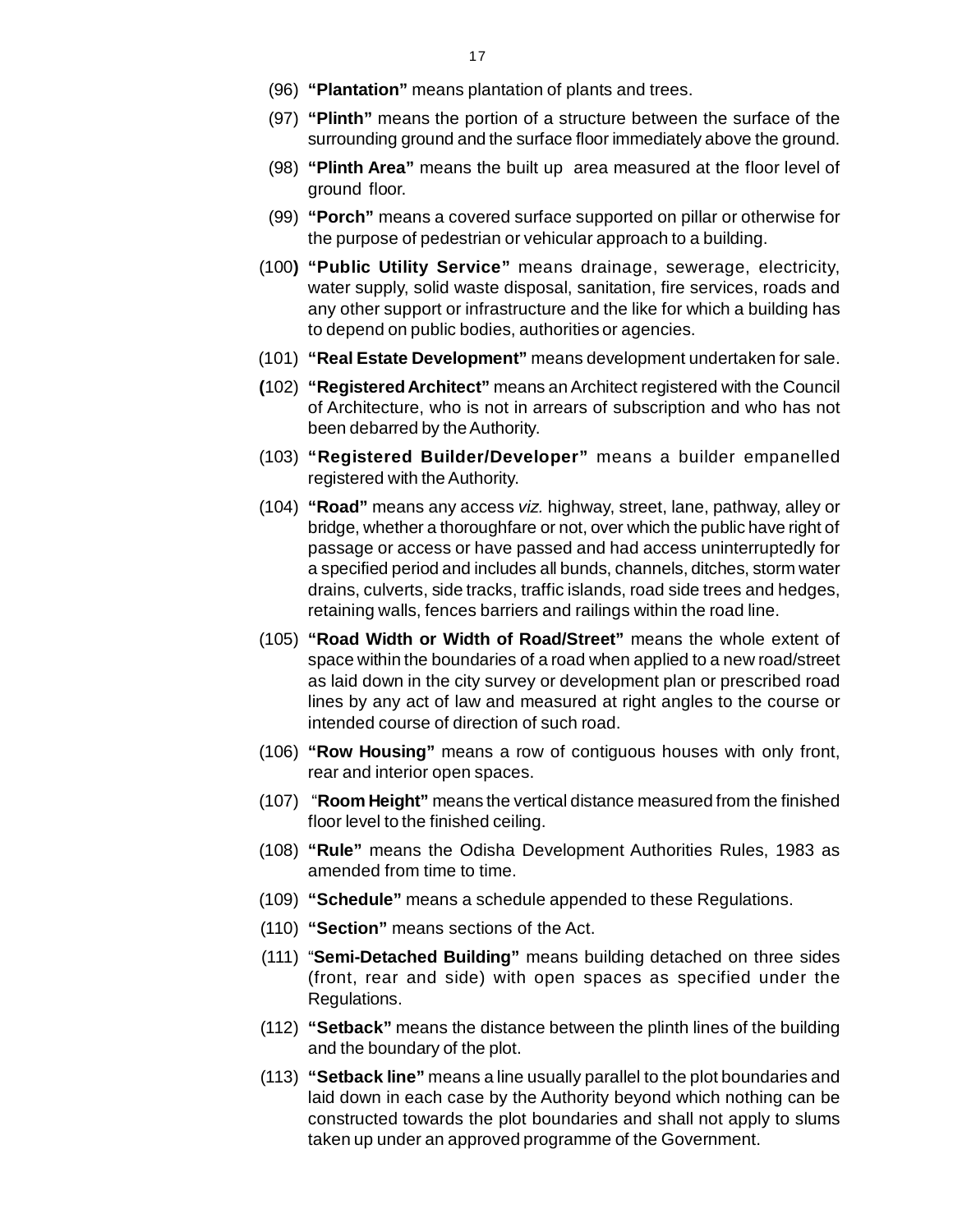(96) **"Plantation"** means plantation of plants and trees.

(97) **"Plinth"** means the portion of a structure between the surface of the surrounding ground and the surface floor immediately above the ground.

(98) **"Plinth Area"** means the built up area measured at the floor level of ground floor.

(99) **"Porch"** means a covered surface supported on pillar or otherwise for the purpose of pedestrian or vehicular approach to a building.

(100) **"Public Utility Service"** means drainage, sewerage, electricity, water supply, solid waste disposal, sanitation, fire services, roads and any other support or infrastructure and the like for which a building has to depend on public bodies, authorities or agencies.

(101) **"Real Estate Development"** means development undertaken for sale.

(102) **"Registered Architect"** means an Architect registered with the Council of Architecture, who is not in arrears of subscription and who has not been debarred by the Authority.

(103) **"Registered Builder/Developer"** means a builder empanelled registered with the Authority.

(104) **"Road"** means any access *viz.* highway, street, lane, pathway, alley or bridge, whether a thoroughfare or not, over which the public have right of passage or access or have passed and had access uninterruptedly for a specified period and includes all bunds, channels, ditches, storm water drains, culverts, side tracks, traffic islands, road side trees and hedges, retaining walls, fences barriers and railings within the road line.

(105) **"Road Width or Width of Road/Street"** means the whole extent of space within the boundaries of a road when applied to a new road/street as laid down in the city survey or development plan or prescribed road lines by any act of law and measured at right angles to the course or intended course of direction of such road.

(106) **"Row Housing"** means a row of contiguous houses with only front, rear and interior open spaces.

(107) "**Room Height"** means the vertical distance measured from the finished floor level to the finished ceiling.

(108) **"Rule"** means the Odisha Development Authorities Rules, 1983 as amended from time to time.

(109) **"Schedule"** means a schedule appended to these Regulations.

(110) **"Section"** means sections of the Act.

(111) "**Semi-Detached Building"** means building detached on three sides (front, rear and side) with open spaces as specified under the Regulations.

(112) **"Setback"** means the distance between the plinth lines of the building and the boundary of the plot.

(113) **"Setback line"** means a line usually parallel to the plot boundaries and laid down in each case by the Authority beyond which nothing can be constructed towards the plot boundaries and shall not apply to slums taken up under an approved programme of the Government.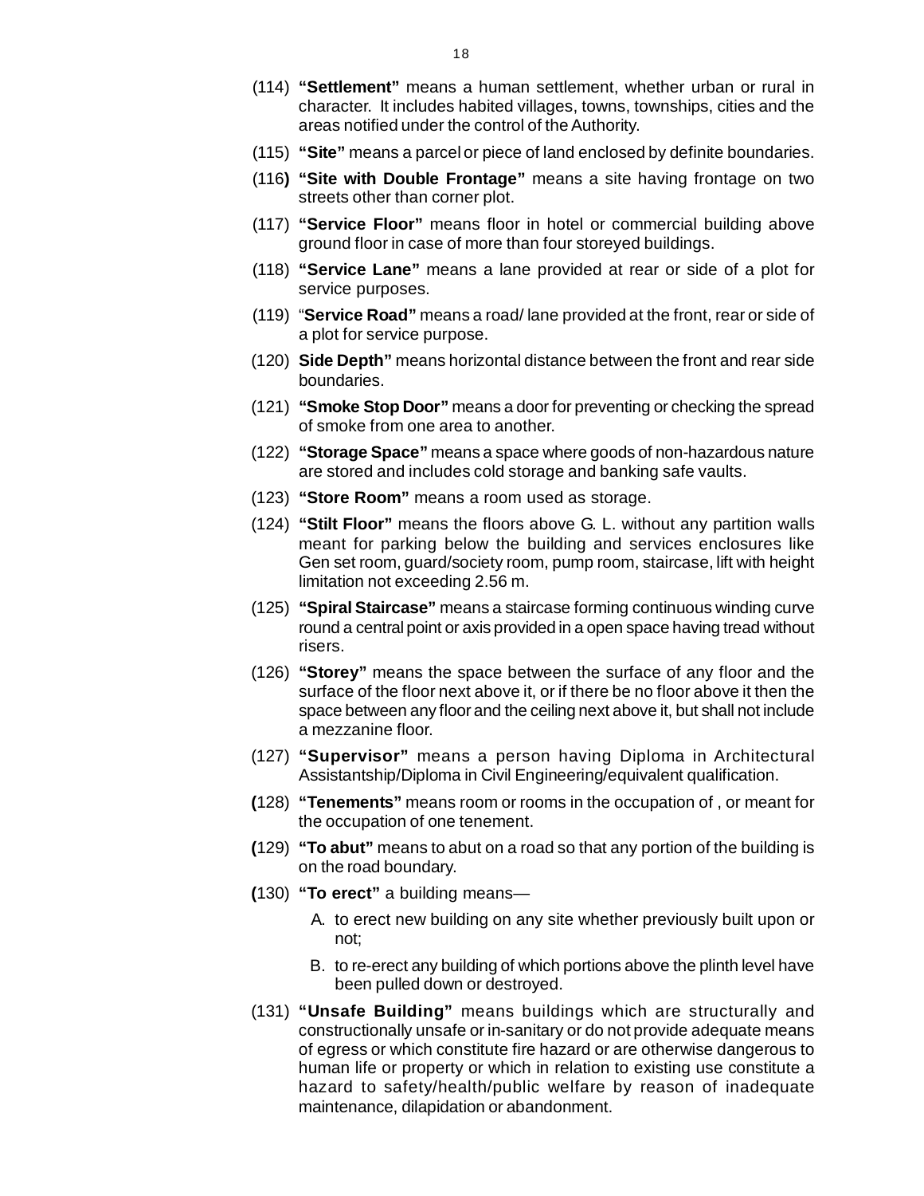(114) **"Settlement"** means a human settlement, whether urban or rural in character. It includes habited villages, towns, townships, cities and the areas notified under the control of the Authority.

(115) **"Site"** means a parcel or piece of land enclosed by definite boundaries.

(116**) "Site with Double Frontage"** means a site having frontage on two streets other than corner plot.

(117) **"Service Floor"** means floor in hotel or commercial building above ground floor in case of more than four storeyed buildings.

(118) **"Service Lane"** means a lane provided at rear or side of a plot for service purposes.

(119) "**Service Road"** means a road/ lane provided at the front, rear or side of a plot for service purpose.

(120) **Side Depth"** means horizontal distance between the front and rear side boundaries.

(121) **"Smoke Stop Door"** means a door for preventing or checking the spread of smoke from one area to another.

(122) **"Storage Space"** means a space where goods of non-hazardous nature are stored and includes cold storage and banking safe vaults.

(123) **"Store Room"** means a room used as storage.

(124) **"Stilt Floor"** means the floors above G. L. without any partition walls meant for parking below the building and services enclosures like Gen set room, guard/society room, pump room, staircase, lift with height limitation not exceeding 2.56 m.

(125) **"Spiral Staircase"** means a staircase forming continuous winding curve round a central point or axis provided in a open space having tread without risers.

(126) **"Storey"** means the space between the surface of any floor and the surface of the floor next above it, or if there be no floor above it then the space between any floor and the ceiling next above it, but shall not include a mezzanine floor.

(127) **"Supervisor"** means a person having Diploma in Architectural Assistantship/Diploma in Civil Engineering/equivalent qualification.

**(**128) **"Tenements"** means room or rooms in the occupation of , or meant for the occupation of one tenement.

**(**129) **"To abut"** means to abut on a road so that any portion of the building is on the road boundary.

**(**130) **"To erect"** a building means—

A. to erect new building on any site whether previously built upon or not;

B. to re-erect any building of which portions above the plinth level have been pulled down or destroyed.

(131) **"Unsafe Building"** means buildings which are structurally and constructionally unsafe or in-sanitary or do not provide adequate means of egress or which constitute fire hazard or are otherwise dangerous to human life or property or which in relation to existing use constitute a hazard to safety/health/public welfare by reason of inadequate maintenance, dilapidation or abandonment.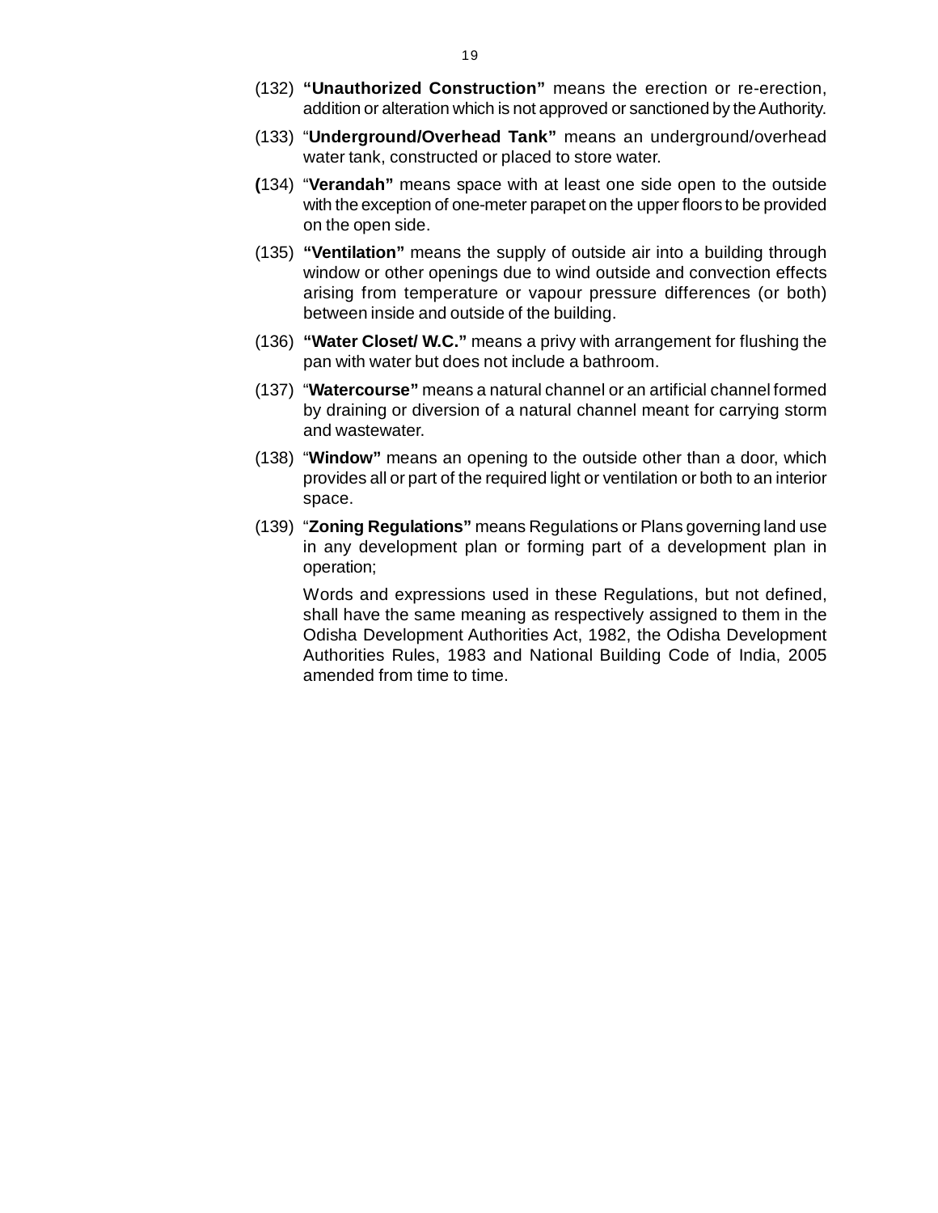(132) **"Unauthorized Construction"** means the erection or re-erection, addition or alteration which is not approved or sanctioned by the Authority.

(133) "**Underground/Overhead Tank"** means an underground/overhead water tank, constructed or placed to store water.

**(**134) "**Verandah"** means space with at least one side open to the outside with the exception of one-meter parapet on the upper floors to be provided on the open side.

(135) **"Ventilation"** means the supply of outside air into a building through window or other openings due to wind outside and convection effects arising from temperature or vapour pressure differences (or both) between inside and outside of the building.

(136) **"Water Closet/ W.C."** means a privy with arrangement for flushing the pan with water but does not include a bathroom.

(137) "**Watercourse"** means a natural channel or an artificial channel formed by draining or diversion of a natural channel meant for carrying storm and wastewater.

(138) "**Window"** means an opening to the outside other than a door, which provides all or part of the required light or ventilation or both to an interior space.

(139) "**Zoning Regulations"** means Regulations or Plans governing land use in any development plan or forming part of a development plan in operation;

Words and expressions used in these Regulations, but not defined, shall have the same meaning as respectively assigned to them in the Odisha Development Authorities Act, 1982, the Odisha Development Authorities Rules, 1983 and National Building Code of India, 2005 amended from time to time.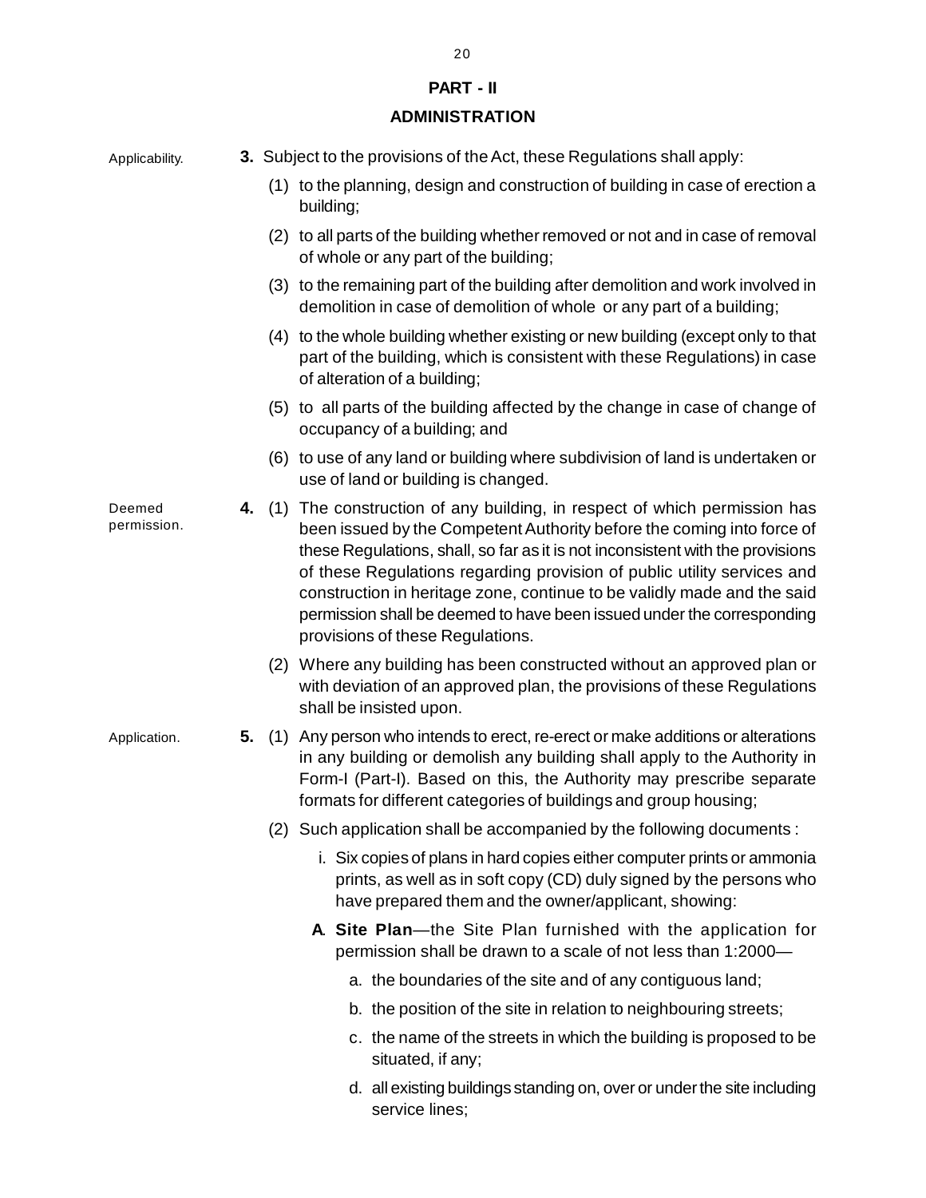## PART - II

## ADMINISTRATION

Applicability.

**3.** Subject to the provisions of the Act, these Regulations shall apply:

(1) to the planning, design and construction of building in case of erection a building;

(2) to all parts of the building whether removed or not and in case of removal of whole or any part of the building;

(3) to the remaining part of the building after demolition and work involved in demolition in case of demolition of whole or any part of a building;

(4) to the whole building whether existing or new building (except only to that part of the building, which is consistent with these Regulations) in case of alteration of a building;

(5) to all parts of the building affected by the change in case of change of occupancy of a building; and

(6) to use of any land or building where subdivision of land is undertaken or use of land or building is changed.

Deemed permission.

**4.** (1) The construction of any building, in respect of which permission has been issued by the Competent Authority before the coming into force of these Regulations, shall, so far as it is not inconsistent with the provisions of these Regulations regarding provision of public utility services and construction in heritage zone, continue to be validly made and the said permission shall be deemed to have been issued under the corresponding provisions of these Regulations.

(2) Where any building has been constructed without an approved plan or with deviation of an approved plan, the provisions of these Regulations shall be insisted upon.

Application.

**5.** (1) Any person who intends to erect, re-erect or make additions or alterations in any building or demolish any building shall apply to the Authority in Form-I (Part-I). Based on this, the Authority may prescribe separate formats for different categories of buildings and group housing;

(2) Such application shall be accompanied by the following documents :

i. Six copies of plans in hard copies either computer prints or ammonia prints, as well as in soft copy (CD) duly signed by the persons who have prepared them and the owner/applicant, showing:

**A. Site Plan**—the Site Plan furnished with the application for permission shall be drawn to a scale of not less than 1:2000—

a. the boundaries of the site and of any contiguous land;

b. the position of the site in relation to neighbouring streets;

c. the name of the streets in which the building is proposed to be situated, if any;

d. all existing buildings standing on, over or under the site including service lines;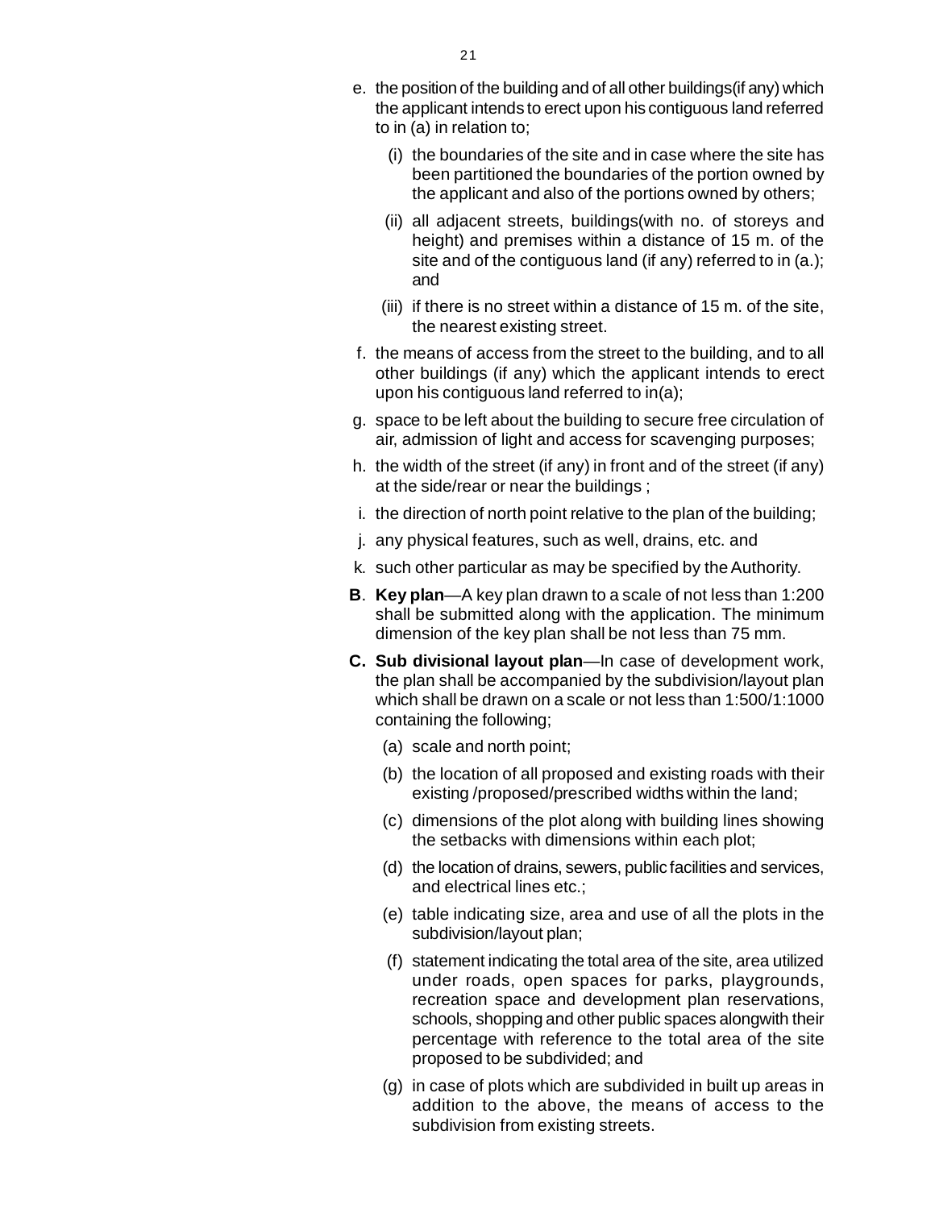e. the position of the building and of all other buildings(if any) which the applicant intends to erect upon his contiguous land referred to in (a) in relation to;

   (i) the boundaries of the site and in case where the site has been partitioned the boundaries of the portion owned by the applicant and also of the portions owned by others;

   (ii) all adjacent streets, buildings(with no. of storeys and height) and premises within a distance of 15 m. of the site and of the contiguous land (if any) referred to in (a.); and

   (iii) if there is no street within a distance of 15 m. of the site, the nearest existing street.

f. the means of access from the street to the building, and to all other buildings (if any) which the applicant intends to erect upon his contiguous land referred to in(a);

g. space to be left about the building to secure free circulation of air, admission of light and access for scavenging purposes;

h. the width of the street (if any) in front and of the street (if any) at the side/rear or near the buildings ;

i. the direction of north point relative to the plan of the building;

j. any physical features, such as well, drains, etc. and

k. such other particular as may be specified by the Authority.

**B**. **Key plan**—A key plan drawn to a scale of not less than 1:200 shall be submitted along with the application. The minimum dimension of the key plan shall be not less than 75 mm.

**C. Sub divisional layout plan**—In case of development work, the plan shall be accompanied by the subdivision/layout plan which shall be drawn on a scale or not less than 1:500/1:1000 containing the following;

   (a) scale and north point;

   (b) the location of all proposed and existing roads with their existing /proposed/prescribed widths within the land;

   (c) dimensions of the plot along with building lines showing the setbacks with dimensions within each plot;

   (d) the location of drains, sewers, public facilities and services, and electrical lines etc.;

   (e) table indicating size, area and use of all the plots in the subdivision/layout plan;

   (f) statement indicating the total area of the site, area utilized under roads, open spaces for parks, playgrounds, recreation space and development plan reservations, schools, shopping and other public spaces alongwith their percentage with reference to the total area of the site proposed to be subdivided; and

   (g) in case of plots which are subdivided in built up areas in addition to the above, the means of access to the subdivision from existing streets.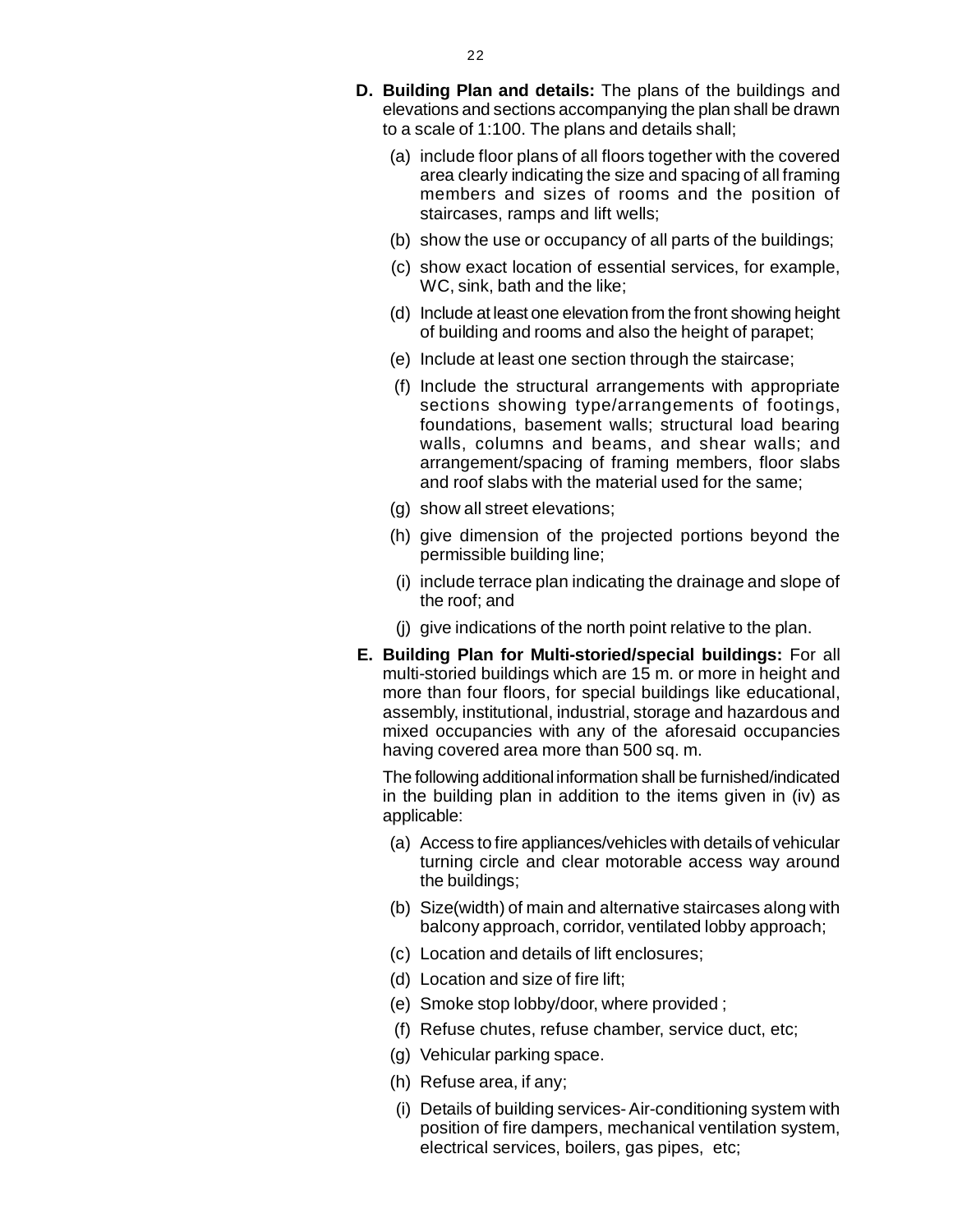**D. Building Plan and details:** The plans of the buildings and elevations and sections accompanying the plan shall be drawn to a scale of 1:100. The plans and details shall;

(a) include floor plans of all floors together with the covered area clearly indicating the size and spacing of all framing members and sizes of rooms and the position of staircases, ramps and lift wells;

(b) show the use or occupancy of all parts of the buildings;

(c) show exact location of essential services, for example, WC, sink, bath and the like;

(d) Include at least one elevation from the front showing height of building and rooms and also the height of parapet;

(e) Include at least one section through the staircase;

(f) Include the structural arrangements with appropriate sections showing type/arrangements of footings, foundations, basement walls; structural load bearing walls, columns and beams, and shear walls; and arrangement/spacing of framing members, floor slabs and roof slabs with the material used for the same;

(g) show all street elevations;

(h) give dimension of the projected portions beyond the permissible building line;

(i) include terrace plan indicating the drainage and slope of the roof; and

(j) give indications of the north point relative to the plan.

**E. Building Plan for Multi-storied/special buildings:** For all multi-storied buildings which are 15 m. or more in height and more than four floors, for special buildings like educational, assembly, institutional, industrial, storage and hazardous and mixed occupancies with any of the aforesaid occupancies having covered area more than 500 sq. m.

The following additional information shall be furnished/indicated in the building plan in addition to the items given in (iv) as applicable:

(a) Access to fire appliances/vehicles with details of vehicular turning circle and clear motorable access way around the buildings;

(b) Size(width) of main and alternative staircases along with balcony approach, corridor, ventilated lobby approach;

(c) Location and details of lift enclosures;

(d) Location and size of fire lift;

(e) Smoke stop lobby/door, where provided ;

(f) Refuse chutes, refuse chamber, service duct, etc;

(g) Vehicular parking space.

(h) Refuse area, if any;

(i) Details of building services- Air-conditioning system with position of fire dampers, mechanical ventilation system, electrical services, boilers, gas pipes, etc;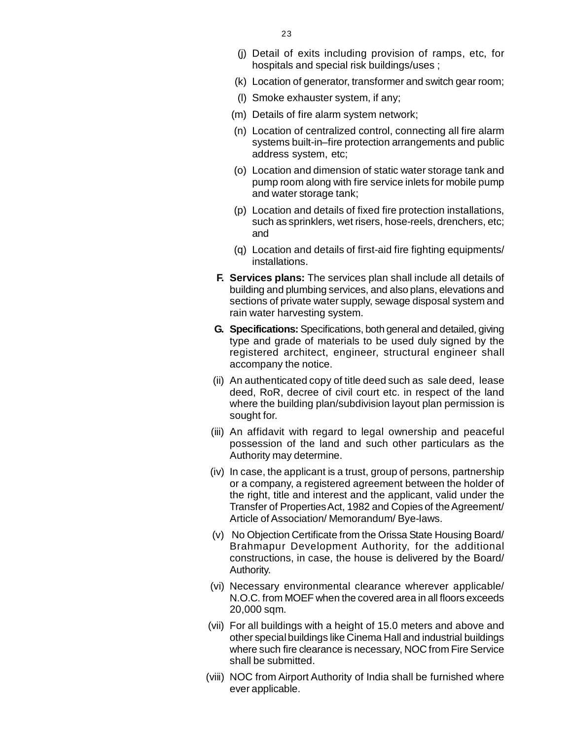(j) Detail of exits including provision of ramps, etc, for hospitals and special risk buildings/uses ;

(k) Location of generator, transformer and switch gear room;

(l) Smoke exhauster system, if any;

(m) Details of fire alarm system network;

(n) Location of centralized control, connecting all fire alarm systems built-in–fire protection arrangements and public address system, etc;

(o) Location and dimension of static water storage tank and pump room along with fire service inlets for mobile pump and water storage tank;

(p) Location and details of fixed fire protection installations, such as sprinklers, wet risers, hose-reels, drenchers, etc; and

(q) Location and details of first-aid fire fighting equipments/ installations.

**F. Services plans:** The services plan shall include all details of building and plumbing services, and also plans, elevations and sections of private water supply, sewage disposal system and rain water harvesting system.

**G. Specifications:** Specifications, both general and detailed, giving type and grade of materials to be used duly signed by the registered architect, engineer, structural engineer shall accompany the notice.

(ii) An authenticated copy of title deed such as sale deed, lease deed, RoR, decree of civil court etc. in respect of the land where the building plan/subdivision layout plan permission is sought for.

(iii) An affidavit with regard to legal ownership and peaceful possession of the land and such other particulars as the Authority may determine.

(iv) In case, the applicant is a trust, group of persons, partnership or a company, a registered agreement between the holder of the right, title and interest and the applicant, valid under the Transfer of Properties Act, 1982 and Copies of the Agreement/ Article of Association/ Memorandum/ Bye-laws.

(v) No Objection Certificate from the Orissa State Housing Board/ Brahmapur Development Authority, for the additional constructions, in case, the house is delivered by the Board/ Authority.

(vi) Necessary environmental clearance wherever applicable/ N.O.C. from MOEF when the covered area in all floors exceeds 20,000 sqm.

(vii) For all buildings with a height of 15.0 meters and above and other special buildings like Cinema Hall and industrial buildings where such fire clearance is necessary, NOC from Fire Service shall be submitted.

(viii) NOC from Airport Authority of India shall be furnished where ever applicable.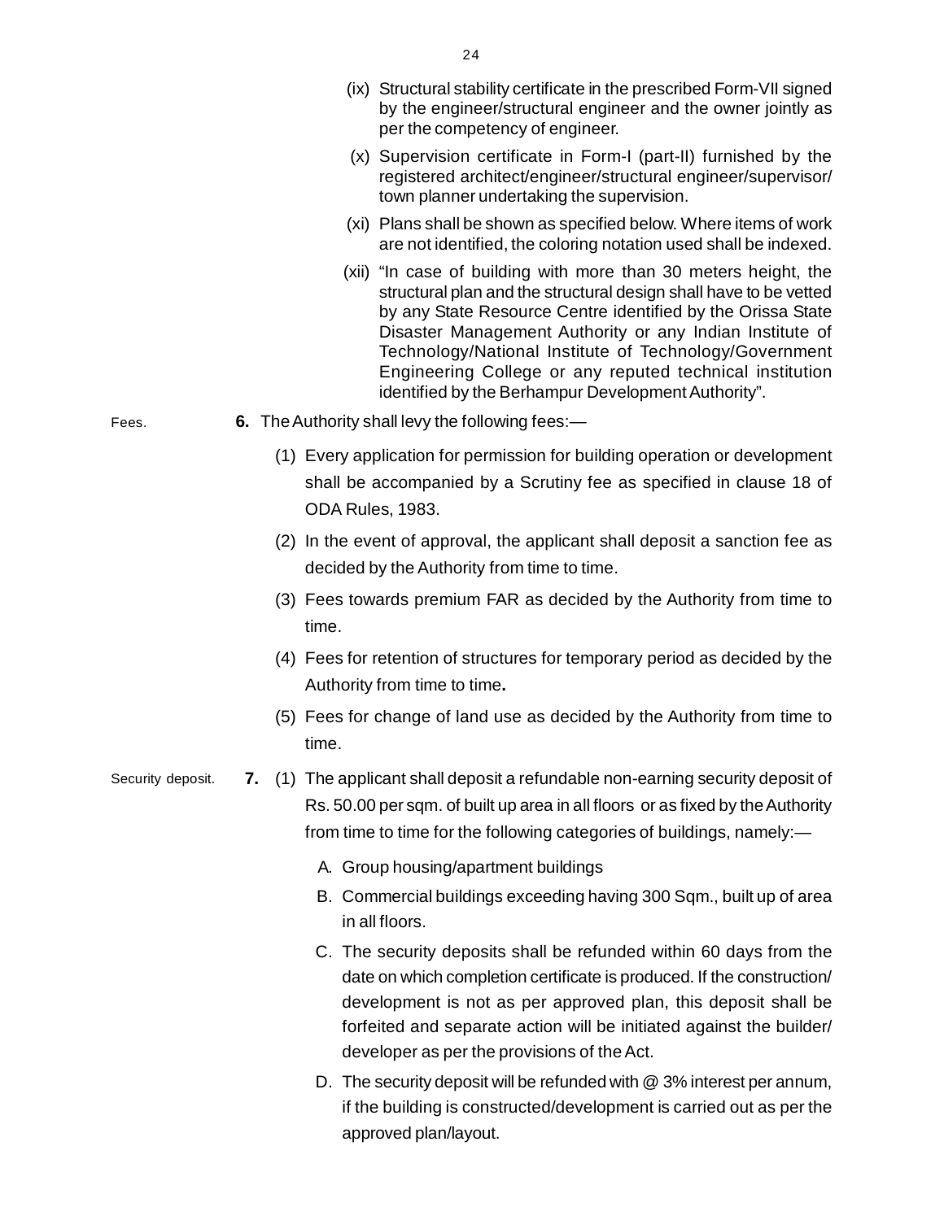(ix) Structural stability certificate in the prescribed Form-VII signed by the engineer/structural engineer and the owner jointly as per the competency of engineer.

(x) Supervision certificate in Form-I (part-II) furnished by the registered architect/engineer/structural engineer/supervisor/ town planner undertaking the supervision.

(xi) Plans shall be shown as specified below. Where items of work are not identified, the coloring notation used shall be indexed.

(xii) "In case of building with more than 30 meters height, the structural plan and the structural design shall have to be vetted by any State Resource Centre identified by the Orissa State Disaster Management Authority or any Indian Institute of Technology/National Institute of Technology/Government Engineering College or any reputed technical institution identified by the Berhampur Development Authority".

Fees.

**6.** The Authority shall levy the following fees:—

(1) Every application for permission for building operation or development shall be accompanied by a Scrutiny fee as specified in clause 18 of ODA Rules, 1983.

(2) In the event of approval, the applicant shall deposit a sanction fee as decided by the Authority from time to time.

(3) Fees towards premium FAR as decided by the Authority from time to time.

(4) Fees for retention of structures for temporary period as decided by the Authority from time to time.

(5) Fees for change of land use as decided by the Authority from time to time.

Security deposit.

**7.** (1) The applicant shall deposit a refundable non-earning security deposit of Rs. 50.00 per sqm. of built up area in all floors or as fixed by the Authority from time to time for the following categories of buildings, namely:—

A. Group housing/apartment buildings

B. Commercial buildings exceeding having 300 Sqm., built up of area in all floors.

C. The security deposits shall be refunded within 60 days from the date on which completion certificate is produced. If the construction/ development is not as per approved plan, this deposit shall be forfeited and separate action will be initiated against the builder/ developer as per the provisions of the Act.

D. The security deposit will be refunded with @ 3% interest per annum, if the building is constructed/development is carried out as per the approved plan/layout.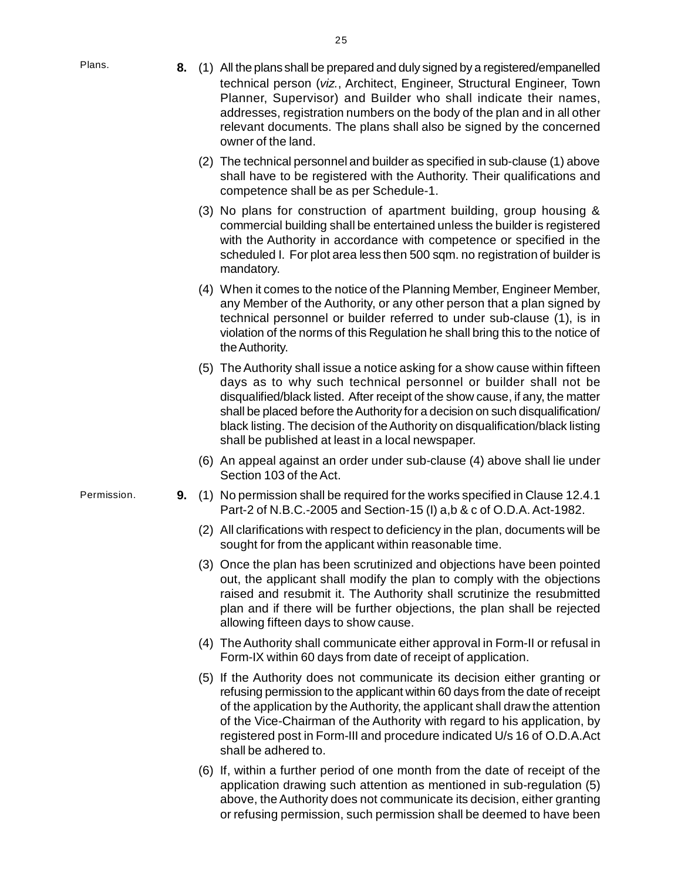Plans.

**8.** (1) All the plans shall be prepared and duly signed by a registered/empanelled technical person (*viz.*, Architect, Engineer, Structural Engineer, Town Planner, Supervisor) and Builder who shall indicate their names, addresses, registration numbers on the body of the plan and in all other relevant documents. The plans shall also be signed by the concerned owner of the land.

(2) The technical personnel and builder as specified in sub-clause (1) above shall have to be registered with the Authority. Their qualifications and competence shall be as per Schedule-1.

(3) No plans for construction of apartment building, group housing & commercial building shall be entertained unless the builder is registered with the Authority in accordance with competence or specified in the scheduled I. For plot area less then 500 sqm. no registration of builder is mandatory.

(4) When it comes to the notice of the Planning Member, Engineer Member, any Member of the Authority, or any other person that a plan signed by technical personnel or builder referred to under sub-clause (1), is in violation of the norms of this Regulation he shall bring this to the notice of the Authority.

(5) The Authority shall issue a notice asking for a show cause within fifteen days as to why such technical personnel or builder shall not be disqualified/black listed. After receipt of the show cause, if any, the matter shall be placed before the Authority for a decision on such disqualification/ black listing. The decision of the Authority on disqualification/black listing shall be published at least in a local newspaper.

(6) An appeal against an order under sub-clause (4) above shall lie under Section 103 of the Act.

Permission.

**9.** (1) No permission shall be required for the works specified in Clause 12.4.1 Part-2 of N.B.C.-2005 and Section-15 (I) a,b & c of O.D.A. Act-1982.

(2) All clarifications with respect to deficiency in the plan, documents will be sought for from the applicant within reasonable time.

(3) Once the plan has been scrutinized and objections have been pointed out, the applicant shall modify the plan to comply with the objections raised and resubmit it. The Authority shall scrutinize the resubmitted plan and if there will be further objections, the plan shall be rejected allowing fifteen days to show cause.

(4) The Authority shall communicate either approval in Form-II or refusal in Form-IX within 60 days from date of receipt of application.

(5) If the Authority does not communicate its decision either granting or refusing permission to the applicant within 60 days from the date of receipt of the application by the Authority, the applicant shall draw the attention of the Vice-Chairman of the Authority with regard to his application, by registered post in Form-III and procedure indicated U/s 16 of O.D.A.Act shall be adhered to.

(6) If, within a further period of one month from the date of receipt of the application drawing such attention as mentioned in sub-regulation (5) above, the Authority does not communicate its decision, either granting or refusing permission, such permission shall be deemed to have been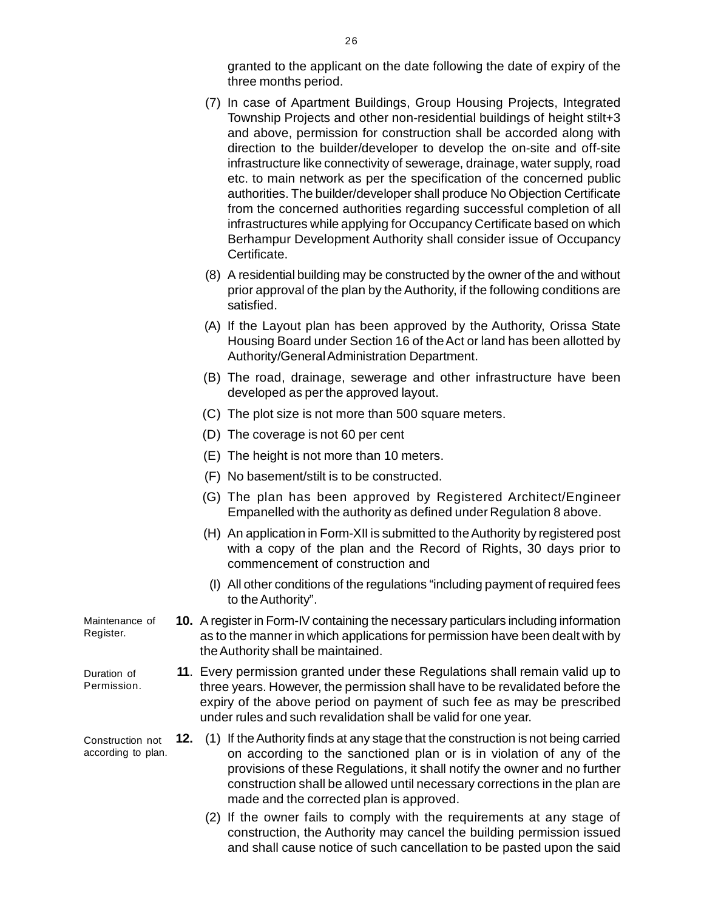granted to the applicant on the date following the date of expiry of the three months period.

(7) In case of Apartment Buildings, Group Housing Projects, Integrated Township Projects and other non-residential buildings of height stilt+3 and above, permission for construction shall be accorded along with direction to the builder/developer to develop the on-site and off-site infrastructure like connectivity of sewerage, drainage, water supply, road etc. to main network as per the specification of the concerned public authorities. The builder/developer shall produce No Objection Certificate from the concerned authorities regarding successful completion of all infrastructures while applying for Occupancy Certificate based on which Berhampur Development Authority shall consider issue of Occupancy Certificate.

(8) A residential building may be constructed by the owner of the and without prior approval of the plan by the Authority, if the following conditions are satisfied.

(A) If the Layout plan has been approved by the Authority, Orissa State Housing Board under Section 16 of the Act or land has been allotted by Authority/General Administration Department.

(B) The road, drainage, sewerage and other infrastructure have been developed as per the approved layout.

(C) The plot size is not more than 500 square meters.

(D) The coverage is not 60 per cent

(E) The height is not more than 10 meters.

(F) No basement/stilt is to be constructed.

(G) The plan has been approved by Registered Architect/Engineer Empanelled with the authority as defined under Regulation 8 above.

(H) An application in Form-XII is submitted to the Authority by registered post with a copy of the plan and the Record of Rights, 30 days prior to commencement of construction and

(I) All other conditions of the regulations “including payment of required fees to the Authority”.

Maintenance of Register.

**10.** A register in Form-IV containing the necessary particulars including information as to the manner in which applications for permission have been dealt with by the Authority shall be maintained.

Duration of Permission.

**11**. Every permission granted under these Regulations shall remain valid up to three years. However, the permission shall have to be revalidated before the expiry of the above period on payment of such fee as may be prescribed under rules and such revalidation shall be valid for one year.

Construction not according to plan.

**12.** (1) If the Authority finds at any stage that the construction is not being carried on according to the sanctioned plan or is in violation of any of the provisions of these Regulations, it shall notify the owner and no further construction shall be allowed until necessary corrections in the plan are made and the corrected plan is approved.

(2) If the owner fails to comply with the requirements at any stage of construction, the Authority may cancel the building permission issued and shall cause notice of such cancellation to be pasted upon the said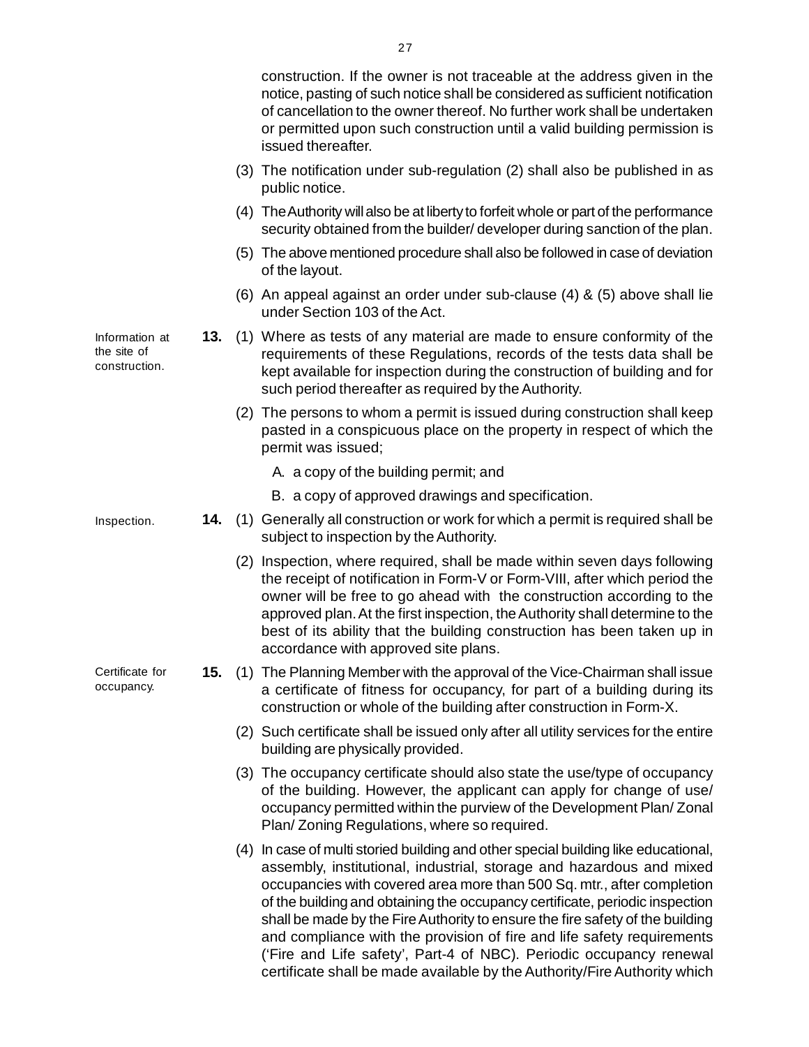construction. If the owner is not traceable at the address given in the notice, pasting of such notice shall be considered as sufficient notification of cancellation to the owner thereof. No further work shall be undertaken or permitted upon such construction until a valid building permission is issued thereafter.

(3) The notification under sub-regulation (2) shall also be published in as public notice.

(4) The Authority will also be at liberty to forfeit whole or part of the performance security obtained from the builder/ developer during sanction of the plan.

(5) The above mentioned procedure shall also be followed in case of deviation of the layout.

(6) An appeal against an order under sub-clause (4) & (5) above shall lie under Section 103 of the Act.

*Information at the site of construction.*

**13.** (1) Where as tests of any material are made to ensure conformity of the requirements of these Regulations, records of the tests data shall be kept available for inspection during the construction of building and for such period thereafter as required by the Authority.

(2) The persons to whom a permit is issued during construction shall keep pasted in a conspicuous place on the property in respect of which the permit was issued;

A. a copy of the building permit; and

B. a copy of approved drawings and specification.

*Inspection.*

**14.** (1) Generally all construction or work for which a permit is required shall be subject to inspection by the Authority.

(2) Inspection, where required, shall be made within seven days following the receipt of notification in Form-V or Form-VIII, after which period the owner will be free to go ahead with the construction according to the approved plan. At the first inspection, the Authority shall determine to the best of its ability that the building construction has been taken up in accordance with approved site plans.

*Certificate for occupancy.*

**15.** (1) The Planning Member with the approval of the Vice-Chairman shall issue a certificate of fitness for occupancy, for part of a building during its construction or whole of the building after construction in Form-X.

(2) Such certificate shall be issued only after all utility services for the entire building are physically provided.

(3) The occupancy certificate should also state the use/type of occupancy of the building. However, the applicant can apply for change of use/ occupancy permitted within the purview of the Development Plan/ Zonal Plan/ Zoning Regulations, where so required.

(4) In case of multi storied building and other special building like educational, assembly, institutional, industrial, storage and hazardous and mixed occupancies with covered area more than 500 Sq. mtr., after completion of the building and obtaining the occupancy certificate, periodic inspection shall be made by the Fire Authority to ensure the fire safety of the building and compliance with the provision of fire and life safety requirements ('Fire and Life safety', Part-4 of NBC). Periodic occupancy renewal certificate shall be made available by the Authority/Fire Authority which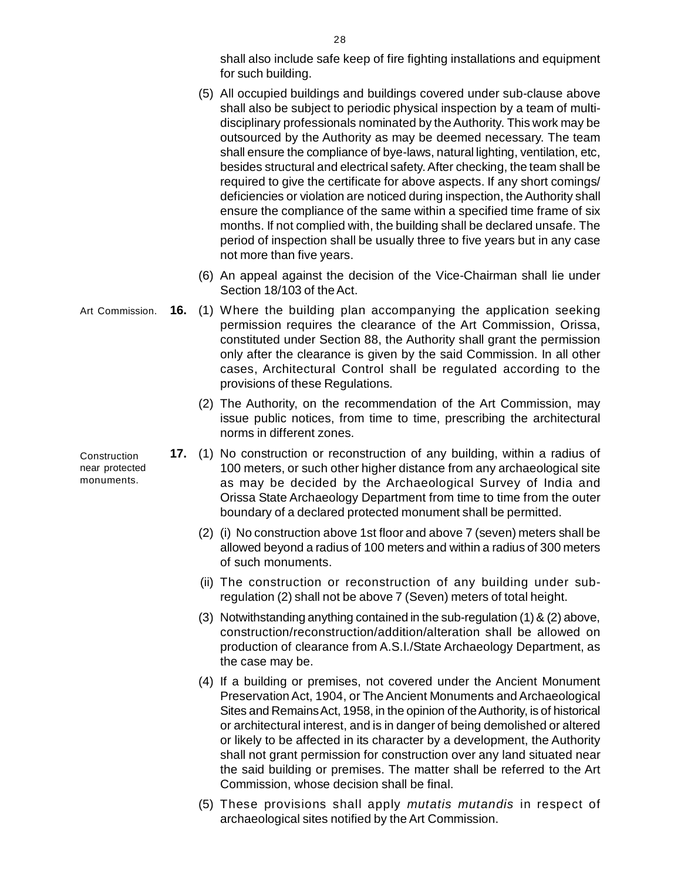shall also include safe keep of fire fighting installations and equipment for such building.

(5) All occupied buildings and buildings covered under sub-clause above shall also be subject to periodic physical inspection by a team of multi-disciplinary professionals nominated by the Authority. This work may be outsourced by the Authority as may be deemed necessary. The team shall ensure the compliance of bye-laws, natural lighting, ventilation, etc, besides structural and electrical safety. After checking, the team shall be required to give the certificate for above aspects. If any short comings/ deficiencies or violation are noticed during inspection, the Authority shall ensure the compliance of the same within a specified time frame of six months. If not complied with, the building shall be declared unsafe. The period of inspection shall be usually three to five years but in any case not more than five years.

(6) An appeal against the decision of the Vice-Chairman shall lie under Section 18/103 of the Act.

Art Commission.

**16.** (1) Where the building plan accompanying the application seeking permission requires the clearance of the Art Commission, Orissa, constituted under Section 88, the Authority shall grant the permission only after the clearance is given by the said Commission. In all other cases, Architectural Control shall be regulated according to the provisions of these Regulations.

(2) The Authority, on the recommendation of the Art Commission, may issue public notices, from time to time, prescribing the architectural norms in different zones.

Construction near protected monuments.

**17.** (1) No construction or reconstruction of any building, within a radius of 100 meters, or such other higher distance from any archaeological site as may be decided by the Archaeological Survey of India and Orissa State Archaeology Department from time to time from the outer boundary of a declared protected monument shall be permitted.

(2) (i) No construction above 1st floor and above 7 (seven) meters shall be allowed beyond a radius of 100 meters and within a radius of 300 meters of such monuments.

(ii) The construction or reconstruction of any building under sub-regulation (2) shall not be above 7 (Seven) meters of total height.

(3) Notwithstanding anything contained in the sub-regulation (1) & (2) above, construction/reconstruction/addition/alteration shall be allowed on production of clearance from A.S.I./State Archaeology Department, as the case may be.

(4) If a building or premises, not covered under the Ancient Monument Preservation Act, 1904, or The Ancient Monuments and Archaeological Sites and Remains Act, 1958, in the opinion of the Authority, is of historical or architectural interest, and is in danger of being demolished or altered or likely to be affected in its character by a development, the Authority shall not grant permission for construction over any land situated near the said building or premises. The matter shall be referred to the Art Commission, whose decision shall be final.

(5) These provisions shall apply *mutatis mutandis* in respect of archaeological sites notified by the Art Commission.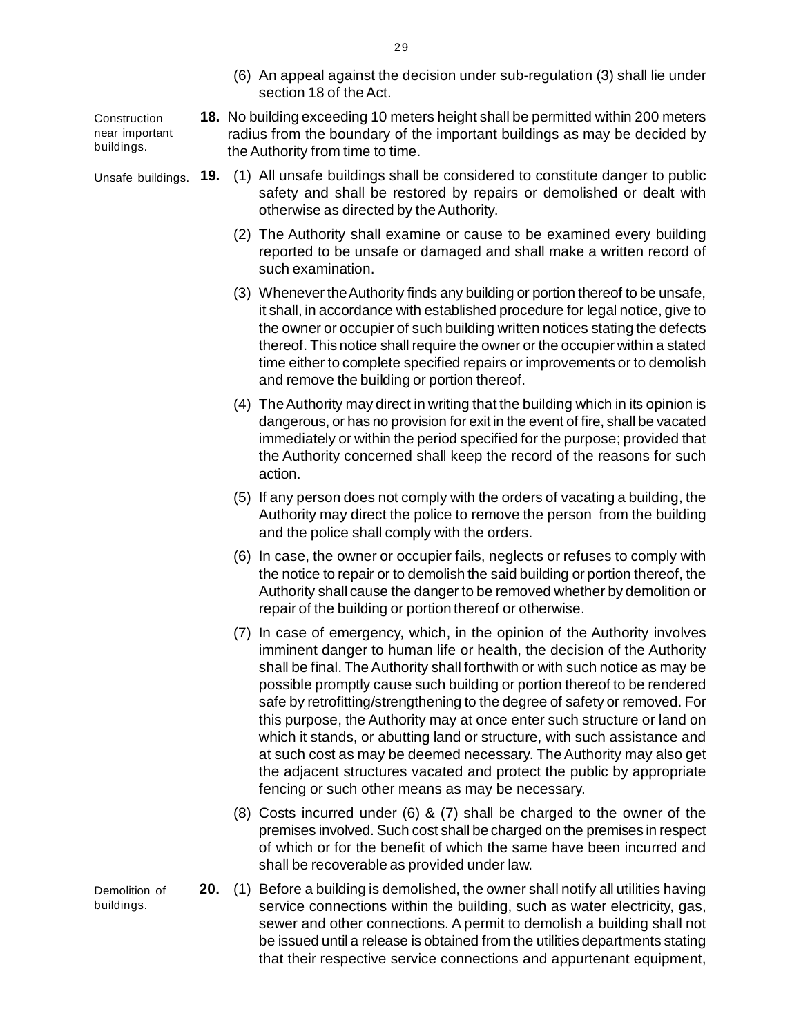(6) An appeal against the decision under sub-regulation (3) shall lie under section 18 of the Act.

Construction near important buildings.

**18.** No building exceeding 10 meters height shall be permitted within 200 meters radius from the boundary of the important buildings as may be decided by the Authority from time to time.

Unsafe buildings.

**19.** (1) All unsafe buildings shall be considered to constitute danger to public safety and shall be restored by repairs or demolished or dealt with otherwise as directed by the Authority.

(2) The Authority shall examine or cause to be examined every building reported to be unsafe or damaged and shall make a written record of such examination.

(3) Whenever the Authority finds any building or portion thereof to be unsafe, it shall, in accordance with established procedure for legal notice, give to the owner or occupier of such building written notices stating the defects thereof. This notice shall require the owner or the occupier within a stated time either to complete specified repairs or improvements or to demolish and remove the building or portion thereof.

(4) The Authority may direct in writing that the building which in its opinion is dangerous, or has no provision for exit in the event of fire, shall be vacated immediately or within the period specified for the purpose; provided that the Authority concerned shall keep the record of the reasons for such action.

(5) If any person does not comply with the orders of vacating a building, the Authority may direct the police to remove the person from the building and the police shall comply with the orders.

(6) In case, the owner or occupier fails, neglects or refuses to comply with the notice to repair or to demolish the said building or portion thereof, the Authority shall cause the danger to be removed whether by demolition or repair of the building or portion thereof or otherwise.

(7) In case of emergency, which, in the opinion of the Authority involves imminent danger to human life or health, the decision of the Authority shall be final. The Authority shall forthwith or with such notice as may be possible promptly cause such building or portion thereof to be rendered safe by retrofitting/strengthening to the degree of safety or removed. For this purpose, the Authority may at once enter such structure or land on which it stands, or abutting land or structure, with such assistance and at such cost as may be deemed necessary. The Authority may also get the adjacent structures vacated and protect the public by appropriate fencing or such other means as may be necessary.

(8) Costs incurred under (6) & (7) shall be charged to the owner of the premises involved. Such cost shall be charged on the premises in respect of which or for the benefit of which the same have been incurred and shall be recoverable as provided under law.

Demolition of buildings.

**20.** (1) Before a building is demolished, the owner shall notify all utilities having service connections within the building, such as water electricity, gas, sewer and other connections. A permit to demolish a building shall not be issued until a release is obtained from the utilities departments stating that their respective service connections and appurtenant equipment,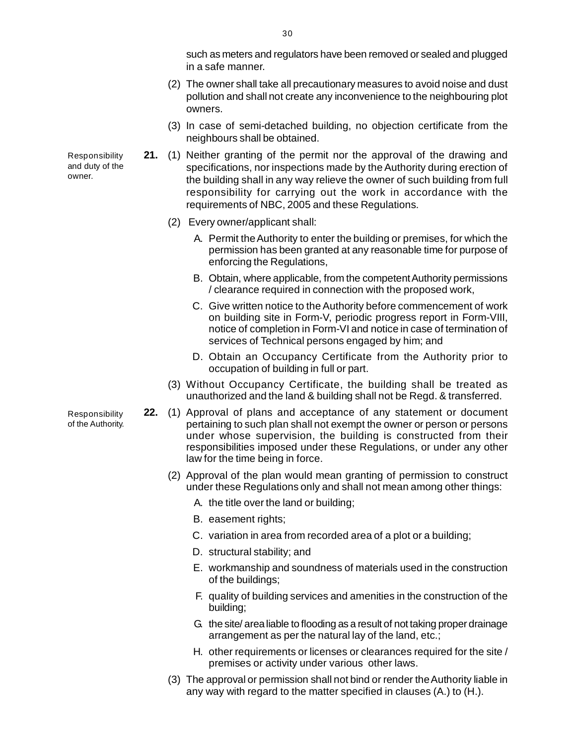such as meters and regulators have been removed or sealed and plugged in a safe manner.

(2) The owner shall take all precautionary measures to avoid noise and dust pollution and shall not create any inconvenience to the neighbouring plot owners.

(3) In case of semi-detached building, no objection certificate from the neighbours shall be obtained.

Responsibility and duty of the owner.

**21.** (1) Neither granting of the permit nor the approval of the drawing and specifications, nor inspections made by the Authority during erection of the building shall in any way relieve the owner of such building from full responsibility for carrying out the work in accordance with the requirements of NBC, 2005 and these Regulations.

(2) Every owner/applicant shall:

A. Permit the Authority to enter the building or premises, for which the permission has been granted at any reasonable time for purpose of enforcing the Regulations,

B. Obtain, where applicable, from the competent Authority permissions / clearance required in connection with the proposed work,

C. Give written notice to the Authority before commencement of work on building site in Form-V, periodic progress report in Form-VIII, notice of completion in Form-VI and notice in case of termination of services of Technical persons engaged by him; and

D. Obtain an Occupancy Certificate from the Authority prior to occupation of building in full or part.

(3) Without Occupancy Certificate, the building shall be treated as unauthorized and the land & building shall not be Regd. & transferred.

Responsibility of the Authority.

**22.** (1) Approval of plans and acceptance of any statement or document pertaining to such plan shall not exempt the owner or person or persons under whose supervision, the building is constructed from their responsibilities imposed under these Regulations, or under any other law for the time being in force.

(2) Approval of the plan would mean granting of permission to construct under these Regulations only and shall not mean among other things:

A. the title over the land or building;

B. easement rights;

C. variation in area from recorded area of a plot or a building;

D. structural stability; and

E. workmanship and soundness of materials used in the construction of the buildings;

F. quality of building services and amenities in the construction of the building;

G. the site/ area liable to flooding as a result of not taking proper drainage arrangement as per the natural lay of the land, etc.;

H. other requirements or licenses or clearances required for the site / premises or activity under various other laws.

(3) The approval or permission shall not bind or render the Authority liable in any way with regard to the matter specified in clauses (A.) to (H.).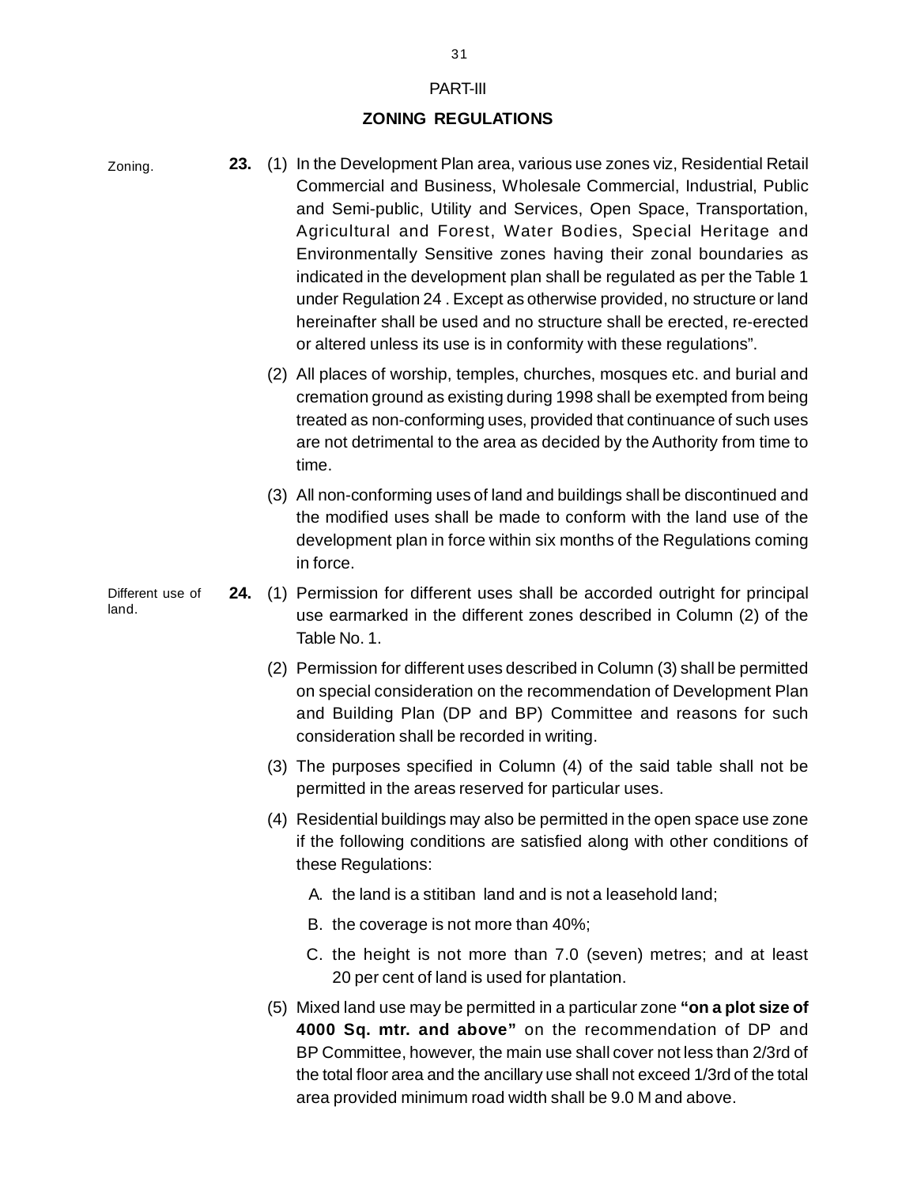PART-III

## ZONING REGULATIONS

Zoning.

**23.** (1) In the Development Plan area, various use zones viz, Residential Retail Commercial and Business, Wholesale Commercial, Industrial, Public and Semi-public, Utility and Services, Open Space, Transportation, Agricultural and Forest, Water Bodies, Special Heritage and Environmentally Sensitive zones having their zonal boundaries as indicated in the development plan shall be regulated as per the Table 1 under Regulation 24 . Except as otherwise provided, no structure or land hereinafter shall be used and no structure shall be erected, re-erected or altered unless its use is in conformity with these regulations".

(2) All places of worship, temples, churches, mosques etc. and burial and cremation ground as existing during 1998 shall be exempted from being treated as non-conforming uses, provided that continuance of such uses are not detrimental to the area as decided by the Authority from time to time.

(3) All non-conforming uses of land and buildings shall be discontinued and the modified uses shall be made to conform with the land use of the development plan in force within six months of the Regulations coming in force.

Different use of land.

**24.** (1) Permission for different uses shall be accorded outright for principal use earmarked in the different zones described in Column (2) of the Table No. 1.

(2) Permission for different uses described in Column (3) shall be permitted on special consideration on the recommendation of Development Plan and Building Plan (DP and BP) Committee and reasons for such consideration shall be recorded in writing.

(3) The purposes specified in Column (4) of the said table shall not be permitted in the areas reserved for particular uses.

(4) Residential buildings may also be permitted in the open space use zone if the following conditions are satisfied along with other conditions of these Regulations:

A. the land is a stitiban land and is not a leasehold land;

B. the coverage is not more than 40%;

C. the height is not more than 7.0 (seven) metres; and at least 20 per cent of land is used for plantation.

(5) Mixed land use may be permitted in a particular zone **"on a plot size of 4000 Sq. mtr. and above"** on the recommendation of DP and BP Committee, however, the main use shall cover not less than 2/3rd of the total floor area and the ancillary use shall not exceed 1/3rd of the total area provided minimum road width shall be 9.0 M and above.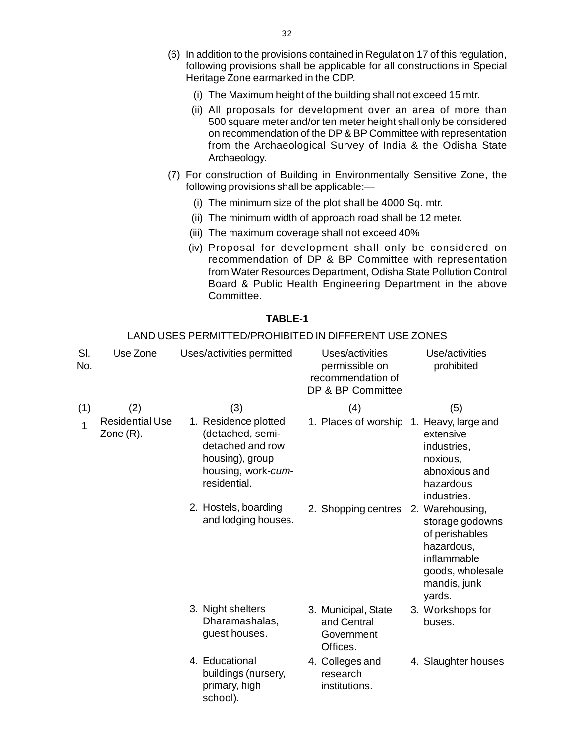(6) In addition to the provisions contained in Regulation 17 of this regulation, following provisions shall be applicable for all constructions in Special Heritage Zone earmarked in the CDP.

(i) The Maximum height of the building shall not exceed 15 mtr.

(ii) All proposals for development over an area of more than 500 square meter and/or ten meter height shall only be considered on recommendation of the DP & BP Committee with representation from the Archaeological Survey of India & the Odisha State Archaeology.

(7) For construction of Building in Environmentally Sensitive Zone, the following provisions shall be applicable:—

(i) The minimum size of the plot shall be 4000 Sq. mtr.

(ii) The minimum width of approach road shall be 12 meter.

(iii) The maximum coverage shall not exceed 40%

(iv) Proposal for development shall only be considered on recommendation of DP & BP Committee with representation from Water Resources Department, Odisha State Pollution Control Board & Public Health Engineering Department in the above Committee.

**TABLE-1**

LAND USES PERMITTED/PROHIBITED IN DIFFERENT USE ZONES

| Sl. No. | Use Zone | Uses/activities permitted | Uses/activities permissible on recommendation of DP & BP Committee | Use/activities prohibited |
|---|---|---|---|---|
| (1) | (2) | (3) | (4) | (5) |
| 1 | Residential Use Zone (R). | 1. Residence plotted (detached, semi-detached and row housing), group housing, work-*cum*-residential. | 1. Places of worship | 1. Heavy, large and extensive industries, noxious, abnoxious and hazardous industries. |
| | | 2. Hostels, boarding and lodging houses. | 2. Shopping centres | 2. Warehousing, storage godowns of perishables hazardous, inflammable goods, wholesale mandis, junk yards. |
| | | 3. Night shelters Dharamashalas, guest houses. | 3. Municipal, State and Central Government Offices. | 3. Workshops for buses. |
| | | 4. Educational buildings (nursery, primary, high school). | 4. Colleges and research institutions. | 4. Slaughter houses |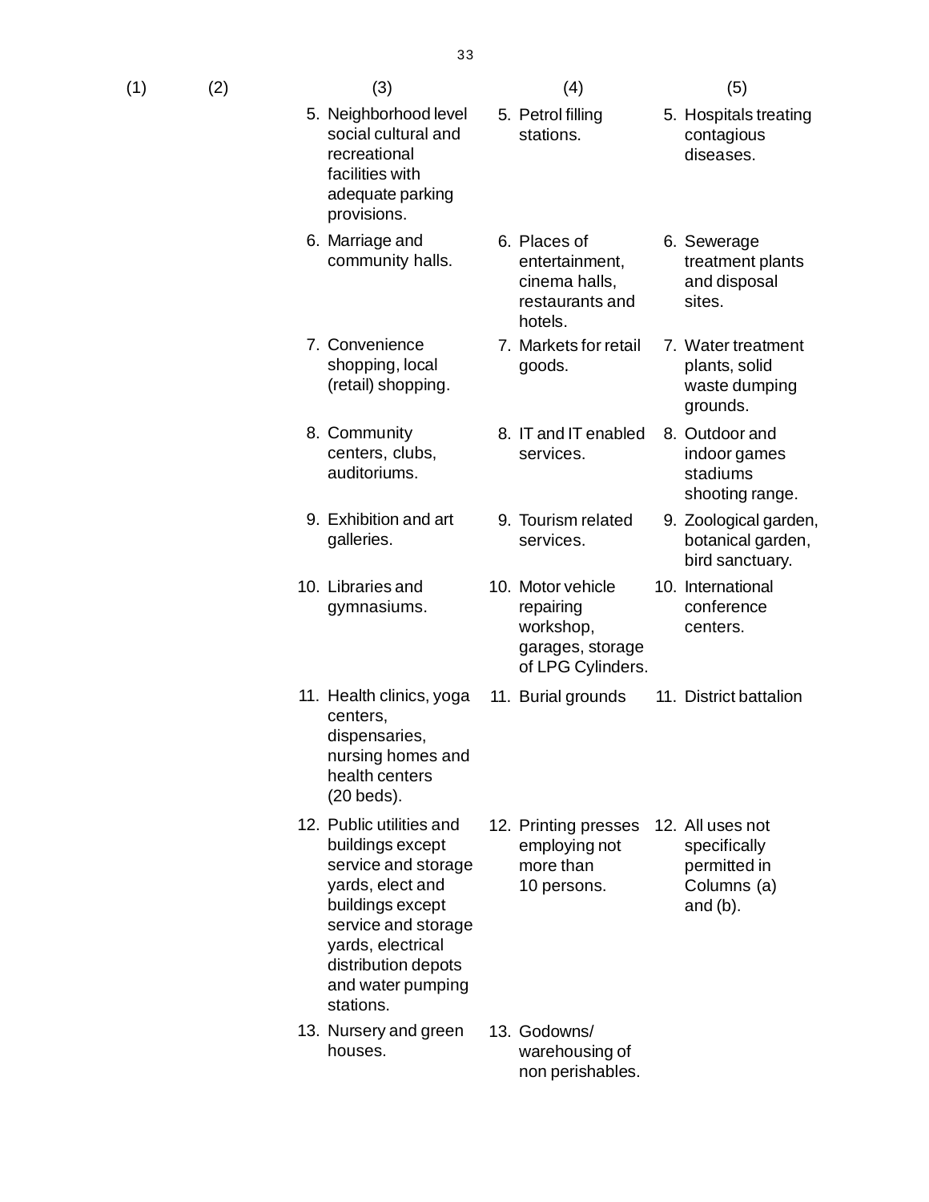| (1) | (2) | (3) | (4) | (5) |
|---|---|---|---|---|
| | | 5. Neighborhood level social cultural and recreational facilities with adequate parking provisions. | 5. Petrol filling stations. | 5. Hospitals treating contagious diseases. |
| | | 6. Marriage and community halls. | 6. Places of entertainment, cinema halls, restaurants and hotels. | 6. Sewerage treatment plants and disposal sites. |
| | | 7. Convenience shopping, local (retail) shopping. | 7. Markets for retail goods. | 7. Water treatment plants, solid waste dumping grounds. |
| | | 8. Community centers, clubs, auditoriums. | 8. IT and IT enabled services. | 8. Outdoor and indoor games stadiums shooting range. |
| | | 9. Exhibition and art galleries. | 9. Tourism related services. | 9. Zoological garden, botanical garden, bird sanctuary. |
| | | 10. Libraries and gymnasiums. | 10. Motor vehicle repairing workshop, garages, storage of LPG Cylinders. | 10. International conference centers. |
| | | 11. Health clinics, yoga centers, dispensaries, nursing homes and health centers (20 beds). | 11. Burial grounds | 11. District battalion |
| | | 12. Public utilities and buildings except service and storage yards, elect and buildings except service and storage yards, electrical distribution depots and water pumping stations. | 12. Printing presses employing not more than 10 persons. | 12. All uses not specifically permitted in Columns (a) and (b). |
| | | 13. Nursery and green houses. | 13. Godowns/ warehousing of non perishables. | |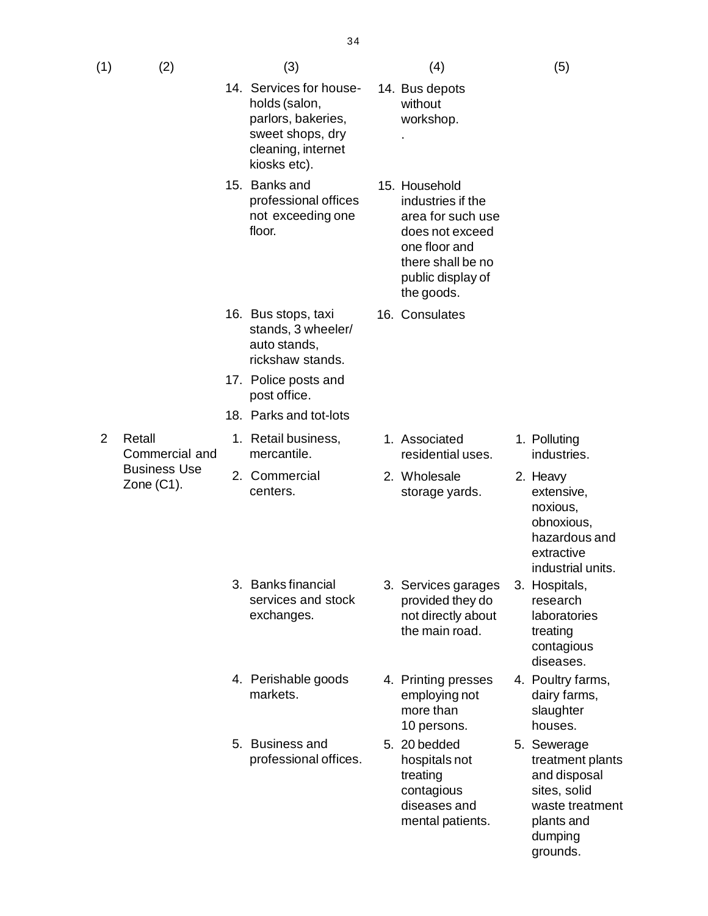| (1) | (2) | (3) | (4) | (5) |
|---|---|---|---|---|
| | | 14. Services for house-holds (salon, parlors, bakeries, sweet shops, dry cleaning, internet kiosks etc). | 14. Bus depots without workshop. . | |
| | | 15. Banks and professional offices not exceeding one floor. | 15. Household industries if the area for such use does not exceed one floor and there shall be no public display of the goods. | |
| | | 16. Bus stops, taxi stands, 3 wheeler/ auto stands, rickshaw stands. | 16. Consulates | |
| | | 17. Police posts and post office. | | |
| | | 18. Parks and tot-lots | | |
| 2 | Retall Commercial and Business Use Zone (C1). | 1. Retail business, mercantile. | 1. Associated residential uses. | 1. Polluting industries. |
| | | 2. Commercial centers. | 2. Wholesale storage yards. | 2. Heavy extensive, noxious, obnoxious, hazardous and extractive industrial units. |
| | | 3. Banks financial services and stock exchanges. | 3. Services garages provided they do not directly about the main road. | 3. Hospitals, research laboratories treating contagious diseases. |
| | | 4. Perishable goods markets. | 4. Printing presses employing not more than 10 persons. | 4. Poultry farms, dairy farms, slaughter houses. |
| | | 5. Business and professional offices. | 5. 20 bedded hospitals not treating contagious diseases and mental patients. | 5. Sewerage treatment plants and disposal sites, solid waste treatment plants and dumping grounds. |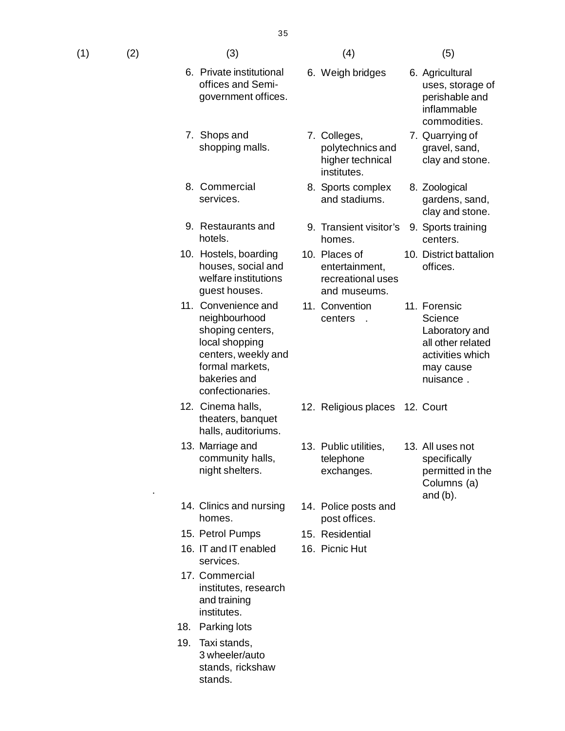| (1) | (2) | (3) | (4) | (5) |
|---|---|---|---|---|
| | | 6. Private institutional offices and Semi-government offices. | 6. Weigh bridges | 6. Agricultural uses, storage of perishable and inflammable commodities. |
| | | 7. Shops and shopping malls. | 7. Colleges, polytechnics and higher technical institutes. | 7. Quarrying of gravel, sand, clay and stone. |
| | | 8. Commercial services. | 8. Sports complex and stadiums. | 8. Zoological gardens, sand, clay and stone. |
| | | 9. Restaurants and hotels. | 9. Transient visitor's homes. | 9. Sports training centers. |
| | | 10. Hostels, boarding houses, social and welfare institutions guest houses. | 10. Places of entertainment, recreational uses and museums. | 10. District battalion offices. |
| | | 11. Convenience and neighbourhood shoping centers, local shopping centers, weekly and formal markets, bakeries and confectionaries. | 11. Convention centers . | 11. Forensic Science Laboratory and all other related activities which may cause nuisance . |
| | | 12. Cinema halls, theaters, banquet halls, auditoriums. | 12. Religious places | 12. Court |
| | | 13. Marriage and community halls, night shelters. | 13. Public utilities, telephone exchanges. | 13. All uses not specifically permitted in the Columns (a) and (b). |
| | | 14. Clinics and nursing homes. | 14. Police posts and post offices. | |
| | | 15. Petrol Pumps | 15. Residential | |
| | | 16. IT and IT enabled services. | 16. Picnic Hut | |
| | | 17. Commercial institutes, research and training institutes. | | |
| | | 18. Parking lots | | |
| | | 19. Taxi stands, 3 wheeler/auto stands, rickshaw stands. | | |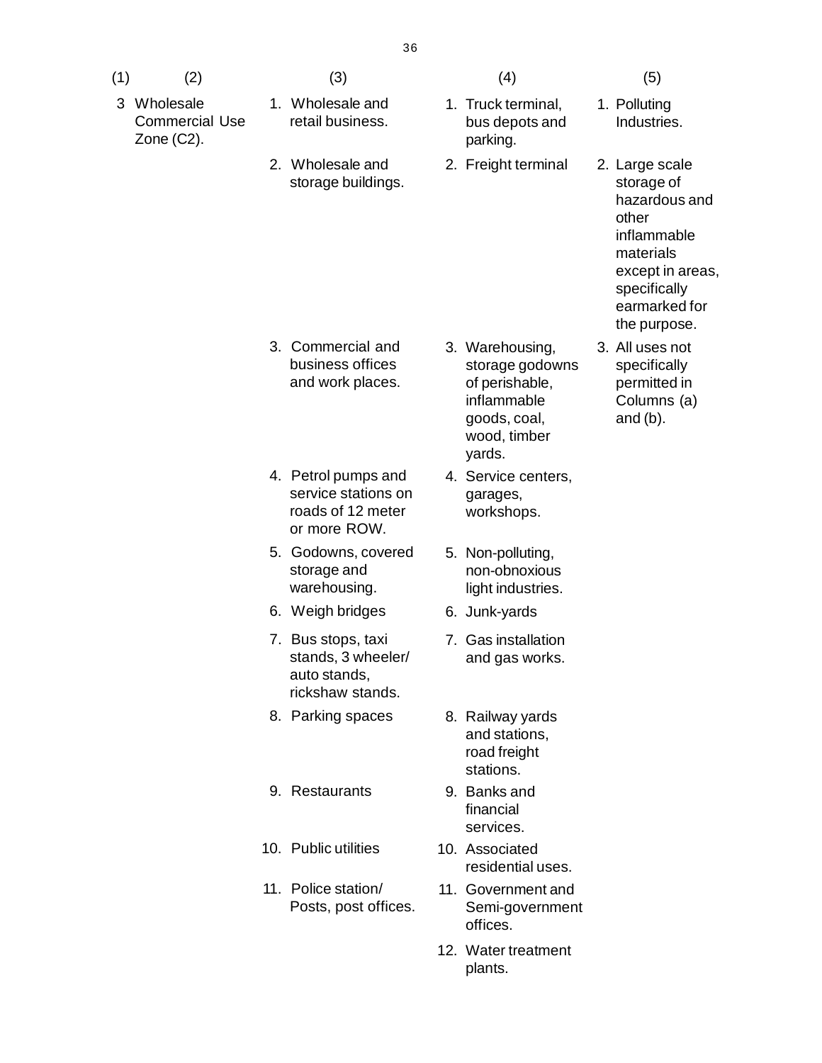| (1) | (2) | (3) | (4) | (5) |
|---|---|---|---|---|
| 3 | Wholesale Commercial Use Zone (C2). | 1. Wholesale and retail business. | 1. Truck terminal, bus depots and parking. | 1. Polluting Industries. |
| | | 2. Wholesale and storage buildings. | 2. Freight terminal | 2. Large scale storage of hazardous and other inflammable materials except in areas, specifically earmarked for the purpose. |
| | | 3. Commercial and business offices and work places. | 3. Warehousing, storage godowns of perishable, inflammable goods, coal, wood, timber yards. | 3. All uses not specifically permitted in Columns (a) and (b). |
| | | 4. Petrol pumps and service stations on roads of 12 meter or more ROW. | 4. Service centers, garages, workshops. | |
| | | 5. Godowns, covered storage and warehousing. | 5. Non-polluting, non-obnoxious light industries. | |
| | | 6. Weigh bridges | 6. Junk-yards | |
| | | 7. Bus stops, taxi stands, 3 wheeler/ auto stands, rickshaw stands. | 7. Gas installation and gas works. | |
| | | 8. Parking spaces | 8. Railway yards and stations, road freight stations. | |
| | | 9. Restaurants | 9. Banks and financial services. | |
| | | 10. Public utilities | 10. Associated residential uses. | |
| | | 11. Police station/ Posts, post offices. | 11. Government and Semi-government offices. | |
| | | | 12. Water treatment plants. | |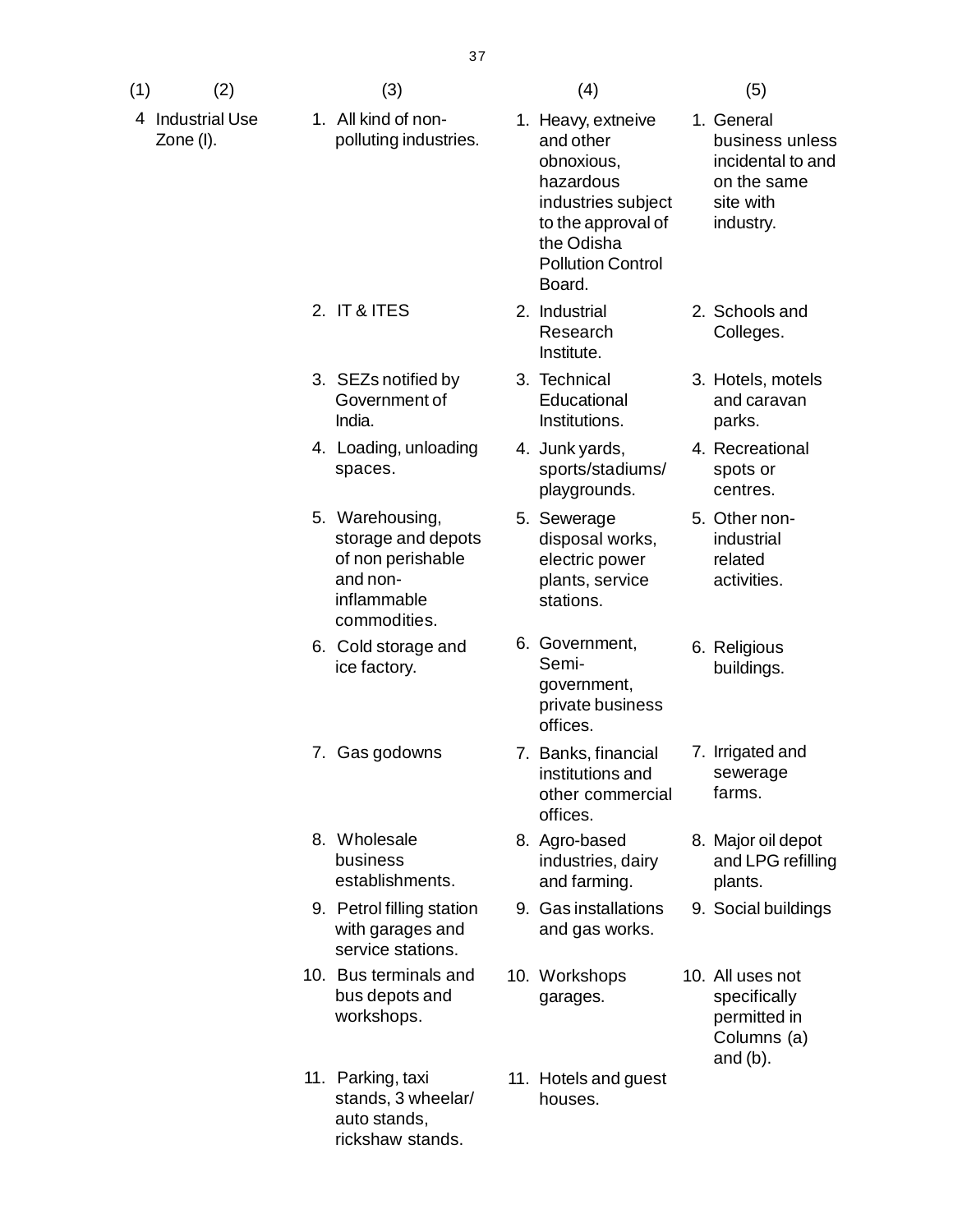| (1) | (2) | (3) | (4) | (5) |
|---|---|---|---|---|
| 4 | Industrial Use Zone (I). | 1. All kind of non-polluting industries. | 1. Heavy, extneive and other obnoxious, hazardous industries subject to the approval of the Odisha Pollution Control Board. | 1. General business unless incidental to and on the same site with industry. |
| | | 2. IT & ITES | 2. Industrial Research Institute. | 2. Schools and Colleges. |
| | | 3. SEZs notified by Government of India. | 3. Technical Educational Institutions. | 3. Hotels, motels and caravan parks. |
| | | 4. Loading, unloading spaces. | 4. Junk yards, sports/stadiums/ playgrounds. | 4. Recreational spots or centres. |
| | | 5. Warehousing, storage and depots of non perishable and non-inflammable commodities. | 5. Sewerage disposal works, electric power plants, service stations. | 5. Other non-industrial related activities. |
| | | 6. Cold storage and ice factory. | 6. Government, Semi-government, private business offices. | 6. Religious buildings. |
| | | 7. Gas godowns | 7. Banks, financial institutions and other commercial offices. | 7. Irrigated and sewerage farms. |
| | | 8. Wholesale business establishments. | 8. Agro-based industries, dairy and farming. | 8. Major oil depot and LPG refilling plants. |
| | | 9. Petrol filling station with garages and service stations. | 9. Gas installations and gas works. | 9. Social buildings |
| | | 10. Bus terminals and bus depots and workshops. | 10. Workshops garages. | 10. All uses not specifically permitted in Columns (a) and (b). |
| | | 11. Parking, taxi stands, 3 wheelar/ auto stands, rickshaw stands. | 11. Hotels and guest houses. | |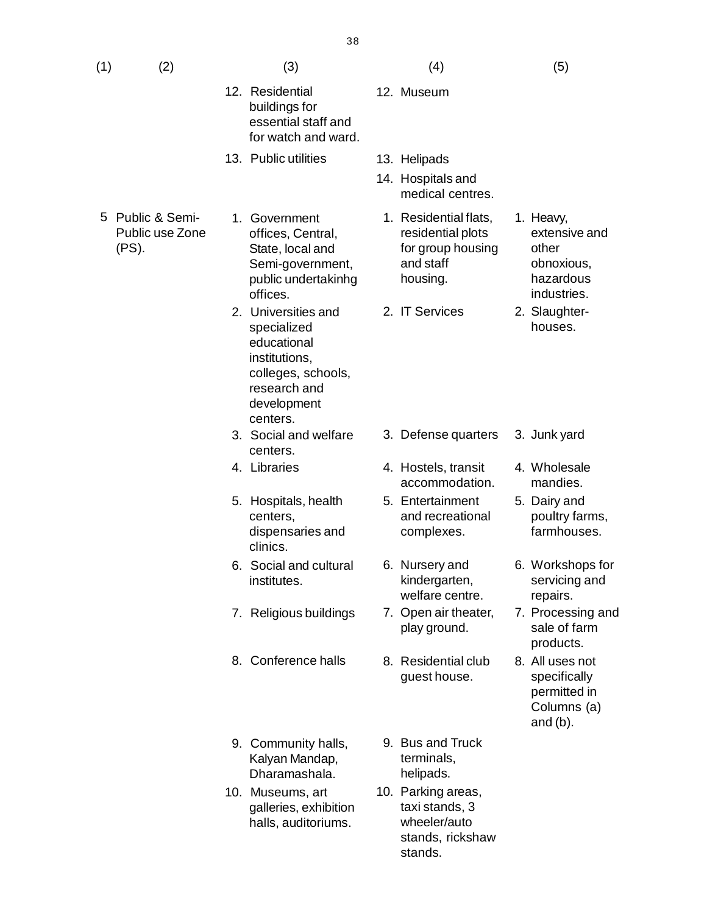| (1) | (2) | (3) | (4) | (5) |
|---|---|---|---|---|
| | | 12. Residential buildings for essential staff and for watch and ward. | 12. Museum | |
| | | 13. Public utilities | 13. Helipads | |
| | | | 14. Hospitals and medical centres. | |
| 5 | Public & Semi-Public use Zone (PS). | 1. Government offices, Central, State, local and Semi-government, public undertakinhg offices. | 1. Residential flats, residential plots for group housing and staff housing. | 1. Heavy, extensive and other obnoxious, hazardous industries. |
| | | 2. Universities and specialized educational institutions, colleges, schools, research and development centers. | 2. IT Services | 2. Slaughter-houses. |
| | | 3. Social and welfare centers. | 3. Defense quarters | 3. Junk yard |
| | | 4. Libraries | 4. Hostels, transit accommodation. | 4. Wholesale mandies. |
| | | 5. Hospitals, health centers, dispensaries and clinics. | 5. Entertainment and recreational complexes. | 5. Dairy and poultry farms, farmhouses. |
| | | 6. Social and cultural institutes. | 6. Nursery and kindergarten, welfare centre. | 6. Workshops for servicing and repairs. |
| | | 7. Religious buildings | 7. Open air theater, play ground. | 7. Processing and sale of farm products. |
| | | 8. Conference halls | 8. Residential club guest house. | 8. All uses not specifically permitted in Columns (a) and (b). |
| | | 9. Community halls, Kalyan Mandap, Dharamashala. | 9. Bus and Truck terminals, helipads. | |
| | | 10. Museums, art galleries, exhibition halls, auditoriums. | 10. Parking areas, taxi stands, 3 wheeler/auto stands, rickshaw stands. | |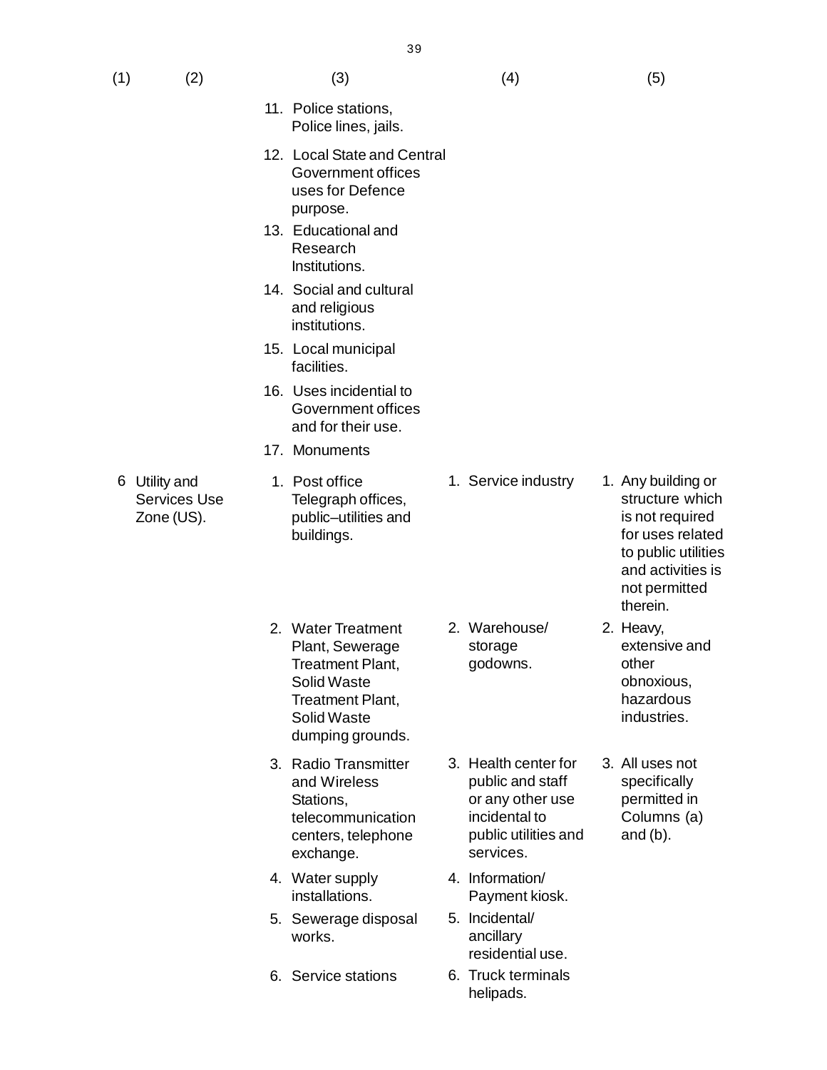| (1) | (2) | (3) | (4) | (5) |
|---|---|---|---|---|
| | | 11. Police stations, Police lines, jails. | | |
| | | 12. Local State and Central Government offices uses for Defence purpose. | | |
| | | 13. Educational and Research Institutions. | | |
| | | 14. Social and cultural and religious institutions. | | |
| | | 15. Local municipal facilities. | | |
| | | 16. Uses incidential to Government offices and for their use. | | |
| | | 17. Monuments | | |
| 6 | Utility and Services Use Zone (US). | 1. Post office Telegraph offices, public–utilities and buildings. | 1. Service industry | 1. Any building or structure which is not required for uses related to public utilities and activities is not permitted therein. |
| | | 2. Water Treatment Plant, Sewerage Treatment Plant, Solid Waste Treatment Plant, Solid Waste dumping grounds. | 2. Warehouse/ storage godowns. | 2. Heavy, extensive and other obnoxious, hazardous industries. |
| | | 3. Radio Transmitter and Wireless Stations, telecommunication centers, telephone exchange. | 3. Health center for public and staff or any other use incidental to public utilities and services. | 3. All uses not specifically permitted in Columns (a) and (b). |
| | | 4. Water supply installations. | 4. Information/ Payment kiosk. | |
| | | 5. Sewerage disposal works. | 5. Incidental/ ancillary residential use. | |
| | | 6. Service stations | 6. Truck terminals helipads. | |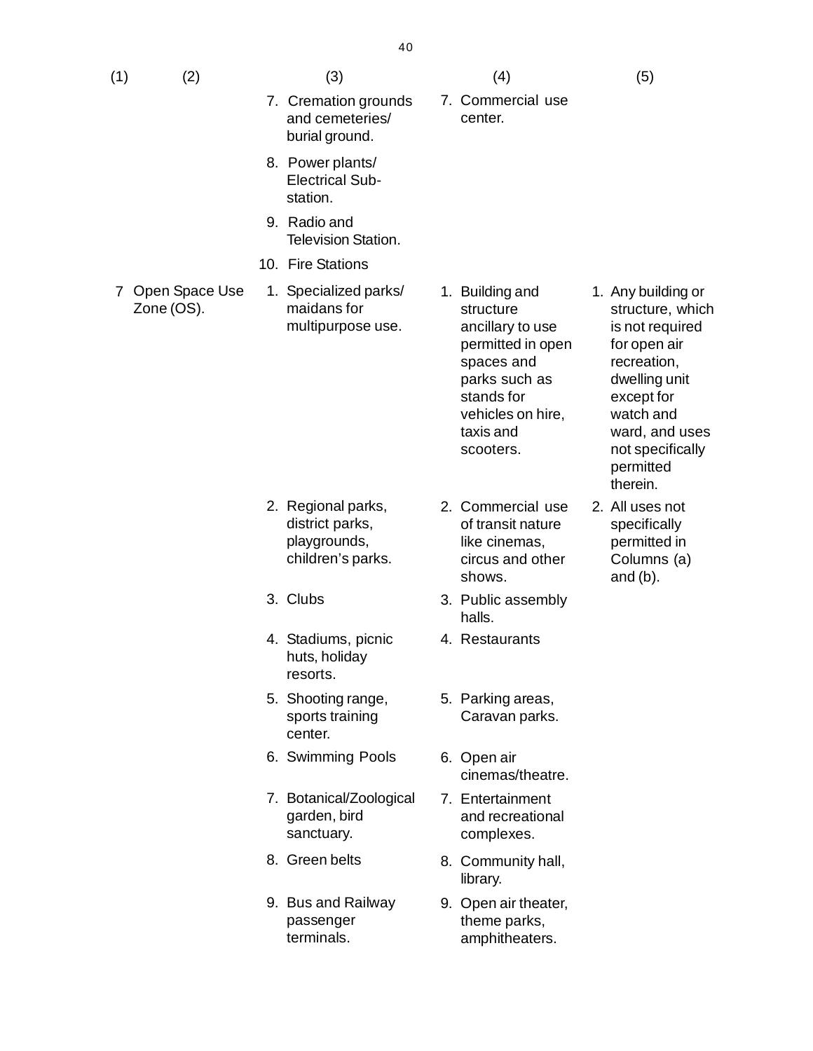| (1) | (2) | (3) | (4) | (5) |
|---|---|---|---|---|
| | | 7. Cremation grounds and cemeteries/ burial ground. | 7. Commercial use center. | |
| | | 8. Power plants/ Electrical Sub-station. | | |
| | | 9. Radio and Television Station. | | |
| | | 10. Fire Stations | | |
| 7 | Open Space Use Zone (OS). | 1. Specialized parks/ maidans for multipurpose use. | 1. Building and structure ancillary to use permitted in open spaces and parks such as stands for vehicles on hire, taxis and scooters. | 1. Any building or structure, which is not required for open air recreation, dwelling unit except for watch and ward, and uses not specifically permitted therein. |
| | | 2. Regional parks, district parks, playgrounds, children's parks. | 2. Commercial use of transit nature like cinemas, circus and other shows. | 2. All uses not specifically permitted in Columns (a) and (b). |
| | | 3. Clubs | 3. Public assembly halls. | |
| | | 4. Stadiums, picnic huts, holiday resorts. | 4. Restaurants | |
| | | 5. Shooting range, sports training center. | 5. Parking areas, Caravan parks. | |
| | | 6. Swimming Pools | 6. Open air cinemas/theatre. | |
| | | 7. Botanical/Zoological garden, bird sanctuary. | 7. Entertainment and recreational complexes. | |
| | | 8. Green belts | 8. Community hall, library. | |
| | | 9. Bus and Railway passenger terminals. | 9. Open air theater, theme parks, amphitheaters. | |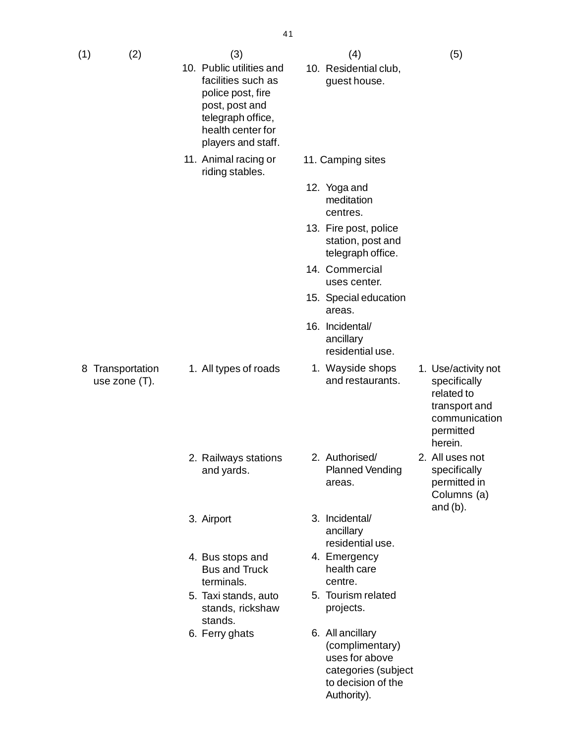| (1) | (2) | (3) | (4) | (5) |
|---|---|---|---|---|
| | | 10. Public utilities and facilities such as police post, fire post, post and telegraph office, health center for players and staff. | 10. Residential club, guest house. | |
| | | 11. Animal racing or riding stables. | 11. Camping sites | |
| | | | 12. Yoga and meditation centres. | |
| | | | 13. Fire post, police station, post and telegraph office. | |
| | | | 14. Commercial uses center. | |
| | | | 15. Special education areas. | |
| | | | 16. Incidental/ ancillary residential use. | |
| 8 | Transportation use zone (T). | 1. All types of roads | 1. Wayside shops and restaurants. | 1. Use/activity not specifically related to transport and communication permitted herein. |
| | | 2. Railways stations and yards. | 2. Authorised/ Planned Vending areas. | 2. All uses not specifically permitted in Columns (a) and (b). |
| | | 3. Airport | 3. Incidental/ ancillary residential use. | |
| | | 4. Bus stops and Bus and Truck terminals. | 4. Emergency health care centre. | |
| | | 5. Taxi stands, auto stands, rickshaw stands. | 5. Tourism related projects. | |
| | | 6. Ferry ghats | 6. All ancillary (complimentary) uses for above categories (subject to decision of the Authority). | |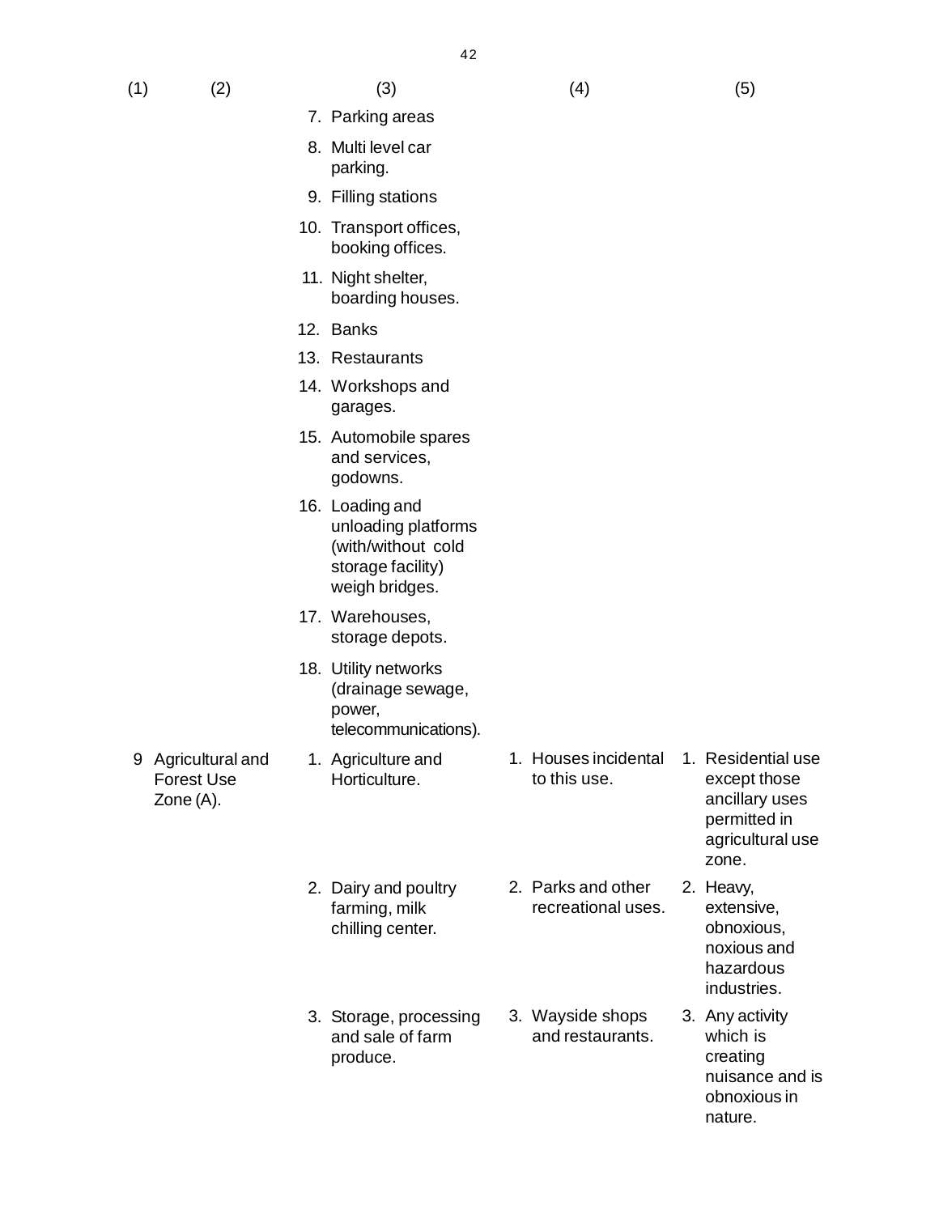| (1) | (2) | (3) | (4) | (5) |
|---|---|---|---|---|
| | | 7. Parking areas | | |
| | | 8. Multi level car parking. | | |
| | | 9. Filling stations | | |
| | | 10. Transport offices, booking offices. | | |
| | | 11. Night shelter, boarding houses. | | |
| | | 12. Banks | | |
| | | 13. Restaurants | | |
| | | 14. Workshops and garages. | | |
| | | 15. Automobile spares and services, godowns. | | |
| | | 16. Loading and unloading platforms (with/without cold storage facility) weigh bridges. | | |
| | | 17. Warehouses, storage depots. | | |
| | | 18. Utility networks (drainage sewage, power, telecommunications). | | |
| 9 | Agricultural and Forest Use Zone (A). | 1. Agriculture and Horticulture. | 1. Houses incidental to this use. | 1. Residential use except those ancillary uses permitted in agricultural use zone. |
| | | 2. Dairy and poultry farming, milk chilling center. | 2. Parks and other recreational uses. | 2. Heavy, extensive, obnoxious, noxious and hazardous industries. |
| | | 3. Storage, processing and sale of farm produce. | 3. Wayside shops and restaurants. | 3. Any activity which is creating nuisance and is obnoxious in nature. |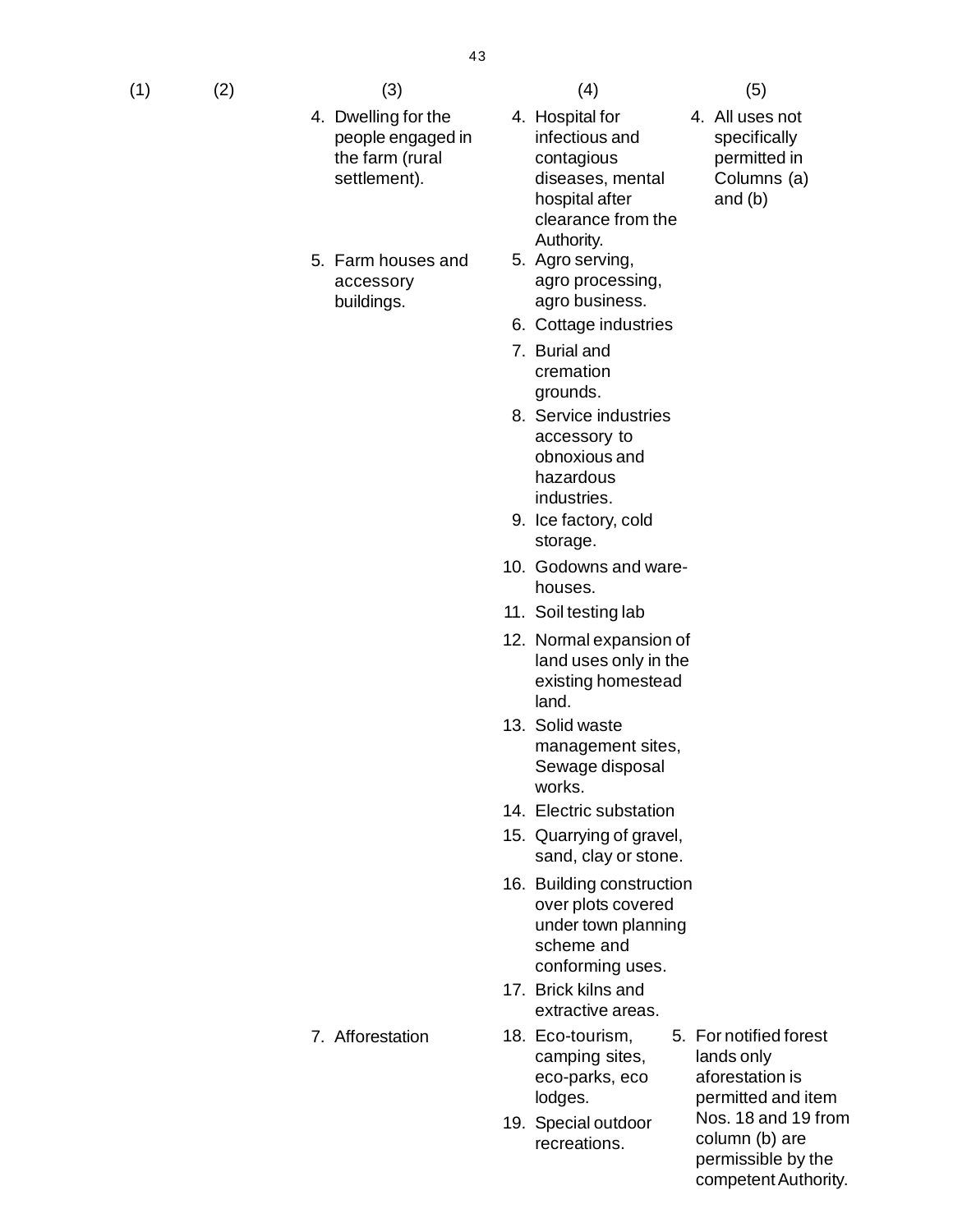| (1) | (2) | (3) | (4) | (5) |
|---|---|---|---|---|
| | | 4. Dwelling for the people engaged in the farm (rural settlement). | 4. Hospital for infectious and contagious diseases, mental hospital after clearance from the Authority. | 4. All uses not specifically permitted in Columns (a) and (b) |
| | | 5. Farm houses and accessory buildings. | 5. Agro serving, agro processing, agro business. | |
| | | | 6. Cottage industries | |
| | | | 7. Burial and cremation grounds. | |
| | | | 8. Service industries accessory to obnoxious and hazardous industries. | |
| | | | 9. Ice factory, cold storage. | |
| | | | 10. Godowns and ware-houses. | |
| | | | 11. Soil testing lab | |
| | | | 12. Normal expansion of land uses only in the existing homestead land. | |
| | | | 13. Solid waste management sites, Sewage disposal works. | |
| | | | 14. Electric substation | |
| | | | 15. Quarrying of gravel, sand, clay or stone. | |
| | | | 16. Building construction over plots covered under town planning scheme and conforming uses. | |
| | | | 17. Brick kilns and extractive areas. | |
| | | 7. Afforestation | 18. Eco-tourism, camping sites, eco-parks, eco lodges. | 5. For notified forest lands only aforestation is permitted and item Nos. 18 and 19 from column (b) are permissible by the competent Authority. |
| | | | 19. Special outdoor recreations. | |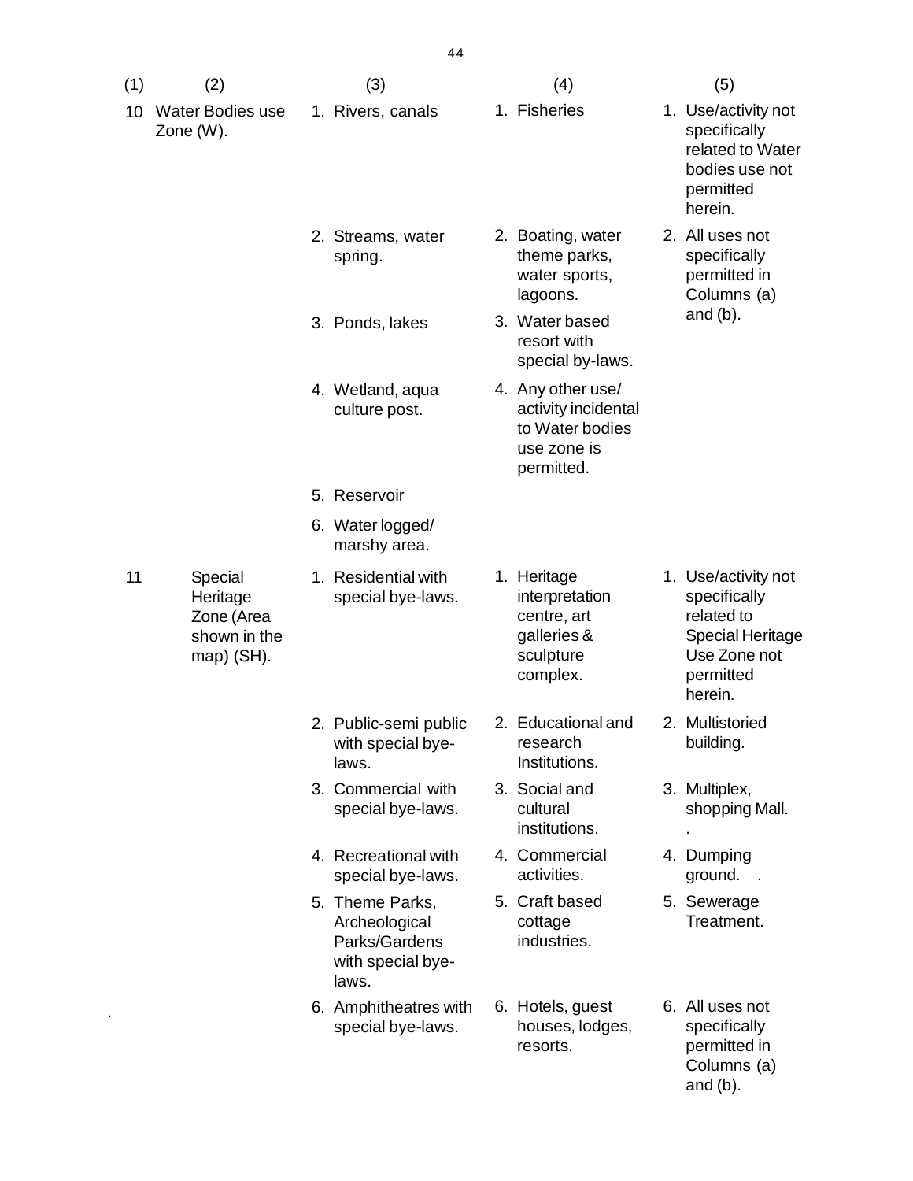| (1) | (2) | (3) | (4) | (5) |
|---|---|---|---|---|
| 10 | Water Bodies use Zone (W). | 1. Rivers, canals | 1. Fisheries | 1. Use/activity not specifically related to Water bodies use not permitted herein. |
| | | 2. Streams, water spring. | 2. Boating, water theme parks, water sports, lagoons. | 2. All uses not specifically permitted in Columns (a) and (b). |
| | | 3. Ponds, lakes | 3. Water based resort with special by-laws. | |
| | | 4. Wetland, aqua culture post. | 4. Any other use/ activity incidental to Water bodies use zone is permitted. | |
| | | 5. Reservoir | | |
| | | 6. Water logged/ marshy area. | | |
| 11 | Special Heritage Zone (Area shown in the map) (SH). | 1. Residential with special bye-laws. | 1. Heritage interpretation centre, art galleries & sculpture complex. | 1. Use/activity not specifically related to Special Heritage Use Zone not permitted herein. |
| | | 2. Public-semi public with special bye-laws. | 2. Educational and research Institutions. | 2. Multistoried building. |
| | | 3. Commercial with special bye-laws. | 3. Social and cultural institutions. | 3. Multiplex, shopping Mall. |
| | | 4. Recreational with special bye-laws. | 4. Commercial activities. | 4. Dumping ground. |
| | | 5. Theme Parks, Archeological Parks/Gardens with special bye-laws. | 5. Craft based cottage industries. | 5. Sewerage Treatment. |
| | | 6. Amphitheatres with special bye-laws. | 6. Hotels, guest houses, lodges, resorts. | 6. All uses not specifically permitted in Columns (a) and (b). |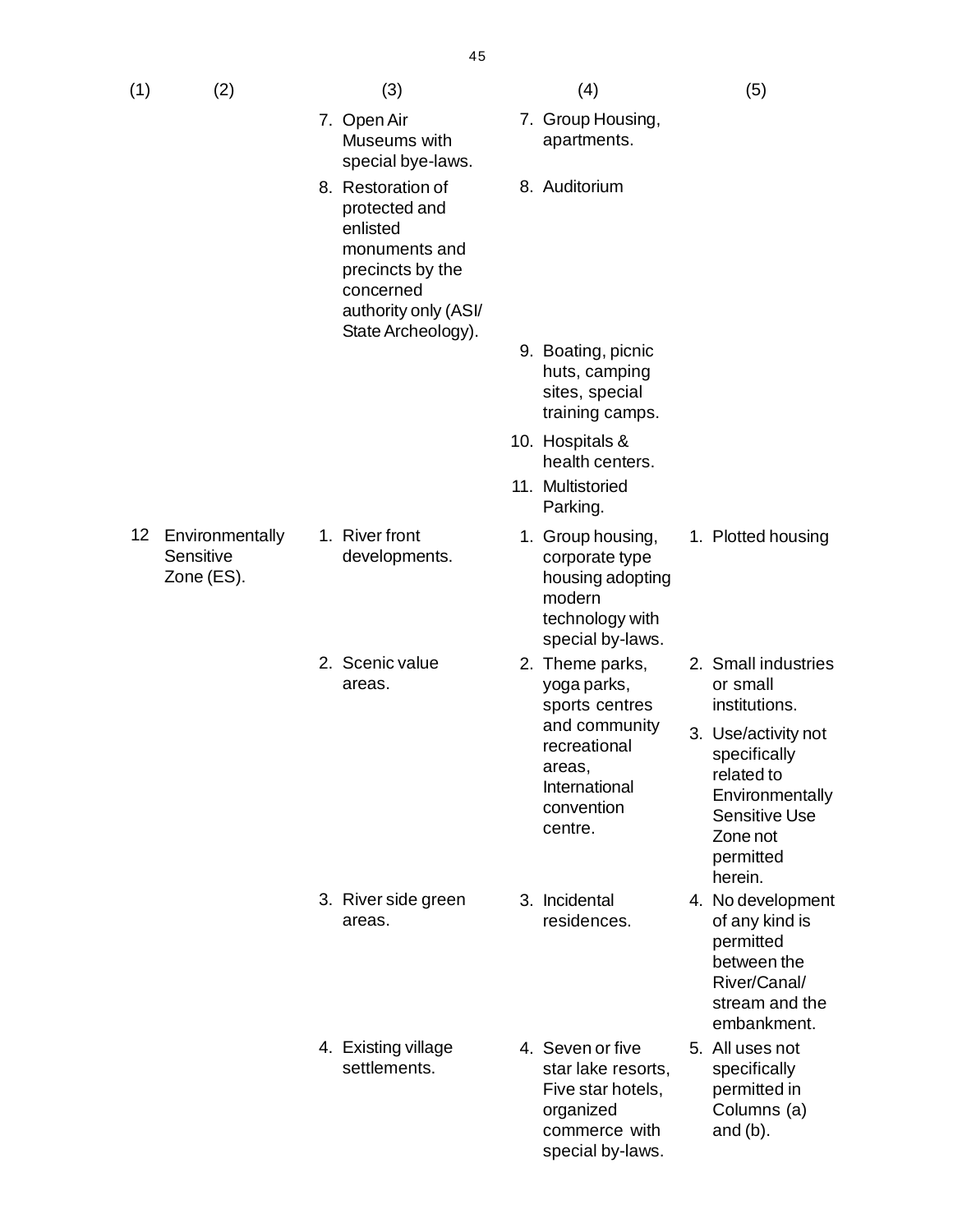| (1) | (2) | (3) | (4) | (5) |
|---|---|---|---|---|
| | | 7. Open Air Museums with special bye-laws. | 7. Group Housing, apartments. | |
| | | 8. Restoration of protected and enlisted monuments and precincts by the concerned authority only (ASI/ State Archeology). | 8. Auditorium | |
| | | | 9. Boating, picnic huts, camping sites, special training camps. | |
| | | | 10. Hospitals & health centers. | |
| | | | 11. Multistoried Parking. | |
| 12 | Environmentally Sensitive Zone (ES). | 1. River front developments. | 1. Group housing, corporate type housing adopting modern technology with special by-laws. | 1. Plotted housing |
| | | 2. Scenic value areas. | 2. Theme parks, yoga parks, sports centres and community recreational areas, International convention centre. | 2. Small industries or small institutions.<br>3. Use/activity not specifically related to Environmentally Sensitive Use Zone not permitted herein. |
| | | 3. River side green areas. | 3. Incidental residences. | 4. No development of any kind is permitted between the River/Canal/ stream and the embankment. |
| | | 4. Existing village settlements. | 4. Seven or five star lake resorts, Five star hotels, organized commerce with special by-laws. | 5. All uses not specifically permitted in Columns (a) and (b). |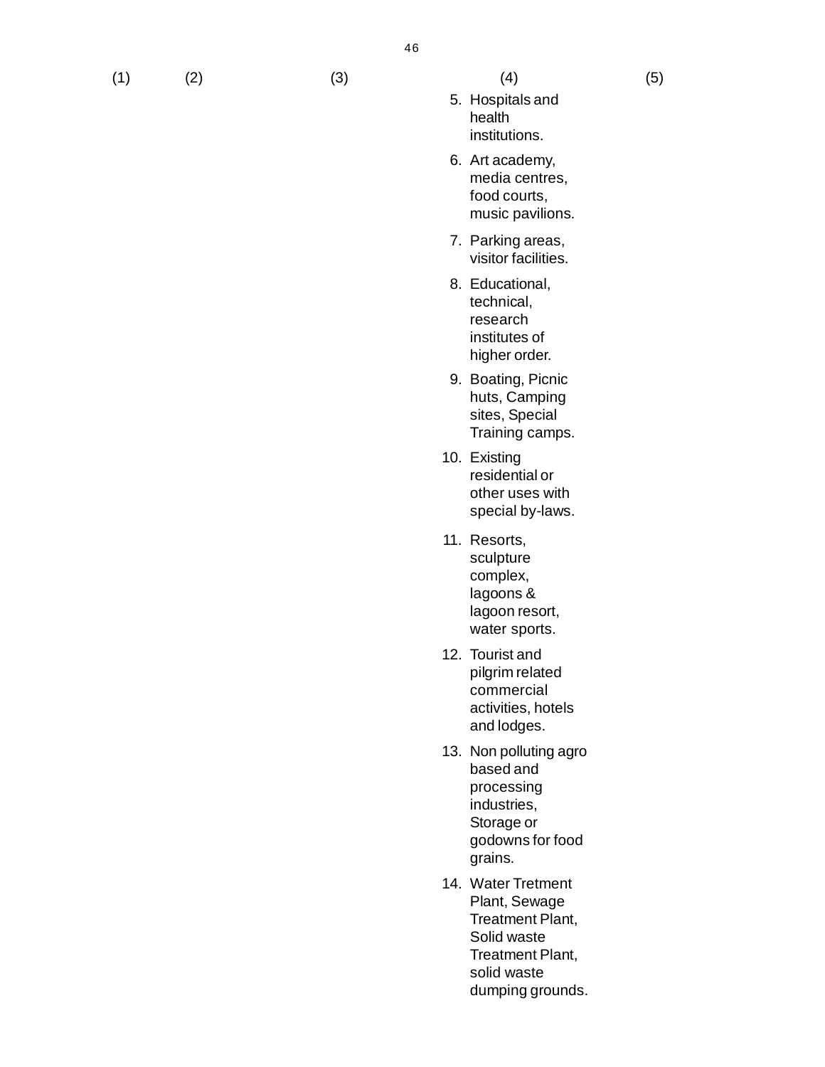| (1) | (2) | (3) | (4) | (5) |
|---|---|---|---|---|
| | | | 5. Hospitals and health institutions. | |
| | | | 6. Art academy, media centres, food courts, music pavilions. | |
| | | | 7. Parking areas, visitor facilities. | |
| | | | 8. Educational, technical, research institutes of higher order. | |
| | | | 9. Boating, Picnic huts, Camping sites, Special Training camps. | |
| | | | 10. Existing residential or other uses with special by-laws. | |
| | | | 11. Resorts, sculpture complex, lagoons & lagoon resort, water sports. | |
| | | | 12. Tourist and pilgrim related commercial activities, hotels and lodges. | |
| | | | 13. Non polluting agro based and processing industries, Storage or godowns for food grains. | |
| | | | 14. Water Tretment Plant, Sewage Treatment Plant, Solid waste Treatment Plant, solid waste dumping grounds. | |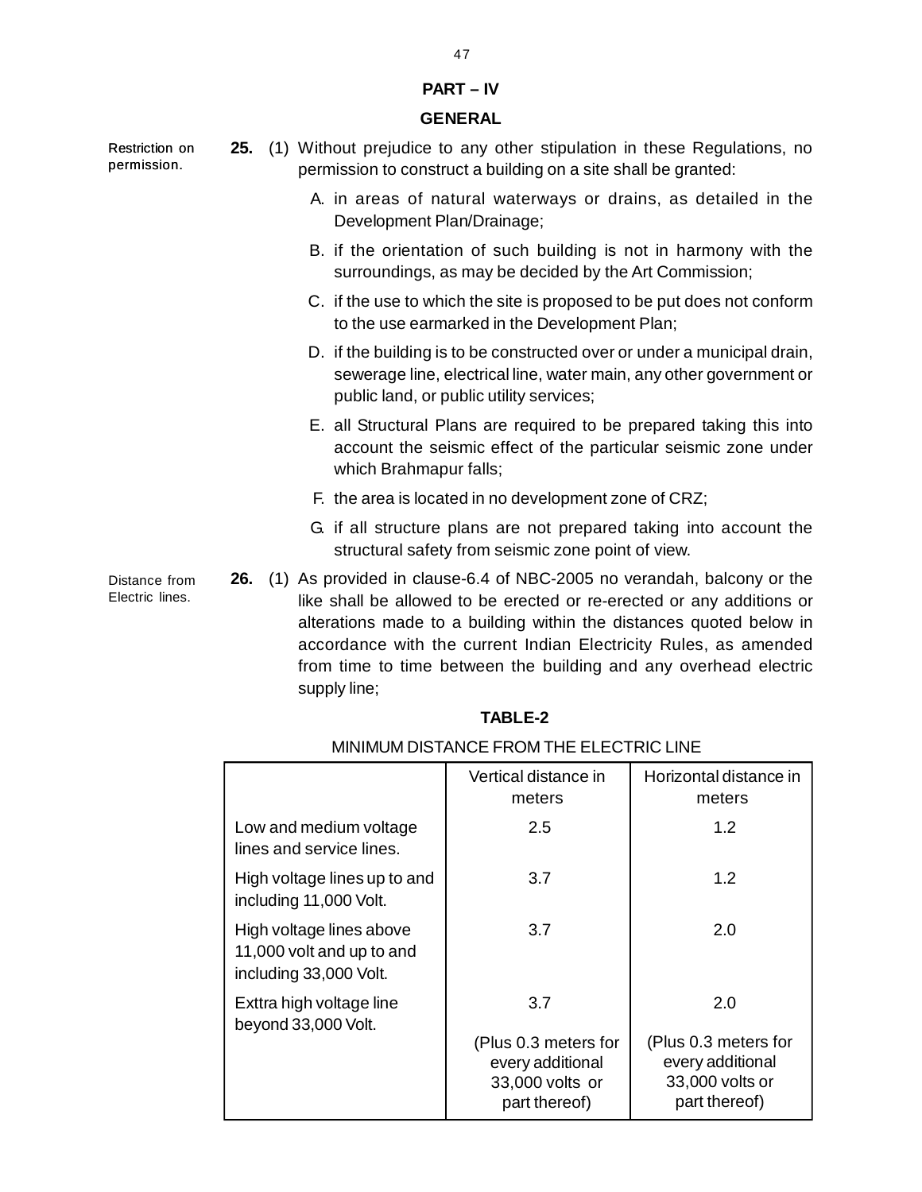## PART – IV

## GENERAL

Restriction on permission.

**25.** (1) Without prejudice to any other stipulation in these Regulations, no permission to construct a building on a site shall be granted:

A. in areas of natural waterways or drains, as detailed in the Development Plan/Drainage;

B. if the orientation of such building is not in harmony with the surroundings, as may be decided by the Art Commission;

C. if the use to which the site is proposed to be put does not conform to the use earmarked in the Development Plan;

D. if the building is to be constructed over or under a municipal drain, sewerage line, electrical line, water main, any other government or public land, or public utility services;

E. all Structural Plans are required to be prepared taking this into account the seismic effect of the particular seismic zone under which Brahmapur falls;

F. the area is located in no development zone of CRZ;

G. if all structure plans are not prepared taking into account the structural safety from seismic zone point of view.

Distance from Electric lines.

**26.** (1) As provided in clause-6.4 of NBC-2005 no verandah, balcony or the like shall be allowed to be erected or re-erected or any additions or alterations made to a building within the distances quoted below in accordance with the current Indian Electricity Rules, as amended from time to time between the building and any overhead electric supply line;

**TABLE-2**

MINIMUM DISTANCE FROM THE ELECTRIC LINE

| | Vertical distance in meters | Horizontal distance in meters |
|---|---|---|
| Low and medium voltage lines and service lines. | 2.5 | 1.2 |
| High voltage lines up to and including 11,000 Volt. | 3.7 | 1.2 |
| High voltage lines above 11,000 volt and up to and including 33,000 Volt. | 3.7 | 2.0 |
| Exttra high voltage line beyond 33,000 Volt. | 3.7 (Plus 0.3 meters for every additional 33,000 volts or part thereof) | 2.0 (Plus 0.3 meters for every additional 33,000 volts or part thereof) |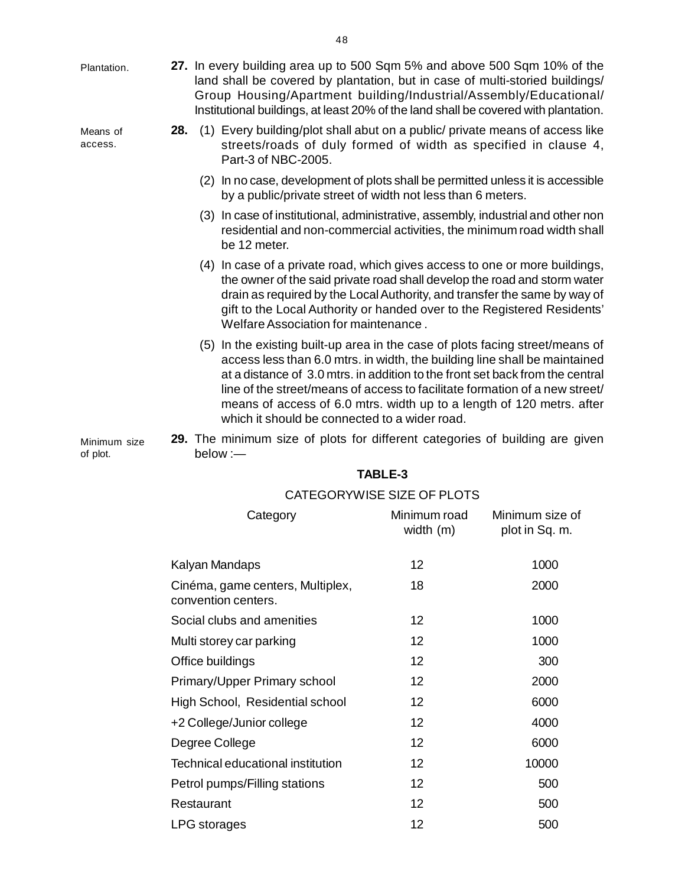Plantation.

**27.** In every building area up to 500 Sqm 5% and above 500 Sqm 10% of the land shall be covered by plantation, but in case of multi-storied buildings/ Group Housing/Apartment building/Industrial/Assembly/Educational/ Institutional buildings, at least 20% of the land shall be covered with plantation.

Means of access.

**28.** (1) Every building/plot shall abut on a public/ private means of access like streets/roads of duly formed of width as specified in clause 4, Part-3 of NBC-2005.

(2) In no case, development of plots shall be permitted unless it is accessible by a public/private street of width not less than 6 meters.

(3) In case of institutional, administrative, assembly, industrial and other non residential and non-commercial activities, the minimum road width shall be 12 meter.

(4) In case of a private road, which gives access to one or more buildings, the owner of the said private road shall develop the road and storm water drain as required by the Local Authority, and transfer the same by way of gift to the Local Authority or handed over to the Registered Residents' Welfare Association for maintenance .

(5) In the existing built-up area in the case of plots facing street/means of access less than 6.0 mtrs. in width, the building line shall be maintained at a distance of 3.0 mtrs. in addition to the front set back from the central line of the street/means of access to facilitate formation of a new street/ means of access of 6.0 mtrs. width up to a length of 120 metrs. after which it should be connected to a wider road.

Minimum size of plot.

**29.** The minimum size of plots for different categories of building are given below :—

**TABLE-3**

CATEGORYWISE SIZE OF PLOTS

| Category | Minimum road width (m) | Minimum size of plot in Sq. m. |
|---|---|---|
| Kalyan Mandaps | 12 | 1000 |
| Cinéma, game centers, Multiplex, convention centers. | 18 | 2000 |
| Social clubs and amenities | 12 | 1000 |
| Multi storey car parking | 12 | 1000 |
| Office buildings | 12 | 300 |
| Primary/Upper Primary school | 12 | 2000 |
| High School, Residential school | 12 | 6000 |
| +2 College/Junior college | 12 | 4000 |
| Degree College | 12 | 6000 |
| Technical educational institution | 12 | 10000 |
| Petrol pumps/Filling stations | 12 | 500 |
| Restaurant | 12 | 500 |
| LPG storages | 12 | 500 |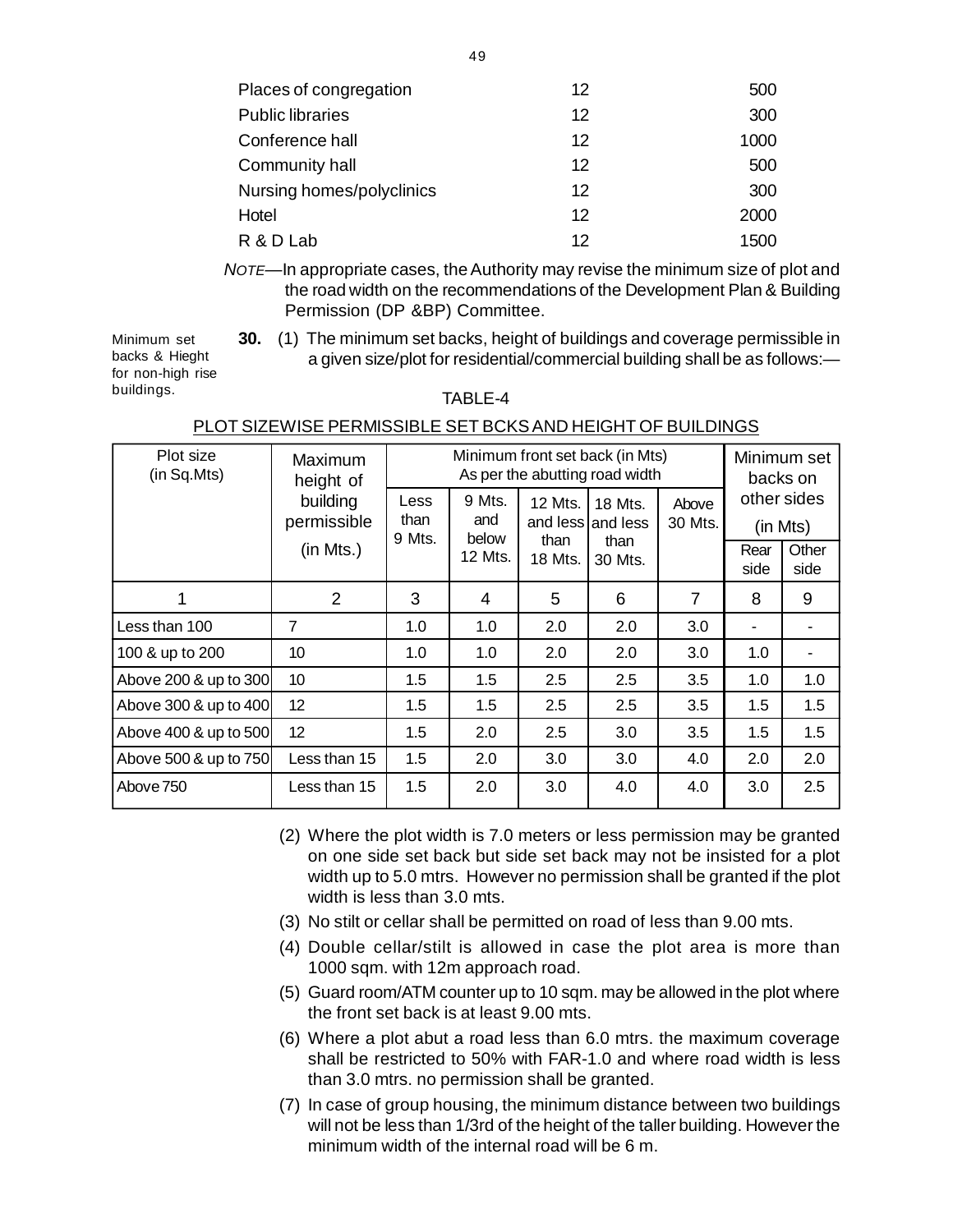| | | |
|---|---|---|
| Places of congregation | 12 | 500 |
| Public libraries | 12 | 300 |
| Conference hall | 12 | 1000 |
| Community hall | 12 | 500 |
| Nursing homes/polyclinics | 12 | 300 |
| Hotel | 12 | 2000 |
| R & D Lab | 12 | 1500 |

*NOTE*—In appropriate cases, the Authority may revise the minimum size of plot and the road width on the recommendations of the Development Plan & Building Permission (DP &BP) Committee.

Minimum set backs & Hieght for non-high rise buildings.

**30.** (1) The minimum set backs, height of buildings and coverage permissible in a given size/plot for residential/commercial building shall be as follows:—

TABLE-4

PLOT SIZEWISE PERMISSIBLE SET BCKS AND HEIGHT OF BUILDINGS

| Plot size (in Sq.Mts) | Maximum height of building permissible (in Mts.) | Minimum front set back (in Mts) As per the abutting road width | | | | | Minimum set backs on other sides (in Mts) | |
|---|---|---|---|---|---|---|---|---|
| | | Less than 9 Mts. | 9 Mts. and below 12 Mts. | 12 Mts. and less than 18 Mts. | 18 Mts. and less than 30 Mts. | Above 30 Mts. | Rear side | Other side |
| 1 | 2 | 3 | 4 | 5 | 6 | 7 | 8 | 9 |
| Less than 100 | 7 | 1.0 | 1.0 | 2.0 | 2.0 | 3.0 | - | - |
| 100 & up to 200 | 10 | 1.0 | 1.0 | 2.0 | 2.0 | 3.0 | 1.0 | - |
| Above 200 & up to 300 | 10 | 1.5 | 1.5 | 2.5 | 2.5 | 3.5 | 1.0 | 1.0 |
| Above 300 & up to 400 | 12 | 1.5 | 1.5 | 2.5 | 2.5 | 3.5 | 1.5 | 1.5 |
| Above 400 & up to 500 | 12 | 1.5 | 2.0 | 2.5 | 3.0 | 3.5 | 1.5 | 1.5 |
| Above 500 & up to 750 | Less than 15 | 1.5 | 2.0 | 3.0 | 3.0 | 4.0 | 2.0 | 2.0 |
| Above 750 | Less than 15 | 1.5 | 2.0 | 3.0 | 4.0 | 4.0 | 3.0 | 2.5 |

(2) Where the plot width is 7.0 meters or less permission may be granted on one side set back but side set back may not be insisted for a plot width up to 5.0 mtrs. However no permission shall be granted if the plot width is less than 3.0 mts.

(3) No stilt or cellar shall be permitted on road of less than 9.00 mts.

(4) Double cellar/stilt is allowed in case the plot area is more than 1000 sqm. with 12m approach road.

(5) Guard room/ATM counter up to 10 sqm. may be allowed in the plot where the front set back is at least 9.00 mts.

(6) Where a plot abut a road less than 6.0 mtrs. the maximum coverage shall be restricted to 50% with FAR-1.0 and where road width is less than 3.0 mtrs. no permission shall be granted.

(7) In case of group housing, the minimum distance between two buildings will not be less than 1/3rd of the height of the taller building. However the minimum width of the internal road will be 6 m.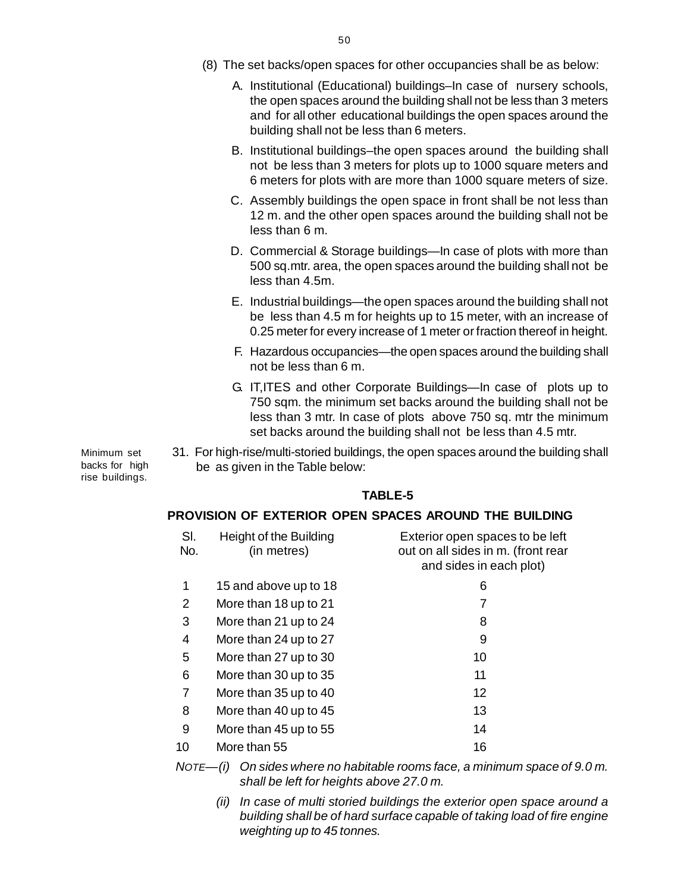(8) The set backs/open spaces for other occupancies shall be as below:

A. Institutional (Educational) buildings–In case of nursery schools, the open spaces around the building shall not be less than 3 meters and for all other educational buildings the open spaces around the building shall not be less than 6 meters.

B. Institutional buildings–the open spaces around the building shall not be less than 3 meters for plots up to 1000 square meters and 6 meters for plots with are more than 1000 square meters of size.

C. Assembly buildings the open space in front shall be not less than 12 m. and the other open spaces around the building shall not be less than 6 m.

D. Commercial & Storage buildings—In case of plots with more than 500 sq.mtr. area, the open spaces around the building shall not be less than 4.5m.

E. Industrial buildings—the open spaces around the building shall not be less than 4.5 m for heights up to 15 meter, with an increase of 0.25 meter for every increase of 1 meter or fraction thereof in height.

F. Hazardous occupancies—the open spaces around the building shall not be less than 6 m.

G. IT,ITES and other Corporate Buildings—In case of plots up to 750 sqm. the minimum set backs around the building shall not be less than 3 mtr. In case of plots above 750 sq. mtr the minimum set backs around the building shall not be less than 4.5 mtr.

Minimum set backs for high rise buildings.

31. For high-rise/multi-storied buildings, the open spaces around the building shall be as given in the Table below:

**TABLE-5**

**PROVISION OF EXTERIOR OPEN SPACES AROUND THE BUILDING**

| Sl. No. | Height of the Building (in metres) | Exterior open spaces to be left out on all sides in m. (front rear and sides in each plot) |
|---|---|---|
| 1 | 15 and above up to 18 | 6 |
| 2 | More than 18 up to 21 | 7 |
| 3 | More than 21 up to 24 | 8 |
| 4 | More than 24 up to 27 | 9 |
| 5 | More than 27 up to 30 | 10 |
| 6 | More than 30 up to 35 | 11 |
| 7 | More than 35 up to 40 | 12 |
| 8 | More than 40 up to 45 | 13 |
| 9 | More than 45 up to 55 | 14 |
| 10 | More than 55 | 16 |

NOTE—*(i) On sides where no habitable rooms face, a minimum space of 9.0 m. shall be left for heights above 27.0 m.*

*(ii) In case of multi storied buildings the exterior open space around a building shall be of hard surface capable of taking load of fire engine weighting up to 45 tonnes.*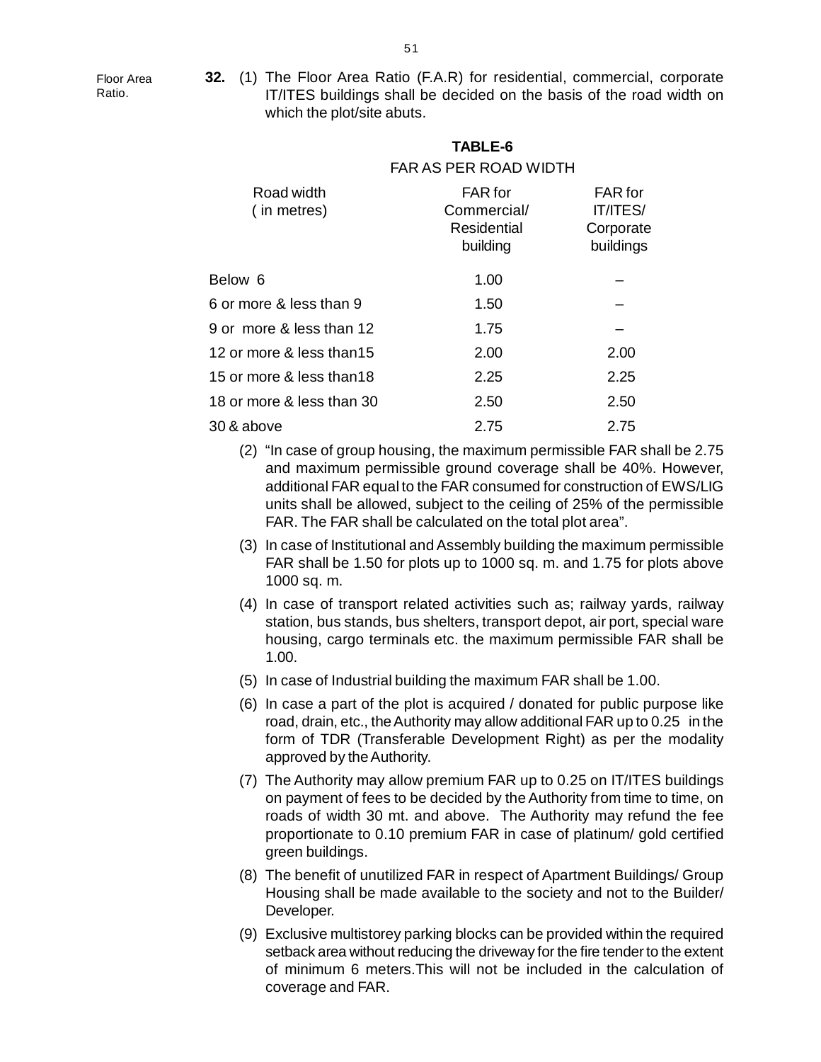Floor Area Ratio.

**32.** (1) The Floor Area Ratio (F.A.R) for residential, commercial, corporate IT/ITES buildings shall be decided on the basis of the road width on which the plot/site abuts.

**TABLE-6**

FAR AS PER ROAD WIDTH

| Road width (in metres) | FAR for Commercial/ Residential building | FAR for IT/ITES/ Corporate buildings |
|---|---|---|
| Below 6 | 1.00 | – |
| 6 or more & less than 9 | 1.50 | – |
| 9 or more & less than 12 | 1.75 | – |
| 12 or more & less than15 | 2.00 | 2.00 |
| 15 or more & less than18 | 2.25 | 2.25 |
| 18 or more & less than 30 | 2.50 | 2.50 |
| 30 & above | 2.75 | 2.75 |

(2) "In case of group housing, the maximum permissible FAR shall be 2.75 and maximum permissible ground coverage shall be 40%. However, additional FAR equal to the FAR consumed for construction of EWS/LIG units shall be allowed, subject to the ceiling of 25% of the permissible FAR. The FAR shall be calculated on the total plot area".

(3) In case of Institutional and Assembly building the maximum permissible FAR shall be 1.50 for plots up to 1000 sq. m. and 1.75 for plots above 1000 sq. m.

(4) In case of transport related activities such as; railway yards, railway station, bus stands, bus shelters, transport depot, air port, special ware housing, cargo terminals etc. the maximum permissible FAR shall be 1.00.

(5) In case of Industrial building the maximum FAR shall be 1.00.

(6) In case a part of the plot is acquired / donated for public purpose like road, drain, etc., the Authority may allow additional FAR up to 0.25 in the form of TDR (Transferable Development Right) as per the modality approved by the Authority.

(7) The Authority may allow premium FAR up to 0.25 on IT/ITES buildings on payment of fees to be decided by the Authority from time to time, on roads of width 30 mt. and above. The Authority may refund the fee proportionate to 0.10 premium FAR in case of platinum/ gold certified green buildings.

(8) The benefit of unutilized FAR in respect of Apartment Buildings/ Group Housing shall be made available to the society and not to the Builder/ Developer.

(9) Exclusive multistorey parking blocks can be provided within the required setback area without reducing the driveway for the fire tender to the extent of minimum 6 meters.This will not be included in the calculation of coverage and FAR.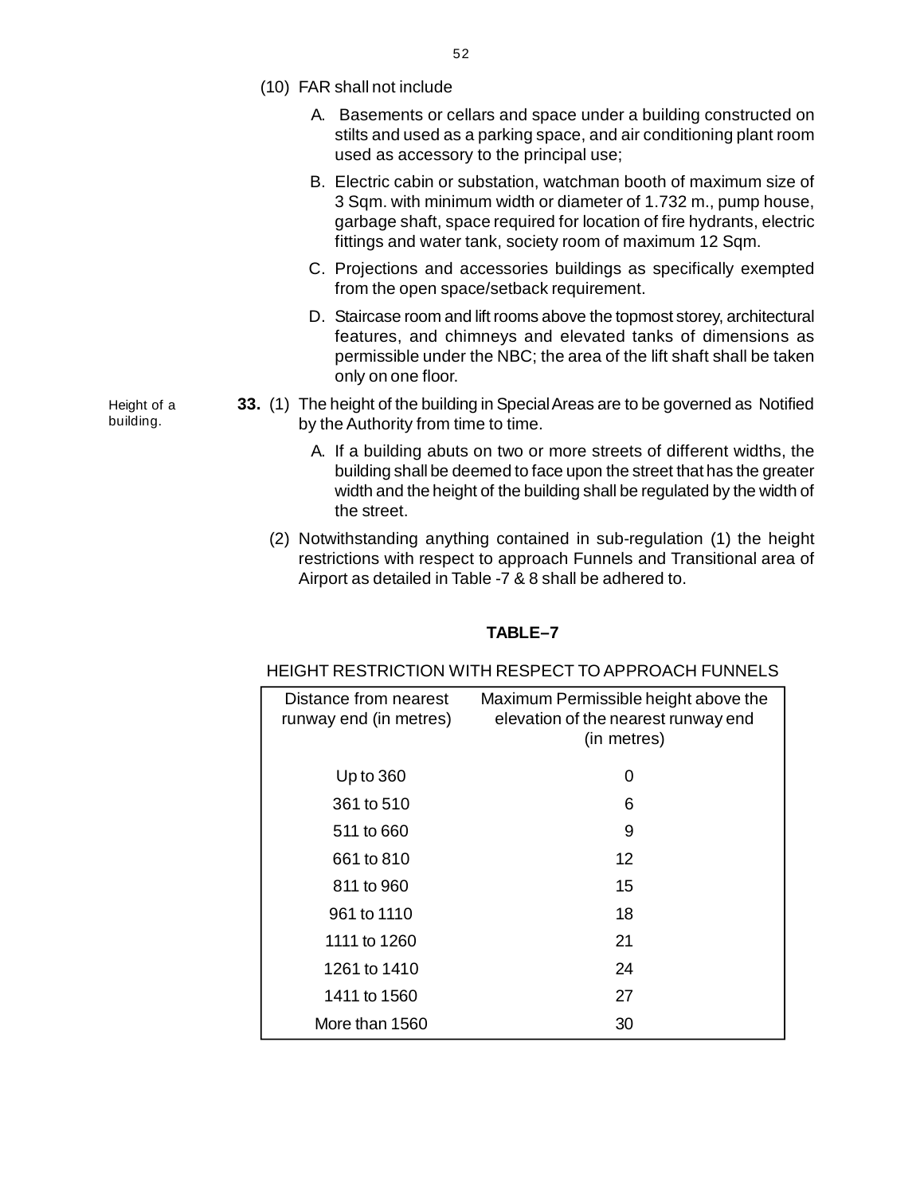(10) FAR shall not include

A. Basements or cellars and space under a building constructed on stilts and used as a parking space, and air conditioning plant room used as accessory to the principal use;

B. Electric cabin or substation, watchman booth of maximum size of 3 Sqm. with minimum width or diameter of 1.732 m., pump house, garbage shaft, space required for location of fire hydrants, electric fittings and water tank, society room of maximum 12 Sqm.

C. Projections and accessories buildings as specifically exempted from the open space/setback requirement.

D. Staircase room and lift rooms above the topmost storey, architectural features, and chimneys and elevated tanks of dimensions as permissible under the NBC; the area of the lift shaft shall be taken only on one floor.

Height of a building.

**33.** (1) The height of the building in Special Areas are to be governed as Notified by the Authority from time to time.

A. If a building abuts on two or more streets of different widths, the building shall be deemed to face upon the street that has the greater width and the height of the building shall be regulated by the width of the street.

(2) Notwithstanding anything contained in sub-regulation (1) the height restrictions with respect to approach Funnels and Transitional area of Airport as detailed in Table -7 & 8 shall be adhered to.

**TABLE–7**

HEIGHT RESTRICTION WITH RESPECT TO APPROACH FUNNELS

| Distance from nearest runway end (in metres) | Maximum Permissible height above the elevation of the nearest runway end (in metres) |
|---|---|
| Up to 360 | 0 |
| 361 to 510 | 6 |
| 511 to 660 | 9 |
| 661 to 810 | 12 |
| 811 to 960 | 15 |
| 961 to 1110 | 18 |
| 1111 to 1260 | 21 |
| 1261 to 1410 | 24 |
| 1411 to 1560 | 27 |
| More than 1560 | 30 |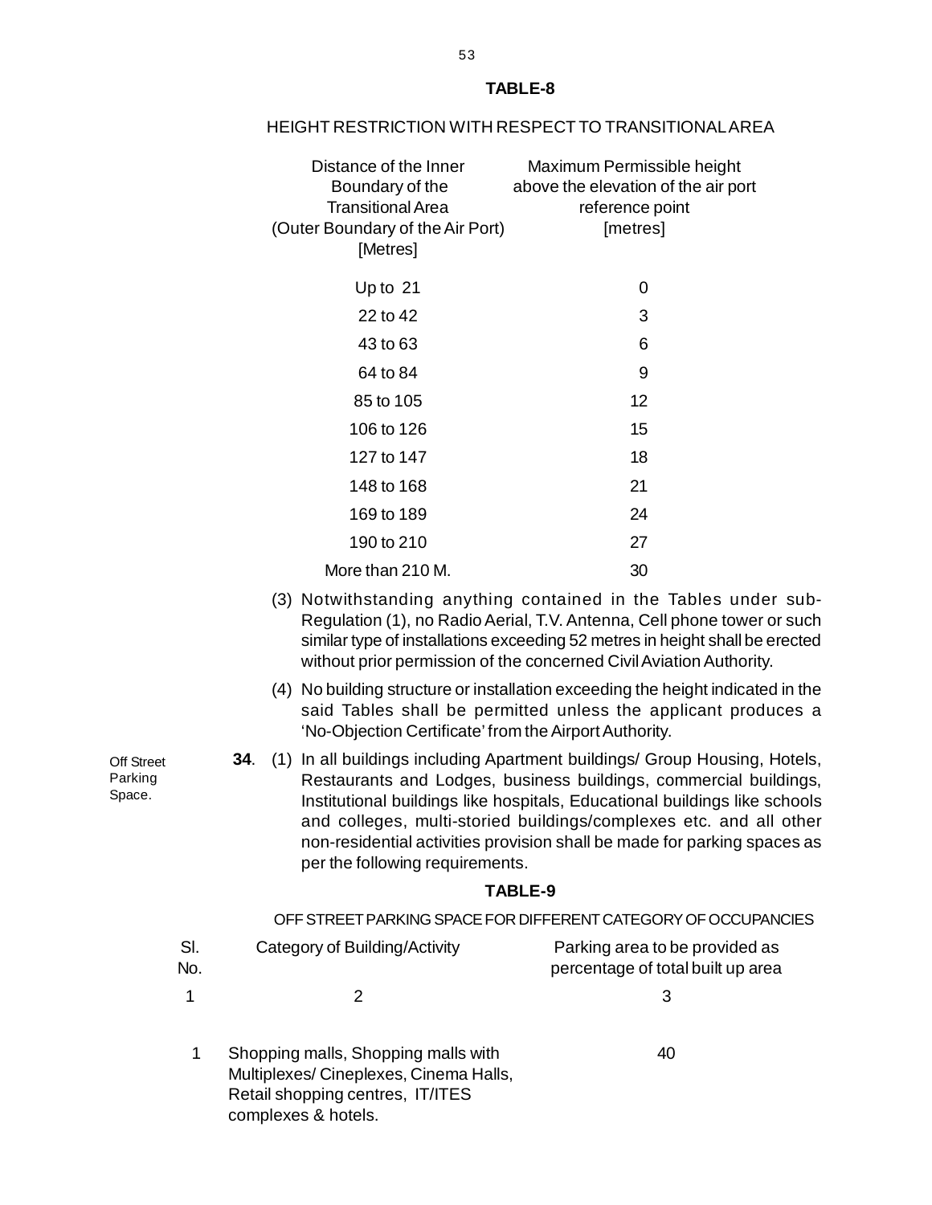## TABLE-8

HEIGHT RESTRICTION WITH RESPECT TO TRANSITIONAL AREA

| Distance of the Inner Boundary of the Transitional Area (Outer Boundary of the Air Port) [Metres] | Maximum Permissible height above the elevation of the air port reference point [metres] |
|---|---|
| Up to 21 | 0 |
| 22 to 42 | 3 |
| 43 to 63 | 6 |
| 64 to 84 | 9 |
| 85 to 105 | 12 |
| 106 to 126 | 15 |
| 127 to 147 | 18 |
| 148 to 168 | 21 |
| 169 to 189 | 24 |
| 190 to 210 | 27 |
| More than 210 M. | 30 |

(3) Notwithstanding anything contained in the Tables under sub-Regulation (1), no Radio Aerial, T.V. Antenna, Cell phone tower or such similar type of installations exceeding 52 metres in height shall be erected without prior permission of the concerned Civil Aviation Authority.

(4) No building structure or installation exceeding the height indicated in the said Tables shall be permitted unless the applicant produces a 'No-Objection Certificate' from the Airport Authority.

Off Street Parking Space.

**34**. (1) In all buildings including Apartment buildings/ Group Housing, Hotels, Restaurants and Lodges, business buildings, commercial buildings, Institutional buildings like hospitals, Educational buildings like schools and colleges, multi-storied buildings/complexes etc. and all other non-residential activities provision shall be made for parking spaces as per the following requirements.

## TABLE-9

OFF STREET PARKING SPACE FOR DIFFERENT CATEGORY OF OCCUPANCIES

| Sl. No. | Category of Building/Activity | Parking area to be provided as percentage of total built up area |
|---|---|---|
| 1 | 2 | 3 |
| 1 | Shopping malls, Shopping malls with Multiplexes/ Cineplexes, Cinema Halls, Retail shopping centres, IT/ITES complexes & hotels. | 40 |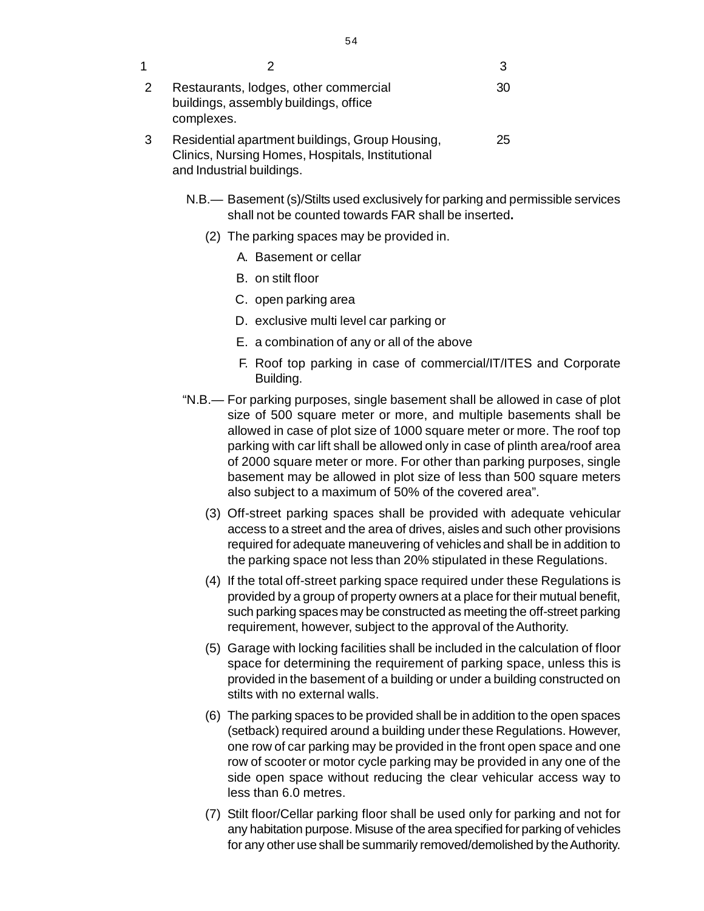| 1 | 2 | 3 |
|---|---|---|
| 2 | Restaurants, lodges, other commercial buildings, assembly buildings, office complexes. | 30 |
| 3 | Residential apartment buildings, Group Housing, Clinics, Nursing Homes, Hospitals, Institutional and Industrial buildings. | 25 |

N.B.— Basement (s)/Stilts used exclusively for parking and permissible services shall not be counted towards FAR shall be inserted**.**

(2) The parking spaces may be provided in.

A. Basement or cellar

B. on stilt floor

C. open parking area

D. exclusive multi level car parking or

E. a combination of any or all of the above

F. Roof top parking in case of commercial/IT/ITES and Corporate Building.

"N.B.— For parking purposes, single basement shall be allowed in case of plot size of 500 square meter or more, and multiple basements shall be allowed in case of plot size of 1000 square meter or more. The roof top parking with car lift shall be allowed only in case of plinth area/roof area of 2000 square meter or more. For other than parking purposes, single basement may be allowed in plot size of less than 500 square meters also subject to a maximum of 50% of the covered area".

(3) Off-street parking spaces shall be provided with adequate vehicular access to a street and the area of drives, aisles and such other provisions required for adequate maneuvering of vehicles and shall be in addition to the parking space not less than 20% stipulated in these Regulations.

(4) If the total off-street parking space required under these Regulations is provided by a group of property owners at a place for their mutual benefit, such parking spaces may be constructed as meeting the off-street parking requirement, however, subject to the approval of the Authority.

(5) Garage with locking facilities shall be included in the calculation of floor space for determining the requirement of parking space, unless this is provided in the basement of a building or under a building constructed on stilts with no external walls.

(6) The parking spaces to be provided shall be in addition to the open spaces (setback) required around a building under these Regulations. However, one row of car parking may be provided in the front open space and one row of scooter or motor cycle parking may be provided in any one of the side open space without reducing the clear vehicular access way to less than 6.0 metres.

(7) Stilt floor/Cellar parking floor shall be used only for parking and not for any habitation purpose. Misuse of the area specified for parking of vehicles for any other use shall be summarily removed/demolished by the Authority.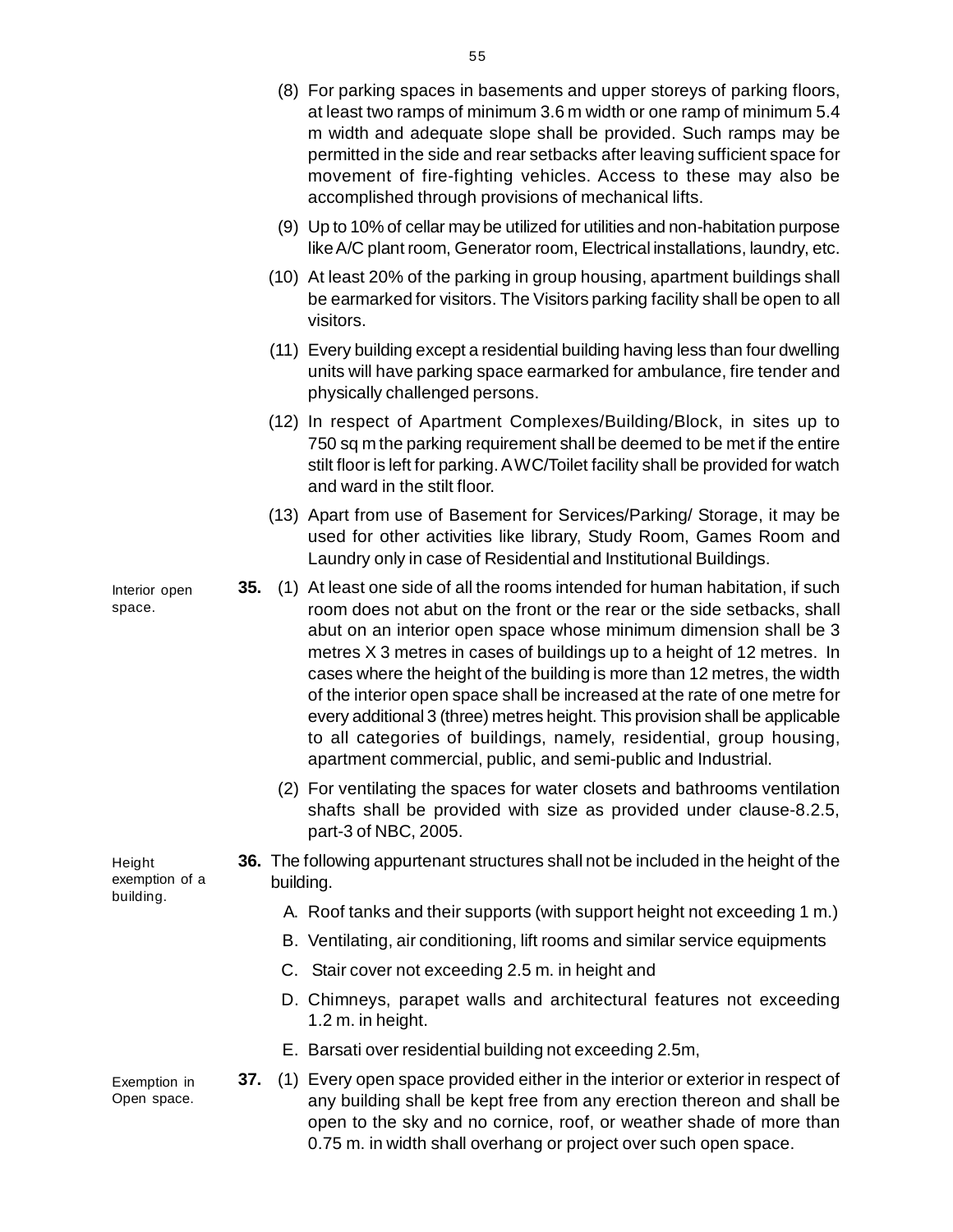(8) For parking spaces in basements and upper storeys of parking floors, at least two ramps of minimum 3.6 m width or one ramp of minimum 5.4 m width and adequate slope shall be provided. Such ramps may be permitted in the side and rear setbacks after leaving sufficient space for movement of fire-fighting vehicles. Access to these may also be accomplished through provisions of mechanical lifts.

(9) Up to 10% of cellar may be utilized for utilities and non-habitation purpose like A/C plant room, Generator room, Electrical installations, laundry, etc.

(10) At least 20% of the parking in group housing, apartment buildings shall be earmarked for visitors. The Visitors parking facility shall be open to all visitors.

(11) Every building except a residential building having less than four dwelling units will have parking space earmarked for ambulance, fire tender and physically challenged persons.

(12) In respect of Apartment Complexes/Building/Block, in sites up to 750 sq m the parking requirement shall be deemed to be met if the entire stilt floor is left for parking. A WC/Toilet facility shall be provided for watch and ward in the stilt floor.

(13) Apart from use of Basement for Services/Parking/ Storage, it may be used for other activities like library, Study Room, Games Room and Laundry only in case of Residential and Institutional Buildings.

*Interior open space.*

**35.** (1) At least one side of all the rooms intended for human habitation, if such room does not abut on the front or the rear or the side setbacks, shall abut on an interior open space whose minimum dimension shall be 3 metres X 3 metres in cases of buildings up to a height of 12 metres. In cases where the height of the building is more than 12 metres, the width of the interior open space shall be increased at the rate of one metre for every additional 3 (three) metres height. This provision shall be applicable to all categories of buildings, namely, residential, group housing, apartment commercial, public, and semi-public and Industrial.

(2) For ventilating the spaces for water closets and bathrooms ventilation shafts shall be provided with size as provided under clause-8.2.5, part-3 of NBC, 2005.

*Height exemption of a building.*

**36.** The following appurtenant structures shall not be included in the height of the building.

A. Roof tanks and their supports (with support height not exceeding 1 m.)

B. Ventilating, air conditioning, lift rooms and similar service equipments

C. Stair cover not exceeding 2.5 m. in height and

D. Chimneys, parapet walls and architectural features not exceeding 1.2 m. in height.

E. Barsati over residential building not exceeding 2.5m,

*Exemption in Open space.*

**37.** (1) Every open space provided either in the interior or exterior in respect of any building shall be kept free from any erection thereon and shall be open to the sky and no cornice, roof, or weather shade of more than 0.75 m. in width shall overhang or project over such open space.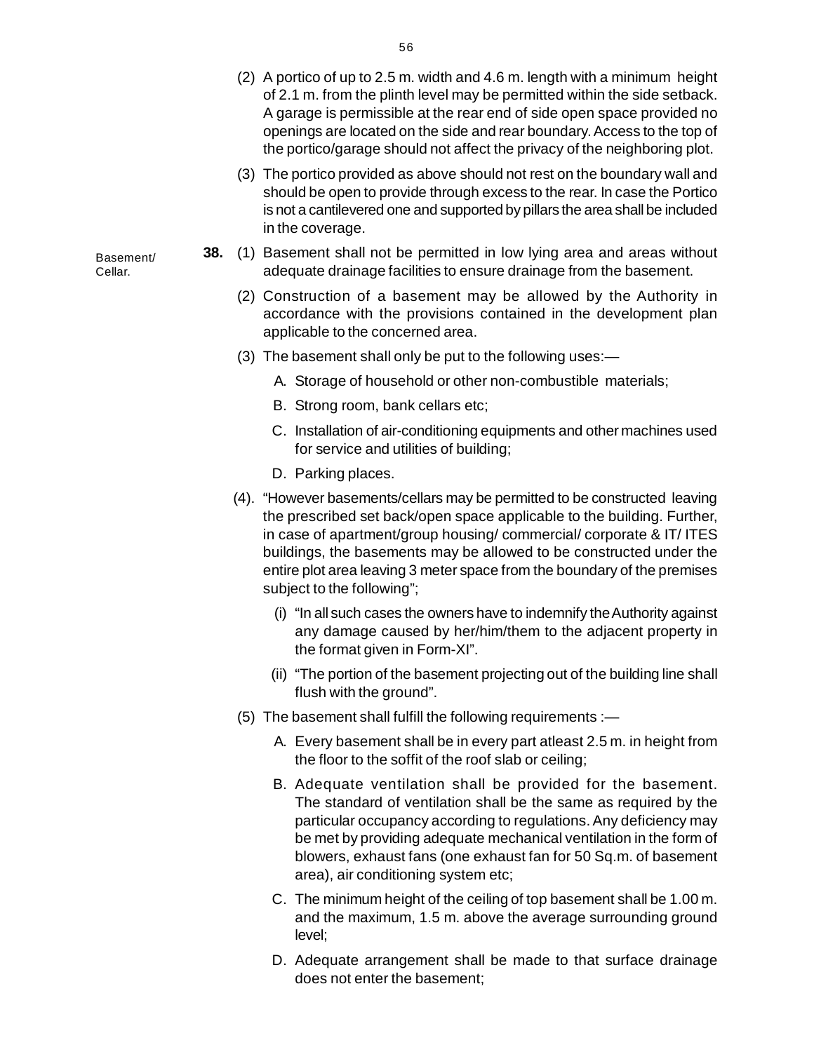(2) A portico of up to 2.5 m. width and 4.6 m. length with a minimum height of 2.1 m. from the plinth level may be permitted within the side setback. A garage is permissible at the rear end of side open space provided no openings are located on the side and rear boundary. Access to the top of the portico/garage should not affect the privacy of the neighboring plot.

(3) The portico provided as above should not rest on the boundary wall and should be open to provide through excess to the rear. In case the Portico is not a cantilevered one and supported by pillars the area shall be included in the coverage.

Basement/ Cellar.

**38.** (1) Basement shall not be permitted in low lying area and areas without adequate drainage facilities to ensure drainage from the basement.

(2) Construction of a basement may be allowed by the Authority in accordance with the provisions contained in the development plan applicable to the concerned area.

(3) The basement shall only be put to the following uses:—

A. Storage of household or other non-combustible materials;

B. Strong room, bank cellars etc;

C. Installation of air-conditioning equipments and other machines used for service and utilities of building;

D. Parking places.

(4). "However basements/cellars may be permitted to be constructed leaving the prescribed set back/open space applicable to the building. Further, in case of apartment/group housing/ commercial/ corporate & IT/ ITES buildings, the basements may be allowed to be constructed under the entire plot area leaving 3 meter space from the boundary of the premises subject to the following";

(i) "In all such cases the owners have to indemnify the Authority against any damage caused by her/him/them to the adjacent property in the format given in Form-XI".

(ii) "The portion of the basement projecting out of the building line shall flush with the ground".

(5) The basement shall fulfill the following requirements :—

A. Every basement shall be in every part atleast 2.5 m. in height from the floor to the soffit of the roof slab or ceiling;

B. Adequate ventilation shall be provided for the basement. The standard of ventilation shall be the same as required by the particular occupancy according to regulations. Any deficiency may be met by providing adequate mechanical ventilation in the form of blowers, exhaust fans (one exhaust fan for 50 Sq.m. of basement area), air conditioning system etc;

C. The minimum height of the ceiling of top basement shall be 1.00 m. and the maximum, 1.5 m. above the average surrounding ground level;

D. Adequate arrangement shall be made to that surface drainage does not enter the basement;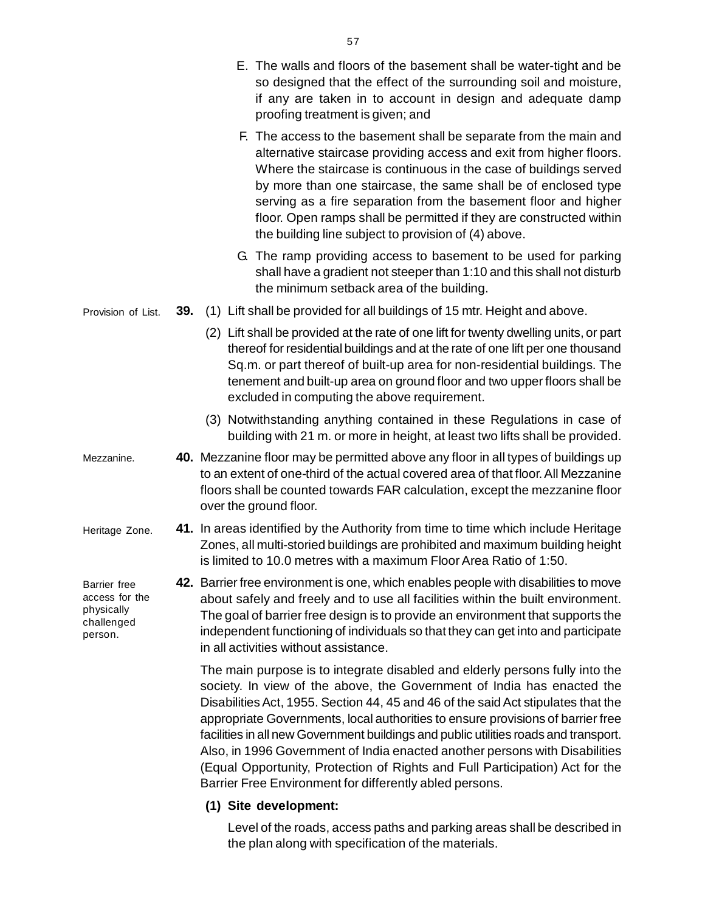E. The walls and floors of the basement shall be water-tight and be so designed that the effect of the surrounding soil and moisture, if any are taken in to account in design and adequate damp proofing treatment is given; and

F. The access to the basement shall be separate from the main and alternative staircase providing access and exit from higher floors. Where the staircase is continuous in the case of buildings served by more than one staircase, the same shall be of enclosed type serving as a fire separation from the basement floor and higher floor. Open ramps shall be permitted if they are constructed within the building line subject to provision of (4) above.

G. The ramp providing access to basement to be used for parking shall have a gradient not steeper than 1:10 and this shall not disturb the minimum setback area of the building.

Provision of List.

**39.** (1) Lift shall be provided for all buildings of 15 mtr. Height and above.

(2) Lift shall be provided at the rate of one lift for twenty dwelling units, or part thereof for residential buildings and at the rate of one lift per one thousand Sq.m. or part thereof of built-up area for non-residential buildings. The tenement and built-up area on ground floor and two upper floors shall be excluded in computing the above requirement.

(3) Notwithstanding anything contained in these Regulations in case of building with 21 m. or more in height, at least two lifts shall be provided.

Mezzanine.

**40.** Mezzanine floor may be permitted above any floor in all types of buildings up to an extent of one-third of the actual covered area of that floor. All Mezzanine floors shall be counted towards FAR calculation, except the mezzanine floor over the ground floor.

Heritage Zone.

**41.** In areas identified by the Authority from time to time which include Heritage Zones, all multi-storied buildings are prohibited and maximum building height is limited to 10.0 metres with a maximum Floor Area Ratio of 1:50.

Barrier free access for the physically challenged person.

**42.** Barrier free environment is one, which enables people with disabilities to move about safely and freely and to use all facilities within the built environment. The goal of barrier free design is to provide an environment that supports the independent functioning of individuals so that they can get into and participate in all activities without assistance.

The main purpose is to integrate disabled and elderly persons fully into the society. In view of the above, the Government of India has enacted the Disabilities Act, 1955. Section 44, 45 and 46 of the said Act stipulates that the appropriate Governments, local authorities to ensure provisions of barrier free facilities in all new Government buildings and public utilities roads and transport. Also, in 1996 Government of India enacted another persons with Disabilities (Equal Opportunity, Protection of Rights and Full Participation) Act for the Barrier Free Environment for differently abled persons.

**(1) Site development:**

Level of the roads, access paths and parking areas shall be described in the plan along with specification of the materials.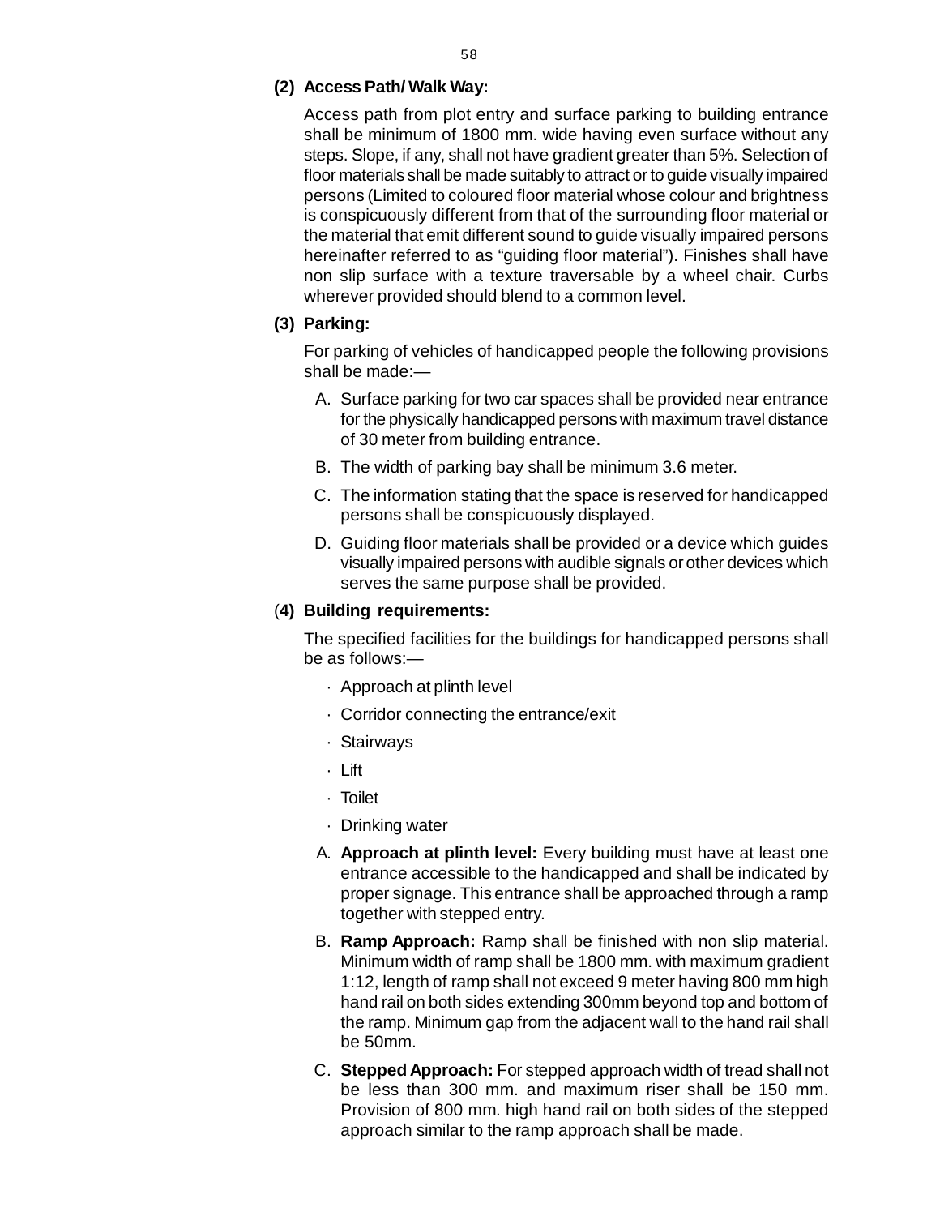**(2) Access Path/ Walk Way:**

Access path from plot entry and surface parking to building entrance shall be minimum of 1800 mm. wide having even surface without any steps. Slope, if any, shall not have gradient greater than 5%. Selection of floor materials shall be made suitably to attract or to guide visually impaired persons (Limited to coloured floor material whose colour and brightness is conspicuously different from that of the surrounding floor material or the material that emit different sound to guide visually impaired persons hereinafter referred to as "guiding floor material"). Finishes shall have non slip surface with a texture traversable by a wheel chair. Curbs wherever provided should blend to a common level.

**(3) Parking:**

For parking of vehicles of handicapped people the following provisions shall be made:—

A. Surface parking for two car spaces shall be provided near entrance for the physically handicapped persons with maximum travel distance of 30 meter from building entrance.

B. The width of parking bay shall be minimum 3.6 meter.

C. The information stating that the space is reserved for handicapped persons shall be conspicuously displayed.

D. Guiding floor materials shall be provided or a device which guides visually impaired persons with audible signals or other devices which serves the same purpose shall be provided.

(**4) Building requirements:**

The specified facilities for the buildings for handicapped persons shall be as follows:—

- Approach at plinth level
- Corridor connecting the entrance/exit
- Stairways
- Lift
- Toilet
- Drinking water

A. **Approach at plinth level:** Every building must have at least one entrance accessible to the handicapped and shall be indicated by proper signage. This entrance shall be approached through a ramp together with stepped entry.

B. **Ramp Approach:** Ramp shall be finished with non slip material. Minimum width of ramp shall be 1800 mm. with maximum gradient 1:12, length of ramp shall not exceed 9 meter having 800 mm high hand rail on both sides extending 300mm beyond top and bottom of the ramp. Minimum gap from the adjacent wall to the hand rail shall be 50mm.

C. **Stepped Approach:** For stepped approach width of tread shall not be less than 300 mm. and maximum riser shall be 150 mm. Provision of 800 mm. high hand rail on both sides of the stepped approach similar to the ramp approach shall be made.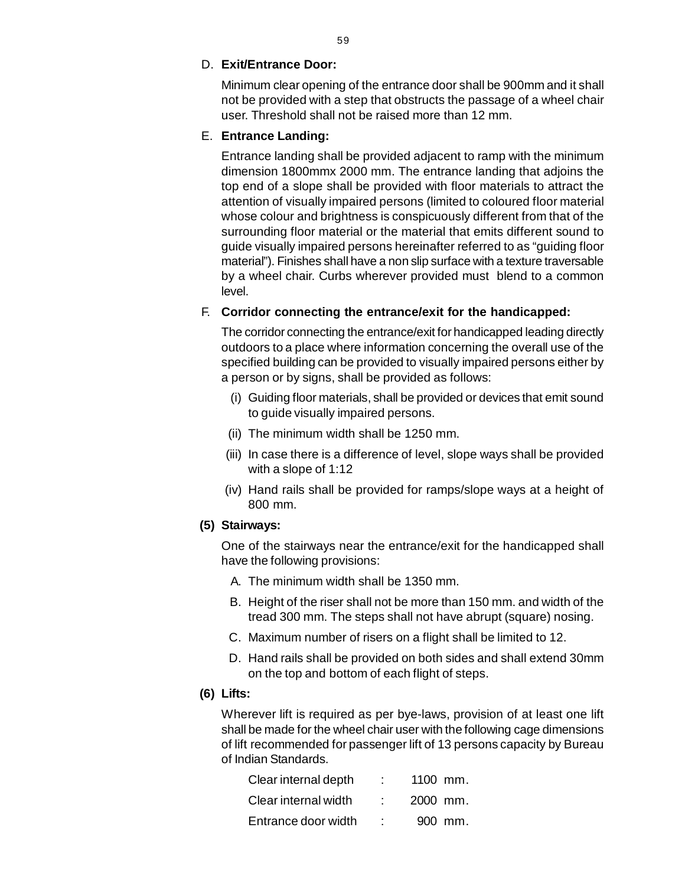D. **Exit/Entrance Door:**

Minimum clear opening of the entrance door shall be 900mm and it shall not be provided with a step that obstructs the passage of a wheel chair user. Threshold shall not be raised more than 12 mm.

E. **Entrance Landing:**

Entrance landing shall be provided adjacent to ramp with the minimum dimension 1800mmx 2000 mm. The entrance landing that adjoins the top end of a slope shall be provided with floor materials to attract the attention of visually impaired persons (limited to coloured floor material whose colour and brightness is conspicuously different from that of the surrounding floor material or the material that emits different sound to guide visually impaired persons hereinafter referred to as "guiding floor material"). Finishes shall have a non slip surface with a texture traversable by a wheel chair. Curbs wherever provided must blend to a common level.

F. **Corridor connecting the entrance/exit for the handicapped:**

The corridor connecting the entrance/exit for handicapped leading directly outdoors to a place where information concerning the overall use of the specified building can be provided to visually impaired persons either by a person or by signs, shall be provided as follows:

(i) Guiding floor materials, shall be provided or devices that emit sound to guide visually impaired persons.

(ii) The minimum width shall be 1250 mm.

(iii) In case there is a difference of level, slope ways shall be provided with a slope of 1:12

(iv) Hand rails shall be provided for ramps/slope ways at a height of 800 mm.

**(5) Stairways:**

One of the stairways near the entrance/exit for the handicapped shall have the following provisions:

A. The minimum width shall be 1350 mm.

B. Height of the riser shall not be more than 150 mm. and width of the tread 300 mm. The steps shall not have abrupt (square) nosing.

C. Maximum number of risers on a flight shall be limited to 12.

D. Hand rails shall be provided on both sides and shall extend 30mm on the top and bottom of each flight of steps.

**(6) Lifts:**

Wherever lift is required as per bye-laws, provision of at least one lift shall be made for the wheel chair user with the following cage dimensions of lift recommended for passenger lift of 13 persons capacity by Bureau of Indian Standards.

| | | |
|---|---|---|
| Clear internal depth | : | 1100 mm. |
| Clear internal width | : | 2000 mm. |
| Entrance door width | : | 900 mm. |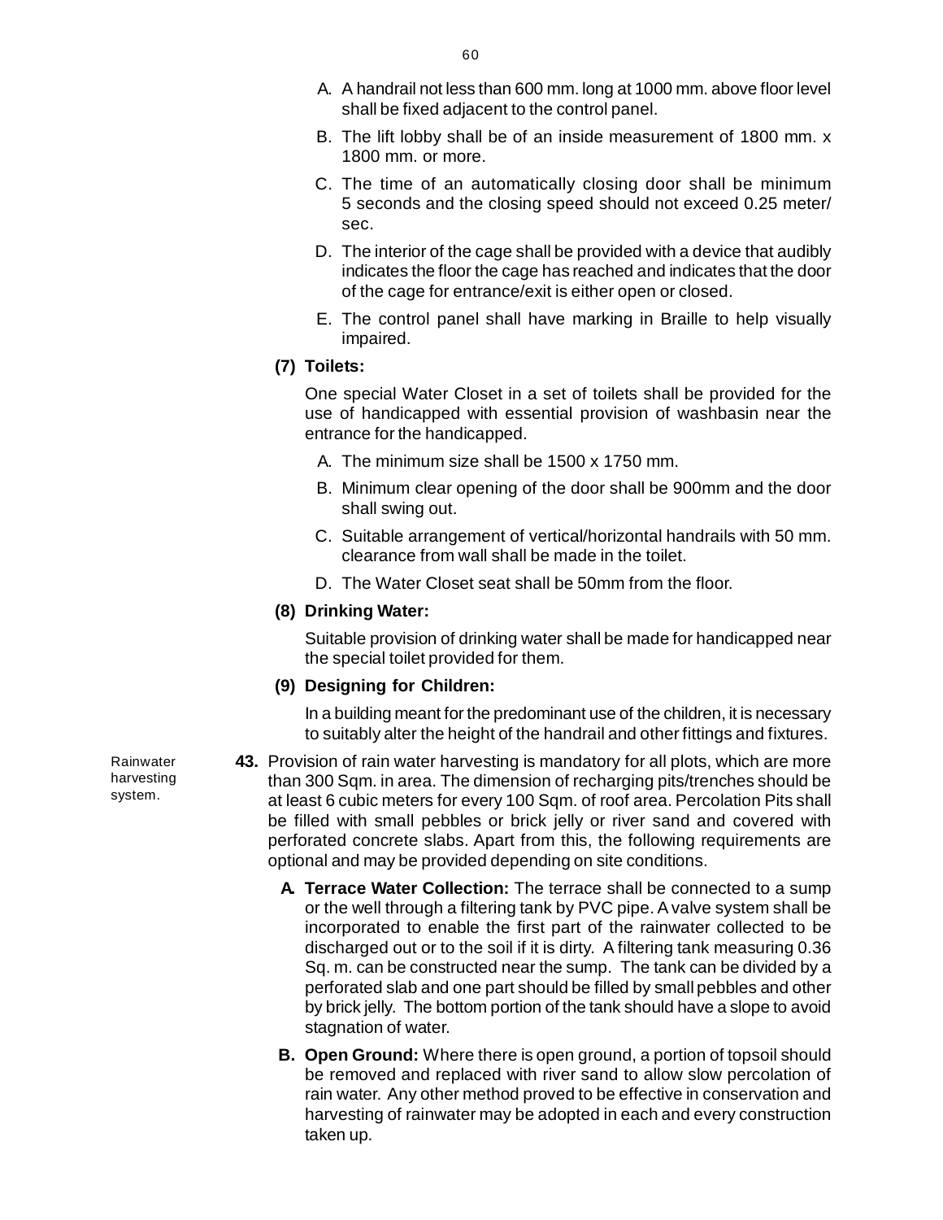A. A handrail not less than 600 mm. long at 1000 mm. above floor level shall be fixed adjacent to the control panel.

B. The lift lobby shall be of an inside measurement of 1800 mm. x 1800 mm. or more.

C. The time of an automatically closing door shall be minimum 5 seconds and the closing speed should not exceed 0.25 meter/ sec.

D. The interior of the cage shall be provided with a device that audibly indicates the floor the cage has reached and indicates that the door of the cage for entrance/exit is either open or closed.

E. The control panel shall have marking in Braille to help visually impaired.

**(7) Toilets:**

One special Water Closet in a set of toilets shall be provided for the use of handicapped with essential provision of washbasin near the entrance for the handicapped.

A. The minimum size shall be 1500 x 1750 mm.

B. Minimum clear opening of the door shall be 900mm and the door shall swing out.

C. Suitable arrangement of vertical/horizontal handrails with 50 mm. clearance from wall shall be made in the toilet.

D. The Water Closet seat shall be 50mm from the floor.

**(8) Drinking Water:**

Suitable provision of drinking water shall be made for handicapped near the special toilet provided for them.

**(9) Designing for Children:**

In a building meant for the predominant use of the children, it is necessary to suitably alter the height of the handrail and other fittings and fixtures.

Rainwater harvesting system.

**43.** Provision of rain water harvesting is mandatory for all plots, which are more than 300 Sqm. in area. The dimension of recharging pits/trenches should be at least 6 cubic meters for every 100 Sqm. of roof area. Percolation Pits shall be filled with small pebbles or brick jelly or river sand and covered with perforated concrete slabs. Apart from this, the following requirements are optional and may be provided depending on site conditions.

**A. Terrace Water Collection:** The terrace shall be connected to a sump or the well through a filtering tank by PVC pipe. A valve system shall be incorporated to enable the first part of the rainwater collected to be discharged out or to the soil if it is dirty. A filtering tank measuring 0.36 Sq. m. can be constructed near the sump. The tank can be divided by a perforated slab and one part should be filled by small pebbles and other by brick jelly. The bottom portion of the tank should have a slope to avoid stagnation of water.

**B. Open Ground:** Where there is open ground, a portion of topsoil should be removed and replaced with river sand to allow slow percolation of rain water. Any other method proved to be effective in conservation and harvesting of rainwater may be adopted in each and every construction taken up.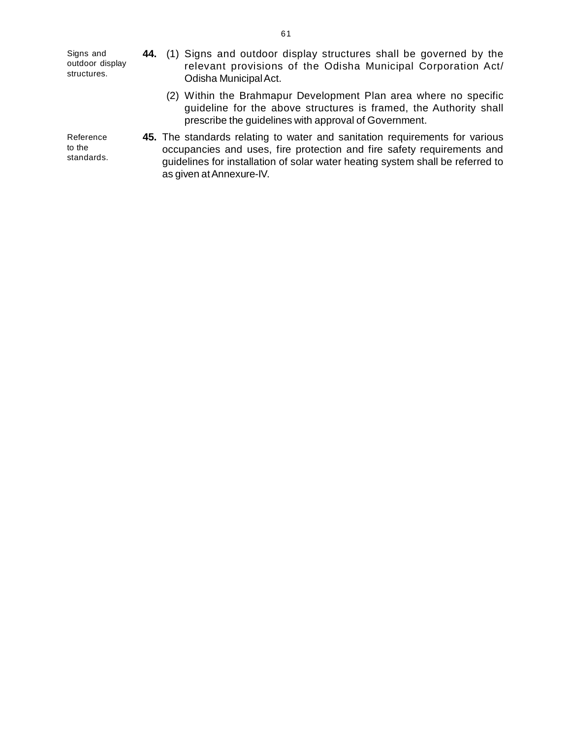**44.** *Signs and outdoor display structures.*

(1) Signs and outdoor display structures shall be governed by the relevant provisions of the Odisha Municipal Corporation Act/ Odisha Municipal Act.

(2) Within the Brahmapur Development Plan area where no specific guideline for the above structures is framed, the Authority shall prescribe the guidelines with approval of Government.

**45.** *Reference to the standards.*

The standards relating to water and sanitation requirements for various occupancies and uses, fire protection and fire safety requirements and guidelines for installation of solar water heating system shall be referred to as given at Annexure-IV.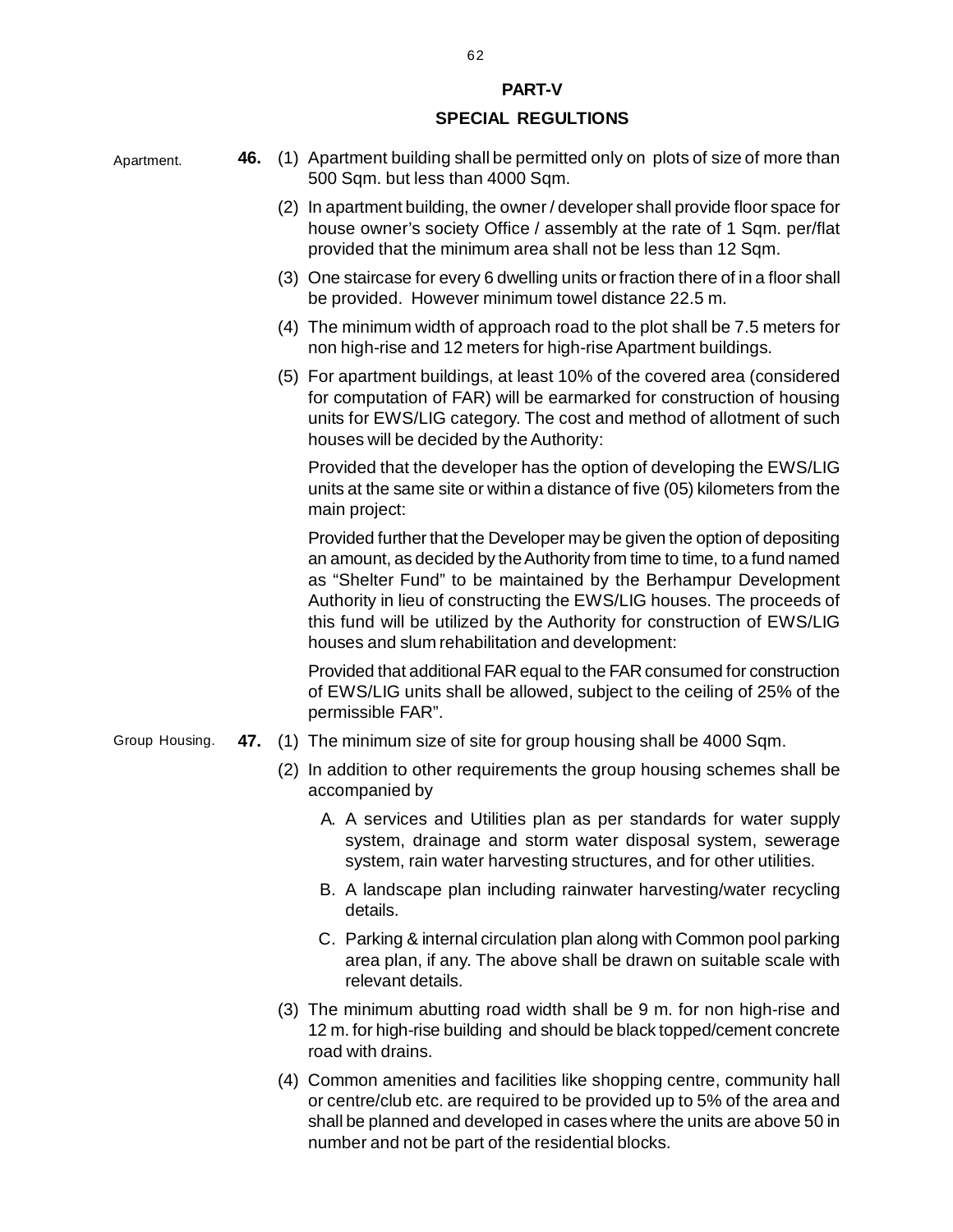## PART-V

## SPECIAL REGULTIONS

Apartment.

**46.** (1) Apartment building shall be permitted only on plots of size of more than 500 Sqm. but less than 4000 Sqm.

(2) In apartment building, the owner / developer shall provide floor space for house owner's society Office / assembly at the rate of 1 Sqm. per/flat provided that the minimum area shall not be less than 12 Sqm.

(3) One staircase for every 6 dwelling units or fraction there of in a floor shall be provided. However minimum towel distance 22.5 m.

(4) The minimum width of approach road to the plot shall be 7.5 meters for non high-rise and 12 meters for high-rise Apartment buildings.

(5) For apartment buildings, at least 10% of the covered area (considered for computation of FAR) will be earmarked for construction of housing units for EWS/LIG category. The cost and method of allotment of such houses will be decided by the Authority:

Provided that the developer has the option of developing the EWS/LIG units at the same site or within a distance of five (05) kilometers from the main project:

Provided further that the Developer may be given the option of depositing an amount, as decided by the Authority from time to time, to a fund named as "Shelter Fund" to be maintained by the Berhampur Development Authority in lieu of constructing the EWS/LIG houses. The proceeds of this fund will be utilized by the Authority for construction of EWS/LIG houses and slum rehabilitation and development:

Provided that additional FAR equal to the FAR consumed for construction of EWS/LIG units shall be allowed, subject to the ceiling of 25% of the permissible FAR".

Group Housing.

**47.** (1) The minimum size of site for group housing shall be 4000 Sqm.

(2) In addition to other requirements the group housing schemes shall be accompanied by

A. A services and Utilities plan as per standards for water supply system, drainage and storm water disposal system, sewerage system, rain water harvesting structures, and for other utilities.

B. A landscape plan including rainwater harvesting/water recycling details.

C. Parking & internal circulation plan along with Common pool parking area plan, if any. The above shall be drawn on suitable scale with relevant details.

(3) The minimum abutting road width shall be 9 m. for non high-rise and 12 m. for high-rise building and should be black topped/cement concrete road with drains.

(4) Common amenities and facilities like shopping centre, community hall or centre/club etc. are required to be provided up to 5% of the area and shall be planned and developed in cases where the units are above 50 in number and not be part of the residential blocks.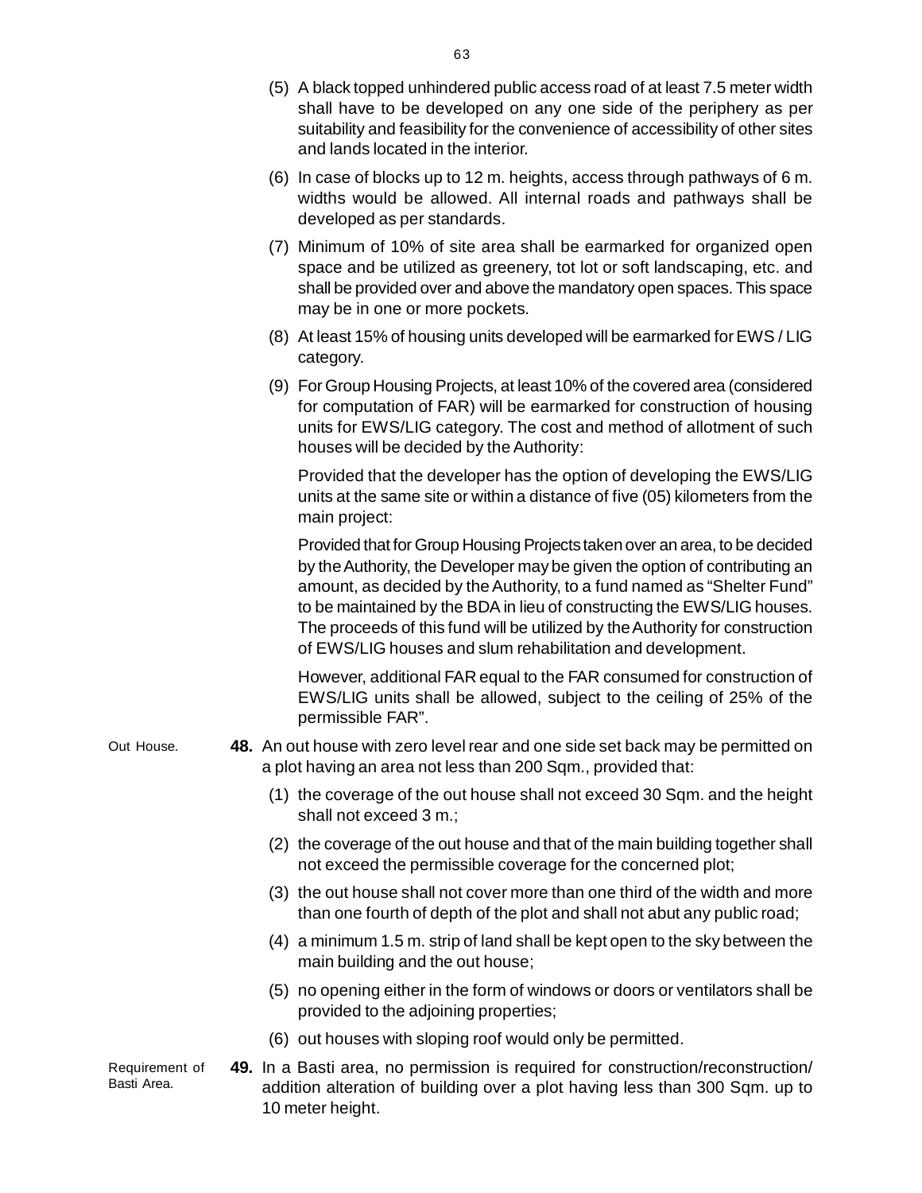(5) A black topped unhindered public access road of at least 7.5 meter width shall have to be developed on any one side of the periphery as per suitability and feasibility for the convenience of accessibility of other sites and lands located in the interior.

(6) In case of blocks up to 12 m. heights, access through pathways of 6 m. widths would be allowed. All internal roads and pathways shall be developed as per standards.

(7) Minimum of 10% of site area shall be earmarked for organized open space and be utilized as greenery, tot lot or soft landscaping, etc. and shall be provided over and above the mandatory open spaces. This space may be in one or more pockets.

(8) At least 15% of housing units developed will be earmarked for EWS / LIG category.

(9) For Group Housing Projects, at least 10% of the covered area (considered for computation of FAR) will be earmarked for construction of housing units for EWS/LIG category. The cost and method of allotment of such houses will be decided by the Authority:

Provided that the developer has the option of developing the EWS/LIG units at the same site or within a distance of five (05) kilometers from the main project:

Provided that for Group Housing Projects taken over an area, to be decided by the Authority, the Developer may be given the option of contributing an amount, as decided by the Authority, to a fund named as "Shelter Fund" to be maintained by the BDA in lieu of constructing the EWS/LIG houses. The proceeds of this fund will be utilized by the Authority for construction of EWS/LIG houses and slum rehabilitation and development.

However, additional FAR equal to the FAR consumed for construction of EWS/LIG units shall be allowed, subject to the ceiling of 25% of the permissible FAR".

Out House.

**48.** An out house with zero level rear and one side set back may be permitted on a plot having an area not less than 200 Sqm., provided that:

(1) the coverage of the out house shall not exceed 30 Sqm. and the height shall not exceed 3 m.;

(2) the coverage of the out house and that of the main building together shall not exceed the permissible coverage for the concerned plot;

(3) the out house shall not cover more than one third of the width and more than one fourth of depth of the plot and shall not abut any public road;

(4) a minimum 1.5 m. strip of land shall be kept open to the sky between the main building and the out house;

(5) no opening either in the form of windows or doors or ventilators shall be provided to the adjoining properties;

(6) out houses with sloping roof would only be permitted.

Requirement of Basti Area.

**49.** In a Basti area, no permission is required for construction/reconstruction/ addition alteration of building over a plot having less than 300 Sqm. up to 10 meter height.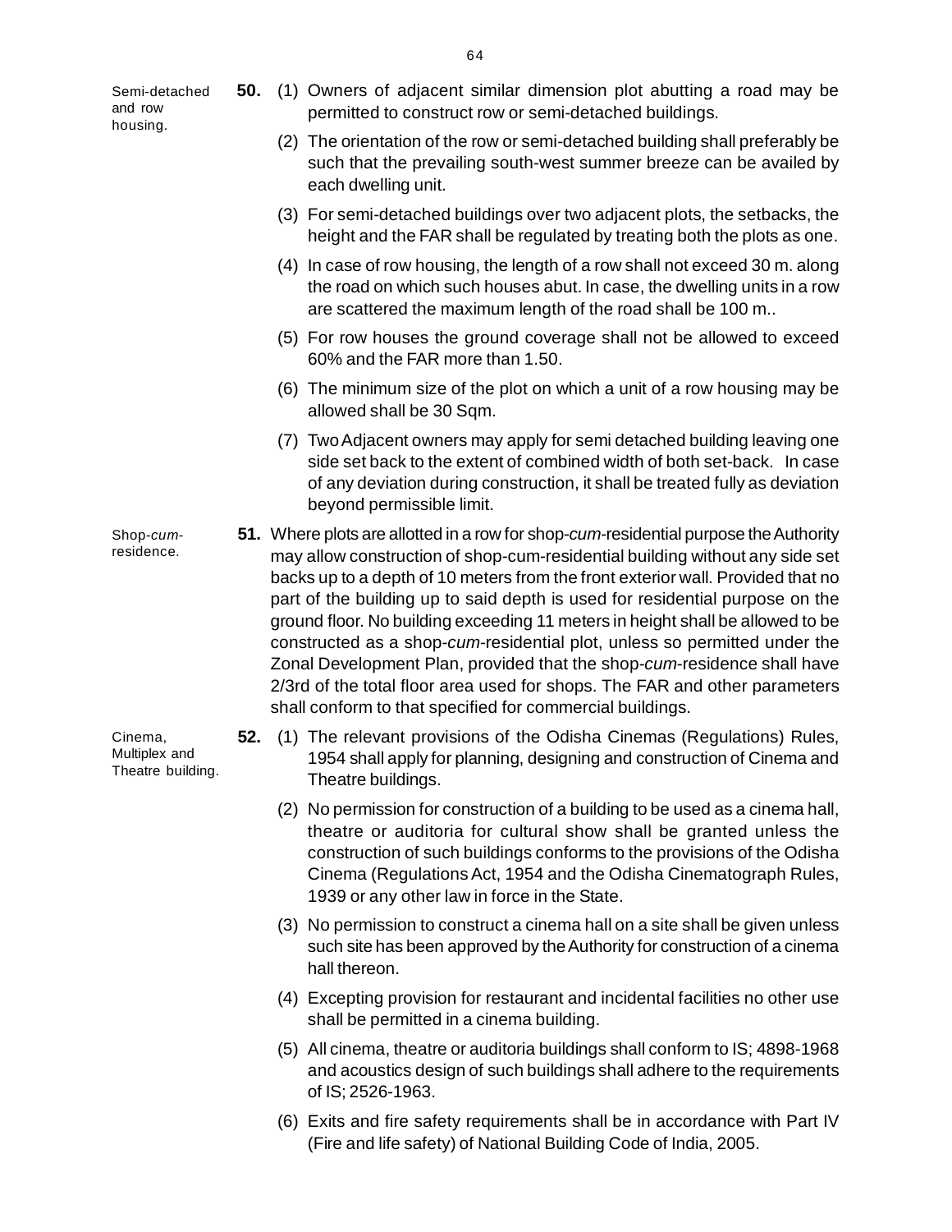**50.** *Semi-detached and row housing.*

(1) Owners of adjacent similar dimension plot abutting a road may be permitted to construct row or semi-detached buildings.

(2) The orientation of the row or semi-detached building shall preferably be such that the prevailing south-west summer breeze can be availed by each dwelling unit.

(3) For semi-detached buildings over two adjacent plots, the setbacks, the height and the FAR shall be regulated by treating both the plots as one.

(4) In case of row housing, the length of a row shall not exceed 30 m. along the road on which such houses abut. In case, the dwelling units in a row are scattered the maximum length of the road shall be 100 m..

(5) For row houses the ground coverage shall not be allowed to exceed 60% and the FAR more than 1.50.

(6) The minimum size of the plot on which a unit of a row housing may be allowed shall be 30 Sqm.

(7) Two Adjacent owners may apply for semi detached building leaving one side set back to the extent of combined width of both set-back. In case of any deviation during construction, it shall be treated fully as deviation beyond permissible limit.

**51.** *Shop-cum-residence.*

Where plots are allotted in a row for shop-*cum*-residential purpose the Authority may allow construction of shop-cum-residential building without any side set backs up to a depth of 10 meters from the front exterior wall. Provided that no part of the building up to said depth is used for residential purpose on the ground floor. No building exceeding 11 meters in height shall be allowed to be constructed as a shop-*cum*-residential plot, unless so permitted under the Zonal Development Plan, provided that the shop-*cum*-residence shall have 2/3rd of the total floor area used for shops. The FAR and other parameters shall conform to that specified for commercial buildings.

**52.** *Cinema, Multiplex and Theatre building.*

(1) The relevant provisions of the Odisha Cinemas (Regulations) Rules, 1954 shall apply for planning, designing and construction of Cinema and Theatre buildings.

(2) No permission for construction of a building to be used as a cinema hall, theatre or auditoria for cultural show shall be granted unless the construction of such buildings conforms to the provisions of the Odisha Cinema (Regulations Act, 1954 and the Odisha Cinematograph Rules, 1939 or any other law in force in the State.

(3) No permission to construct a cinema hall on a site shall be given unless such site has been approved by the Authority for construction of a cinema hall thereon.

(4) Excepting provision for restaurant and incidental facilities no other use shall be permitted in a cinema building.

(5) All cinema, theatre or auditoria buildings shall conform to IS; 4898-1968 and acoustics design of such buildings shall adhere to the requirements of IS; 2526-1963.

(6) Exits and fire safety requirements shall be in accordance with Part IV (Fire and life safety) of National Building Code of India, 2005.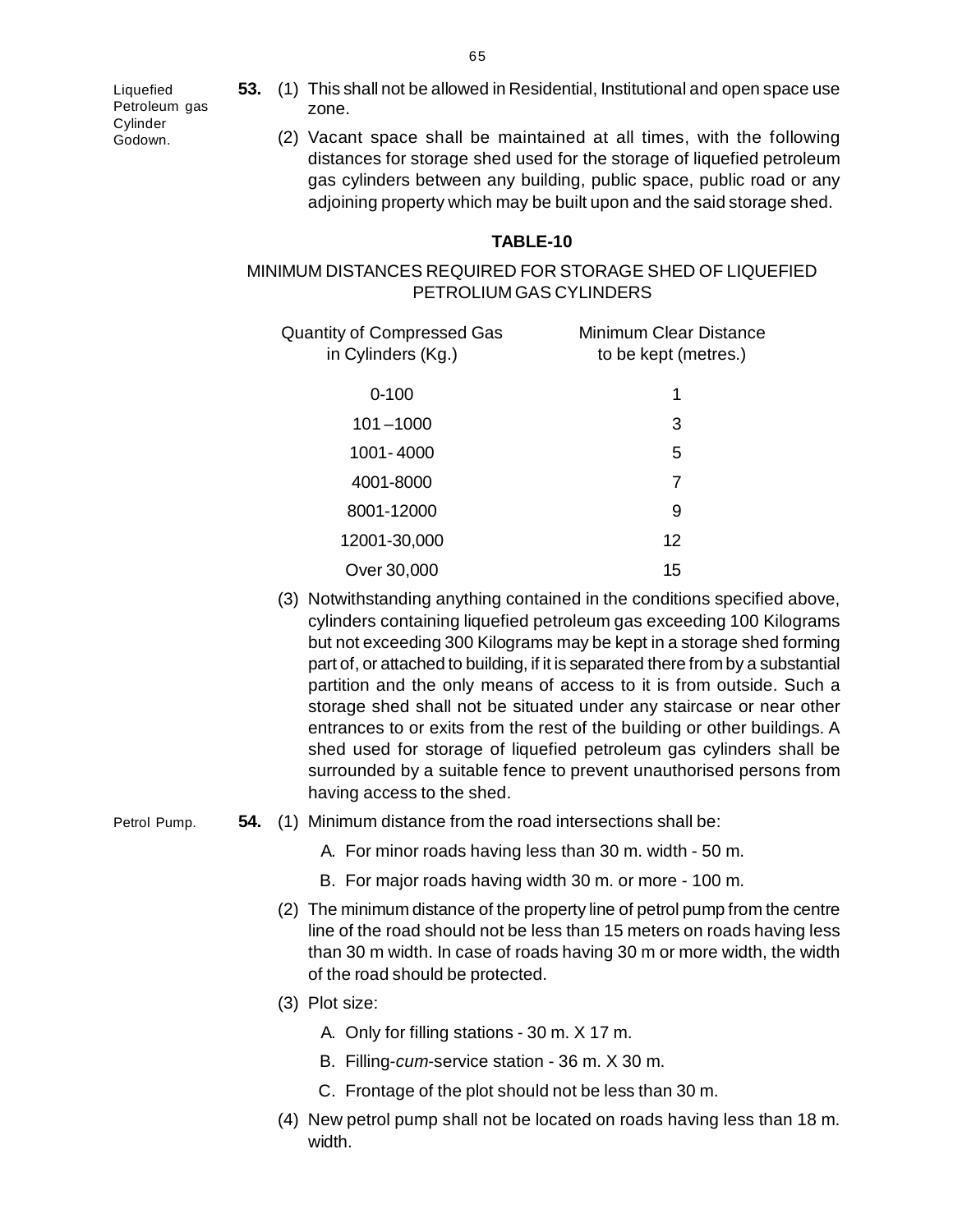Liquefied Petroleum gas Cylinder Godown.

**53.** (1) This shall not be allowed in Residential, Institutional and open space use zone.

(2) Vacant space shall be maintained at all times, with the following distances for storage shed used for the storage of liquefied petroleum gas cylinders between any building, public space, public road or any adjoining property which may be built upon and the said storage shed.

**TABLE-10**

MINIMUM DISTANCES REQUIRED FOR STORAGE SHED OF LIQUEFIED PETROLIUM GAS CYLINDERS

| Quantity of Compressed Gas in Cylinders (Kg.) | Minimum Clear Distance to be kept (metres.) |
|---|---|
| 0-100 | 1 |
| 101 –1000 | 3 |
| 1001- 4000 | 5 |
| 4001-8000 | 7 |
| 8001-12000 | 9 |
| 12001-30,000 | 12 |
| Over 30,000 | 15 |

(3) Notwithstanding anything contained in the conditions specified above, cylinders containing liquefied petroleum gas exceeding 100 Kilograms but not exceeding 300 Kilograms may be kept in a storage shed forming part of, or attached to building, if it is separated there from by a substantial partition and the only means of access to it is from outside. Such a storage shed shall not be situated under any staircase or near other entrances to or exits from the rest of the building or other buildings. A shed used for storage of liquefied petroleum gas cylinders shall be surrounded by a suitable fence to prevent unauthorised persons from having access to the shed.

Petrol Pump.

**54.** (1) Minimum distance from the road intersections shall be:

A. For minor roads having less than 30 m. width - 50 m.

B. For major roads having width 30 m. or more - 100 m.

(2) The minimum distance of the property line of petrol pump from the centre line of the road should not be less than 15 meters on roads having less than 30 m width. In case of roads having 30 m or more width, the width of the road should be protected.

(3) Plot size:

A. Only for filling stations - 30 m. X 17 m.

B. Filling-*cum*-service station - 36 m. X 30 m.

C. Frontage of the plot should not be less than 30 m.

(4) New petrol pump shall not be located on roads having less than 18 m. width.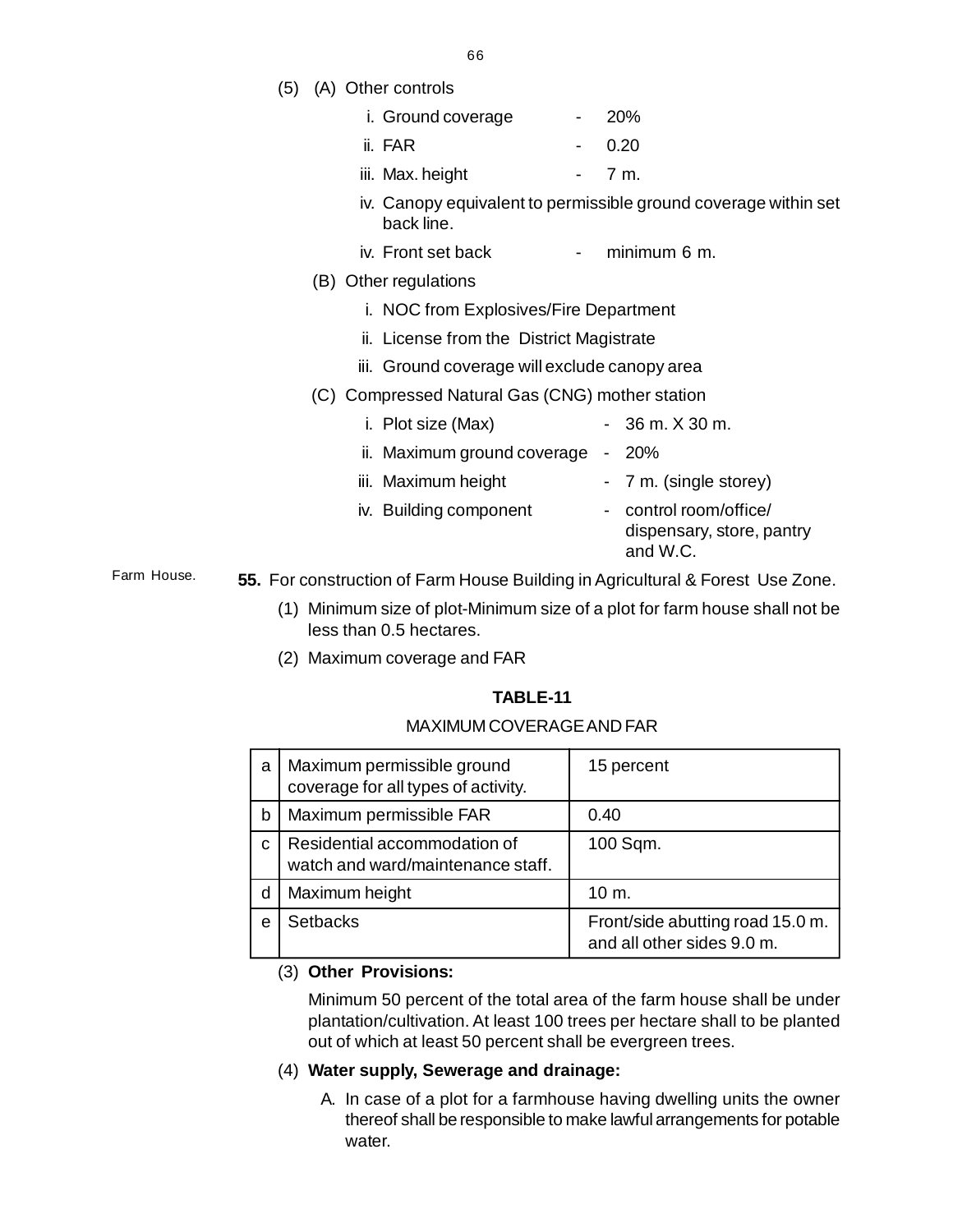(5) (A) Other controls

i. Ground coverage - 20%

ii. FAR - 0.20

iii. Max. height - 7 m.

iv. Canopy equivalent to permissible ground coverage within set back line.

iv. Front set back - minimum 6 m.

(B) Other regulations

i. NOC from Explosives/Fire Department

ii. License from the District Magistrate

iii. Ground coverage will exclude canopy area

(C) Compressed Natural Gas (CNG) mother station

i. Plot size (Max) - 36 m. X 30 m.

ii. Maximum ground coverage - 20%

iii. Maximum height - 7 m. (single storey)

iv. Building component - control room/office/ dispensary, store, pantry and W.C.

Farm House.

**55.** For construction of Farm House Building in Agricultural & Forest Use Zone.

(1) Minimum size of plot-Minimum size of a plot for farm house shall not be less than 0.5 hectares.

(2) Maximum coverage and FAR

**TABLE-11**

MAXIMUM COVERAGE AND FAR

| | | |
|---|---|---|
| a | Maximum permissible ground coverage for all types of activity. | 15 percent |
| b | Maximum permissible FAR | 0.40 |
| c | Residential accommodation of watch and ward/maintenance staff. | 100 Sqm. |
| d | Maximum height | 10 m. |
| e | Setbacks | Front/side abutting road 15.0 m. and all other sides 9.0 m. |

(3) **Other Provisions:**

Minimum 50 percent of the total area of the farm house shall be under plantation/cultivation. At least 100 trees per hectare shall to be planted out of which at least 50 percent shall be evergreen trees.

(4) **Water supply, Sewerage and drainage:**

A. In case of a plot for a farmhouse having dwelling units the owner thereof shall be responsible to make lawful arrangements for potable water.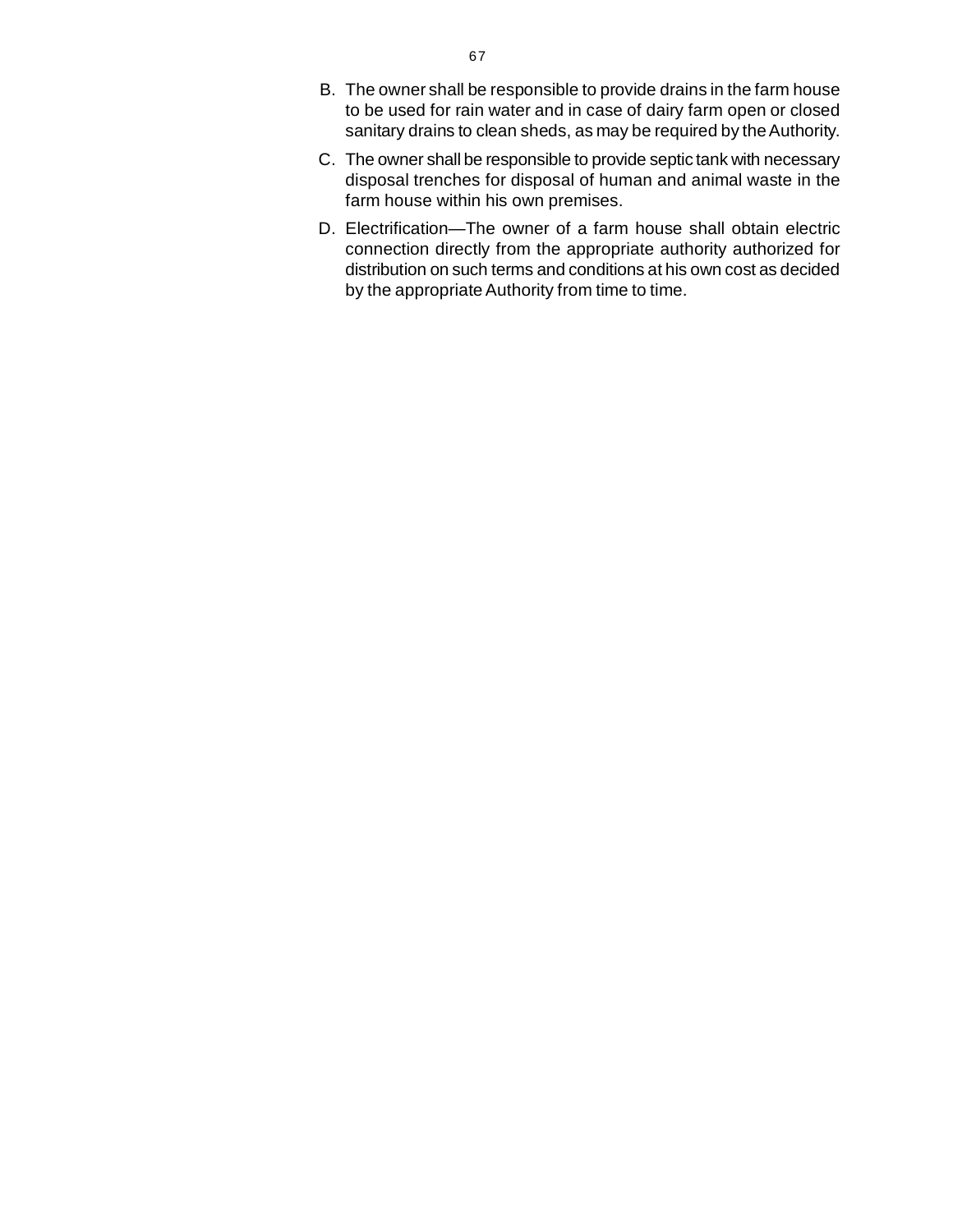B. The owner shall be responsible to provide drains in the farm house to be used for rain water and in case of dairy farm open or closed sanitary drains to clean sheds, as may be required by the Authority.

C. The owner shall be responsible to provide septic tank with necessary disposal trenches for disposal of human and animal waste in the farm house within his own premises.

D. Electrification—The owner of a farm house shall obtain electric connection directly from the appropriate authority authorized for distribution on such terms and conditions at his own cost as decided by the appropriate Authority from time to time.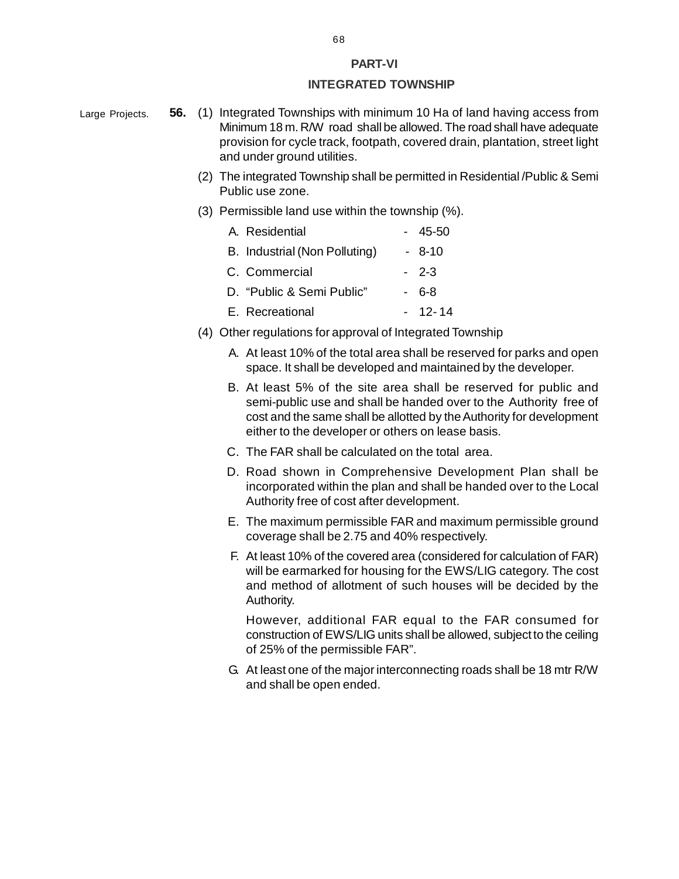## PART-VI

## INTEGRATED TOWNSHIP

Large Projects.

**56.** (1) Integrated Townships with minimum 10 Ha of land having access from Minimum 18 m. R/W road shall be allowed. The road shall have adequate provision for cycle track, footpath, covered drain, plantation, street light and under ground utilities.

(2) The integrated Township shall be permitted in Residential /Public & Semi Public use zone.

(3) Permissible land use within the township (%).

| | | |
|---|---|---|
| A. Residential | - | 45-50 |
| B. Industrial (Non Polluting) | - | 8-10 |
| C. Commercial | - | 2-3 |
| D. "Public & Semi Public" | - | 6-8 |
| E. Recreational | - | 12- 14 |

(4) Other regulations for approval of Integrated Township

A. At least 10% of the total area shall be reserved for parks and open space. It shall be developed and maintained by the developer.

B. At least 5% of the site area shall be reserved for public and semi-public use and shall be handed over to the Authority free of cost and the same shall be allotted by the Authority for development either to the developer or others on lease basis.

C. The FAR shall be calculated on the total area.

D. Road shown in Comprehensive Development Plan shall be incorporated within the plan and shall be handed over to the Local Authority free of cost after development.

E. The maximum permissible FAR and maximum permissible ground coverage shall be 2.75 and 40% respectively.

F. At least 10% of the covered area (considered for calculation of FAR) will be earmarked for housing for the EWS/LIG category. The cost and method of allotment of such houses will be decided by the Authority.

However, additional FAR equal to the FAR consumed for construction of EWS/LIG units shall be allowed, subject to the ceiling of 25% of the permissible FAR".

G. At least one of the major interconnecting roads shall be 18 mtr R/W and shall be open ended.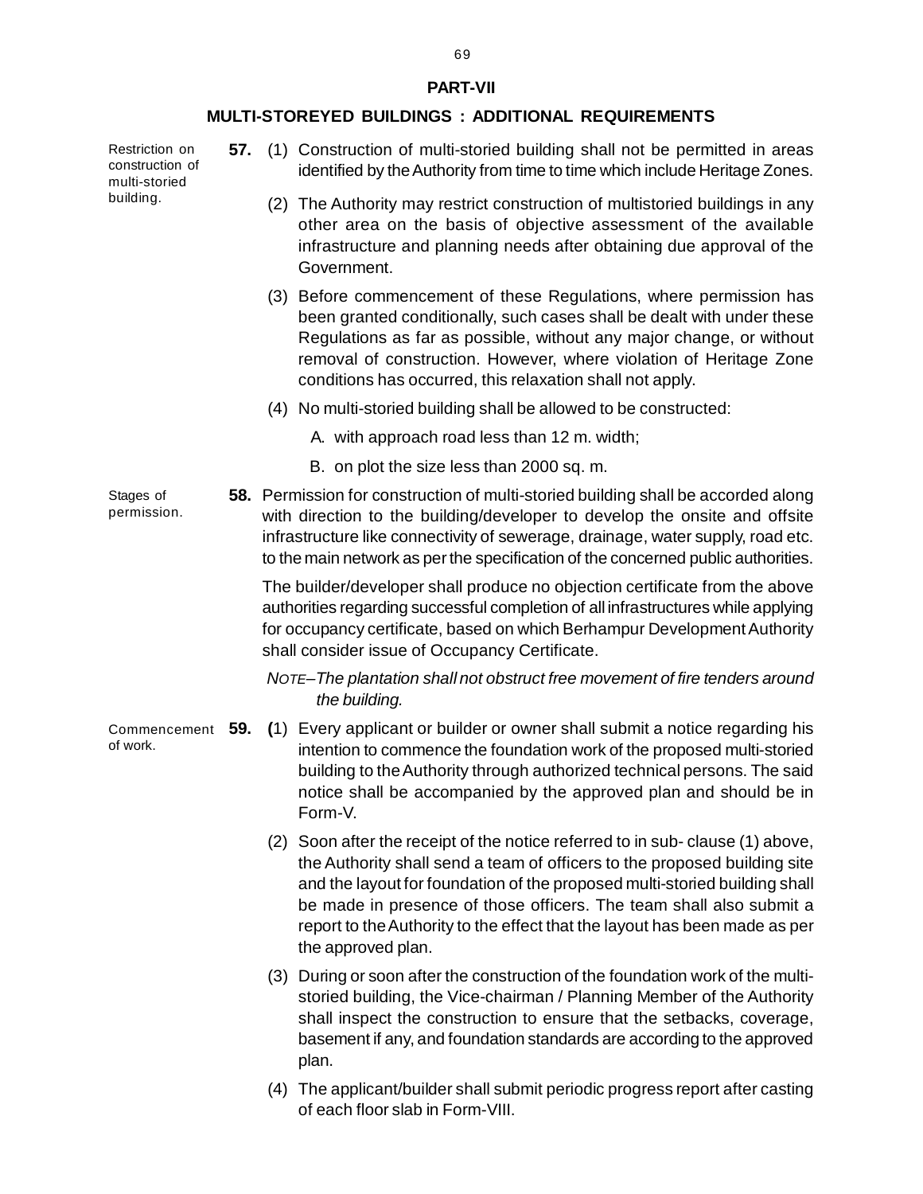## PART-VII

## MULTI-STOREYED BUILDINGS : ADDITIONAL REQUIREMENTS

Restriction on construction of multi-storied building.

**57.** (1) Construction of multi-storied building shall not be permitted in areas identified by the Authority from time to time which include Heritage Zones.

(2) The Authority may restrict construction of multistoried buildings in any other area on the basis of objective assessment of the available infrastructure and planning needs after obtaining due approval of the Government.

(3) Before commencement of these Regulations, where permission has been granted conditionally, such cases shall be dealt with under these Regulations as far as possible, without any major change, or without removal of construction. However, where violation of Heritage Zone conditions has occurred, this relaxation shall not apply.

(4) No multi-storied building shall be allowed to be constructed:

A. with approach road less than 12 m. width;

B. on plot the size less than 2000 sq. m.

Stages of permission.

**58.** Permission for construction of multi-storied building shall be accorded along with direction to the building/developer to develop the onsite and offsite infrastructure like connectivity of sewerage, drainage, water supply, road etc. to the main network as per the specification of the concerned public authorities.

The builder/developer shall produce no objection certificate from the above authorities regarding successful completion of all infrastructures while applying for occupancy certificate, based on which Berhampur Development Authority shall consider issue of Occupancy Certificate.

*NOTE–The plantation shall not obstruct free movement of fire tenders around the building.*

Commencement of work.

**59.** (1) Every applicant or builder or owner shall submit a notice regarding his intention to commence the foundation work of the proposed multi-storied building to the Authority through authorized technical persons. The said notice shall be accompanied by the approved plan and should be in Form-V.

(2) Soon after the receipt of the notice referred to in sub- clause (1) above, the Authority shall send a team of officers to the proposed building site and the layout for foundation of the proposed multi-storied building shall be made in presence of those officers. The team shall also submit a report to the Authority to the effect that the layout has been made as per the approved plan.

(3) During or soon after the construction of the foundation work of the multi-storied building, the Vice-chairman / Planning Member of the Authority shall inspect the construction to ensure that the setbacks, coverage, basement if any, and foundation standards are according to the approved plan.

(4) The applicant/builder shall submit periodic progress report after casting of each floor slab in Form-VIII.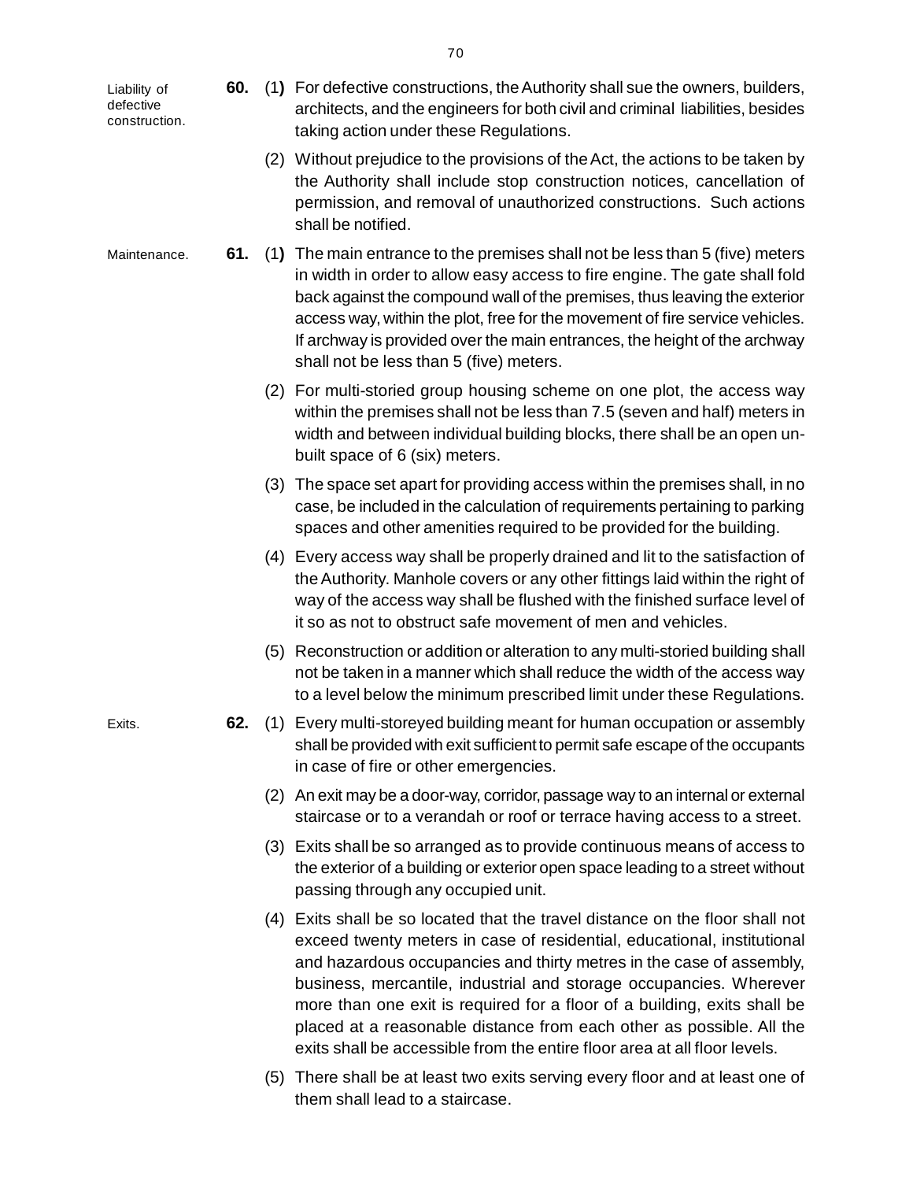**Liability of defective construction.**

**60.** (1) For defective constructions, the Authority shall sue the owners, builders, architects, and the engineers for both civil and criminal liabilities, besides taking action under these Regulations.

(2) Without prejudice to the provisions of the Act, the actions to be taken by the Authority shall include stop construction notices, cancellation of permission, and removal of unauthorized constructions. Such actions shall be notified.

**Maintenance.**

**61.** (1) The main entrance to the premises shall not be less than 5 (five) meters in width in order to allow easy access to fire engine. The gate shall fold back against the compound wall of the premises, thus leaving the exterior access way, within the plot, free for the movement of fire service vehicles. If archway is provided over the main entrances, the height of the archway shall not be less than 5 (five) meters.

(2) For multi-storied group housing scheme on one plot, the access way within the premises shall not be less than 7.5 (seven and half) meters in width and between individual building blocks, there shall be an open un-built space of 6 (six) meters.

(3) The space set apart for providing access within the premises shall, in no case, be included in the calculation of requirements pertaining to parking spaces and other amenities required to be provided for the building.

(4) Every access way shall be properly drained and lit to the satisfaction of the Authority. Manhole covers or any other fittings laid within the right of way of the access way shall be flushed with the finished surface level of it so as not to obstruct safe movement of men and vehicles.

(5) Reconstruction or addition or alteration to any multi-storied building shall not be taken in a manner which shall reduce the width of the access way to a level below the minimum prescribed limit under these Regulations.

**Exits.**

**62.** (1) Every multi-storeyed building meant for human occupation or assembly shall be provided with exit sufficient to permit safe escape of the occupants in case of fire or other emergencies.

(2) An exit may be a door-way, corridor, passage way to an internal or external staircase or to a verandah or roof or terrace having access to a street.

(3) Exits shall be so arranged as to provide continuous means of access to the exterior of a building or exterior open space leading to a street without passing through any occupied unit.

(4) Exits shall be so located that the travel distance on the floor shall not exceed twenty meters in case of residential, educational, institutional and hazardous occupancies and thirty metres in the case of assembly, business, mercantile, industrial and storage occupancies. Wherever more than one exit is required for a floor of a building, exits shall be placed at a reasonable distance from each other as possible. All the exits shall be accessible from the entire floor area at all floor levels.

(5) There shall be at least two exits serving every floor and at least one of them shall lead to a staircase.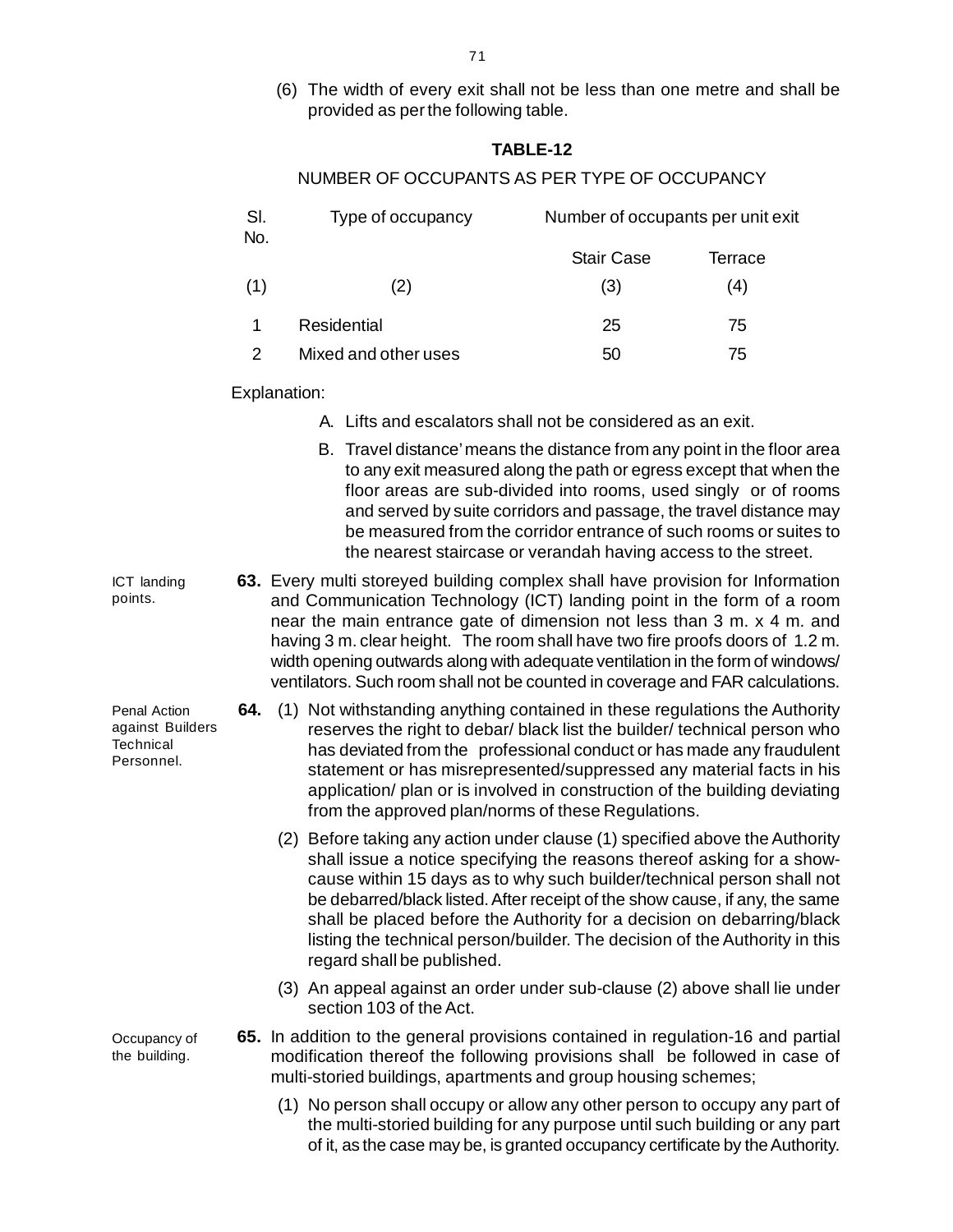(6) The width of every exit shall not be less than one metre and shall be provided as per the following table.

**TABLE-12**

NUMBER OF OCCUPANTS AS PER TYPE OF OCCUPANCY

| Sl. No. | Type of occupancy | Number of occupants per unit exit | |
|---|---|---|---|
| | | Stair Case | Terrace |
| (1) | (2) | (3) | (4) |
| 1 | Residential | 25 | 75 |
| 2 | Mixed and other uses | 50 | 75 |

Explanation:

A. Lifts and escalators shall not be considered as an exit.

B. Travel distance' means the distance from any point in the floor area to any exit measured along the path or egress except that when the floor areas are sub-divided into rooms, used singly or of rooms and served by suite corridors and passage, the travel distance may be measured from the corridor entrance of such rooms or suites to the nearest staircase or verandah having access to the street.

ICT landing points.

**63.** Every multi storeyed building complex shall have provision for Information and Communication Technology (ICT) landing point in the form of a room near the main entrance gate of dimension not less than 3 m. x 4 m. and having 3 m. clear height. The room shall have two fire proofs doors of 1.2 m. width opening outwards along with adequate ventilation in the form of windows/ ventilators. Such room shall not be counted in coverage and FAR calculations.

Penal Action against Builders Technical Personnel.

**64.** (1) Not withstanding anything contained in these regulations the Authority reserves the right to debar/ black list the builder/ technical person who has deviated from the professional conduct or has made any fraudulent statement or has misrepresented/suppressed any material facts in his application/ plan or is involved in construction of the building deviating from the approved plan/norms of these Regulations.

(2) Before taking any action under clause (1) specified above the Authority shall issue a notice specifying the reasons thereof asking for a show-cause within 15 days as to why such builder/technical person shall not be debarred/black listed. After receipt of the show cause, if any, the same shall be placed before the Authority for a decision on debarring/black listing the technical person/builder. The decision of the Authority in this regard shall be published.

(3) An appeal against an order under sub-clause (2) above shall lie under section 103 of the Act.

Occupancy of the building.

**65.** In addition to the general provisions contained in regulation-16 and partial modification thereof the following provisions shall be followed in case of multi-storied buildings, apartments and group housing schemes;

(1) No person shall occupy or allow any other person to occupy any part of the multi-storied building for any purpose until such building or any part of it, as the case may be, is granted occupancy certificate by the Authority.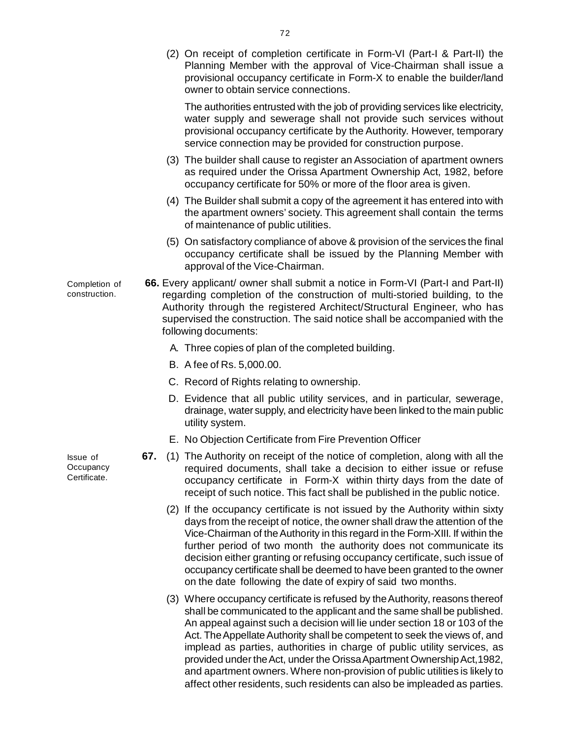(2) On receipt of completion certificate in Form-VI (Part-I & Part-II) the Planning Member with the approval of Vice-Chairman shall issue a provisional occupancy certificate in Form-X to enable the builder/land owner to obtain service connections.

The authorities entrusted with the job of providing services like electricity, water supply and sewerage shall not provide such services without provisional occupancy certificate by the Authority. However, temporary service connection may be provided for construction purpose.

(3) The builder shall cause to register an Association of apartment owners as required under the Orissa Apartment Ownership Act, 1982, before occupancy certificate for 50% or more of the floor area is given.

(4) The Builder shall submit a copy of the agreement it has entered into with the apartment owners' society. This agreement shall contain the terms of maintenance of public utilities.

(5) On satisfactory compliance of above & provision of the services the final occupancy certificate shall be issued by the Planning Member with approval of the Vice-Chairman.

*Completion of construction.*

**66.** Every applicant/ owner shall submit a notice in Form-VI (Part-I and Part-II) regarding completion of the construction of multi-storied building, to the Authority through the registered Architect/Structural Engineer, who has supervised the construction. The said notice shall be accompanied with the following documents:

A. Three copies of plan of the completed building.

B. A fee of Rs. 5,000.00.

C. Record of Rights relating to ownership.

D. Evidence that all public utility services, and in particular, sewerage, drainage, water supply, and electricity have been linked to the main public utility system.

E. No Objection Certificate from Fire Prevention Officer

*Issue of Occupancy Certificate.*

**67.** (1) The Authority on receipt of the notice of completion, along with all the required documents, shall take a decision to either issue or refuse occupancy certificate in Form-X within thirty days from the date of receipt of such notice. This fact shall be published in the public notice.

(2) If the occupancy certificate is not issued by the Authority within sixty days from the receipt of notice, the owner shall draw the attention of the Vice-Chairman of the Authority in this regard in the Form-XIII. If within the further period of two month the authority does not communicate its decision either granting or refusing occupancy certificate, such issue of occupancy certificate shall be deemed to have been granted to the owner on the date following the date of expiry of said two months.

(3) Where occupancy certificate is refused by the Authority, reasons thereof shall be communicated to the applicant and the same shall be published. An appeal against such a decision will lie under section 18 or 103 of the Act. The Appellate Authority shall be competent to seek the views of, and implead as parties, authorities in charge of public utility services, as provided under the Act, under the Orissa Apartment Ownership Act,1982, and apartment owners. Where non-provision of public utilities is likely to affect other residents, such residents can also be impleaded as parties.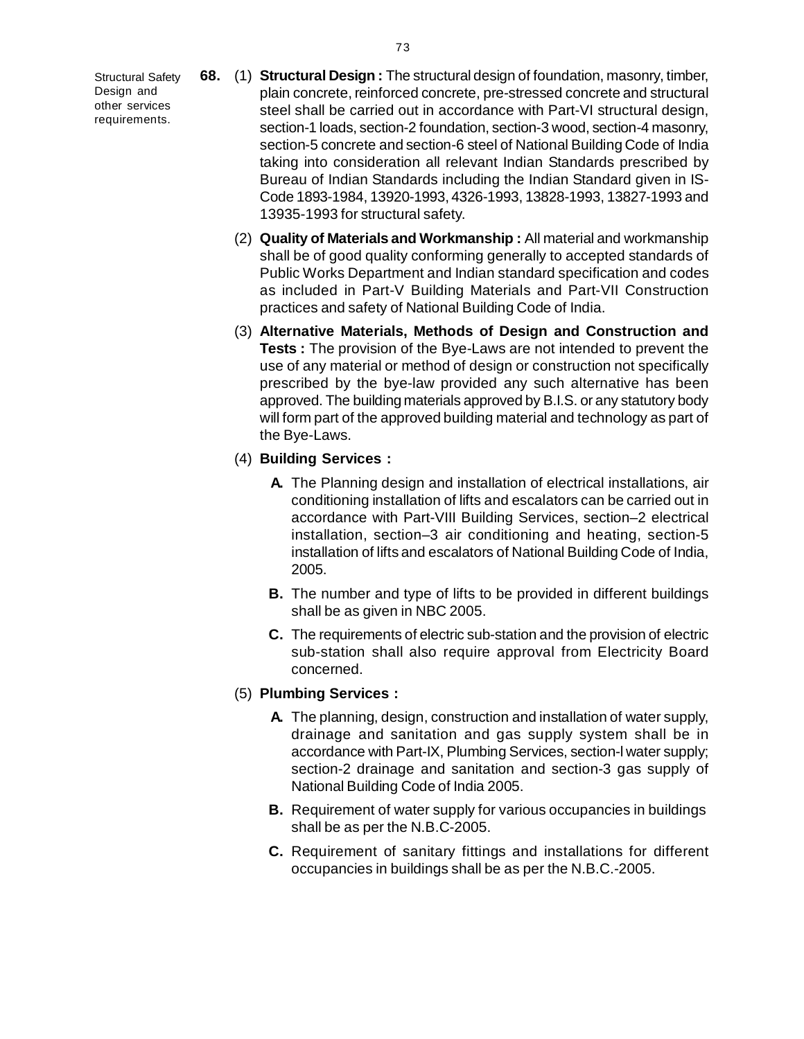Structural Safety Design and other services requirements.

**68.** (1) **Structural Design :** The structural design of foundation, masonry, timber, plain concrete, reinforced concrete, pre-stressed concrete and structural steel shall be carried out in accordance with Part-VI structural design, section-1 loads, section-2 foundation, section-3 wood, section-4 masonry, section-5 concrete and section-6 steel of National Building Code of India taking into consideration all relevant Indian Standards prescribed by Bureau of Indian Standards including the Indian Standard given in IS-Code 1893-1984, 13920-1993, 4326-1993, 13828-1993, 13827-1993 and 13935-1993 for structural safety.

(2) **Quality of Materials and Workmanship :** All material and workmanship shall be of good quality conforming generally to accepted standards of Public Works Department and Indian standard specification and codes as included in Part-V Building Materials and Part-VII Construction practices and safety of National Building Code of India.

(3) **Alternative Materials, Methods of Design and Construction and Tests :** The provision of the Bye-Laws are not intended to prevent the use of any material or method of design or construction not specifically prescribed by the bye-law provided any such alternative has been approved. The building materials approved by B.I.S. or any statutory body will form part of the approved building material and technology as part of the Bye-Laws.

(4) **Building Services :**

**A.** The Planning design and installation of electrical installations, air conditioning installation of lifts and escalators can be carried out in accordance with Part-VIII Building Services, section–2 electrical installation, section–3 air conditioning and heating, section-5 installation of lifts and escalators of National Building Code of India, 2005.

**B.** The number and type of lifts to be provided in different buildings shall be as given in NBC 2005.

**C.** The requirements of electric sub-station and the provision of electric sub-station shall also require approval from Electricity Board concerned.

(5) **Plumbing Services :**

**A.** The planning, design, construction and installation of water supply, drainage and sanitation and gas supply system shall be in accordance with Part-IX, Plumbing Services, section-l water supply; section-2 drainage and sanitation and section-3 gas supply of National Building Code of India 2005.

**B.** Requirement of water supply for various occupancies in buildings shall be as per the N.B.C-2005.

**C.** Requirement of sanitary fittings and installations for different occupancies in buildings shall be as per the N.B.C.-2005.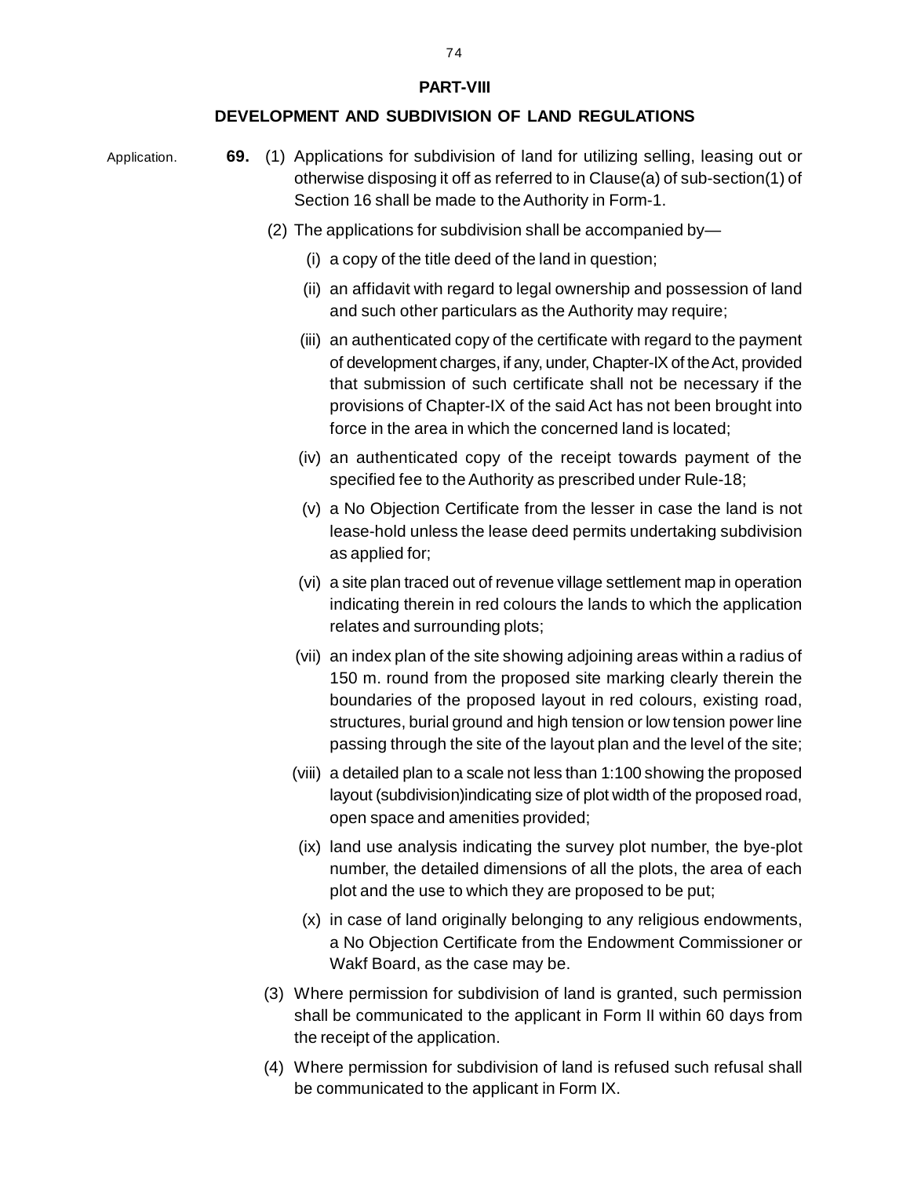## PART-VIII

## DEVELOPMENT AND SUBDIVISION OF LAND REGULATIONS

Application.

**69.** (1) Applications for subdivision of land for utilizing selling, leasing out or otherwise disposing it off as referred to in Clause(a) of sub-section(1) of Section 16 shall be made to the Authority in Form-1.

(2) The applications for subdivision shall be accompanied by—

(i) a copy of the title deed of the land in question;

(ii) an affidavit with regard to legal ownership and possession of land and such other particulars as the Authority may require;

(iii) an authenticated copy of the certificate with regard to the payment of development charges, if any, under, Chapter-IX of the Act, provided that submission of such certificate shall not be necessary if the provisions of Chapter-IX of the said Act has not been brought into force in the area in which the concerned land is located;

(iv) an authenticated copy of the receipt towards payment of the specified fee to the Authority as prescribed under Rule-18;

(v) a No Objection Certificate from the lesser in case the land is not lease-hold unless the lease deed permits undertaking subdivision as applied for;

(vi) a site plan traced out of revenue village settlement map in operation indicating therein in red colours the lands to which the application relates and surrounding plots;

(vii) an index plan of the site showing adjoining areas within a radius of 150 m. round from the proposed site marking clearly therein the boundaries of the proposed layout in red colours, existing road, structures, burial ground and high tension or low tension power line passing through the site of the layout plan and the level of the site;

(viii) a detailed plan to a scale not less than 1:100 showing the proposed layout (subdivision)indicating size of plot width of the proposed road, open space and amenities provided;

(ix) land use analysis indicating the survey plot number, the bye-plot number, the detailed dimensions of all the plots, the area of each plot and the use to which they are proposed to be put;

(x) in case of land originally belonging to any religious endowments, a No Objection Certificate from the Endowment Commissioner or Wakf Board, as the case may be.

(3) Where permission for subdivision of land is granted, such permission shall be communicated to the applicant in Form II within 60 days from the receipt of the application.

(4) Where permission for subdivision of land is refused such refusal shall be communicated to the applicant in Form IX.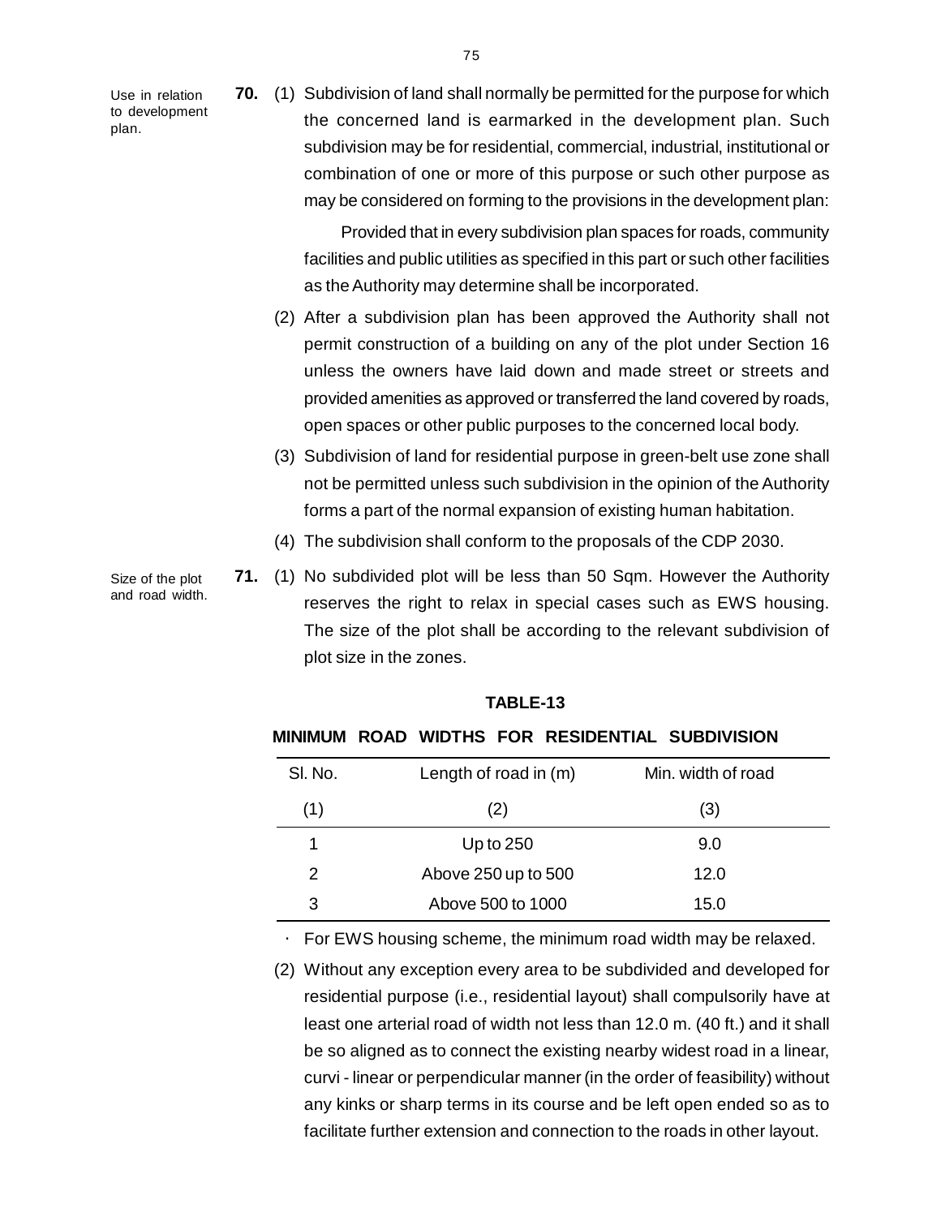**70.** *Use in relation to development plan.*

(1) Subdivision of land shall normally be permitted for the purpose for which the concerned land is earmarked in the development plan. Such subdivision may be for residential, commercial, industrial, institutional or combination of one or more of this purpose or such other purpose as may be considered on forming to the provisions in the development plan:

Provided that in every subdivision plan spaces for roads, community facilities and public utilities as specified in this part or such other facilities as the Authority may determine shall be incorporated.

(2) After a subdivision plan has been approved the Authority shall not permit construction of a building on any of the plot under Section 16 unless the owners have laid down and made street or streets and provided amenities as approved or transferred the land covered by roads, open spaces or other public purposes to the concerned local body.

(3) Subdivision of land for residential purpose in green-belt use zone shall not be permitted unless such subdivision in the opinion of the Authority forms a part of the normal expansion of existing human habitation.

(4) The subdivision shall conform to the proposals of the CDP 2030.

**71.** *Size of the plot and road width.*

(1) No subdivided plot will be less than 50 Sqm. However the Authority reserves the right to relax in special cases such as EWS housing. The size of the plot shall be according to the relevant subdivision of plot size in the zones.

**TABLE-13**

**MINIMUM ROAD WIDTHS FOR RESIDENTIAL SUBDIVISION**

| Sl. No. | Length of road in (m) | Min. width of road |
|---|---|---|
| (1) | (2) | (3) |
| 1 | Up to 250 | 9.0 |
| 2 | Above 250 up to 500 | 12.0 |
| 3 | Above 500 to 1000 | 15.0 |

- For EWS housing scheme, the minimum road width may be relaxed.

(2) Without any exception every area to be subdivided and developed for residential purpose (i.e., residential layout) shall compulsorily have at least one arterial road of width not less than 12.0 m. (40 ft.) and it shall be so aligned as to connect the existing nearby widest road in a linear, curvi - linear or perpendicular manner (in the order of feasibility) without any kinks or sharp terms in its course and be left open ended so as to facilitate further extension and connection to the roads in other layout.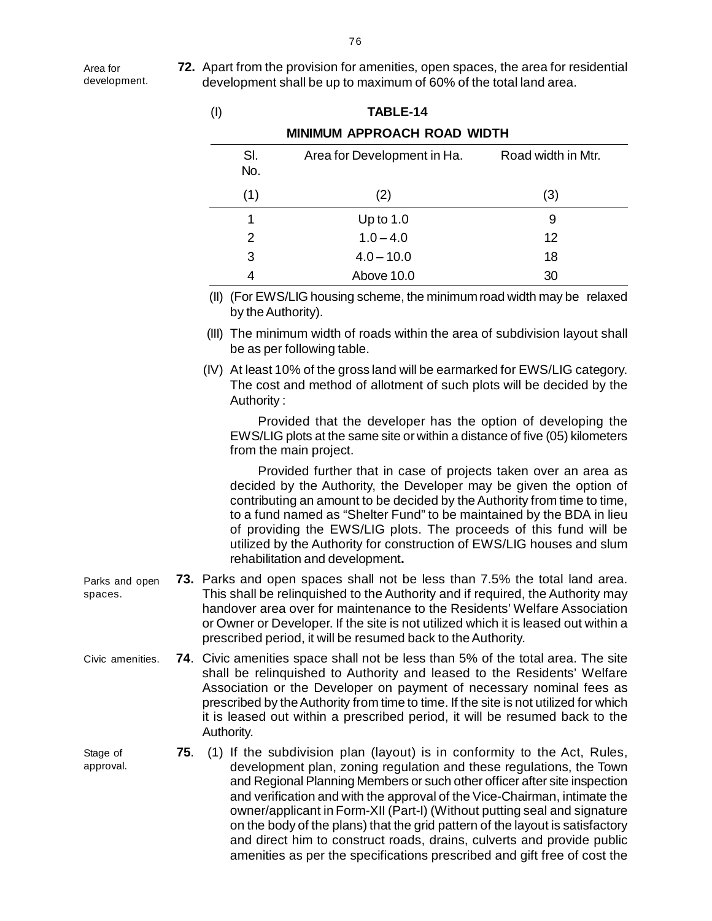Area for development.

**72.** Apart from the provision for amenities, open spaces, the area for residential development shall be up to maximum of 60% of the total land area.

(I) **TABLE-14**

**MINIMUM APPROACH ROAD WIDTH**

| Sl. No. | Area for Development in Ha. | Road width in Mtr. |
|---|---|---|
| (1) | (2) | (3) |
| 1 | Up to 1.0 | 9 |
| 2 | 1.0 – 4.0 | 12 |
| 3 | 4.0 – 10.0 | 18 |
| 4 | Above 10.0 | 30 |

(II) (For EWS/LIG housing scheme, the minimum road width may be relaxed by the Authority).

(III) The minimum width of roads within the area of subdivision layout shall be as per following table.

(IV) At least 10% of the gross land will be earmarked for EWS/LIG category. The cost and method of allotment of such plots will be decided by the Authority :

Provided that the developer has the option of developing the EWS/LIG plots at the same site or within a distance of five (05) kilometers from the main project.

Provided further that in case of projects taken over an area as decided by the Authority, the Developer may be given the option of contributing an amount to be decided by the Authority from time to time, to a fund named as "Shelter Fund" to be maintained by the BDA in lieu of providing the EWS/LIG plots. The proceeds of this fund will be utilized by the Authority for construction of EWS/LIG houses and slum rehabilitation and development**.**

Parks and open spaces.

**73.** Parks and open spaces shall not be less than 7.5% the total land area. This shall be relinquished to the Authority and if required, the Authority may handover area over for maintenance to the Residents' Welfare Association or Owner or Developer. If the site is not utilized which it is leased out within a prescribed period, it will be resumed back to the Authority.

Civic amenities.

**74**. Civic amenities space shall not be less than 5% of the total area. The site shall be relinquished to Authority and leased to the Residents' Welfare Association or the Developer on payment of necessary nominal fees as prescribed by the Authority from time to time. If the site is not utilized for which it is leased out within a prescribed period, it will be resumed back to the Authority.

Stage of approval.

**75**. (1) If the subdivision plan (layout) is in conformity to the Act, Rules, development plan, zoning regulation and these regulations, the Town and Regional Planning Members or such other officer after site inspection and verification and with the approval of the Vice-Chairman, intimate the owner/applicant in Form-XII (Part-I) (Without putting seal and signature on the body of the plans) that the grid pattern of the layout is satisfactory and direct him to construct roads, drains, culverts and provide public amenities as per the specifications prescribed and gift free of cost the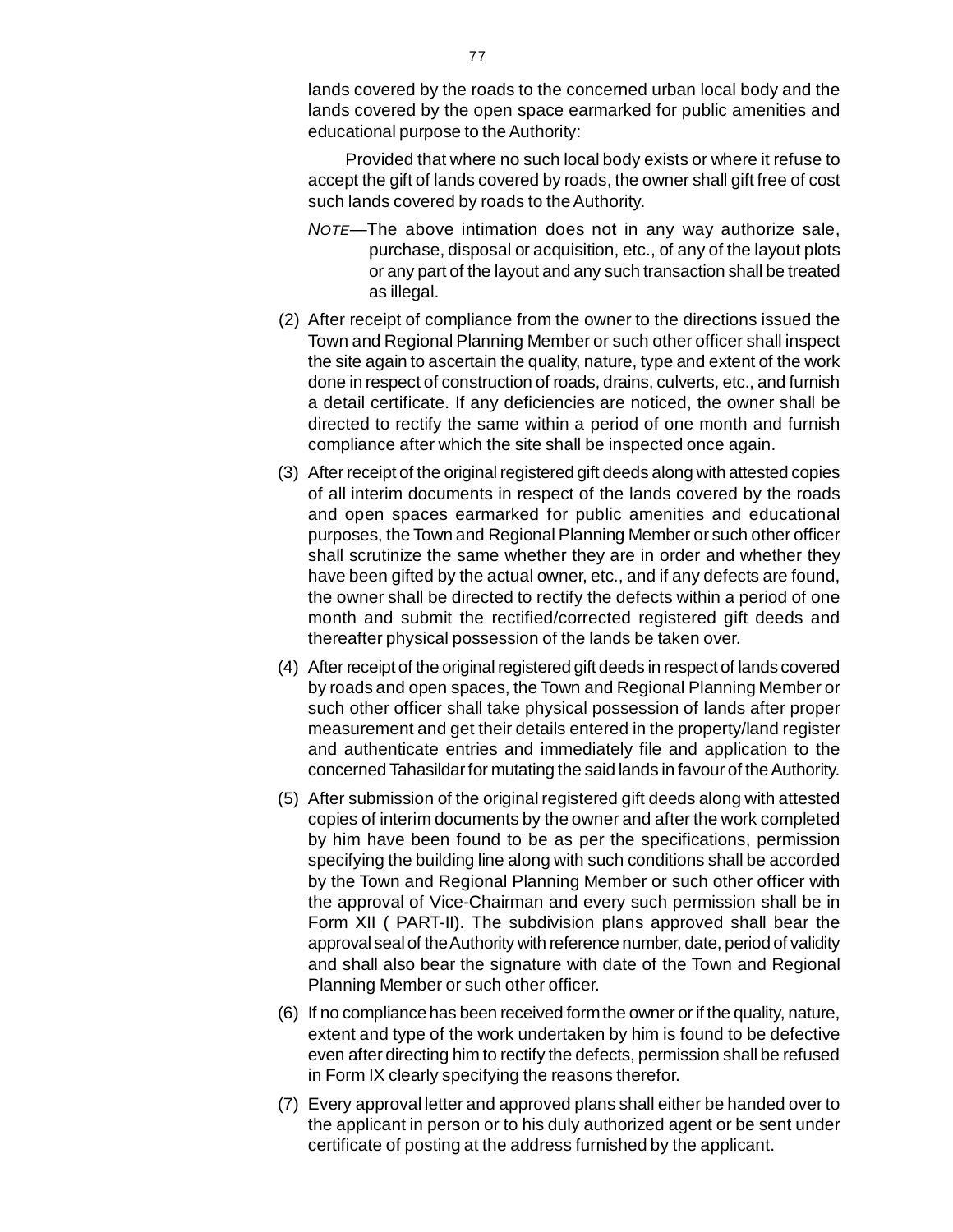lands covered by the roads to the concerned urban local body and the lands covered by the open space earmarked for public amenities and educational purpose to the Authority:

Provided that where no such local body exists or where it refuse to accept the gift of lands covered by roads, the owner shall gift free of cost such lands covered by roads to the Authority.

*NOTE*—The above intimation does not in any way authorize sale, purchase, disposal or acquisition, etc., of any of the layout plots or any part of the layout and any such transaction shall be treated as illegal.

(2) After receipt of compliance from the owner to the directions issued the Town and Regional Planning Member or such other officer shall inspect the site again to ascertain the quality, nature, type and extent of the work done in respect of construction of roads, drains, culverts, etc., and furnish a detail certificate. If any deficiencies are noticed, the owner shall be directed to rectify the same within a period of one month and furnish compliance after which the site shall be inspected once again.

(3) After receipt of the original registered gift deeds along with attested copies of all interim documents in respect of the lands covered by the roads and open spaces earmarked for public amenities and educational purposes, the Town and Regional Planning Member or such other officer shall scrutinize the same whether they are in order and whether they have been gifted by the actual owner, etc., and if any defects are found, the owner shall be directed to rectify the defects within a period of one month and submit the rectified/corrected registered gift deeds and thereafter physical possession of the lands be taken over.

(4) After receipt of the original registered gift deeds in respect of lands covered by roads and open spaces, the Town and Regional Planning Member or such other officer shall take physical possession of lands after proper measurement and get their details entered in the property/land register and authenticate entries and immediately file and application to the concerned Tahasildar for mutating the said lands in favour of the Authority.

(5) After submission of the original registered gift deeds along with attested copies of interim documents by the owner and after the work completed by him have been found to be as per the specifications, permission specifying the building line along with such conditions shall be accorded by the Town and Regional Planning Member or such other officer with the approval of Vice-Chairman and every such permission shall be in Form XII ( PART-II). The subdivision plans approved shall bear the approval seal of the Authority with reference number, date, period of validity and shall also bear the signature with date of the Town and Regional Planning Member or such other officer.

(6) If no compliance has been received form the owner or if the quality, nature, extent and type of the work undertaken by him is found to be defective even after directing him to rectify the defects, permission shall be refused in Form IX clearly specifying the reasons therefor.

(7) Every approval letter and approved plans shall either be handed over to the applicant in person or to his duly authorized agent or be sent under certificate of posting at the address furnished by the applicant.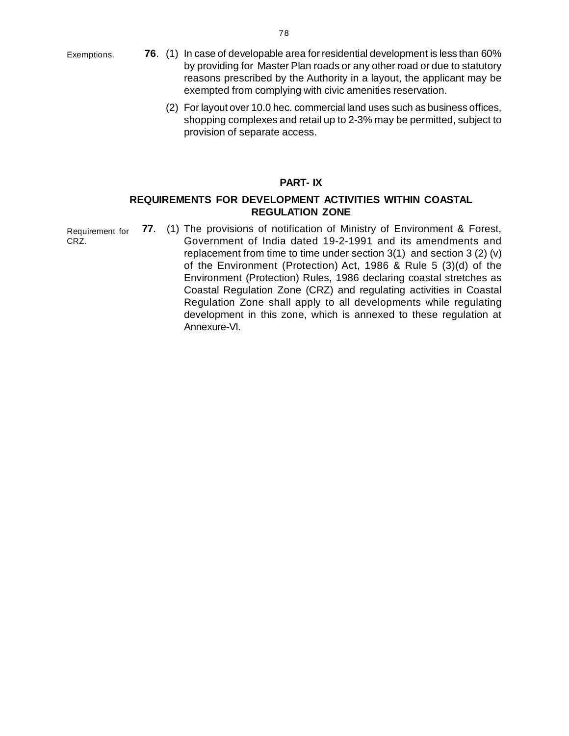Exemptions.

**76**. (1) In case of developable area for residential development is less than 60% by providing for Master Plan roads or any other road or due to statutory reasons prescribed by the Authority in a layout, the applicant may be exempted from complying with civic amenities reservation.

(2) For layout over 10.0 hec. commercial land uses such as business offices, shopping complexes and retail up to 2-3% may be permitted, subject to provision of separate access.

## PART- IX

## REQUIREMENTS FOR DEVELOPMENT ACTIVITIES WITHIN COASTAL REGULATION ZONE

Requirement for CRZ.

**77**. (1) The provisions of notification of Ministry of Environment & Forest, Government of India dated 19-2-1991 and its amendments and replacement from time to time under section 3(1) and section 3 (2) (v) of the Environment (Protection) Act, 1986 & Rule 5 (3)(d) of the Environment (Protection) Rules, 1986 declaring coastal stretches as Coastal Regulation Zone (CRZ) and regulating activities in Coastal Regulation Zone shall apply to all developments while regulating development in this zone, which is annexed to these regulation at Annexure-VI.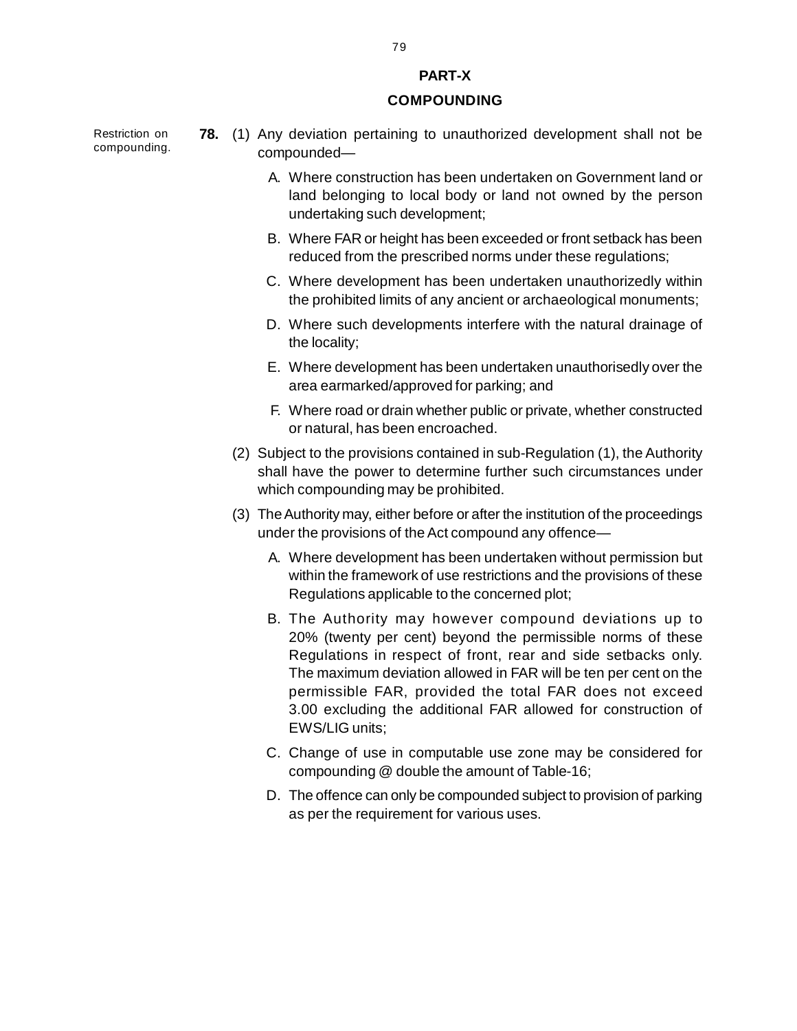## PART-X

## COMPOUNDING

Restriction on compounding.

**78.** (1) Any deviation pertaining to unauthorized development shall not be compounded—

A. Where construction has been undertaken on Government land or land belonging to local body or land not owned by the person undertaking such development;

B. Where FAR or height has been exceeded or front setback has been reduced from the prescribed norms under these regulations;

C. Where development has been undertaken unauthorizedly within the prohibited limits of any ancient or archaeological monuments;

D. Where such developments interfere with the natural drainage of the locality;

E. Where development has been undertaken unauthorisedly over the area earmarked/approved for parking; and

F. Where road or drain whether public or private, whether constructed or natural, has been encroached.

(2) Subject to the provisions contained in sub-Regulation (1), the Authority shall have the power to determine further such circumstances under which compounding may be prohibited.

(3) The Authority may, either before or after the institution of the proceedings under the provisions of the Act compound any offence—

A. Where development has been undertaken without permission but within the framework of use restrictions and the provisions of these Regulations applicable to the concerned plot;

B. The Authority may however compound deviations up to 20% (twenty per cent) beyond the permissible norms of these Regulations in respect of front, rear and side setbacks only. The maximum deviation allowed in FAR will be ten per cent on the permissible FAR, provided the total FAR does not exceed 3.00 excluding the additional FAR allowed for construction of EWS/LIG units;

C. Change of use in computable use zone may be considered for compounding @ double the amount of Table-16;

D. The offence can only be compounded subject to provision of parking as per the requirement for various uses.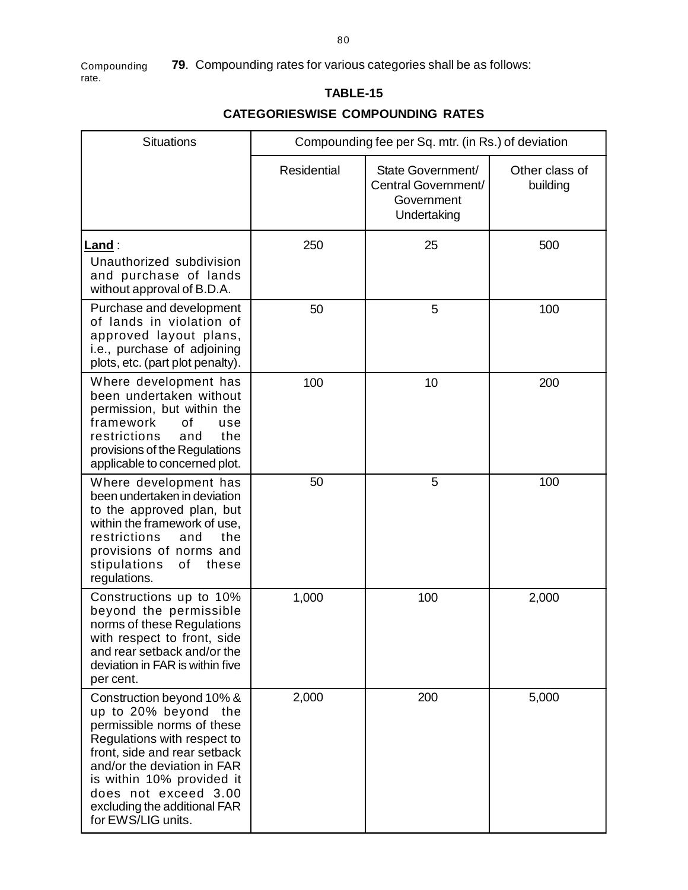Compounding rate.

**79**. Compounding rates for various categories shall be as follows:

### TABLE-15

### CATEGORIESWISE COMPOUNDING RATES

| Situations | Compounding fee per Sq. mtr. (in Rs.) of deviation | | |
|---|---|---|---|
| | Residential | State Government/ Central Government/ Government Undertaking | Other class of building |
| **Land** : Unauthorized subdivision and purchase of lands without approval of B.D.A. | 250 | 25 | 500 |
| Purchase and development of lands in violation of approved layout plans, i.e., purchase of adjoining plots, etc. (part plot penalty). | 50 | 5 | 100 |
| Where development has been undertaken without permission, but within the framework of use restrictions and the provisions of the Regulations applicable to concerned plot. | 100 | 10 | 200 |
| Where development has been undertaken in deviation to the approved plan, but within the framework of use, restrictions and the provisions of norms and stipulations of these regulations. | 50 | 5 | 100 |
| Constructions up to 10% beyond the permissible norms of these Regulations with respect to front, side and rear setback and/or the deviation in FAR is within five per cent. | 1,000 | 100 | 2,000 |
| Construction beyond 10% & up to 20% beyond the permissible norms of these Regulations with respect to front, side and rear setback and/or the deviation in FAR is within 10% provided it does not exceed 3.00 excluding the additional FAR for EWS/LIG units. | 2,000 | 200 | 5,000 |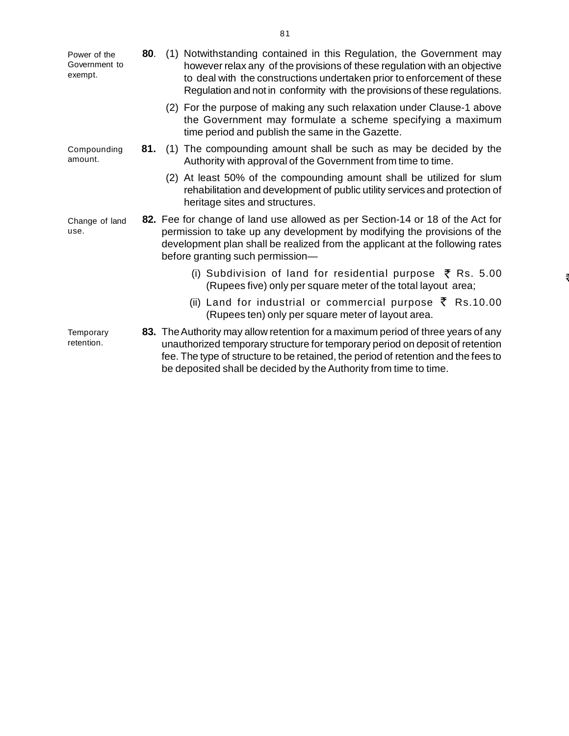**80.** *Power of the Government to exempt.*

(1) Notwithstanding contained in this Regulation, the Government may however relax any of the provisions of these regulation with an objective to deal with the constructions undertaken prior to enforcement of these Regulation and not in conformity with the provisions of these regulations.

(2) For the purpose of making any such relaxation under Clause-1 above the Government may formulate a scheme specifying a maximum time period and publish the same in the Gazette.

**81.** *Compounding amount.*

(1) The compounding amount shall be such as may be decided by the Authority with approval of the Government from time to time.

(2) At least 50% of the compounding amount shall be utilized for slum rehabilitation and development of public utility services and protection of heritage sites and structures.

**82.** *Change of land use.*

Fee for change of land use allowed as per Section-14 or 18 of the Act for permission to take up any development by modifying the provisions of the development plan shall be realized from the applicant at the following rates before granting such permission—

(i) Subdivision of land for residential purpose ₹ Rs. 5.00 (Rupees five) only per square meter of the total layout area;

(ii) Land for industrial or commercial purpose ₹ Rs.10.00 (Rupees ten) only per square meter of layout area.

**83.** *Temporary retention.*

The Authority may allow retention for a maximum period of three years of any unauthorized temporary structure for temporary period on deposit of retention fee. The type of structure to be retained, the period of retention and the fees to be deposited shall be decided by the Authority from time to time.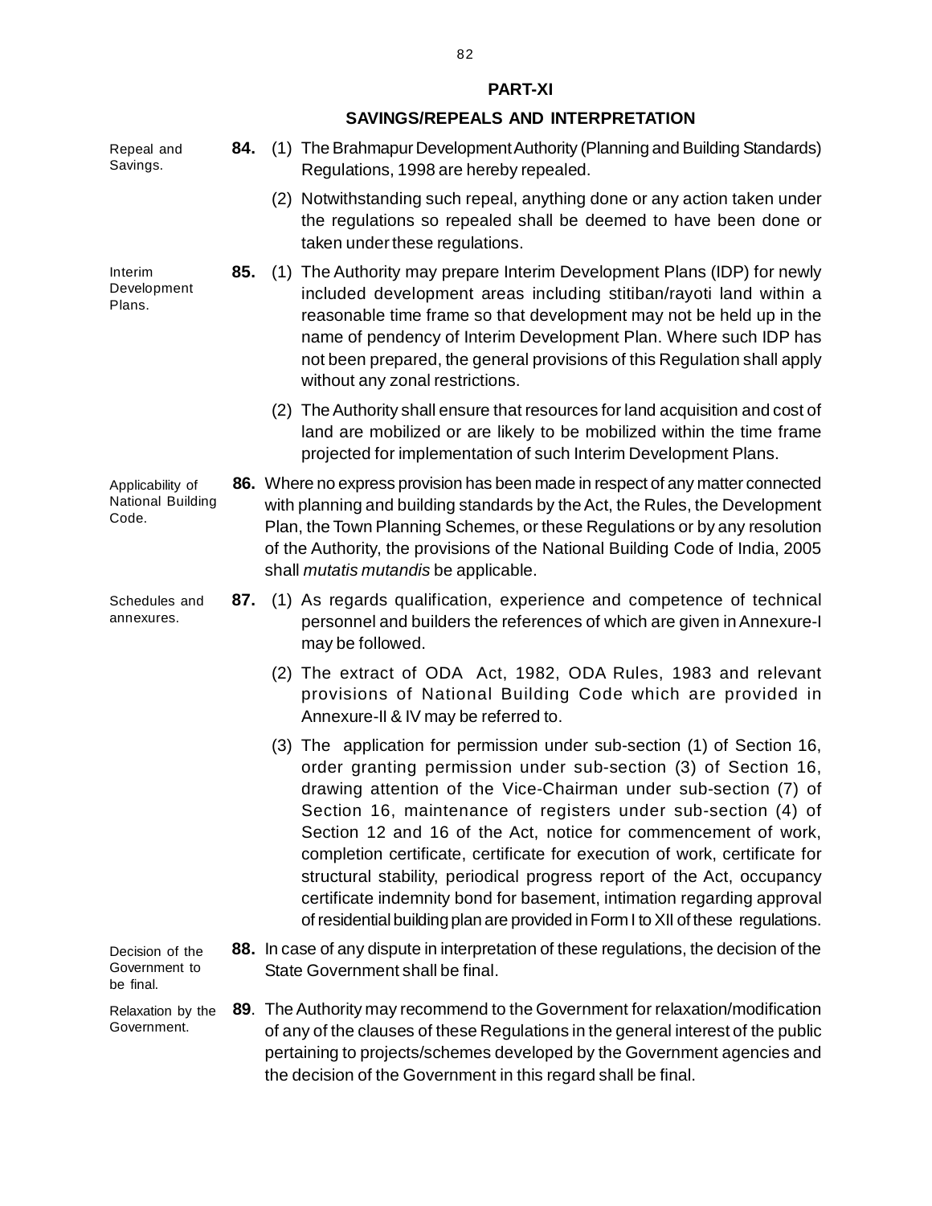## PART-XI

## SAVINGS/REPEALS AND INTERPRETATION

Repeal and Savings.

**84.** (1) The Brahmapur Development Authority (Planning and Building Standards) Regulations, 1998 are hereby repealed.

(2) Notwithstanding such repeal, anything done or any action taken under the regulations so repealed shall be deemed to have been done or taken under these regulations.

Interim Development Plans.

**85.** (1) The Authority may prepare Interim Development Plans (IDP) for newly included development areas including stitiban/rayoti land within a reasonable time frame so that development may not be held up in the name of pendency of Interim Development Plan. Where such IDP has not been prepared, the general provisions of this Regulation shall apply without any zonal restrictions.

(2) The Authority shall ensure that resources for land acquisition and cost of land are mobilized or are likely to be mobilized within the time frame projected for implementation of such Interim Development Plans.

Applicability of National Building Code.

**86.** Where no express provision has been made in respect of any matter connected with planning and building standards by the Act, the Rules, the Development Plan, the Town Planning Schemes, or these Regulations or by any resolution of the Authority, the provisions of the National Building Code of India, 2005 shall *mutatis mutandis* be applicable.

Schedules and annexures.

**87.** (1) As regards qualification, experience and competence of technical personnel and builders the references of which are given in Annexure-I may be followed.

(2) The extract of ODA Act, 1982, ODA Rules, 1983 and relevant provisions of National Building Code which are provided in Annexure-II & IV may be referred to.

(3) The application for permission under sub-section (1) of Section 16, order granting permission under sub-section (3) of Section 16, drawing attention of the Vice-Chairman under sub-section (7) of Section 16, maintenance of registers under sub-section (4) of Section 12 and 16 of the Act, notice for commencement of work, completion certificate, certificate for execution of work, certificate for structural stability, periodical progress report of the Act, occupancy certificate indemnity bond for basement, intimation regarding approval of residential building plan are provided in Form I to XII of these regulations.

Decision of the Government to be final.

**88.** In case of any dispute in interpretation of these regulations, the decision of the State Government shall be final.

Relaxation by the Government.

**89**. The Authority may recommend to the Government for relaxation/modification of any of the clauses of these Regulations in the general interest of the public pertaining to projects/schemes developed by the Government agencies and the decision of the Government in this regard shall be final.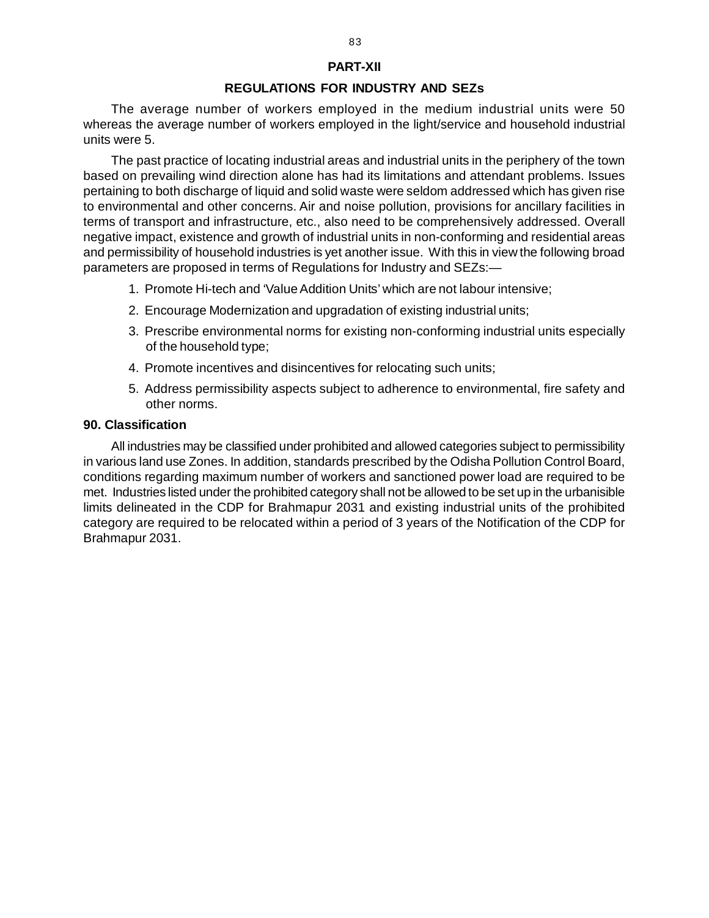# PART-XII

## REGULATIONS FOR INDUSTRY AND SEZs

The average number of workers employed in the medium industrial units were 50 whereas the average number of workers employed in the light/service and household industrial units were 5.

The past practice of locating industrial areas and industrial units in the periphery of the town based on prevailing wind direction alone has had its limitations and attendant problems. Issues pertaining to both discharge of liquid and solid waste were seldom addressed which has given rise to environmental and other concerns. Air and noise pollution, provisions for ancillary facilities in terms of transport and infrastructure, etc., also need to be comprehensively addressed. Overall negative impact, existence and growth of industrial units in non-conforming and residential areas and permissibility of household industries is yet another issue. With this in view the following broad parameters are proposed in terms of Regulations for Industry and SEZs:—

1. Promote Hi-tech and 'Value Addition Units' which are not labour intensive;
2. Encourage Modernization and upgradation of existing industrial units;
3. Prescribe environmental norms for existing non-conforming industrial units especially of the household type;
4. Promote incentives and disincentives for relocating such units;
5. Address permissibility aspects subject to adherence to environmental, fire safety and other norms.

### 90. Classification

All industries may be classified under prohibited and allowed categories subject to permissibility in various land use Zones. In addition, standards prescribed by the Odisha Pollution Control Board, conditions regarding maximum number of workers and sanctioned power load are required to be met. Industries listed under the prohibited category shall not be allowed to be set up in the urbanisible limits delineated in the CDP for Brahmapur 2031 and existing industrial units of the prohibited category are required to be relocated within a period of 3 years of the Notification of the CDP for Brahmapur 2031.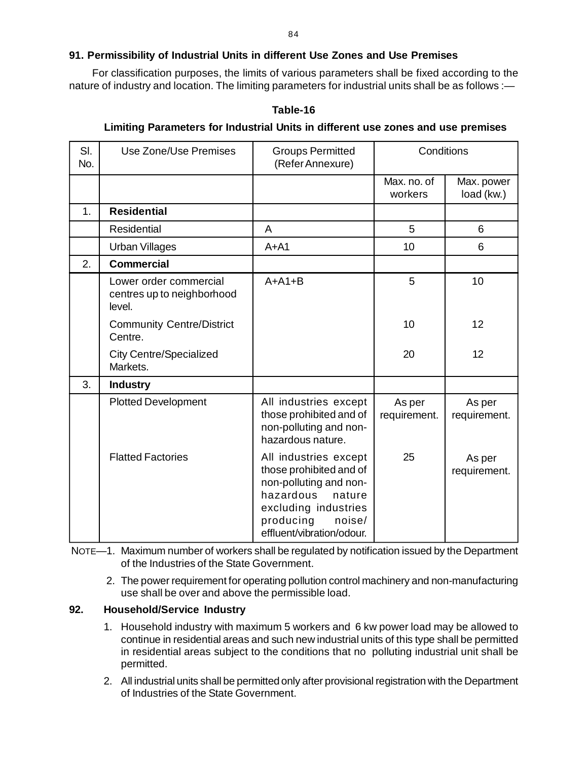### 91. Permissibility of Industrial Units in different Use Zones and Use Premises

For classification purposes, the limits of various parameters shall be fixed according to the nature of industry and location. The limiting parameters for industrial units shall be as follows :—

**Table-16**

**Limiting Parameters for Industrial Units in different use zones and use premises**

| Sl. No. | Use Zone/Use Premises | Groups Permitted (Refer Annexure) | Conditions | |
|---|---|---|---|---|
| | | | Max. no. of workers | Max. power load (kw.) |
| 1. | **Residential** | | | |
| | Residential | A | 5 | 6 |
| | Urban Villages | A+A1 | 10 | 6 |
| 2. | **Commercial** | | | |
| | Lower order commercial centres up to neighborhood level. | A+A1+B | 5 | 10 |
| | Community Centre/District Centre. | | 10 | 12 |
| | City Centre/Specialized Markets. | | 20 | 12 |
| 3. | **Industry** | | | |
| | Plotted Development | All industries except those prohibited and of non-polluting and non-hazardous nature. | As per requirement. | As per requirement. |
| | Flatted Factories | All industries except those prohibited and of non-polluting and non-hazardous nature excluding industries producing noise/ effluent/vibration/odour. | 25 | As per requirement. |

NOTE—1. Maximum number of workers shall be regulated by notification issued by the Department of the Industries of the State Government.

2. The power requirement for operating pollution control machinery and non-manufacturing use shall be over and above the permissible load.

### 92. Household/Service Industry

1. Household industry with maximum 5 workers and 6 kw power load may be allowed to continue in residential areas and such new industrial units of this type shall be permitted in residential areas subject to the conditions that no polluting industrial unit shall be permitted.
2. All industrial units shall be permitted only after provisional registration with the Department of Industries of the State Government.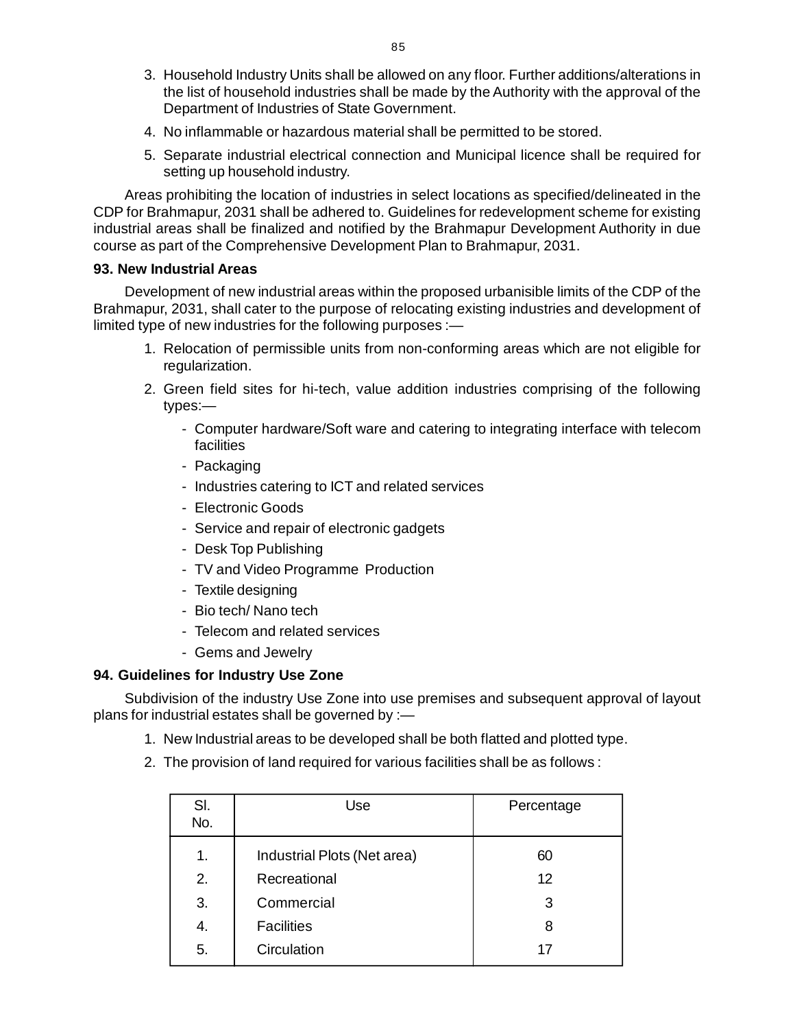3. Household Industry Units shall be allowed on any floor. Further additions/alterations in the list of household industries shall be made by the Authority with the approval of the Department of Industries of State Government.
4. No inflammable or hazardous material shall be permitted to be stored.
5. Separate industrial electrical connection and Municipal licence shall be required for setting up household industry.

Areas prohibiting the location of industries in select locations as specified/delineated in the CDP for Brahmapur, 2031 shall be adhered to. Guidelines for redevelopment scheme for existing industrial areas shall be finalized and notified by the Brahmapur Development Authority in due course as part of the Comprehensive Development Plan to Brahmapur, 2031.

**93. New Industrial Areas**

Development of new industrial areas within the proposed urbanisible limits of the CDP of the Brahmapur, 2031, shall cater to the purpose of relocating existing industries and development of limited type of new industries for the following purposes :—

1. Relocation of permissible units from non-conforming areas which are not eligible for regularization.
2. Green field sites for hi-tech, value addition industries comprising of the following types:—
   - Computer hardware/Soft ware and catering to integrating interface with telecom facilities
   - Packaging
   - Industries catering to ICT and related services
   - Electronic Goods
   - Service and repair of electronic gadgets
   - Desk Top Publishing
   - TV and Video Programme Production
   - Textile designing
   - Bio tech/ Nano tech
   - Telecom and related services
   - Gems and Jewelry

**94. Guidelines for Industry Use Zone**

Subdivision of the industry Use Zone into use premises and subsequent approval of layout plans for industrial estates shall be governed by :—

1. New Industrial areas to be developed shall be both flatted and plotted type.
2. The provision of land required for various facilities shall be as follows :

| Sl. No. | Use | Percentage |
|---|---|---|
| 1. | Industrial Plots (Net area) | 60 |
| 2. | Recreational | 12 |
| 3. | Commercial | 3 |
| 4. | Facilities | 8 |
| 5. | Circulation | 17 |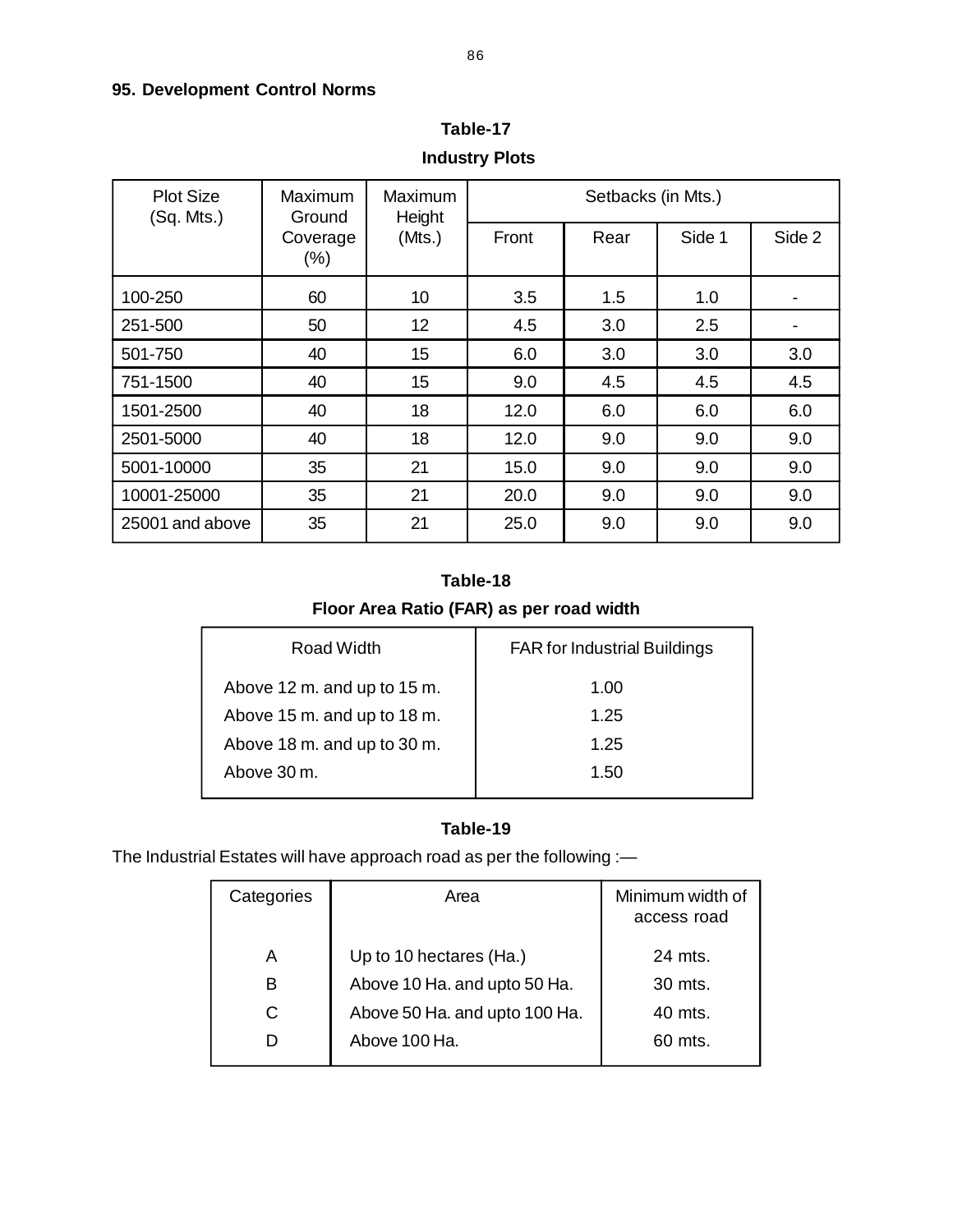### 95. Development Control Norms

**Table-17**

**Industry Plots**

| Plot Size (Sq. Mts.) | Maximum Ground Coverage (%) | Maximum Height (Mts.) | Setbacks (in Mts.) | | | |
|---|---|---|---|---|---|---|
| | | | Front | Rear | Side 1 | Side 2 |
| 100-250 | 60 | 10 | 3.5 | 1.5 | 1.0 | - |
| 251-500 | 50 | 12 | 4.5 | 3.0 | 2.5 | - |
| 501-750 | 40 | 15 | 6.0 | 3.0 | 3.0 | 3.0 |
| 751-1500 | 40 | 15 | 9.0 | 4.5 | 4.5 | 4.5 |
| 1501-2500 | 40 | 18 | 12.0 | 6.0 | 6.0 | 6.0 |
| 2501-5000 | 40 | 18 | 12.0 | 9.0 | 9.0 | 9.0 |
| 5001-10000 | 35 | 21 | 15.0 | 9.0 | 9.0 | 9.0 |
| 10001-25000 | 35 | 21 | 20.0 | 9.0 | 9.0 | 9.0 |
| 25001 and above | 35 | 21 | 25.0 | 9.0 | 9.0 | 9.0 |

**Table-18**

**Floor Area Ratio (FAR) as per road width**

| Road Width | FAR for Industrial Buildings |
|---|---|
| Above 12 m. and up to 15 m. | 1.00 |
| Above 15 m. and up to 18 m. | 1.25 |
| Above 18 m. and up to 30 m. | 1.25 |
| Above 30 m. | 1.50 |

**Table-19**

The Industrial Estates will have approach road as per the following :—

| Categories | Area | Minimum width of access road |
|---|---|---|
| A | Up to 10 hectares (Ha.) | 24 mts. |
| B | Above 10 Ha. and upto 50 Ha. | 30 mts. |
| C | Above 50 Ha. and upto 100 Ha. | 40 mts. |
| D | Above 100 Ha. | 60 mts. |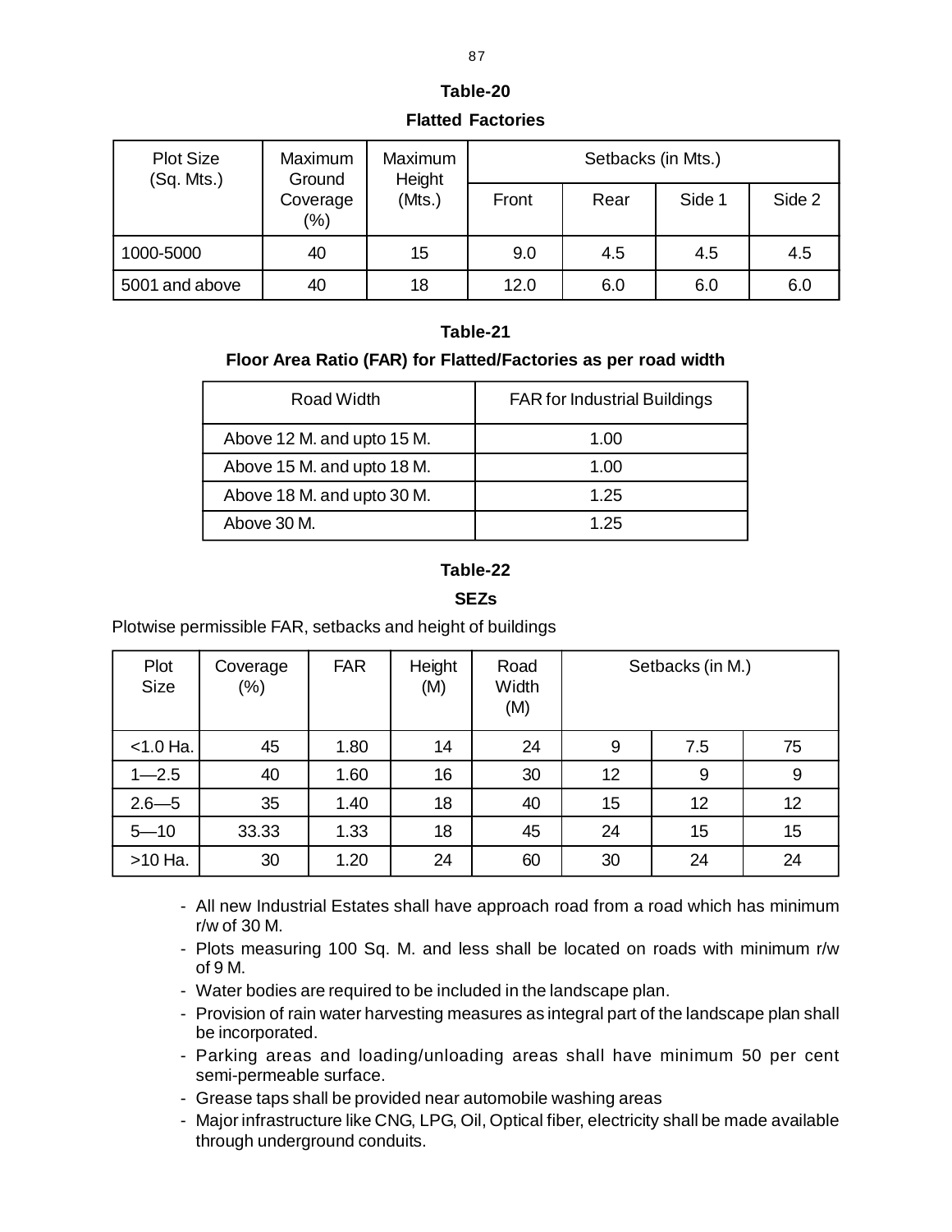**Table-20**

**Flatted Factories**

| Plot Size (Sq. Mts.) | Maximum Ground Coverage (%) | Maximum Height (Mts.) | Setbacks (in Mts.) | | | |
|---|---|---|---|---|---|---|
| | | | Front | Rear | Side 1 | Side 2 |
| 1000-5000 | 40 | 15 | 9.0 | 4.5 | 4.5 | 4.5 |
| 5001 and above | 40 | 18 | 12.0 | 6.0 | 6.0 | 6.0 |

**Table-21**

**Floor Area Ratio (FAR) for Flatted/Factories as per road width**

| Road Width | FAR for Industrial Buildings |
|---|---|
| Above 12 M. and upto 15 M. | 1.00 |
| Above 15 M. and upto 18 M. | 1.00 |
| Above 18 M. and upto 30 M. | 1.25 |
| Above 30 M. | 1.25 |

**Table-22**

**SEZs**

Plotwise permissible FAR, setbacks and height of buildings

| Plot Size | Coverage (%) | FAR | Height (M) | Road Width (M) | Setbacks (in M.) | | |
|---|---|---|---|---|---|---|---|
| <1.0 Ha. | 45 | 1.80 | 14 | 24 | 9 | 7.5 | 75 |
| 1—2.5 | 40 | 1.60 | 16 | 30 | 12 | 9 | 9 |
| 2.6—5 | 35 | 1.40 | 18 | 40 | 15 | 12 | 12 |
| 5—10 | 33.33 | 1.33 | 18 | 45 | 24 | 15 | 15 |
| >10 Ha. | 30 | 1.20 | 24 | 60 | 30 | 24 | 24 |

- All new Industrial Estates shall have approach road from a road which has minimum r/w of 30 M.
- Plots measuring 100 Sq. M. and less shall be located on roads with minimum r/w of 9 M.
- Water bodies are required to be included in the landscape plan.
- Provision of rain water harvesting measures as integral part of the landscape plan shall be incorporated.
- Parking areas and loading/unloading areas shall have minimum 50 per cent semi-permeable surface.
- Grease taps shall be provided near automobile washing areas
- Major infrastructure like CNG, LPG, Oil, Optical fiber, electricity shall be made available through underground conduits.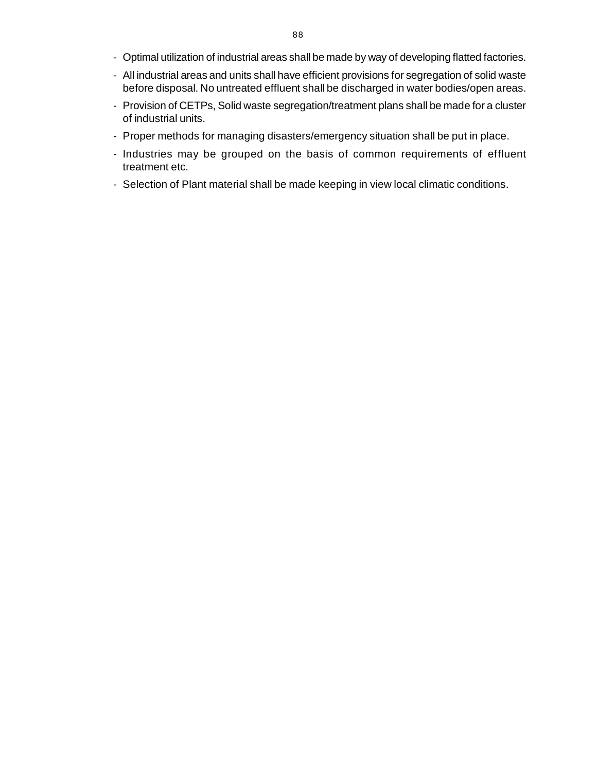- Optimal utilization of industrial areas shall be made by way of developing flatted factories.
- All industrial areas and units shall have efficient provisions for segregation of solid waste before disposal. No untreated effluent shall be discharged in water bodies/open areas.
- Provision of CETPs, Solid waste segregation/treatment plans shall be made for a cluster of industrial units.
- Proper methods for managing disasters/emergency situation shall be put in place.
- Industries may be grouped on the basis of common requirements of effluent treatment etc.
- Selection of Plant material shall be made keeping in view local climatic conditions.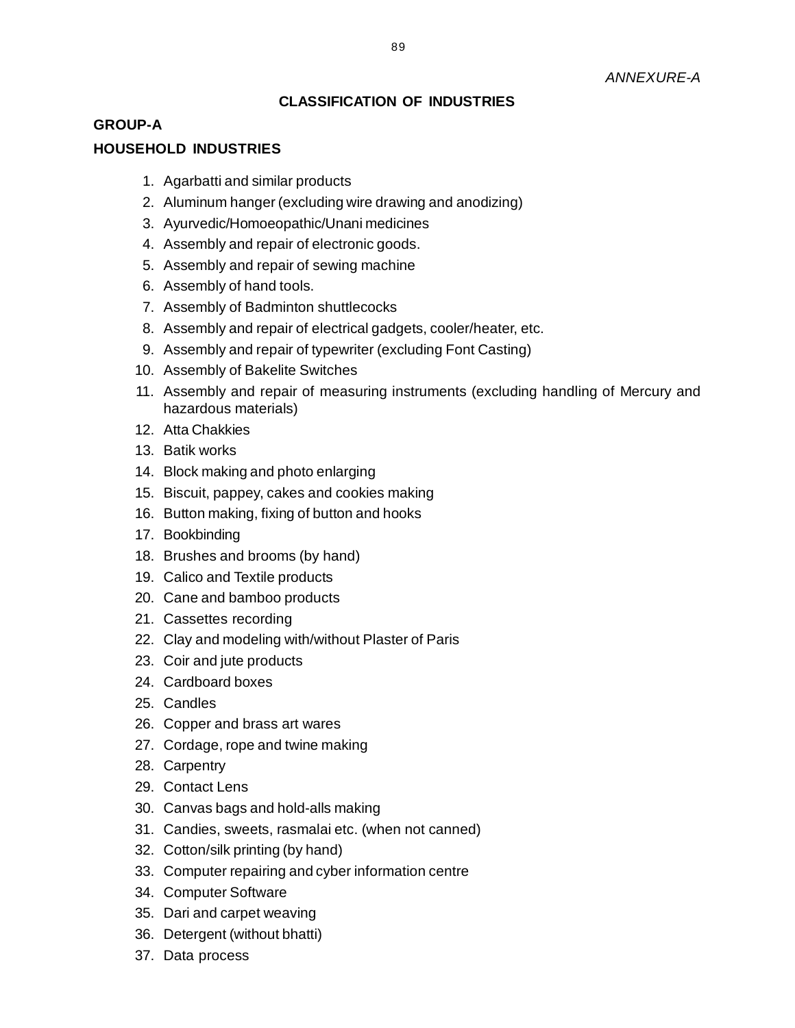*ANNEXURE-A*

## CLASSIFICATION OF INDUSTRIES

### GROUP-A

### HOUSEHOLD INDUSTRIES

1. Agarbatti and similar products
2. Aluminum hanger (excluding wire drawing and anodizing)
3. Ayurvedic/Homoeopathic/Unani medicines
4. Assembly and repair of electronic goods.
5. Assembly and repair of sewing machine
6. Assembly of hand tools.
7. Assembly of Badminton shuttlecocks
8. Assembly and repair of electrical gadgets, cooler/heater, etc.
9. Assembly and repair of typewriter (excluding Font Casting)
10. Assembly of Bakelite Switches
11. Assembly and repair of measuring instruments (excluding handling of Mercury and hazardous materials)
12. Atta Chakkies
13. Batik works
14. Block making and photo enlarging
15. Biscuit, pappey, cakes and cookies making
16. Button making, fixing of button and hooks
17. Bookbinding
18. Brushes and brooms (by hand)
19. Calico and Textile products
20. Cane and bamboo products
21. Cassettes recording
22. Clay and modeling with/without Plaster of Paris
23. Coir and jute products
24. Cardboard boxes
25. Candles
26. Copper and brass art wares
27. Cordage, rope and twine making
28. Carpentry
29. Contact Lens
30. Canvas bags and hold-alls making
31. Candies, sweets, rasmalai etc. (when not canned)
32. Cotton/silk printing (by hand)
33. Computer repairing and cyber information centre
34. Computer Software
35. Dari and carpet weaving
36. Detergent (without bhatti)
37. Data process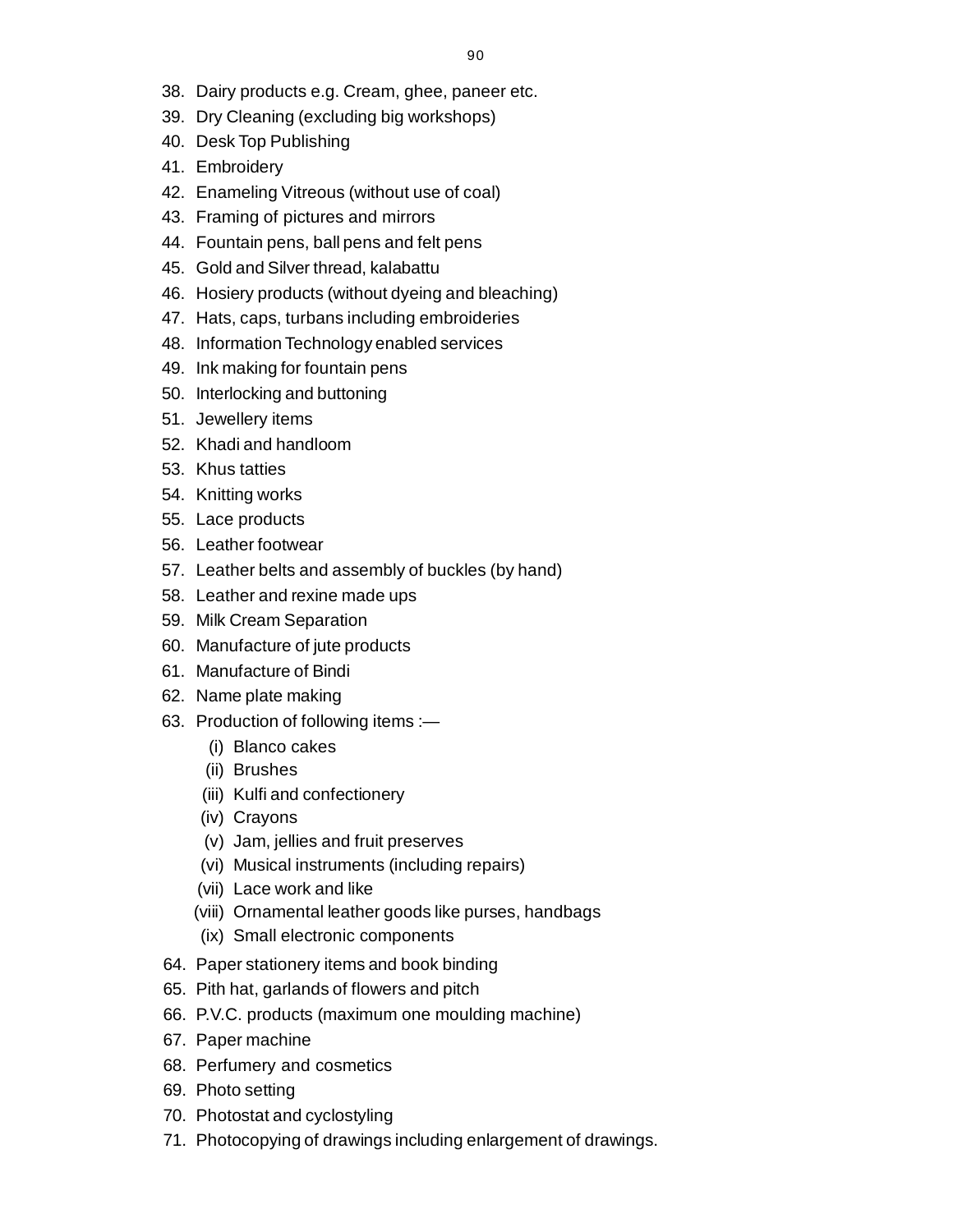38. Dairy products e.g. Cream, ghee, paneer etc.
39. Dry Cleaning (excluding big workshops)
40. Desk Top Publishing
41. Embroidery
42. Enameling Vitreous (without use of coal)
43. Framing of pictures and mirrors
44. Fountain pens, ball pens and felt pens
45. Gold and Silver thread, kalabattu
46. Hosiery products (without dyeing and bleaching)
47. Hats, caps, turbans including embroideries
48. Information Technology enabled services
49. Ink making for fountain pens
50. Interlocking and buttoning
51. Jewellery items
52. Khadi and handloom
53. Khus tatties
54. Knitting works
55. Lace products
56. Leather footwear
57. Leather belts and assembly of buckles (by hand)
58. Leather and rexine made ups
59. Milk Cream Separation
60. Manufacture of jute products
61. Manufacture of Bindi
62. Name plate making
63. Production of following items :—
    - (i) Blanco cakes
    - (ii) Brushes
    - (iii) Kulfi and confectionery
    - (iv) Crayons
    - (v) Jam, jellies and fruit preserves
    - (vi) Musical instruments (including repairs)
    - (vii) Lace work and like
    - (viii) Ornamental leather goods like purses, handbags
    - (ix) Small electronic components
64. Paper stationery items and book binding
65. Pith hat, garlands of flowers and pitch
66. P.V.C. products (maximum one moulding machine)
67. Paper machine
68. Perfumery and cosmetics
69. Photo setting
70. Photostat and cyclostyling
71. Photocopying of drawings including enlargement of drawings.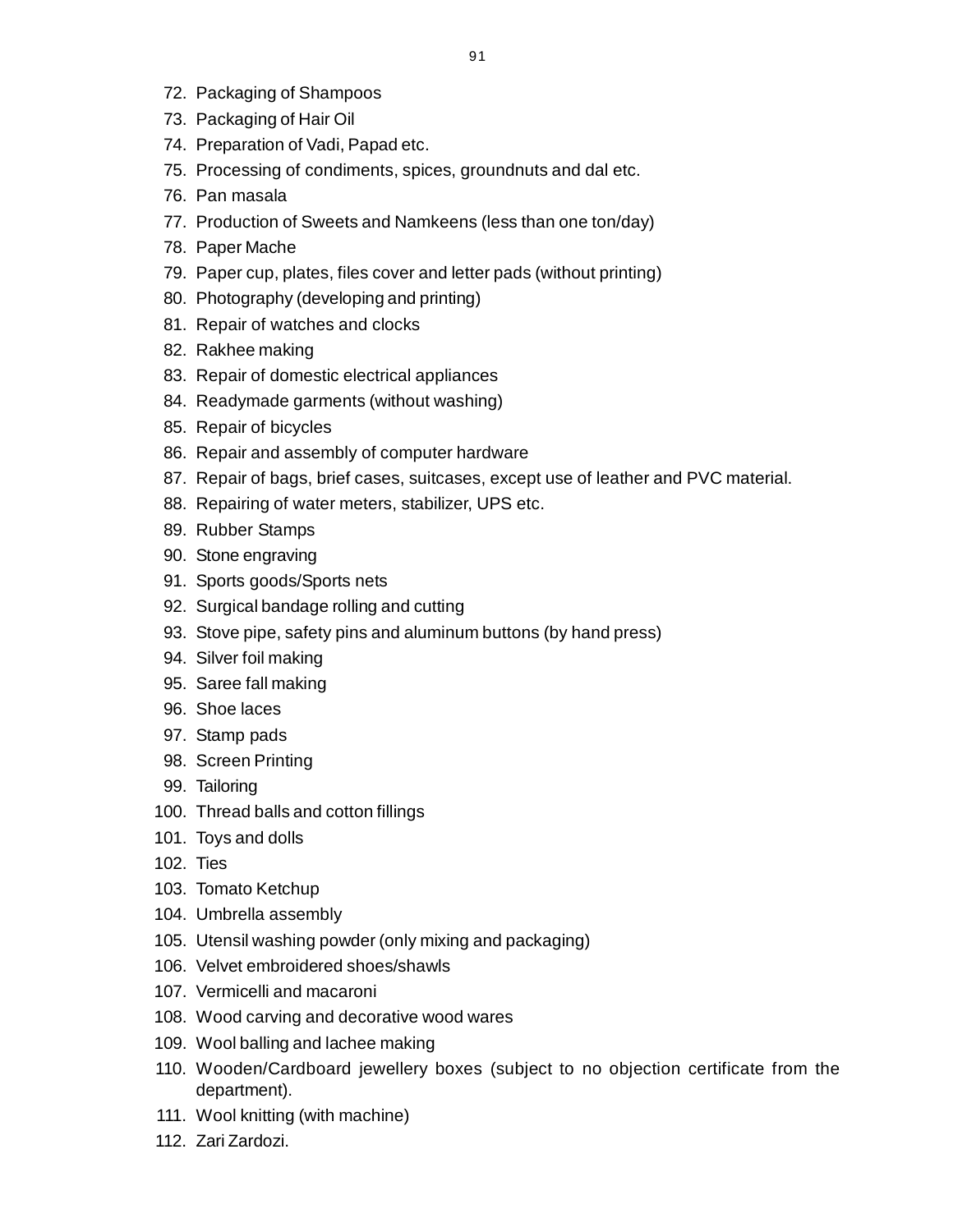72. Packaging of Shampoos
73. Packaging of Hair Oil
74. Preparation of Vadi, Papad etc.
75. Processing of condiments, spices, groundnuts and dal etc.
76. Pan masala
77. Production of Sweets and Namkeens (less than one ton/day)
78. Paper Mache
79. Paper cup, plates, files cover and letter pads (without printing)
80. Photography (developing and printing)
81. Repair of watches and clocks
82. Rakhee making
83. Repair of domestic electrical appliances
84. Readymade garments (without washing)
85. Repair of bicycles
86. Repair and assembly of computer hardware
87. Repair of bags, brief cases, suitcases, except use of leather and PVC material.
88. Repairing of water meters, stabilizer, UPS etc.
89. Rubber Stamps
90. Stone engraving
91. Sports goods/Sports nets
92. Surgical bandage rolling and cutting
93. Stove pipe, safety pins and aluminum buttons (by hand press)
94. Silver foil making
95. Saree fall making
96. Shoe laces
97. Stamp pads
98. Screen Printing
99. Tailoring
100. Thread balls and cotton fillings
101. Toys and dolls
102. Ties
103. Tomato Ketchup
104. Umbrella assembly
105. Utensil washing powder (only mixing and packaging)
106. Velvet embroidered shoes/shawls
107. Vermicelli and macaroni
108. Wood carving and decorative wood wares
109. Wool balling and lachee making
110. Wooden/Cardboard jewellery boxes (subject to no objection certificate from the department).
111. Wool knitting (with machine)
112. Zari Zardozi.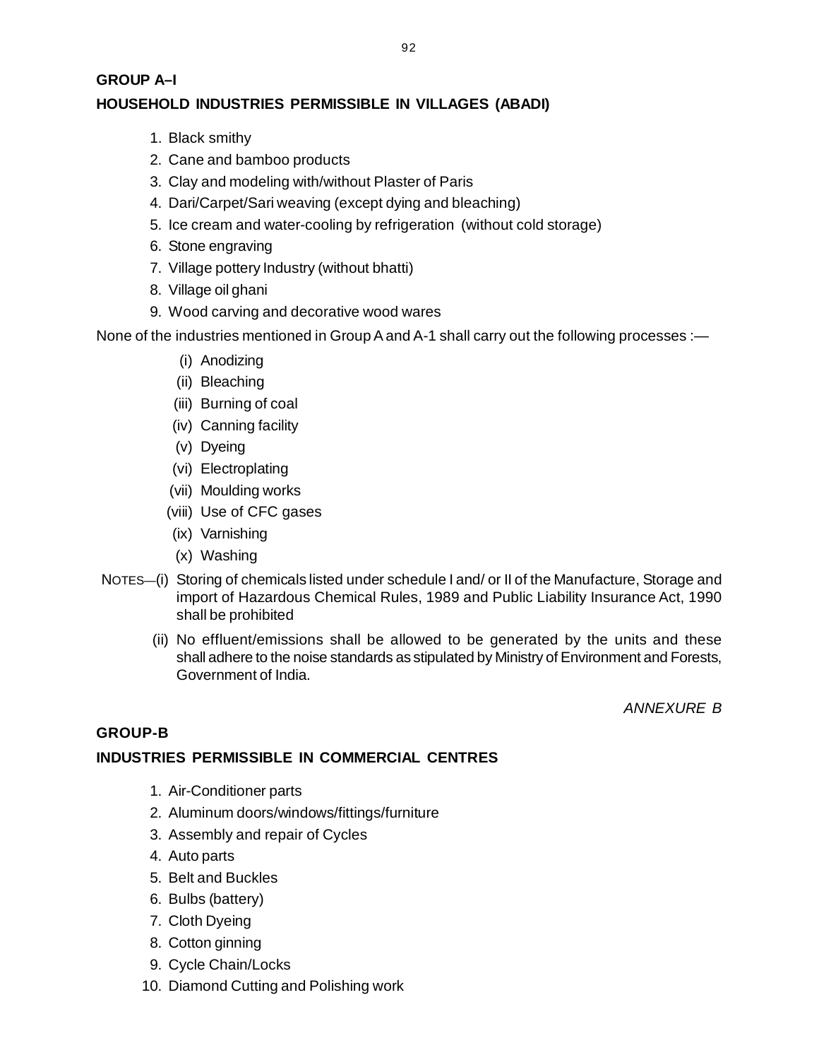## GROUP A–I

## HOUSEHOLD INDUSTRIES PERMISSIBLE IN VILLAGES (ABADI)

1. Black smithy
2. Cane and bamboo products
3. Clay and modeling with/without Plaster of Paris
4. Dari/Carpet/Sari weaving (except dying and bleaching)
5. Ice cream and water-cooling by refrigeration (without cold storage)
6. Stone engraving
7. Village pottery Industry (without bhatti)
8. Village oil ghani
9. Wood carving and decorative wood wares

None of the industries mentioned in Group A and A-1 shall carry out the following processes :—

- (i) Anodizing
- (ii) Bleaching
- (iii) Burning of coal
- (iv) Canning facility
- (v) Dyeing
- (vi) Electroplating
- (vii) Moulding works
- (viii) Use of CFC gases
- (ix) Varnishing
- (x) Washing

NOTES—(i) Storing of chemicals listed under schedule I and/ or II of the Manufacture, Storage and import of Hazardous Chemical Rules, 1989 and Public Liability Insurance Act, 1990 shall be prohibited

(ii) No effluent/emissions shall be allowed to be generated by the units and these shall adhere to the noise standards as stipulated by Ministry of Environment and Forests, Government of India.

*ANNEXURE B*

## GROUP-B

## INDUSTRIES PERMISSIBLE IN COMMERCIAL CENTRES

1. Air-Conditioner parts
2. Aluminum doors/windows/fittings/furniture
3. Assembly and repair of Cycles
4. Auto parts
5. Belt and Buckles
6. Bulbs (battery)
7. Cloth Dyeing
8. Cotton ginning
9. Cycle Chain/Locks
10. Diamond Cutting and Polishing work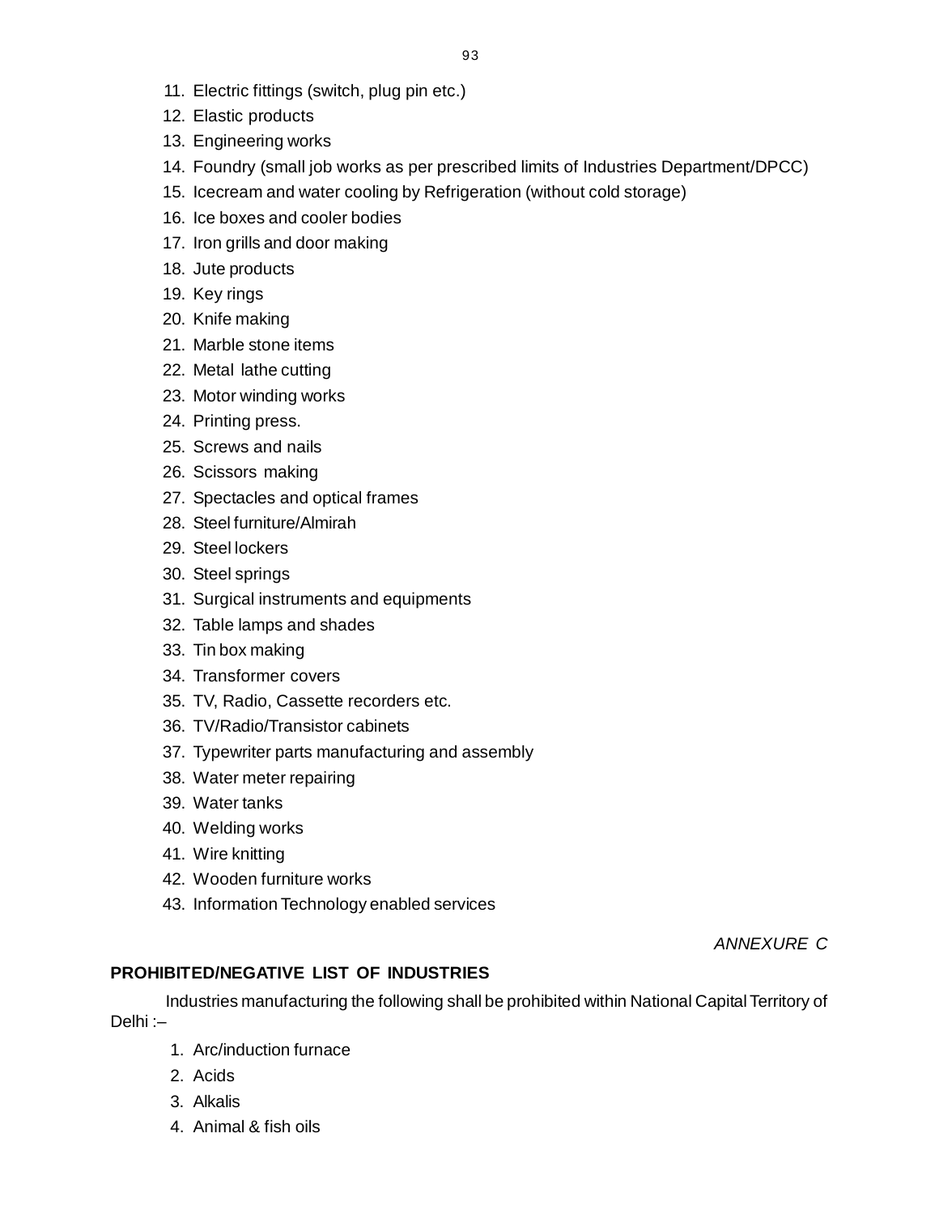11. Electric fittings (switch, plug pin etc.)
12. Elastic products
13. Engineering works
14. Foundry (small job works as per prescribed limits of Industries Department/DPCC)
15. Icecream and water cooling by Refrigeration (without cold storage)
16. Ice boxes and cooler bodies
17. Iron grills and door making
18. Jute products
19. Key rings
20. Knife making
21. Marble stone items
22. Metal lathe cutting
23. Motor winding works
24. Printing press.
25. Screws and nails
26. Scissors making
27. Spectacles and optical frames
28. Steel furniture/Almirah
29. Steel lockers
30. Steel springs
31. Surgical instruments and equipments
32. Table lamps and shades
33. Tin box making
34. Transformer covers
35. TV, Radio, Cassette recorders etc.
36. TV/Radio/Transistor cabinets
37. Typewriter parts manufacturing and assembly
38. Water meter repairing
39. Water tanks
40. Welding works
41. Wire knitting
42. Wooden furniture works
43. Information Technology enabled services

*ANNEXURE C*

**PROHIBITED/NEGATIVE LIST OF INDUSTRIES**

Industries manufacturing the following shall be prohibited within National Capital Territory of Delhi :–

1. Arc/induction furnace
2. Acids
3. Alkalis
4. Animal & fish oils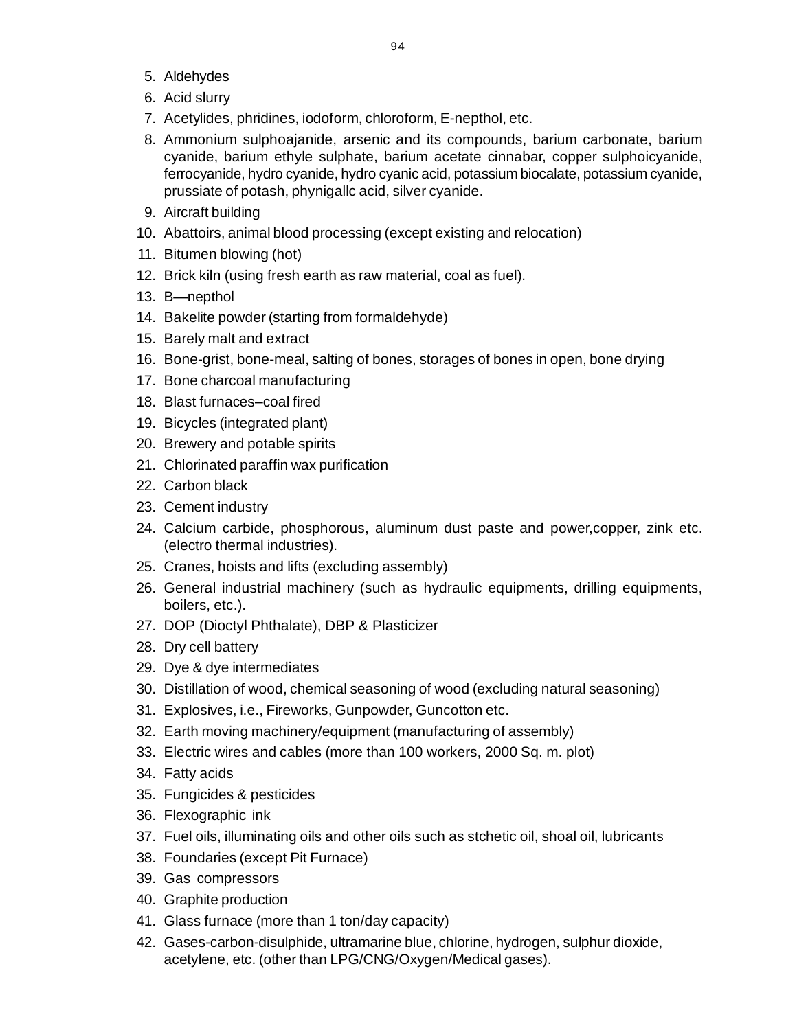5. Aldehydes
6. Acid slurry
7. Acetylides, phridines, iodoform, chloroform, E-nepthol, etc.
8. Ammonium sulphoajanide, arsenic and its compounds, barium carbonate, barium cyanide, barium ethyle sulphate, barium acetate cinnabar, copper sulphoicyanide, ferrocyanide, hydro cyanide, hydro cyanic acid, potassium biocalate, potassium cyanide, prussiate of potash, phynigallc acid, silver cyanide.
9. Aircraft building
10. Abattoirs, animal blood processing (except existing and relocation)
11. Bitumen blowing (hot)
12. Brick kiln (using fresh earth as raw material, coal as fuel).
13. B—nepthol
14. Bakelite powder (starting from formaldehyde)
15. Barely malt and extract
16. Bone-grist, bone-meal, salting of bones, storages of bones in open, bone drying
17. Bone charcoal manufacturing
18. Blast furnaces–coal fired
19. Bicycles (integrated plant)
20. Brewery and potable spirits
21. Chlorinated paraffin wax purification
22. Carbon black
23. Cement industry
24. Calcium carbide, phosphorous, aluminum dust paste and power,copper, zink etc. (electro thermal industries).
25. Cranes, hoists and lifts (excluding assembly)
26. General industrial machinery (such as hydraulic equipments, drilling equipments, boilers, etc.).
27. DOP (Dioctyl Phthalate), DBP & Plasticizer
28. Dry cell battery
29. Dye & dye intermediates
30. Distillation of wood, chemical seasoning of wood (excluding natural seasoning)
31. Explosives, i.e., Fireworks, Gunpowder, Guncotton etc.
32. Earth moving machinery/equipment (manufacturing of assembly)
33. Electric wires and cables (more than 100 workers, 2000 Sq. m. plot)
34. Fatty acids
35. Fungicides & pesticides
36. Flexographic ink
37. Fuel oils, illuminating oils and other oils such as stchetic oil, shoal oil, lubricants
38. Foundaries (except Pit Furnace)
39. Gas compressors
40. Graphite production
41. Glass furnace (more than 1 ton/day capacity)
42. Gases-carbon-disulphide, ultramarine blue, chlorine, hydrogen, sulphur dioxide, acetylene, etc. (other than LPG/CNG/Oxygen/Medical gases).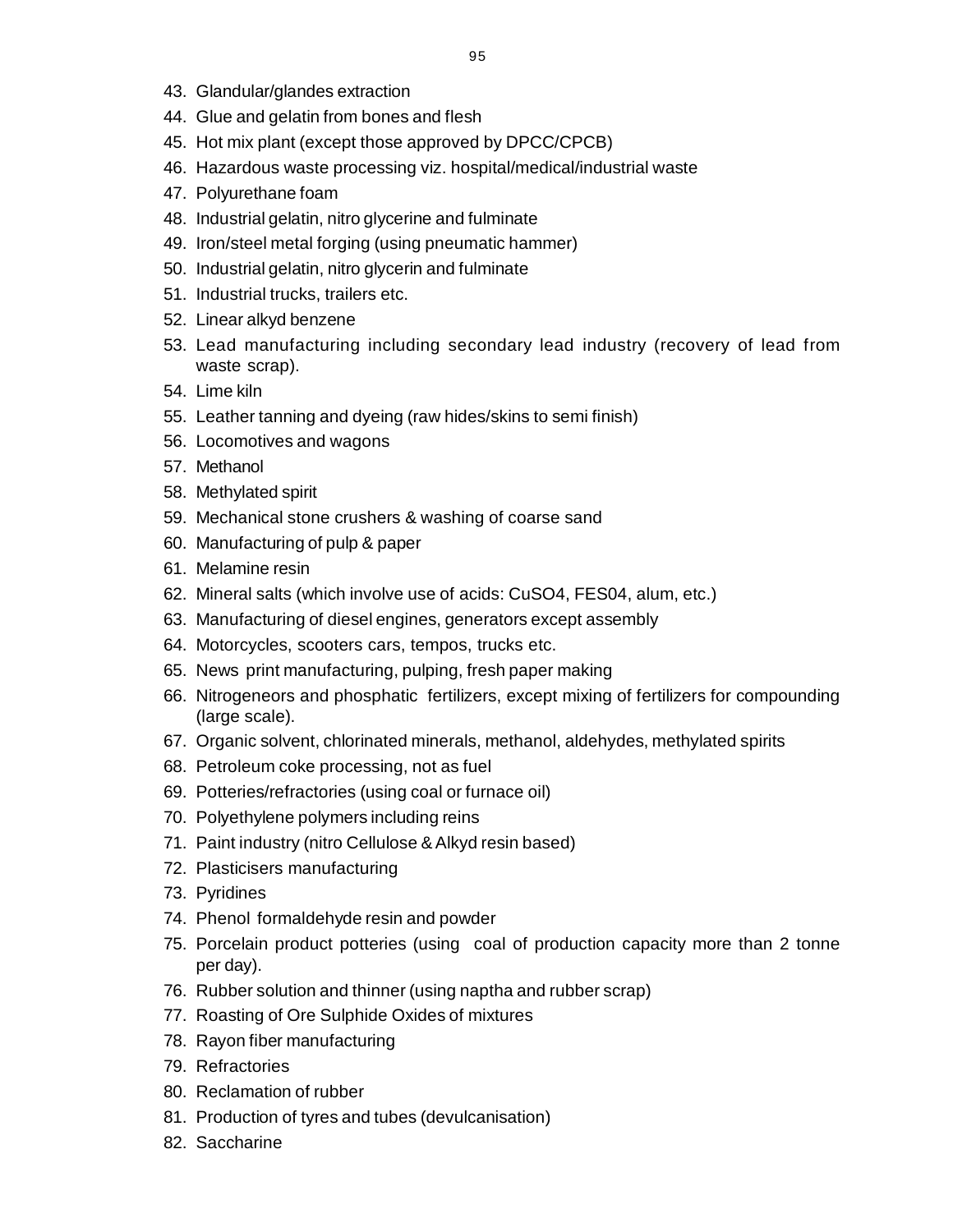43. Glandular/glandes extraction
44. Glue and gelatin from bones and flesh
45. Hot mix plant (except those approved by DPCC/CPCB)
46. Hazardous waste processing viz. hospital/medical/industrial waste
47. Polyurethane foam
48. Industrial gelatin, nitro glycerine and fulminate
49. Iron/steel metal forging (using pneumatic hammer)
50. Industrial gelatin, nitro glycerin and fulminate
51. Industrial trucks, trailers etc.
52. Linear alkyd benzene
53. Lead manufacturing including secondary lead industry (recovery of lead from waste scrap).
54. Lime kiln
55. Leather tanning and dyeing (raw hides/skins to semi finish)
56. Locomotives and wagons
57. Methanol
58. Methylated spirit
59. Mechanical stone crushers & washing of coarse sand
60. Manufacturing of pulp & paper
61. Melamine resin
62. Mineral salts (which involve use of acids: CuSO4, FES04, alum, etc.)
63. Manufacturing of diesel engines, generators except assembly
64. Motorcycles, scooters cars, tempos, trucks etc.
65. News print manufacturing, pulping, fresh paper making
66. Nitrogeneors and phosphatic fertilizers, except mixing of fertilizers for compounding (large scale).
67. Organic solvent, chlorinated minerals, methanol, aldehydes, methylated spirits
68. Petroleum coke processing, not as fuel
69. Potteries/refractories (using coal or furnace oil)
70. Polyethylene polymers including reins
71. Paint industry (nitro Cellulose & Alkyd resin based)
72. Plasticisers manufacturing
73. Pyridines
74. Phenol formaldehyde resin and powder
75. Porcelain product potteries (using coal of production capacity more than 2 tonne per day).
76. Rubber solution and thinner (using naptha and rubber scrap)
77. Roasting of Ore Sulphide Oxides of mixtures
78. Rayon fiber manufacturing
79. Refractories
80. Reclamation of rubber
81. Production of tyres and tubes (devulcanisation)
82. Saccharine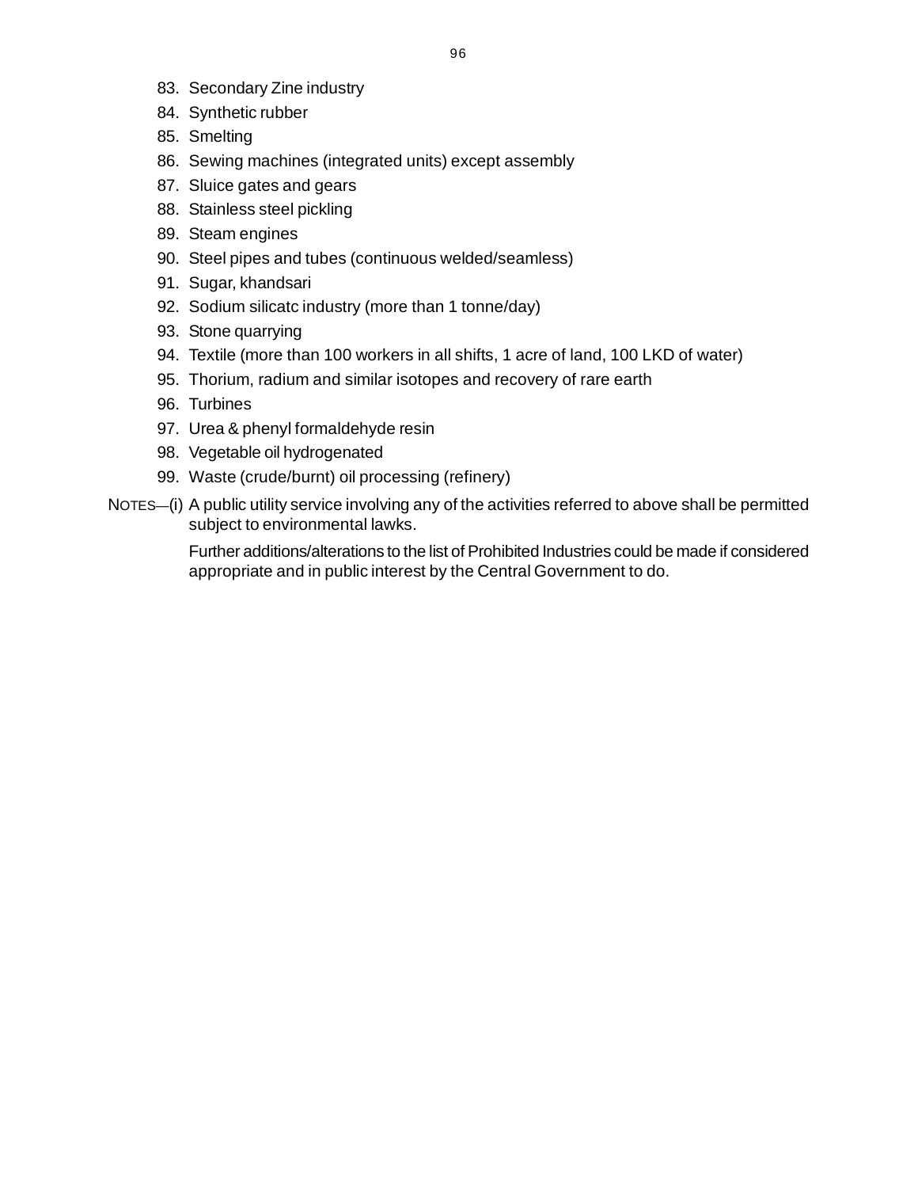83. Secondary Zine industry
84. Synthetic rubber
85. Smelting
86. Sewing machines (integrated units) except assembly
87. Sluice gates and gears
88. Stainless steel pickling
89. Steam engines
90. Steel pipes and tubes (continuous welded/seamless)
91. Sugar, khandsari
92. Sodium silicatc industry (more than 1 tonne/day)
93. Stone quarrying
94. Textile (more than 100 workers in all shifts, 1 acre of land, 100 LKD of water)
95. Thorium, radium and similar isotopes and recovery of rare earth
96. Turbines
97. Urea & phenyl formaldehyde resin
98. Vegetable oil hydrogenated
99. Waste (crude/burnt) oil processing (refinery)

NOTES—(i) A public utility service involving any of the activities referred to above shall be permitted subject to environmental lawks.

Further additions/alterations to the list of Prohibited Industries could be made if considered appropriate and in public interest by the Central Government to do.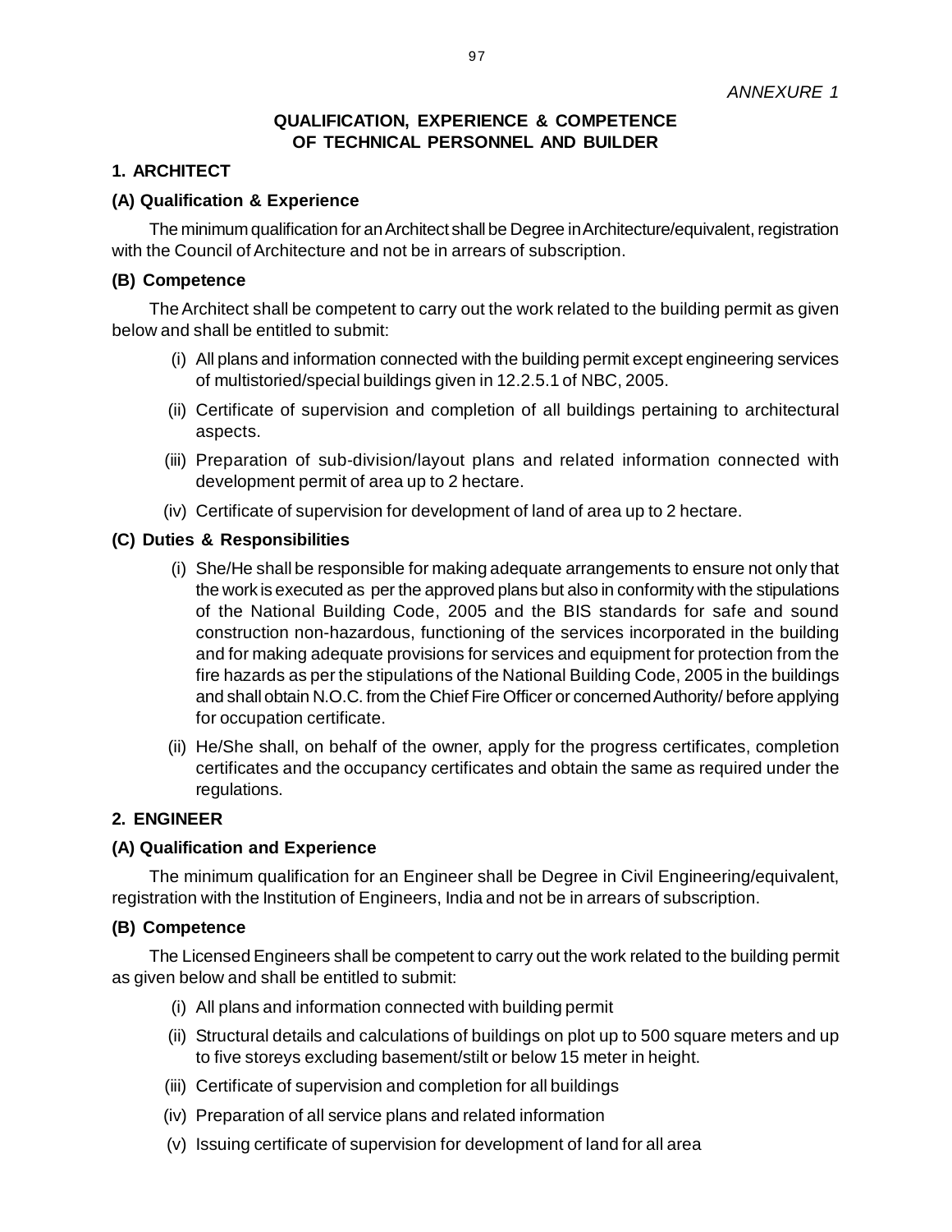*ANNEXURE 1*

# QUALIFICATION, EXPERIENCE & COMPETENCE OF TECHNICAL PERSONNEL AND BUILDER

## 1. ARCHITECT

### (A) Qualification & Experience

The minimum qualification for an Architect shall be Degree in Architecture/equivalent, registration with the Council of Architecture and not be in arrears of subscription.

### (B) Competence

The Architect shall be competent to carry out the work related to the building permit as given below and shall be entitled to submit:

(i) All plans and information connected with the building permit except engineering services of multistoried/special buildings given in 12.2.5.1 of NBC, 2005.

(ii) Certificate of supervision and completion of all buildings pertaining to architectural aspects.

(iii) Preparation of sub-division/layout plans and related information connected with development permit of area up to 2 hectare.

(iv) Certificate of supervision for development of land of area up to 2 hectare.

### (C) Duties & Responsibilities

(i) She/He shall be responsible for making adequate arrangements to ensure not only that the work is executed as per the approved plans but also in conformity with the stipulations of the National Building Code, 2005 and the BIS standards for safe and sound construction non-hazardous, functioning of the services incorporated in the building and for making adequate provisions for services and equipment for protection from the fire hazards as per the stipulations of the National Building Code, 2005 in the buildings and shall obtain N.O.C. from the Chief Fire Officer or concerned Authority/ before applying for occupation certificate.

(ii) He/She shall, on behalf of the owner, apply for the progress certificates, completion certificates and the occupancy certificates and obtain the same as required under the regulations.

## 2. ENGINEER

### (A) Qualification and Experience

The minimum qualification for an Engineer shall be Degree in Civil Engineering/equivalent, registration with the Institution of Engineers, India and not be in arrears of subscription.

### (B) Competence

The Licensed Engineers shall be competent to carry out the work related to the building permit as given below and shall be entitled to submit:

(i) All plans and information connected with building permit

(ii) Structural details and calculations of buildings on plot up to 500 square meters and up to five storeys excluding basement/stilt or below 15 meter in height.

(iii) Certificate of supervision and completion for all buildings

(iv) Preparation of all service plans and related information

(v) Issuing certificate of supervision for development of land for all area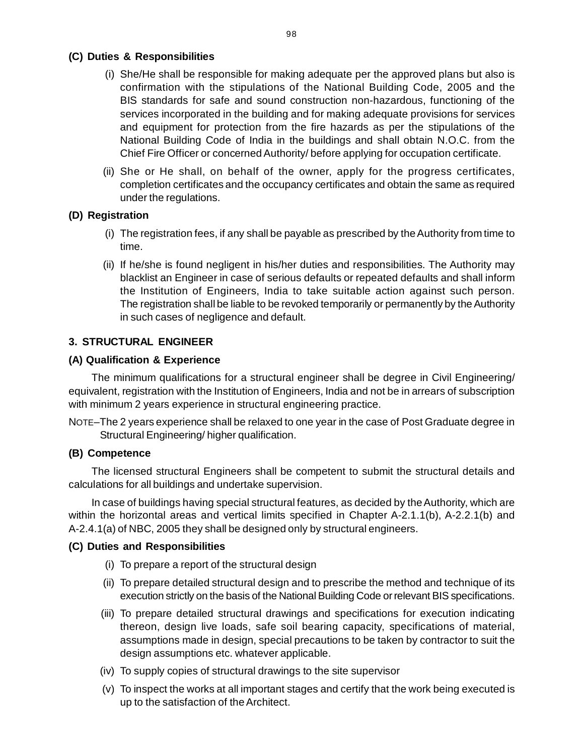**(C) Duties & Responsibilities**

(i) She/He shall be responsible for making adequate per the approved plans but also is confirmation with the stipulations of the National Building Code, 2005 and the BIS standards for safe and sound construction non-hazardous, functioning of the services incorporated in the building and for making adequate provisions for services and equipment for protection from the fire hazards as per the stipulations of the National Building Code of India in the buildings and shall obtain N.O.C. from the Chief Fire Officer or concerned Authority/ before applying for occupation certificate.

(ii) She or He shall, on behalf of the owner, apply for the progress certificates, completion certificates and the occupancy certificates and obtain the same as required under the regulations.

**(D) Registration**

(i) The registration fees, if any shall be payable as prescribed by the Authority from time to time.

(ii) If he/she is found negligent in his/her duties and responsibilities. The Authority may blacklist an Engineer in case of serious defaults or repeated defaults and shall inform the Institution of Engineers, India to take suitable action against such person. The registration shall be liable to be revoked temporarily or permanently by the Authority in such cases of negligence and default.

**3. STRUCTURAL ENGINEER**

**(A) Qualification & Experience**

The minimum qualifications for a structural engineer shall be degree in Civil Engineering/ equivalent, registration with the Institution of Engineers, India and not be in arrears of subscription with minimum 2 years experience in structural engineering practice.

NOTE–The 2 years experience shall be relaxed to one year in the case of Post Graduate degree in Structural Engineering/ higher qualification.

**(B) Competence**

The licensed structural Engineers shall be competent to submit the structural details and calculations for all buildings and undertake supervision.

In case of buildings having special structural features, as decided by the Authority, which are within the horizontal areas and vertical limits specified in Chapter A-2.1.1(b), A-2.2.1(b) and A-2.4.1(a) of NBC, 2005 they shall be designed only by structural engineers.

**(C) Duties and Responsibilities**

(i) To prepare a report of the structural design

(ii) To prepare detailed structural design and to prescribe the method and technique of its execution strictly on the basis of the National Building Code or relevant BIS specifications.

(iii) To prepare detailed structural drawings and specifications for execution indicating thereon, design live loads, safe soil bearing capacity, specifications of material, assumptions made in design, special precautions to be taken by contractor to suit the design assumptions etc. whatever applicable.

(iv) To supply copies of structural drawings to the site supervisor

(v) To inspect the works at all important stages and certify that the work being executed is up to the satisfaction of the Architect.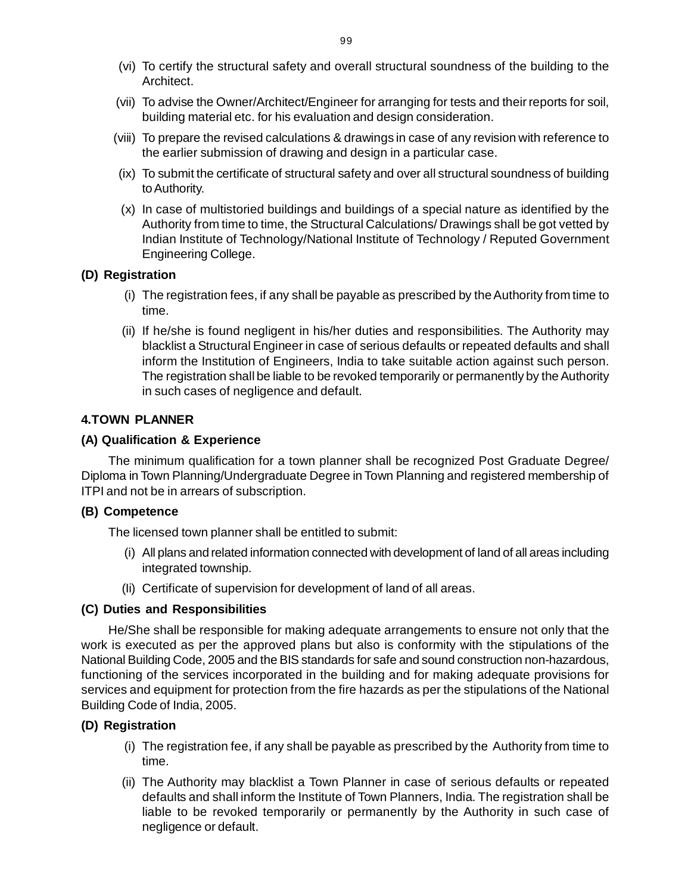(vi) To certify the structural safety and overall structural soundness of the building to the Architect.

(vii) To advise the Owner/Architect/Engineer for arranging for tests and their reports for soil, building material etc. for his evaluation and design consideration.

(viii) To prepare the revised calculations & drawings in case of any revision with reference to the earlier submission of drawing and design in a particular case.

(ix) To submit the certificate of structural safety and over all structural soundness of building to Authority.

(x) In case of multistoried buildings and buildings of a special nature as identified by the Authority from time to time, the Structural Calculations/ Drawings shall be got vetted by Indian Institute of Technology/National Institute of Technology / Reputed Government Engineering College.

**(D) Registration**

(i) The registration fees, if any shall be payable as prescribed by the Authority from time to time.

(ii) If he/she is found negligent in his/her duties and responsibilities. The Authority may blacklist a Structural Engineer in case of serious defaults or repeated defaults and shall inform the Institution of Engineers, India to take suitable action against such person. The registration shall be liable to be revoked temporarily or permanently by the Authority in such cases of negligence and default.

**4.TOWN PLANNER**

**(A) Qualification & Experience**

The minimum qualification for a town planner shall be recognized Post Graduate Degree/ Diploma in Town Planning/Undergraduate Degree in Town Planning and registered membership of ITPI and not be in arrears of subscription.

**(B) Competence**

The licensed town planner shall be entitled to submit:

(i) All plans and related information connected with development of land of all areas including integrated township.

(Ii) Certificate of supervision for development of land of all areas.

**(C) Duties and Responsibilities**

He/She shall be responsible for making adequate arrangements to ensure not only that the work is executed as per the approved plans but also is conformity with the stipulations of the National Building Code, 2005 and the BIS standards for safe and sound construction non-hazardous, functioning of the services incorporated in the building and for making adequate provisions for services and equipment for protection from the fire hazards as per the stipulations of the National Building Code of India, 2005.

**(D) Registration**

(i) The registration fee, if any shall be payable as prescribed by the Authority from time to time.

(ii) The Authority may blacklist a Town Planner in case of serious defaults or repeated defaults and shall inform the Institute of Town Planners, India. The registration shall be liable to be revoked temporarily or permanently by the Authority in such case of negligence or default.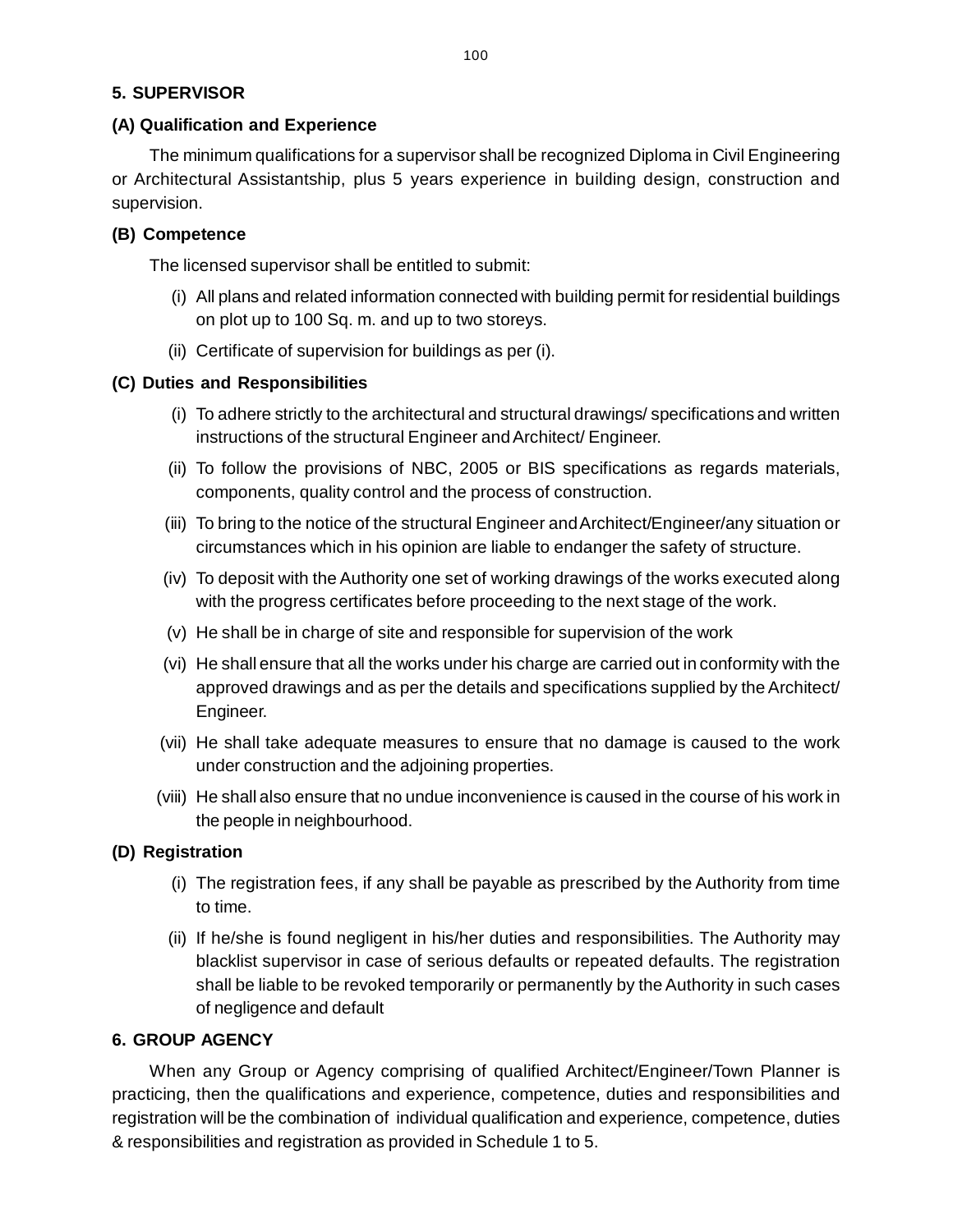## 5. SUPERVISOR

### (A) Qualification and Experience

The minimum qualifications for a supervisor shall be recognized Diploma in Civil Engineering or Architectural Assistantship, plus 5 years experience in building design, construction and supervision.

### (B) Competence

The licensed supervisor shall be entitled to submit:

(i) All plans and related information connected with building permit for residential buildings on plot up to 100 Sq. m. and up to two storeys.

(ii) Certificate of supervision for buildings as per (i).

### (C) Duties and Responsibilities

(i) To adhere strictly to the architectural and structural drawings/ specifications and written instructions of the structural Engineer and Architect/ Engineer.

(ii) To follow the provisions of NBC, 2005 or BIS specifications as regards materials, components, quality control and the process of construction.

(iii) To bring to the notice of the structural Engineer and Architect/Engineer/any situation or circumstances which in his opinion are liable to endanger the safety of structure.

(iv) To deposit with the Authority one set of working drawings of the works executed along with the progress certificates before proceeding to the next stage of the work.

(v) He shall be in charge of site and responsible for supervision of the work

(vi) He shall ensure that all the works under his charge are carried out in conformity with the approved drawings and as per the details and specifications supplied by the Architect/ Engineer.

(vii) He shall take adequate measures to ensure that no damage is caused to the work under construction and the adjoining properties.

(viii) He shall also ensure that no undue inconvenience is caused in the course of his work in the people in neighbourhood.

### (D) Registration

(i) The registration fees, if any shall be payable as prescribed by the Authority from time to time.

(ii) If he/she is found negligent in his/her duties and responsibilities. The Authority may blacklist supervisor in case of serious defaults or repeated defaults. The registration shall be liable to be revoked temporarily or permanently by the Authority in such cases of negligence and default

## 6. GROUP AGENCY

When any Group or Agency comprising of qualified Architect/Engineer/Town Planner is practicing, then the qualifications and experience, competence, duties and responsibilities and registration will be the combination of individual qualification and experience, competence, duties & responsibilities and registration as provided in Schedule 1 to 5.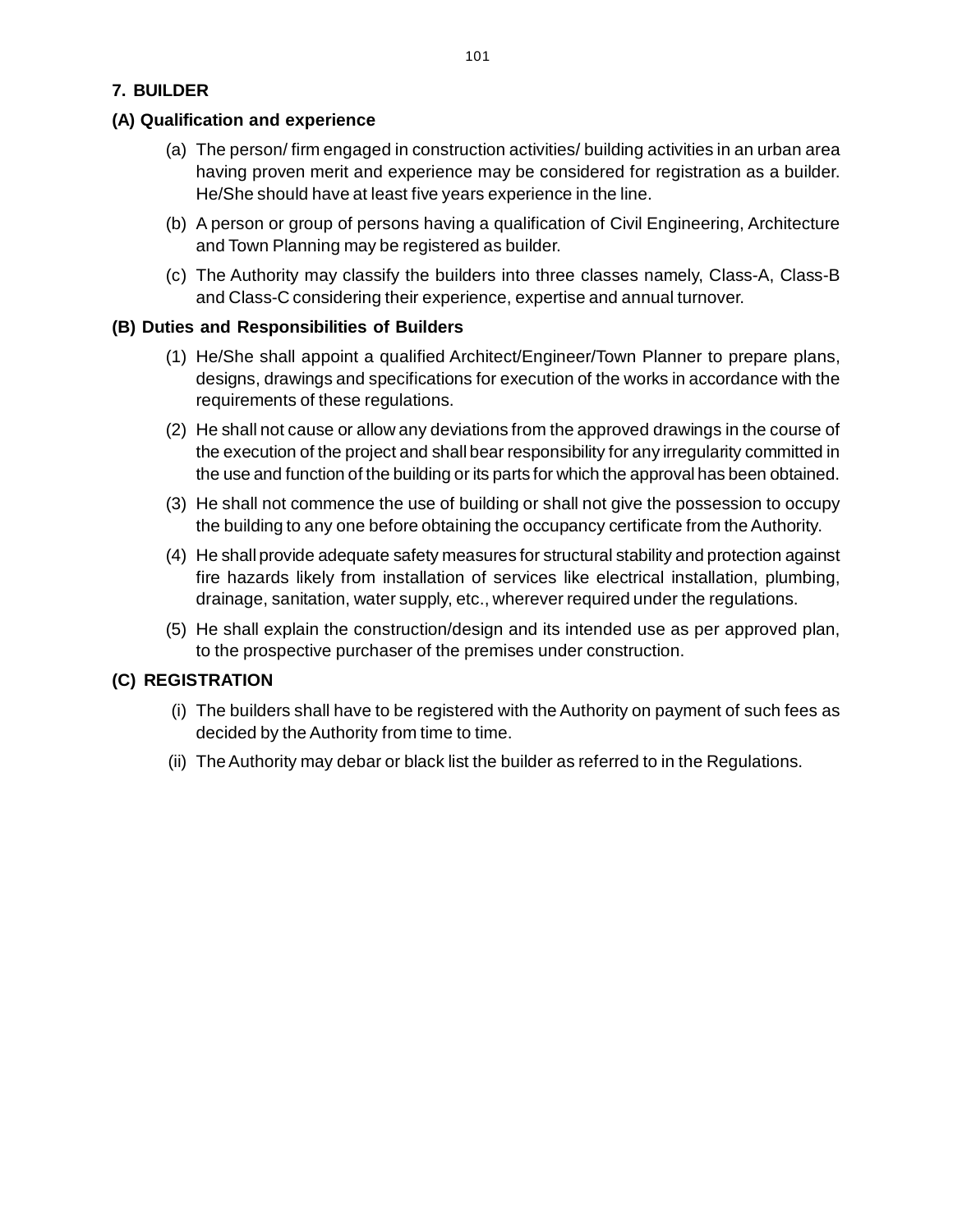## 7. BUILDER

### (A) Qualification and experience

(a) The person/ firm engaged in construction activities/ building activities in an urban area having proven merit and experience may be considered for registration as a builder. He/She should have at least five years experience in the line.

(b) A person or group of persons having a qualification of Civil Engineering, Architecture and Town Planning may be registered as builder.

(c) The Authority may classify the builders into three classes namely, Class-A, Class-B and Class-C considering their experience, expertise and annual turnover.

### (B) Duties and Responsibilities of Builders

(1) He/She shall appoint a qualified Architect/Engineer/Town Planner to prepare plans, designs, drawings and specifications for execution of the works in accordance with the requirements of these regulations.

(2) He shall not cause or allow any deviations from the approved drawings in the course of the execution of the project and shall bear responsibility for any irregularity committed in the use and function of the building or its parts for which the approval has been obtained.

(3) He shall not commence the use of building or shall not give the possession to occupy the building to any one before obtaining the occupancy certificate from the Authority.

(4) He shall provide adequate safety measures for structural stability and protection against fire hazards likely from installation of services like electrical installation, plumbing, drainage, sanitation, water supply, etc., wherever required under the regulations.

(5) He shall explain the construction/design and its intended use as per approved plan, to the prospective purchaser of the premises under construction.

### (C) REGISTRATION

(i) The builders shall have to be registered with the Authority on payment of such fees as decided by the Authority from time to time.

(ii) The Authority may debar or black list the builder as referred to in the Regulations.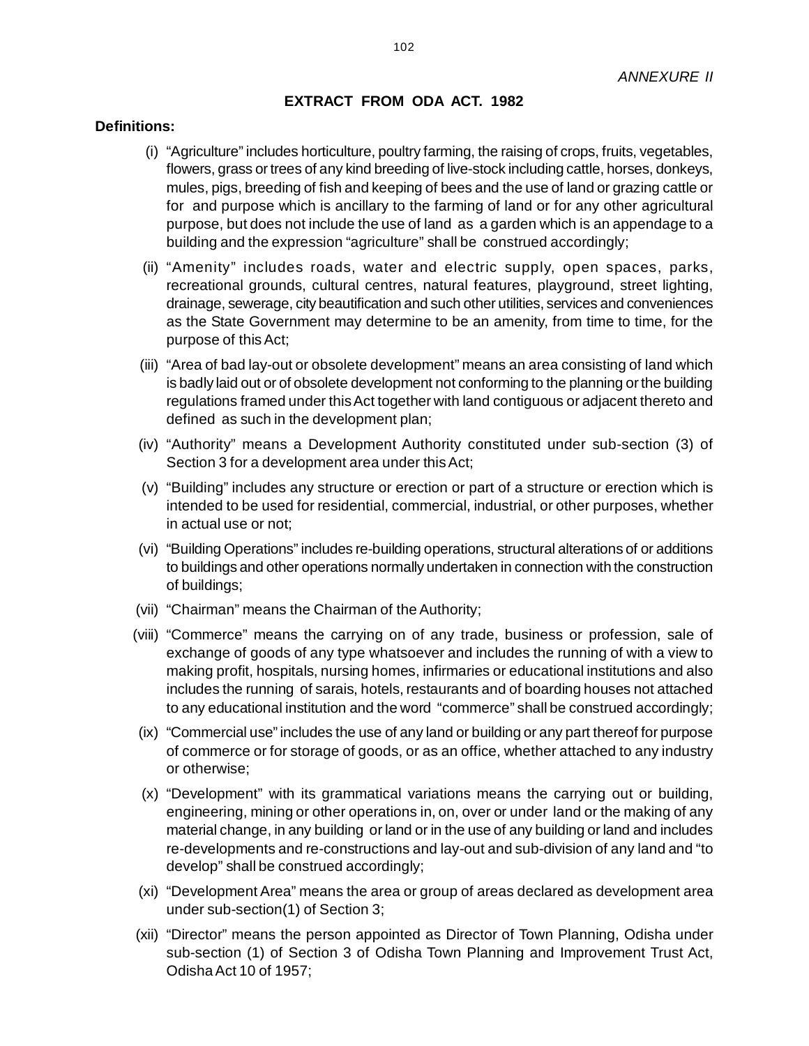*ANNEXURE II*

## EXTRACT FROM ODA ACT. 1982

**Definitions:**

(i) "Agriculture" includes horticulture, poultry farming, the raising of crops, fruits, vegetables, flowers, grass or trees of any kind breeding of live-stock including cattle, horses, donkeys, mules, pigs, breeding of fish and keeping of bees and the use of land or grazing cattle or for and purpose which is ancillary to the farming of land or for any other agricultural purpose, but does not include the use of land as a garden which is an appendage to a building and the expression "agriculture" shall be construed accordingly;

(ii) "Amenity" includes roads, water and electric supply, open spaces, parks, recreational grounds, cultural centres, natural features, playground, street lighting, drainage, sewerage, city beautification and such other utilities, services and conveniences as the State Government may determine to be an amenity, from time to time, for the purpose of this Act;

(iii) "Area of bad lay-out or obsolete development" means an area consisting of land which is badly laid out or of obsolete development not conforming to the planning or the building regulations framed under this Act together with land contiguous or adjacent thereto and defined as such in the development plan;

(iv) "Authority" means a Development Authority constituted under sub-section (3) of Section 3 for a development area under this Act;

(v) "Building" includes any structure or erection or part of a structure or erection which is intended to be used for residential, commercial, industrial, or other purposes, whether in actual use or not;

(vi) "Building Operations" includes re-building operations, structural alterations of or additions to buildings and other operations normally undertaken in connection with the construction of buildings;

(vii) "Chairman" means the Chairman of the Authority;

(viii) "Commerce" means the carrying on of any trade, business or profession, sale of exchange of goods of any type whatsoever and includes the running of with a view to making profit, hospitals, nursing homes, infirmaries or educational institutions and also includes the running of sarais, hotels, restaurants and of boarding houses not attached to any educational institution and the word "commerce" shall be construed accordingly;

(ix) "Commercial use" includes the use of any land or building or any part thereof for purpose of commerce or for storage of goods, or as an office, whether attached to any industry or otherwise;

(x) "Development" with its grammatical variations means the carrying out or building, engineering, mining or other operations in, on, over or under land or the making of any material change, in any building or land or in the use of any building or land and includes re-developments and re-constructions and lay-out and sub-division of any land and "to develop" shall be construed accordingly;

(xi) "Development Area" means the area or group of areas declared as development area under sub-section(1) of Section 3;

(xii) "Director" means the person appointed as Director of Town Planning, Odisha under sub-section (1) of Section 3 of Odisha Town Planning and Improvement Trust Act, Odisha Act 10 of 1957;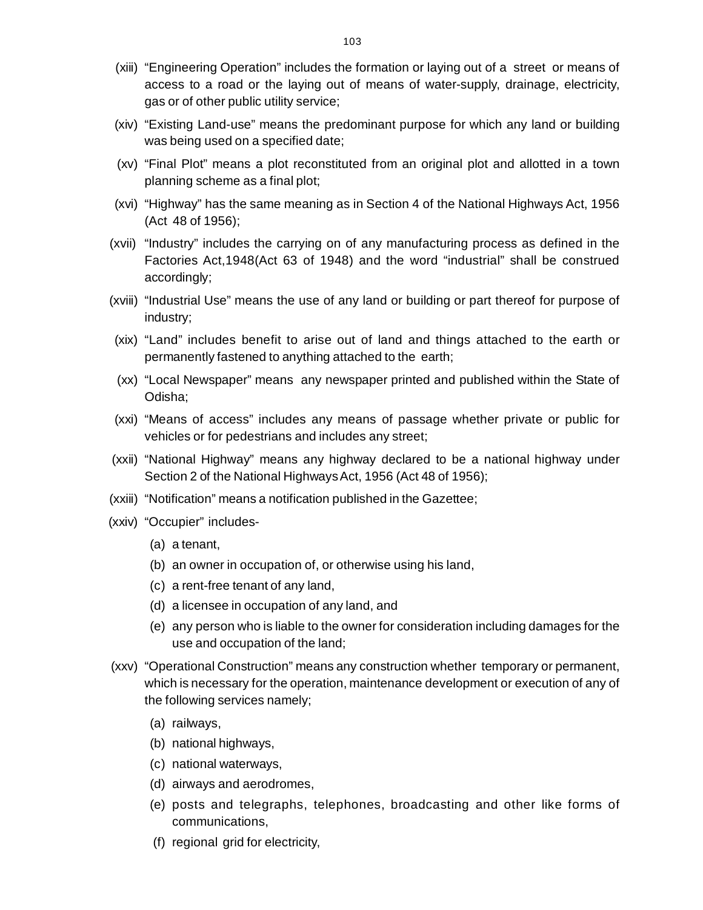(xiii) "Engineering Operation" includes the formation or laying out of a street or means of access to a road or the laying out of means of water-supply, drainage, electricity, gas or of other public utility service;

(xiv) "Existing Land-use" means the predominant purpose for which any land or building was being used on a specified date;

(xv) "Final Plot" means a plot reconstituted from an original plot and allotted in a town planning scheme as a final plot;

(xvi) "Highway" has the same meaning as in Section 4 of the National Highways Act, 1956 (Act 48 of 1956);

(xvii) "Industry" includes the carrying on of any manufacturing process as defined in the Factories Act,1948(Act 63 of 1948) and the word "industrial" shall be construed accordingly;

(xviii) "Industrial Use" means the use of any land or building or part thereof for purpose of industry;

(xix) "Land" includes benefit to arise out of land and things attached to the earth or permanently fastened to anything attached to the earth;

(xx) "Local Newspaper" means any newspaper printed and published within the State of Odisha;

(xxi) "Means of access" includes any means of passage whether private or public for vehicles or for pedestrians and includes any street;

(xxii) "National Highway" means any highway declared to be a national highway under Section 2 of the National Highways Act, 1956 (Act 48 of 1956);

(xxiii) "Notification" means a notification published in the Gazettee;

(xxiv) "Occupier" includes-

(a) a tenant,

(b) an owner in occupation of, or otherwise using his land,

(c) a rent-free tenant of any land,

(d) a licensee in occupation of any land, and

(e) any person who is liable to the owner for consideration including damages for the use and occupation of the land;

(xxv) "Operational Construction" means any construction whether temporary or permanent, which is necessary for the operation, maintenance development or execution of any of the following services namely;

(a) railways,

(b) national highways,

(c) national waterways,

(d) airways and aerodromes,

(e) posts and telegraphs, telephones, broadcasting and other like forms of communications,

(f) regional grid for electricity,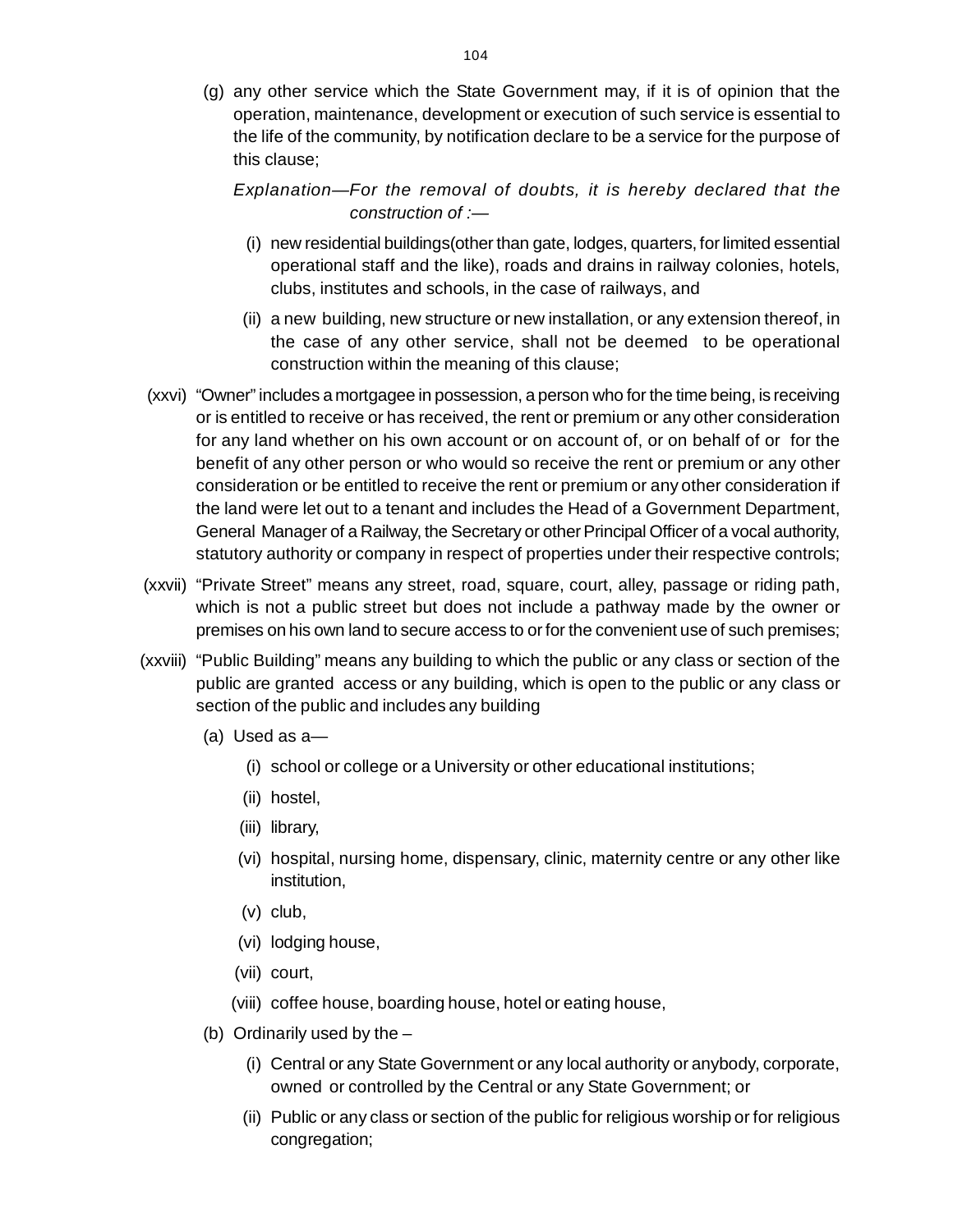(g) any other service which the State Government may, if it is of opinion that the operation, maintenance, development or execution of such service is essential to the life of the community, by notification declare to be a service for the purpose of this clause;

*Explanation—For the removal of doubts, it is hereby declared that the construction of :—*

(i) new residential buildings(other than gate, lodges, quarters, for limited essential operational staff and the like), roads and drains in railway colonies, hotels, clubs, institutes and schools, in the case of railways, and

(ii) a new building, new structure or new installation, or any extension thereof, in the case of any other service, shall not be deemed to be operational construction within the meaning of this clause;

(xxvi) "Owner" includes a mortgagee in possession, a person who for the time being, is receiving or is entitled to receive or has received, the rent or premium or any other consideration for any land whether on his own account or on account of, or on behalf of or for the benefit of any other person or who would so receive the rent or premium or any other consideration or be entitled to receive the rent or premium or any other consideration if the land were let out to a tenant and includes the Head of a Government Department, General Manager of a Railway, the Secretary or other Principal Officer of a vocal authority, statutory authority or company in respect of properties under their respective controls;

(xxvii) "Private Street" means any street, road, square, court, alley, passage or riding path, which is not a public street but does not include a pathway made by the owner or premises on his own land to secure access to or for the convenient use of such premises;

(xxviii) "Public Building" means any building to which the public or any class or section of the public are granted access or any building, which is open to the public or any class or section of the public and includes any building

(a) Used as a—

(i) school or college or a University or other educational institutions;

(ii) hostel,

(iii) library,

(vi) hospital, nursing home, dispensary, clinic, maternity centre or any other like institution,

(v) club,

(vi) lodging house,

(vii) court,

(viii) coffee house, boarding house, hotel or eating house,

(b) Ordinarily used by the –

(i) Central or any State Government or any local authority or anybody, corporate, owned or controlled by the Central or any State Government; or

(ii) Public or any class or section of the public for religious worship or for religious congregation;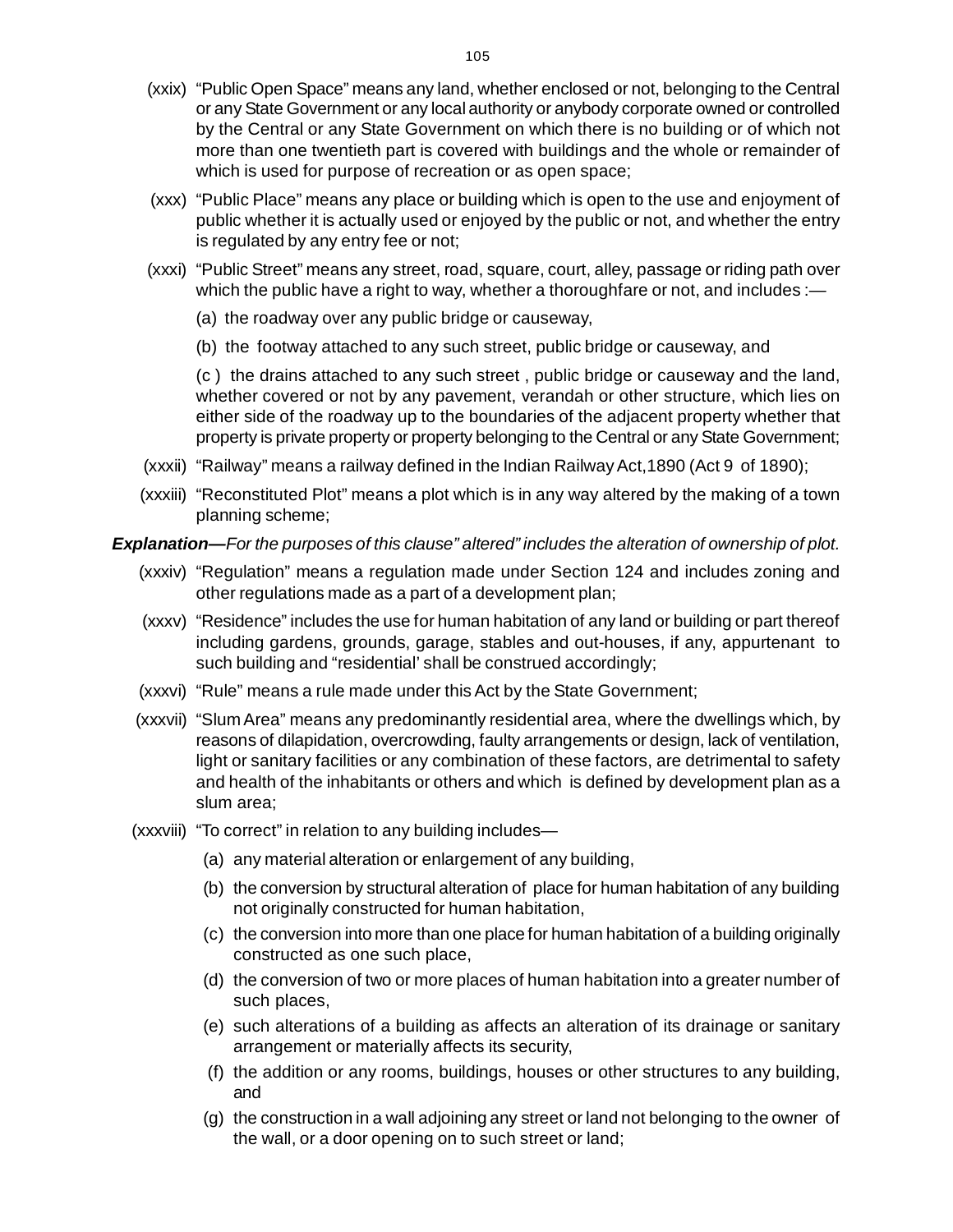(xxix) "Public Open Space" means any land, whether enclosed or not, belonging to the Central or any State Government or any local authority or anybody corporate owned or controlled by the Central or any State Government on which there is no building or of which not more than one twentieth part is covered with buildings and the whole or remainder of which is used for purpose of recreation or as open space;

(xxx) "Public Place" means any place or building which is open to the use and enjoyment of public whether it is actually used or enjoyed by the public or not, and whether the entry is regulated by any entry fee or not;

(xxxi) "Public Street" means any street, road, square, court, alley, passage or riding path over which the public have a right to way, whether a thoroughfare or not, and includes :—

(a) the roadway over any public bridge or causeway,

(b) the footway attached to any such street, public bridge or causeway, and

(c ) the drains attached to any such street , public bridge or causeway and the land, whether covered or not by any pavement, verandah or other structure, which lies on either side of the roadway up to the boundaries of the adjacent property whether that property is private property or property belonging to the Central or any State Government;

(xxxii) "Railway" means a railway defined in the Indian Railway Act,1890 (Act 9 of 1890);

(xxxiii) "Reconstituted Plot" means a plot which is in any way altered by the making of a town planning scheme;

***Explanation—****For the purposes of this clause" altered" includes the alteration of ownership of plot.*

(xxxiv) "Regulation" means a regulation made under Section 124 and includes zoning and other regulations made as a part of a development plan;

(xxxv) "Residence" includes the use for human habitation of any land or building or part thereof including gardens, grounds, garage, stables and out-houses, if any, appurtenant to such building and "residential' shall be construed accordingly;

(xxxvi) "Rule" means a rule made under this Act by the State Government;

(xxxvii) "Slum Area" means any predominantly residential area, where the dwellings which, by reasons of dilapidation, overcrowding, faulty arrangements or design, lack of ventilation, light or sanitary facilities or any combination of these factors, are detrimental to safety and health of the inhabitants or others and which is defined by development plan as a slum area;

(xxxviii) "To correct" in relation to any building includes—

(a) any material alteration or enlargement of any building,

(b) the conversion by structural alteration of place for human habitation of any building not originally constructed for human habitation,

(c) the conversion into more than one place for human habitation of a building originally constructed as one such place,

(d) the conversion of two or more places of human habitation into a greater number of such places,

(e) such alterations of a building as affects an alteration of its drainage or sanitary arrangement or materially affects its security,

(f) the addition or any rooms, buildings, houses or other structures to any building, and

(g) the construction in a wall adjoining any street or land not belonging to the owner of the wall, or a door opening on to such street or land;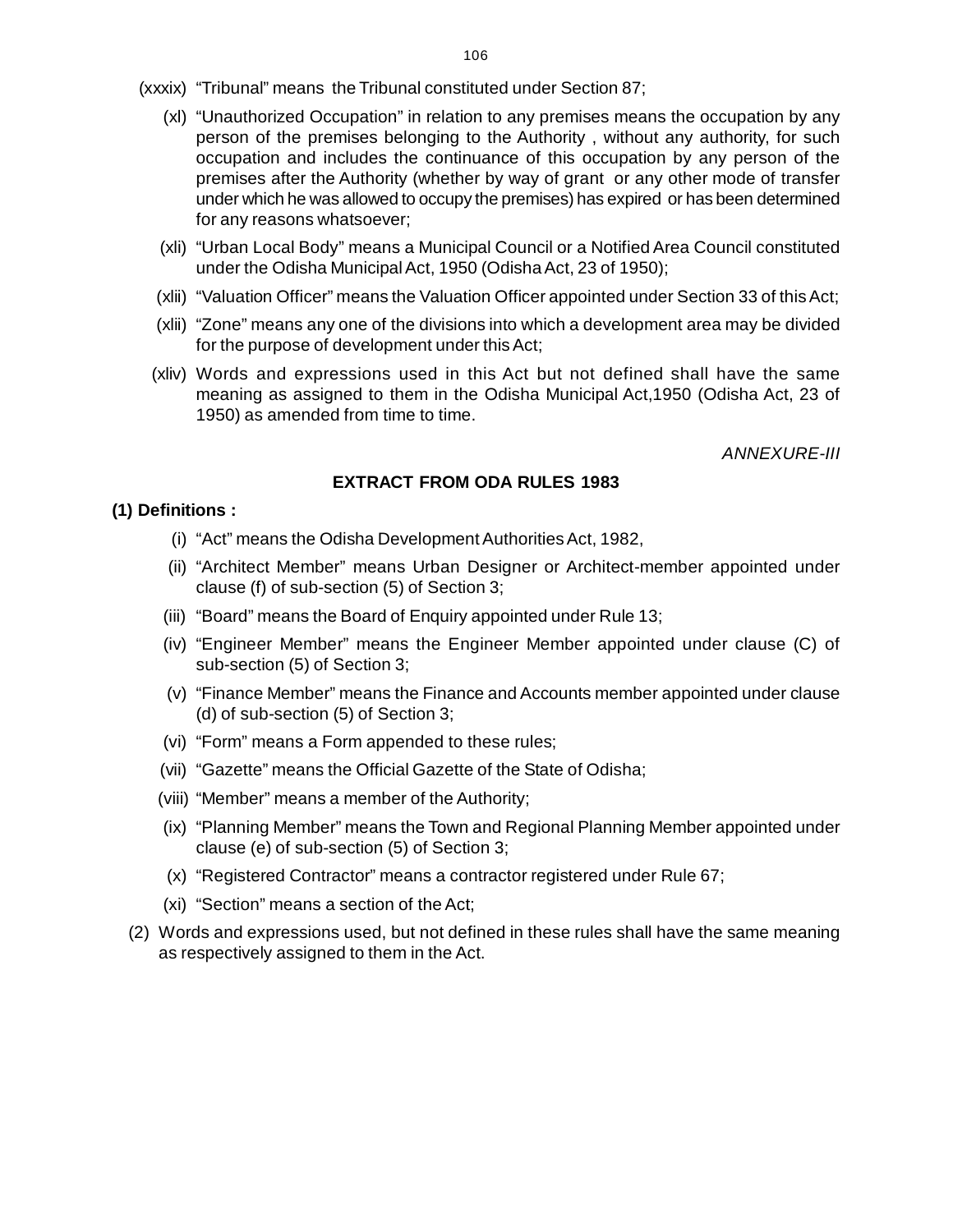(xxxix) "Tribunal" means the Tribunal constituted under Section 87;

(xl) "Unauthorized Occupation" in relation to any premises means the occupation by any person of the premises belonging to the Authority , without any authority, for such occupation and includes the continuance of this occupation by any person of the premises after the Authority (whether by way of grant or any other mode of transfer under which he was allowed to occupy the premises) has expired or has been determined for any reasons whatsoever;

(xli) "Urban Local Body" means a Municipal Council or a Notified Area Council constituted under the Odisha Municipal Act, 1950 (Odisha Act, 23 of 1950);

(xlii) "Valuation Officer" means the Valuation Officer appointed under Section 33 of this Act;

(xlii) "Zone" means any one of the divisions into which a development area may be divided for the purpose of development under this Act;

(xliv) Words and expressions used in this Act but not defined shall have the same meaning as assigned to them in the Odisha Municipal Act,1950 (Odisha Act, 23 of 1950) as amended from time to time.

*ANNEXURE-III*

## EXTRACT FROM ODA RULES 1983

**(1) Definitions :**

(i) "Act" means the Odisha Development Authorities Act, 1982,

(ii) "Architect Member" means Urban Designer or Architect-member appointed under clause (f) of sub-section (5) of Section 3;

(iii) "Board" means the Board of Enquiry appointed under Rule 13;

(iv) "Engineer Member" means the Engineer Member appointed under clause (C) of sub-section (5) of Section 3;

(v) "Finance Member" means the Finance and Accounts member appointed under clause (d) of sub-section (5) of Section 3;

(vi) "Form" means a Form appended to these rules;

(vii) "Gazette" means the Official Gazette of the State of Odisha;

(viii) "Member" means a member of the Authority;

(ix) "Planning Member" means the Town and Regional Planning Member appointed under clause (e) of sub-section (5) of Section 3;

(x) "Registered Contractor" means a contractor registered under Rule 67;

(xi) "Section" means a section of the Act;

(2) Words and expressions used, but not defined in these rules shall have the same meaning as respectively assigned to them in the Act.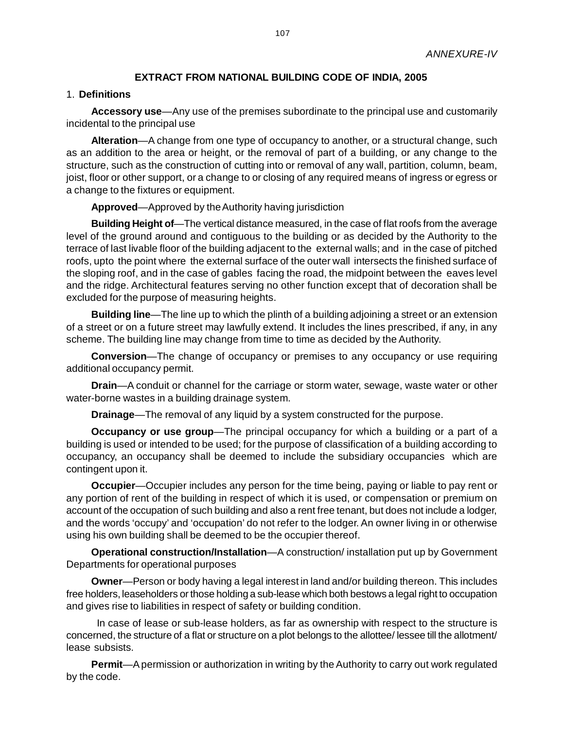*ANNEXURE-IV*

## EXTRACT FROM NATIONAL BUILDING CODE OF INDIA, 2005

1. **Definitions**

**Accessory use**—Any use of the premises subordinate to the principal use and customarily incidental to the principal use

**Alteration**—A change from one type of occupancy to another, or a structural change, such as an addition to the area or height, or the removal of part of a building, or any change to the structure, such as the construction of cutting into or removal of any wall, partition, column, beam, joist, floor or other support, or a change to or closing of any required means of ingress or egress or a change to the fixtures or equipment.

**Approved**—Approved by the Authority having jurisdiction

**Building Height of**—The vertical distance measured, in the case of flat roofs from the average level of the ground around and contiguous to the building or as decided by the Authority to the terrace of last livable floor of the building adjacent to the external walls; and in the case of pitched roofs, upto the point where the external surface of the outer wall intersects the finished surface of the sloping roof, and in the case of gables facing the road, the midpoint between the eaves level and the ridge. Architectural features serving no other function except that of decoration shall be excluded for the purpose of measuring heights.

**Building line**—The line up to which the plinth of a building adjoining a street or an extension of a street or on a future street may lawfully extend. It includes the lines prescribed, if any, in any scheme. The building line may change from time to time as decided by the Authority.

**Conversion**—The change of occupancy or premises to any occupancy or use requiring additional occupancy permit.

**Drain**—A conduit or channel for the carriage or storm water, sewage, waste water or other water-borne wastes in a building drainage system.

**Drainage**—The removal of any liquid by a system constructed for the purpose.

**Occupancy or use group**—The principal occupancy for which a building or a part of a building is used or intended to be used; for the purpose of classification of a building according to occupancy, an occupancy shall be deemed to include the subsidiary occupancies which are contingent upon it.

**Occupier**—Occupier includes any person for the time being, paying or liable to pay rent or any portion of rent of the building in respect of which it is used, or compensation or premium on account of the occupation of such building and also a rent free tenant, but does not include a lodger, and the words 'occupy' and 'occupation' do not refer to the lodger. An owner living in or otherwise using his own building shall be deemed to be the occupier thereof.

**Operational construction/Installation**—A construction/ installation put up by Government Departments for operational purposes

**Owner**—Person or body having a legal interest in land and/or building thereon. This includes free holders, leaseholders or those holding a sub-lease which both bestows a legal right to occupation and gives rise to liabilities in respect of safety or building condition.

In case of lease or sub-lease holders, as far as ownership with respect to the structure is concerned, the structure of a flat or structure on a plot belongs to the allottee/ lessee till the allotment/ lease subsists.

**Permit**—A permission or authorization in writing by the Authority to carry out work regulated by the code.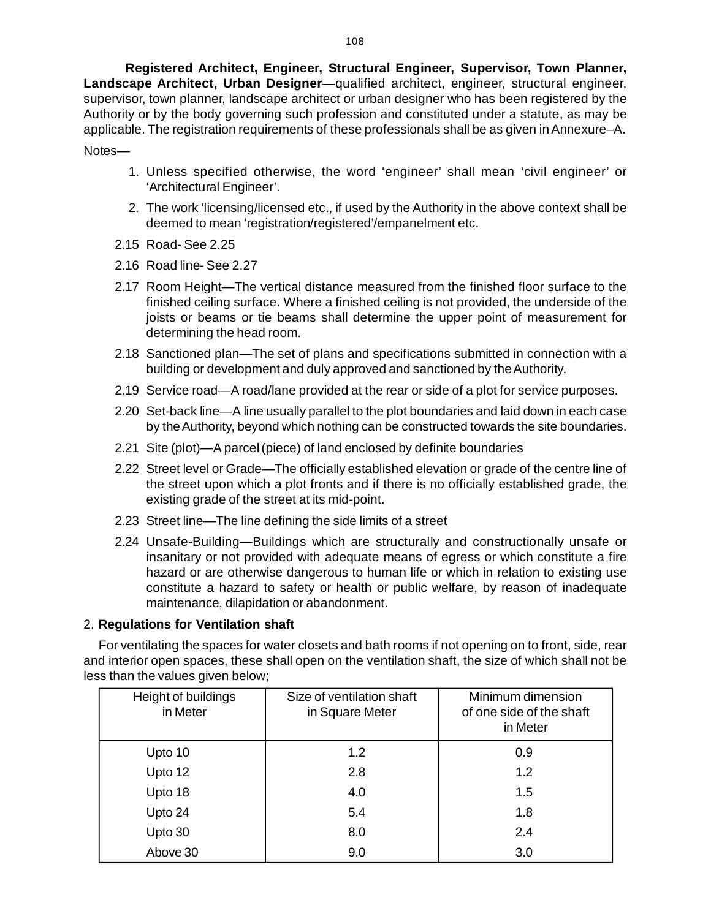**Registered Architect, Engineer, Structural Engineer, Supervisor, Town Planner, Landscape Architect, Urban Designer**—qualified architect, engineer, structural engineer, supervisor, town planner, landscape architect or urban designer who has been registered by the Authority or by the body governing such profession and constituted under a statute, as may be applicable. The registration requirements of these professionals shall be as given in Annexure–A.

Notes—

1. Unless specified otherwise, the word 'engineer' shall mean 'civil engineer' or 'Architectural Engineer'.
2. The work 'licensing/licensed etc., if used by the Authority in the above context shall be deemed to mean 'registration/registered'/empanelment etc.

2.15 Road- See 2.25

2.16 Road line- See 2.27

2.17 Room Height—The vertical distance measured from the finished floor surface to the finished ceiling surface. Where a finished ceiling is not provided, the underside of the joists or beams or tie beams shall determine the upper point of measurement for determining the head room.

2.18 Sanctioned plan—The set of plans and specifications submitted in connection with a building or development and duly approved and sanctioned by the Authority.

2.19 Service road—A road/lane provided at the rear or side of a plot for service purposes.

2.20 Set-back line—A line usually parallel to the plot boundaries and laid down in each case by the Authority, beyond which nothing can be constructed towards the site boundaries.

2.21 Site (plot)—A parcel (piece) of land enclosed by definite boundaries

2.22 Street level or Grade—The officially established elevation or grade of the centre line of the street upon which a plot fronts and if there is no officially established grade, the existing grade of the street at its mid-point.

2.23 Street line—The line defining the side limits of a street

2.24 Unsafe-Building—Buildings which are structurally and constructionally unsafe or insanitary or not provided with adequate means of egress or which constitute a fire hazard or are otherwise dangerous to human life or which in relation to existing use constitute a hazard to safety or health or public welfare, by reason of inadequate maintenance, dilapidation or abandonment.

2. **Regulations for Ventilation shaft**

For ventilating the spaces for water closets and bath rooms if not opening on to front, side, rear and interior open spaces, these shall open on the ventilation shaft, the size of which shall not be less than the values given below;

| Height of buildings in Meter | Size of ventilation shaft in Square Meter | Minimum dimension of one side of the shaft in Meter |
|---|---|---|
| Upto 10 | 1.2 | 0.9 |
| Upto 12 | 2.8 | 1.2 |
| Upto 18 | 4.0 | 1.5 |
| Upto 24 | 5.4 | 1.8 |
| Upto 30 | 8.0 | 2.4 |
| Above 30 | 9.0 | 3.0 |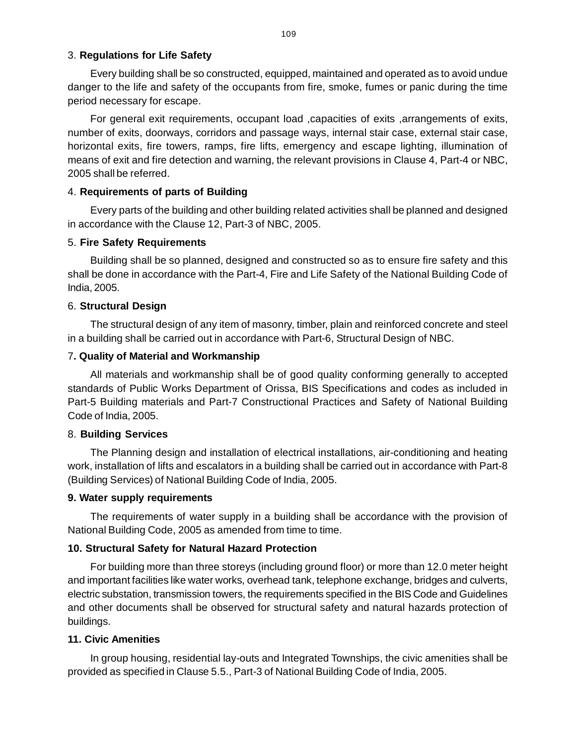### 3. **Regulations for Life Safety**

Every building shall be so constructed, equipped, maintained and operated as to avoid undue danger to the life and safety of the occupants from fire, smoke, fumes or panic during the time period necessary for escape.

For general exit requirements, occupant load ,capacities of exits ,arrangements of exits, number of exits, doorways, corridors and passage ways, internal stair case, external stair case, horizontal exits, fire towers, ramps, fire lifts, emergency and escape lighting, illumination of means of exit and fire detection and warning, the relevant provisions in Clause 4, Part-4 or NBC, 2005 shall be referred.

### 4. **Requirements of parts of Building**

Every parts of the building and other building related activities shall be planned and designed in accordance with the Clause 12, Part-3 of NBC, 2005.

### 5. **Fire Safety Requirements**

Building shall be so planned, designed and constructed so as to ensure fire safety and this shall be done in accordance with the Part-4, Fire and Life Safety of the National Building Code of India, 2005.

### 6. **Structural Design**

The structural design of any item of masonry, timber, plain and reinforced concrete and steel in a building shall be carried out in accordance with Part-6, Structural Design of NBC.

### 7**. Quality of Material and Workmanship**

All materials and workmanship shall be of good quality conforming generally to accepted standards of Public Works Department of Orissa, BIS Specifications and codes as included in Part-5 Building materials and Part-7 Constructional Practices and Safety of National Building Code of India, 2005.

### 8. **Building Services**

The Planning design and installation of electrical installations, air-conditioning and heating work, installation of lifts and escalators in a building shall be carried out in accordance with Part-8 (Building Services) of National Building Code of India, 2005.

### **9. Water supply requirements**

The requirements of water supply in a building shall be accordance with the provision of National Building Code, 2005 as amended from time to time.

### **10. Structural Safety for Natural Hazard Protection**

For building more than three storeys (including ground floor) or more than 12.0 meter height and important facilities like water works, overhead tank, telephone exchange, bridges and culverts, electric substation, transmission towers, the requirements specified in the BIS Code and Guidelines and other documents shall be observed for structural safety and natural hazards protection of buildings.

### **11. Civic Amenities**

In group housing, residential lay-outs and Integrated Townships, the civic amenities shall be provided as specified in Clause 5.5., Part-3 of National Building Code of India, 2005.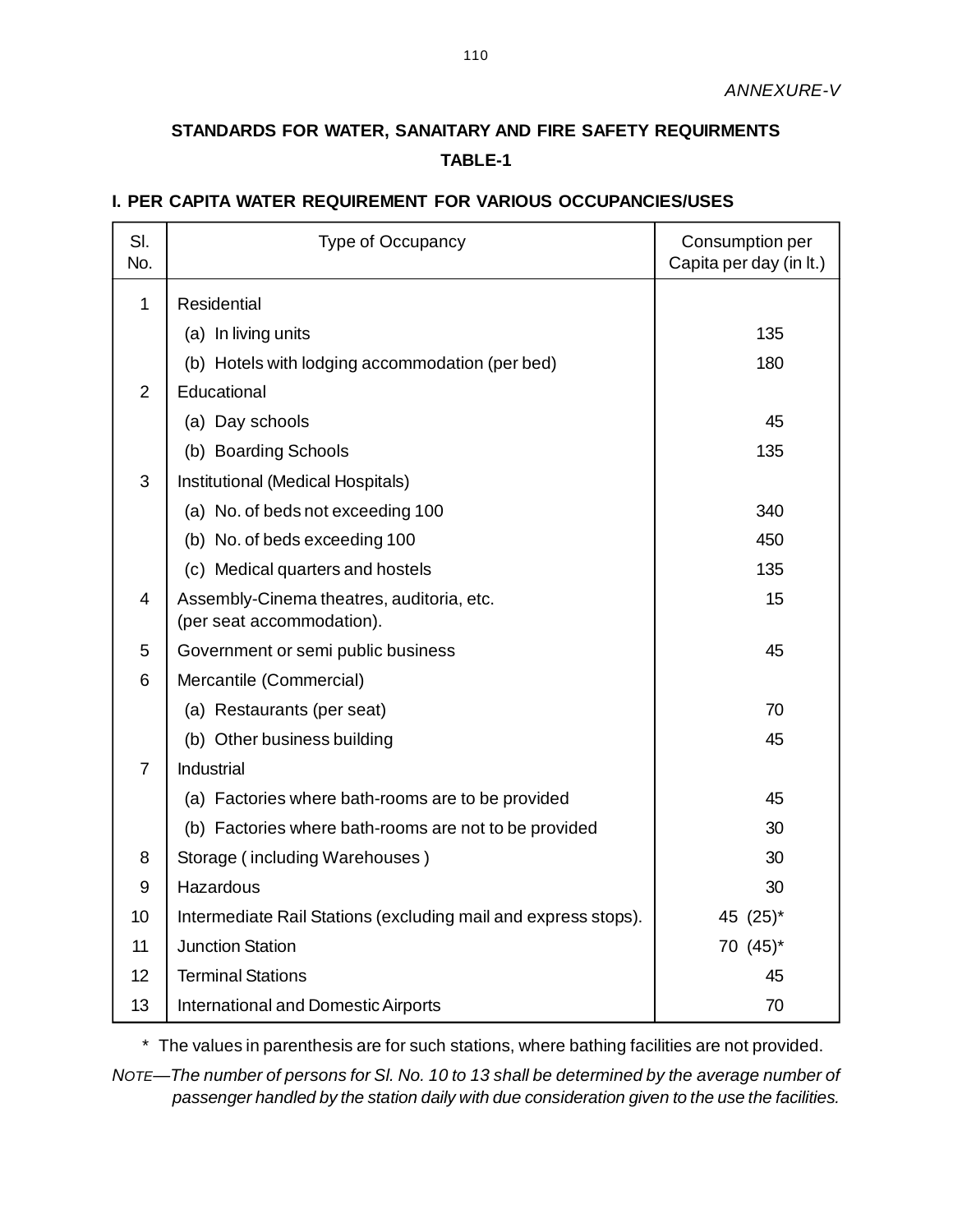*ANNEXURE-V*

## STANDARDS FOR WATER, SANAITARY AND FIRE SAFETY REQUIRMENTS

### TABLE-1

### I. PER CAPITA WATER REQUIREMENT FOR VARIOUS OCCUPANCIES/USES

| Sl. No. | Type of Occupancy | Consumption per Capita per day (in lt.) |
|---|---|---|
| 1 | Residential | |
| | (a) In living units | 135 |
| | (b) Hotels with lodging accommodation (per bed) | 180 |
| 2 | Educational | |
| | (a) Day schools | 45 |
| | (b) Boarding Schools | 135 |
| 3 | Institutional (Medical Hospitals) | |
| | (a) No. of beds not exceeding 100 | 340 |
| | (b) No. of beds exceeding 100 | 450 |
| | (c) Medical quarters and hostels | 135 |
| 4 | Assembly-Cinema theatres, auditoria, etc. (per seat accommodation). | 15 |
| 5 | Government or semi public business | 45 |
| 6 | Mercantile (Commercial) | |
| | (a) Restaurants (per seat) | 70 |
| | (b) Other business building | 45 |
| 7 | Industrial | |
| | (a) Factories where bath-rooms are to be provided | 45 |
| | (b) Factories where bath-rooms are not to be provided | 30 |
| 8 | Storage ( including Warehouses ) | 30 |
| 9 | Hazardous | 30 |
| 10 | Intermediate Rail Stations (excluding mail and express stops). | 45 (25)* |
| 11 | Junction Station | 70 (45)* |
| 12 | Terminal Stations | 45 |
| 13 | International and Domestic Airports | 70 |

* The values in parenthesis are for such stations, where bathing facilities are not provided.

*NOTE—The number of persons for Sl. No. 10 to 13 shall be determined by the average number of passenger handled by the station daily with due consideration given to the use the facilities.*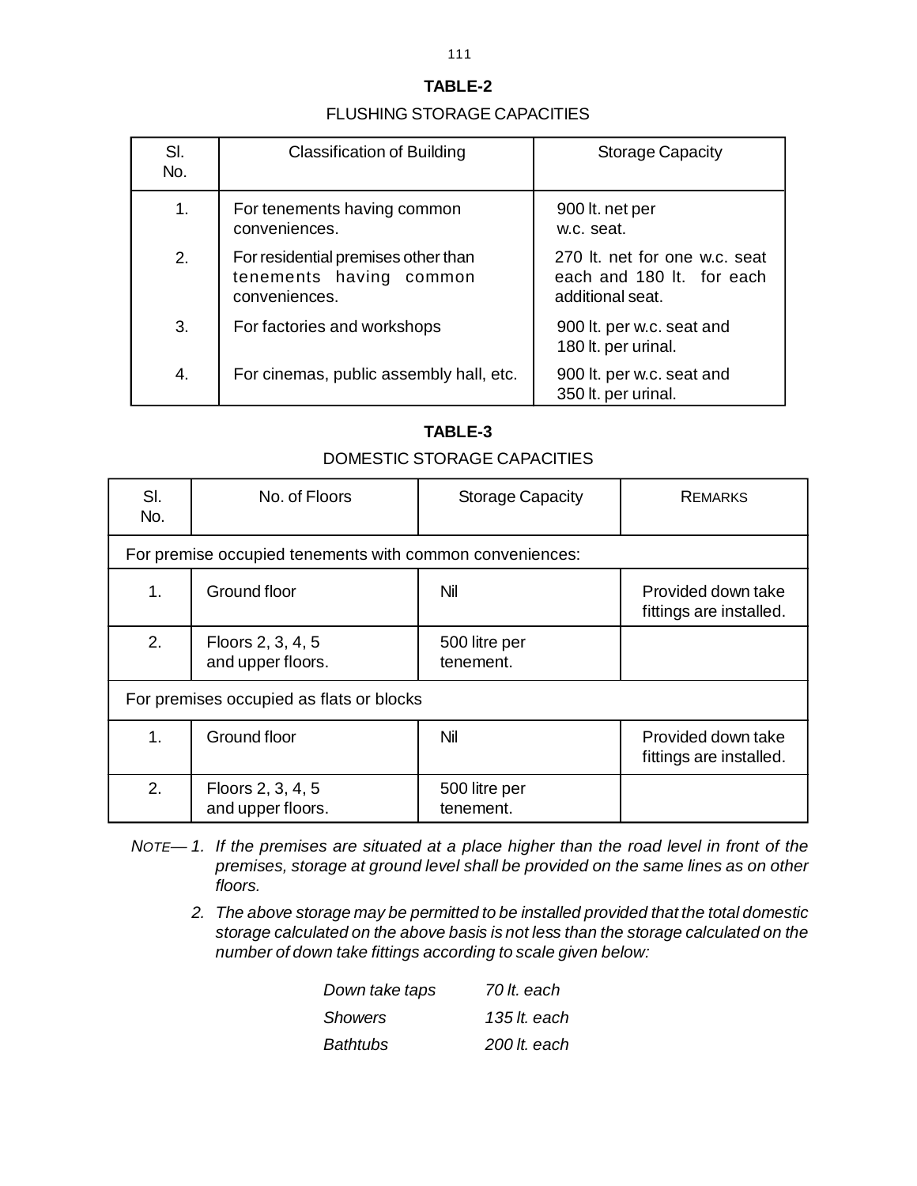## TABLE-2

FLUSHING STORAGE CAPACITIES

| Sl. No. | Classification of Building | Storage Capacity |
|---|---|---|
| 1. | For tenements having common conveniences. | 900 lt. net per w.c. seat. |
| 2. | For residential premises other than tenements having common conveniences. | 270 lt. net for one w.c. seat each and 180 lt. for each additional seat. |
| 3. | For factories and workshops | 900 lt. per w.c. seat and 180 lt. per urinal. |
| 4. | For cinemas, public assembly hall, etc. | 900 lt. per w.c. seat and 350 lt. per urinal. |

## TABLE-3

DOMESTIC STORAGE CAPACITIES

| Sl. No. | No. of Floors | Storage Capacity | Remarks |
|---|---|---|---|
| For premise occupied tenements with common conveniences: | | | |
| 1. | Ground floor | Nil | Provided down take fittings are installed. |
| 2. | Floors 2, 3, 4, 5 and upper floors. | 500 litre per tenement. | |
| For premises occupied as flats or blocks | | | |
| 1. | Ground floor | Nil | Provided down take fittings are installed. |
| 2. | Floors 2, 3, 4, 5 and upper floors. | 500 litre per tenement. | |

NOTE— 1. *If the premises are situated at a place higher than the road level in front of the premises, storage at ground level shall be provided on the same lines as on other floors.*

2. *The above storage may be permitted to be installed provided that the total domestic storage calculated on the above basis is not less than the storage calculated on the number of down take fittings according to scale given below:*

| | |
|---|---|
| *Down take taps* | *70 lt. each* |
| *Showers* | *135 lt. each* |
| *Bathtubs* | *200 lt. each* |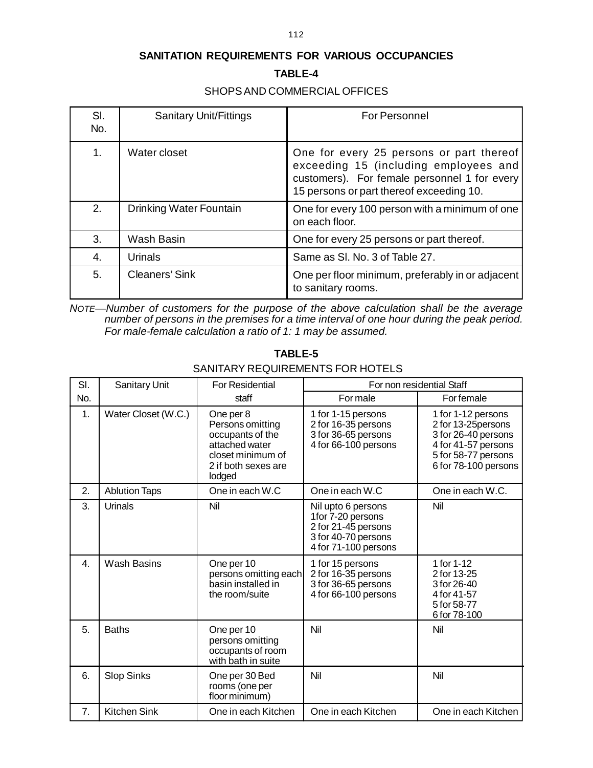## SANITATION REQUIREMENTS FOR VARIOUS OCCUPANCIES

### TABLE-4

SHOPS AND COMMERCIAL OFFICES

| Sl. No. | Sanitary Unit/Fittings | For Personnel |
|---|---|---|
| 1. | Water closet | One for every 25 persons or part thereof exceeding 15 (including employees and customers). For female personnel 1 for every 15 persons or part thereof exceeding 10. |
| 2. | Drinking Water Fountain | One for every 100 person with a minimum of one on each floor. |
| 3. | Wash Basin | One for every 25 persons or part thereof. |
| 4. | Urinals | Same as Sl. No. 3 of Table 27. |
| 5. | Cleaners' Sink | One per floor minimum, preferably in or adjacent to sanitary rooms. |

*NOTE—Number of customers for the purpose of the above calculation shall be the average number of persons in the premises for a time interval of one hour during the peak period. For male-female calculation a ratio of 1: 1 may be assumed.*

### TABLE-5

SANITARY REQUIREMENTS FOR HOTELS

| Sl. No. | Sanitary Unit | For Residential staff | For non residential Staff | |
|---|---|---|---|---|
| | | | For male | For female |
| 1. | Water Closet (W.C.) | One per 8 Persons omitting occupants of the attached water closet minimum of 2 if both sexes are lodged | 1 for 1-15 persons<br>2 for 16-35 persons<br>3 for 36-65 persons<br>4 for 66-100 persons | 1 for 1-12 persons<br>2 for 13-25persons<br>3 for 26-40 persons<br>4 for 41-57 persons<br>5 for 58-77 persons<br>6 for 78-100 persons |
| 2. | Ablution Taps | One in each W.C | One in each W.C | One in each W.C. |
| 3. | Urinals | Nil | Nil upto 6 persons<br>1for 7-20 persons<br>2 for 21-45 persons<br>3 for 40-70 persons<br>4 for 71-100 persons | Nil |
| 4. | Wash Basins | One per 10 persons omitting each basin installed in the room/suite | 1 for 15 persons<br>2 for 16-35 persons<br>3 for 36-65 persons<br>4 for 66-100 persons | 1 for 1-12<br>2 for 13-25<br>3 for 26-40<br>4 for 41-57<br>5 for 58-77<br>6 for 78-100 |
| 5. | Baths | One per 10 persons omitting occupants of room with bath in suite | Nil | Nil |
| 6. | Slop Sinks | One per 30 Bed rooms (one per floor minimum) | Nil | Nil |
| 7. | Kitchen Sink | One in each Kitchen | One in each Kitchen | One in each Kitchen |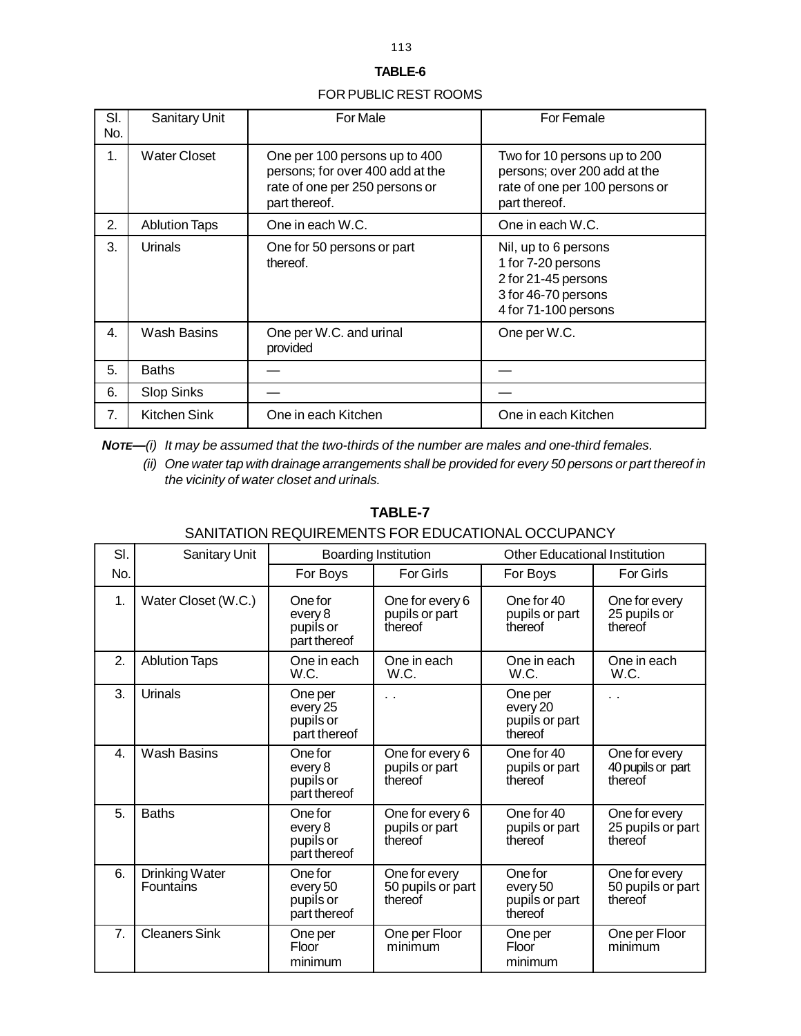**TABLE-6**

FOR PUBLIC REST ROOMS

| Sl. No. | Sanitary Unit | For Male | For Female |
|---|---|---|---|
| 1. | Water Closet | One per 100 persons up to 400 persons; for over 400 add at the rate of one per 250 persons or part thereof. | Two for 10 persons up to 200 persons; over 200 add at the rate of one per 100 persons or part thereof. |
| 2. | Ablution Taps | One in each W.C. | One in each W.C. |
| 3. | Urinals | One for 50 persons or part thereof. | Nil, up to 6 persons<br>1 for 7-20 persons<br>2 for 21-45 persons<br>3 for 46-70 persons<br>4 for 71-100 persons |
| 4. | Wash Basins | One per W.C. and urinal provided | One per W.C. |
| 5. | Baths | — | — |
| 6. | Slop Sinks | — | — |
| 7. | Kitchen Sink | One in each Kitchen | One in each Kitchen |

***NOTE***—*(i) It may be assumed that the two-thirds of the number are males and one-third females.*

*(ii) One water tap with drainage arrangements shall be provided for every 50 persons or part thereof in the vicinity of water closet and urinals.*

**TABLE-7**

SANITATION REQUIREMENTS FOR EDUCATIONAL OCCUPANCY

| Sl. No. | Sanitary Unit | Boarding Institution | | Other Educational Institution | |
|---|---|---|---|---|---|
| | | For Boys | For Girls | For Boys | For Girls |
| 1. | Water Closet (W.C.) | One for every 8 pupils or part thereof | One for every 6 pupils or part thereof | One for 40 pupils or part thereof | One for every 25 pupils or thereof |
| 2. | Ablution Taps | One in each W.C. | One in each W.C. | One in each W.C. | One in each W.C. |
| 3. | Urinals | One per every 25 pupils or part thereof | . . | One per every 20 pupils or part thereof | . . |
| 4. | Wash Basins | One for every 8 pupils or part thereof | One for every 6 pupils or part thereof | One for 40 pupils or part thereof | One for every 40 pupils or part thereof |
| 5. | Baths | One for every 8 pupils or part thereof | One for every 6 pupils or part thereof | One for 40 pupils or part thereof | One for every 25 pupils or part thereof |
| 6. | Drinking Water Fountains | One for every 50 pupils or part thereof | One for every 50 pupils or part thereof | One for every 50 pupils or part thereof | One for every 50 pupils or part thereof |
| 7. | Cleaners Sink | One per Floor minimum | One per Floor minimum | One per Floor minimum | One per Floor minimum |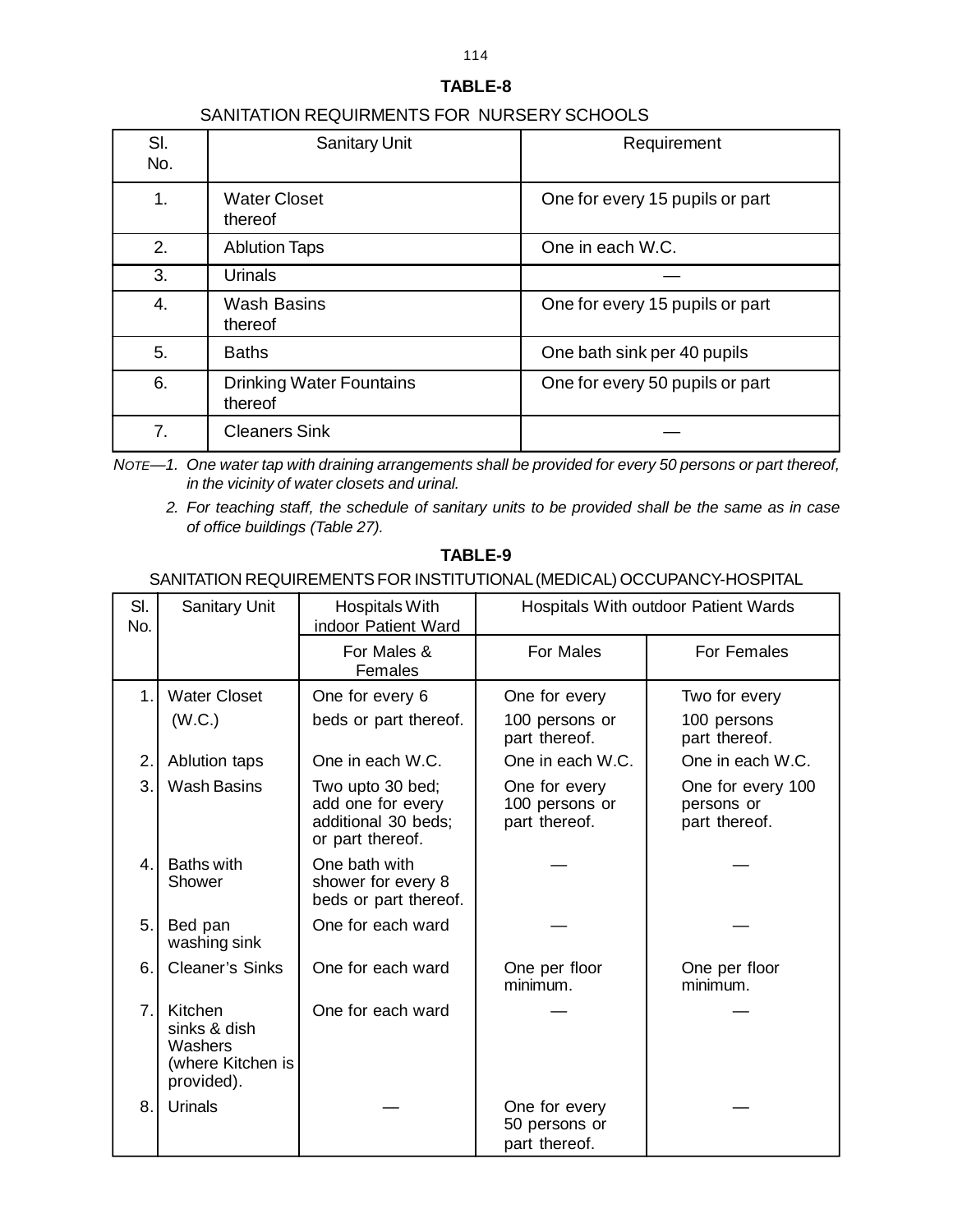**TABLE-8**

SANITATION REQUIRMENTS FOR NURSERY SCHOOLS

| Sl. No. | Sanitary Unit | Requirement |
|---|---|---|
| 1. | Water Closet thereof | One for every 15 pupils or part |
| 2. | Ablution Taps | One in each W.C. |
| 3. | Urinals | — |
| 4. | Wash Basins thereof | One for every 15 pupils or part |
| 5. | Baths | One bath sink per 40 pupils |
| 6. | Drinking Water Fountains thereof | One for every 50 pupils or part |
| 7. | Cleaners Sink | — |

NOTE—1. *One water tap with draining arrangements shall be provided for every 50 persons or part thereof, in the vicinity of water closets and urinal.*

2. *For teaching staff, the schedule of sanitary units to be provided shall be the same as in case of office buildings (Table 27).*

**TABLE-9**

SANITATION REQUIREMENTS FOR INSTITUTIONAL (MEDICAL) OCCUPANCY-HOSPITAL

| Sl. No. | Sanitary Unit | Hospitals With indoor Patient Ward | Hospitals With outdoor Patient Wards | |
|---|---|---|---|---|
| | | For Males & Females | For Males | For Females |
| 1. | Water Closet (W.C.) | One for every 6 beds or part thereof. | One for every 100 persons or part thereof. | Two for every 100 persons part thereof. |
| 2. | Ablution taps | One in each W.C. | One in each W.C. | One in each W.C. |
| 3. | Wash Basins | Two upto 30 bed; add one for every additional 30 beds; or part thereof. | One for every 100 persons or part thereof. | One for every 100 persons or part thereof. |
| 4. | Baths with Shower | One bath with shower for every 8 beds or part thereof. | — | — |
| 5. | Bed pan washing sink | One for each ward | — | — |
| 6. | Cleaner's Sinks | One for each ward | One per floor minimum. | One per floor minimum. |
| 7. | Kitchen sinks & dish Washers (where Kitchen is provided). | One for each ward | — | — |
| 8. | Urinals | — | One for every 50 persons or part thereof. | — |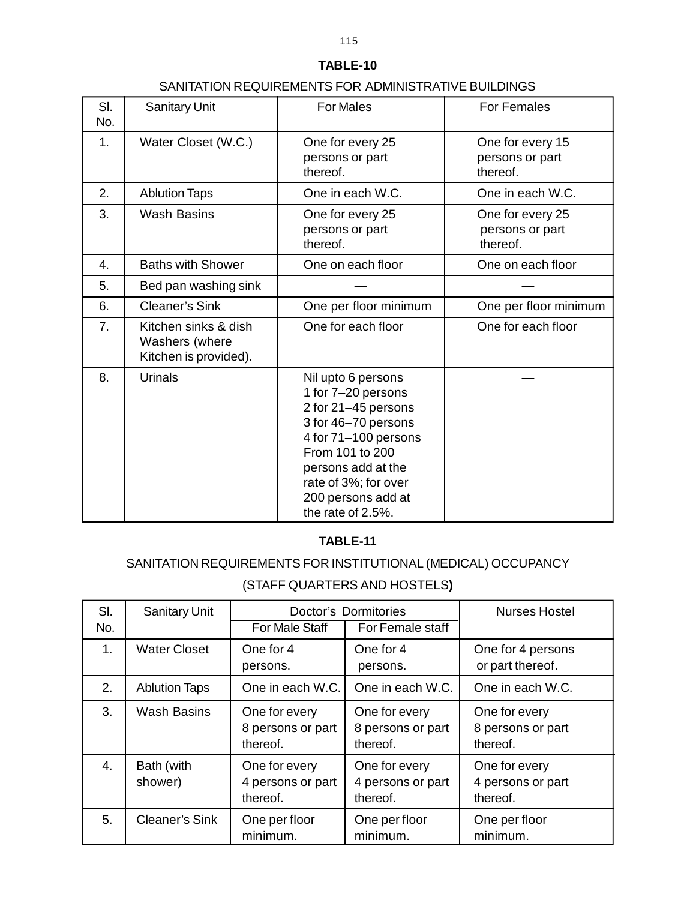## TABLE-10

### SANITATION REQUIREMENTS FOR ADMINISTRATIVE BUILDINGS

| Sl. No. | Sanitary Unit | For Males | For Females |
|---|---|---|---|
| 1. | Water Closet (W.C.) | One for every 25 persons or part thereof. | One for every 15 persons or part thereof. |
| 2. | Ablution Taps | One in each W.C. | One in each W.C. |
| 3. | Wash Basins | One for every 25 persons or part thereof. | One for every 25 persons or part thereof. |
| 4. | Baths with Shower | One on each floor | One on each floor |
| 5. | Bed pan washing sink | — | — |
| 6. | Cleaner's Sink | One per floor minimum | One per floor minimum |
| 7. | Kitchen sinks & dish Washers (where Kitchen is provided). | One for each floor | One for each floor |
| 8. | Urinals | Nil upto 6 persons<br>1 for 7–20 persons<br>2 for 21–45 persons<br>3 for 46–70 persons<br>4 for 71–100 persons<br>From 101 to 200 persons add at the rate of 3%; for over 200 persons add at the rate of 2.5%. | — |

## TABLE-11

### SANITATION REQUIREMENTS FOR INSTITUTIONAL (MEDICAL) OCCUPANCY

### (STAFF QUARTERS AND HOSTELS)

| Sl. No. | Sanitary Unit | Doctor's Dormitories | | Nurses Hostel |
|---|---|---|---|---|
| | | For Male Staff | For Female staff | |
| 1. | Water Closet | One for 4 persons. | One for 4 persons. | One for 4 persons or part thereof. |
| 2. | Ablution Taps | One in each W.C. | One in each W.C. | One in each W.C. |
| 3. | Wash Basins | One for every 8 persons or part thereof. | One for every 8 persons or part thereof. | One for every 8 persons or part thereof. |
| 4. | Bath (with shower) | One for every 4 persons or part thereof. | One for every 4 persons or part thereof. | One for every 4 persons or part thereof. |
| 5. | Cleaner's Sink | One per floor minimum. | One per floor minimum. | One per floor minimum. |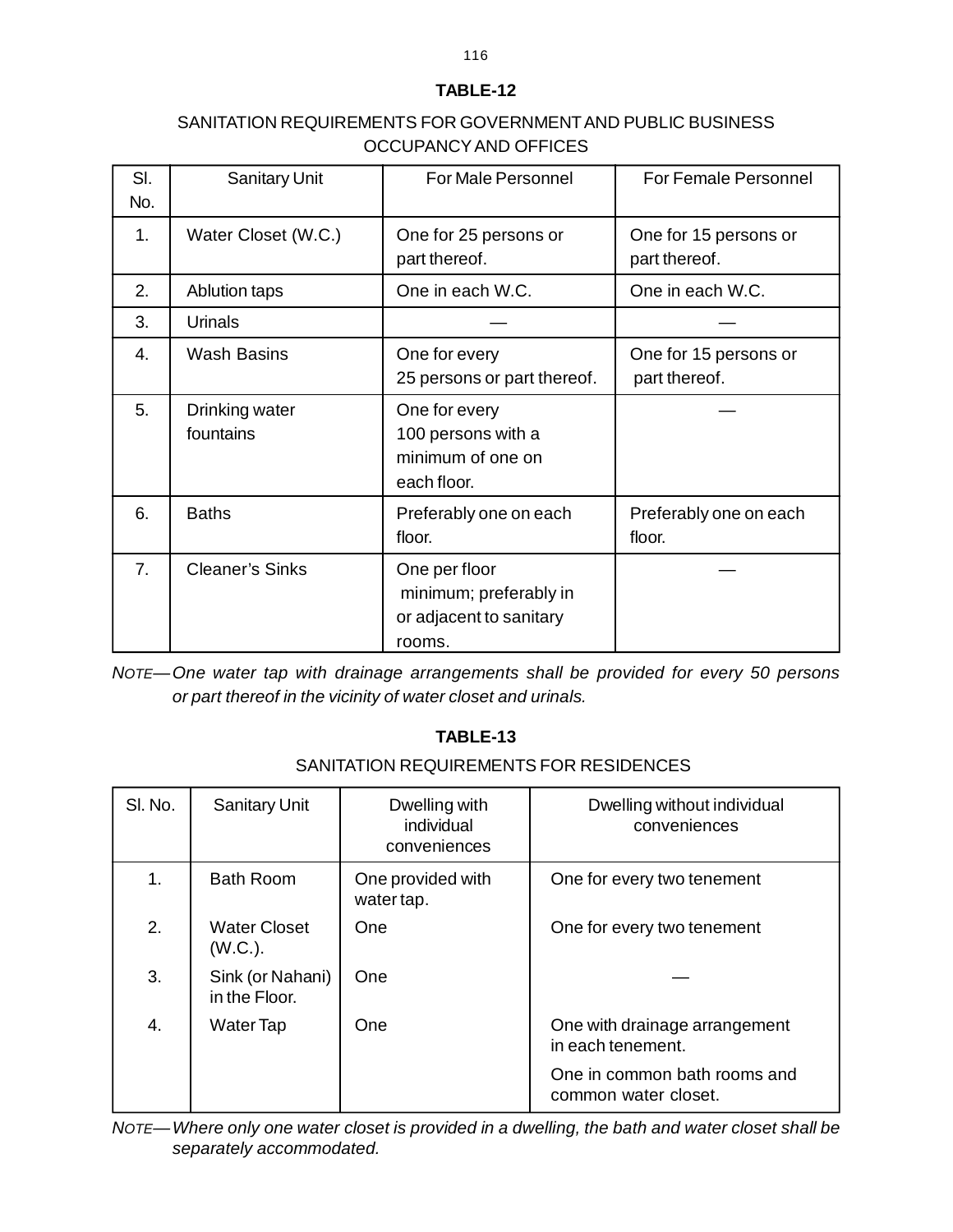## TABLE-12

SANITATION REQUIREMENTS FOR GOVERNMENT AND PUBLIC BUSINESS OCCUPANCY AND OFFICES

| Sl. No. | Sanitary Unit | For Male Personnel | For Female Personnel |
|---|---|---|---|
| 1. | Water Closet (W.C.) | One for 25 persons or part thereof. | One for 15 persons or part thereof. |
| 2. | Ablution taps | One in each W.C. | One in each W.C. |
| 3. | Urinals | — | — |
| 4. | Wash Basins | One for every 25 persons or part thereof. | One for 15 persons or part thereof. |
| 5. | Drinking water fountains | One for every 100 persons with a minimum of one on each floor. | — |
| 6. | Baths | Preferably one on each floor. | Preferably one on each floor. |
| 7. | Cleaner's Sinks | One per floor minimum; preferably in or adjacent to sanitary rooms. | — |

*NOTE—One water tap with drainage arrangements shall be provided for every 50 persons or part thereof in the vicinity of water closet and urinals.*

## TABLE-13

SANITATION REQUIREMENTS FOR RESIDENCES

| Sl. No. | Sanitary Unit | Dwelling with individual conveniences | Dwelling without individual conveniences |
|---|---|---|---|
| 1. | Bath Room | One provided with water tap. | One for every two tenement |
| 2. | Water Closet (W.C.). | One | One for every two tenement |
| 3. | Sink (or Nahani) in the Floor. | One | — |
| 4. | Water Tap | One | One with drainage arrangement in each tenement. |
| | | | One in common bath rooms and common water closet. |

*NOTE—Where only one water closet is provided in a dwelling, the bath and water closet shall be separately accommodated.*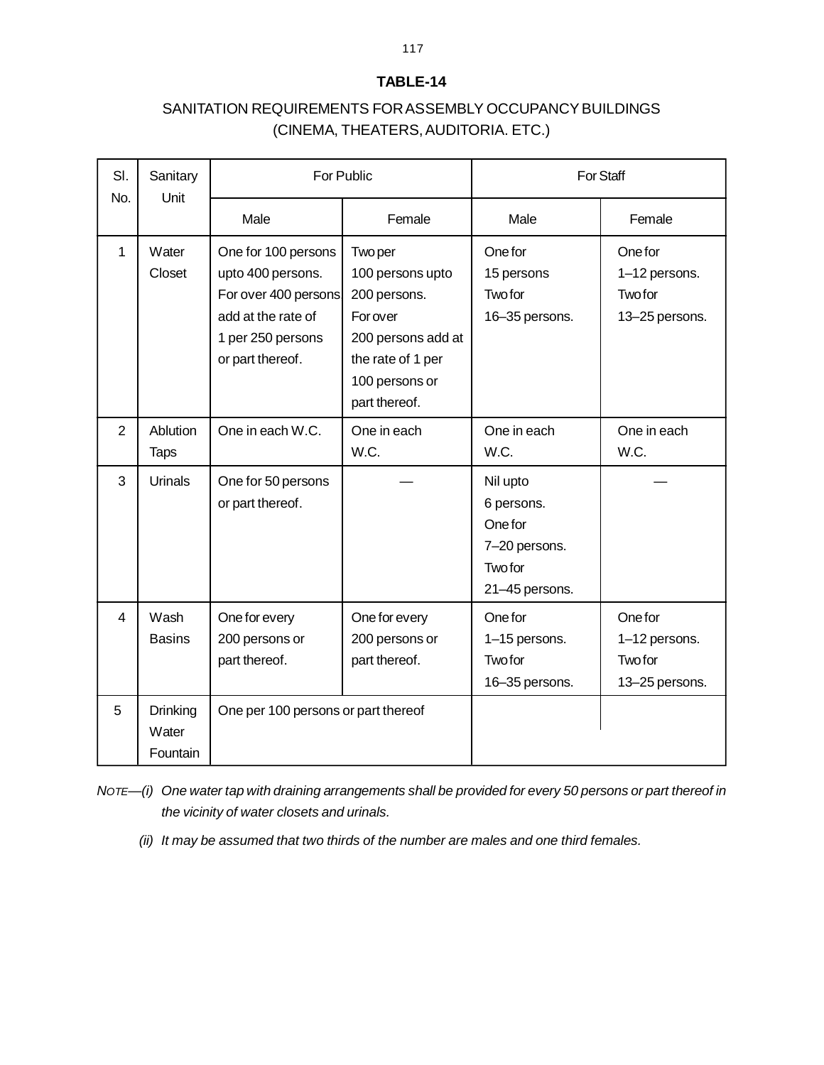## TABLE-14

SANITATION REQUIREMENTS FOR ASSEMBLY OCCUPANCY BUILDINGS (CINEMA, THEATERS, AUDITORIA. ETC.)

| Sl. No. | Sanitary Unit | For Public | | For Staff | |
|---|---|---|---|---|---|
| | | Male | Female | Male | Female |
| 1 | Water Closet | One for 100 persons upto 400 persons. For over 400 persons add at the rate of 1 per 250 persons or part thereof. | Two per 100 persons upto 200 persons. For over 200 persons add at the rate of 1 per 100 persons or part thereof. | One for 15 persons Two for 16–35 persons. | One for 1–12 persons. Two for 13–25 persons. |
| 2 | Ablution Taps | One in each W.C. | One in each W.C. | One in each W.C. | One in each W.C. |
| 3 | Urinals | One for 50 persons or part thereof. | — | Nil upto 6 persons. One for 7–20 persons. Two for 21–45 persons. | — |
| 4 | Wash Basins | One for every 200 persons or part thereof. | One for every 200 persons or part thereof. | One for 1–15 persons. Two for 16–35 persons. | One for 1–12 persons. Two for 13–25 persons. |
| 5 | Drinking Water Fountain | One per 100 persons or part thereof | | | |

*NOTE—(i) One water tap with draining arrangements shall be provided for every 50 persons or part thereof in the vicinity of water closets and urinals.*

*(ii) It may be assumed that two thirds of the number are males and one third females.*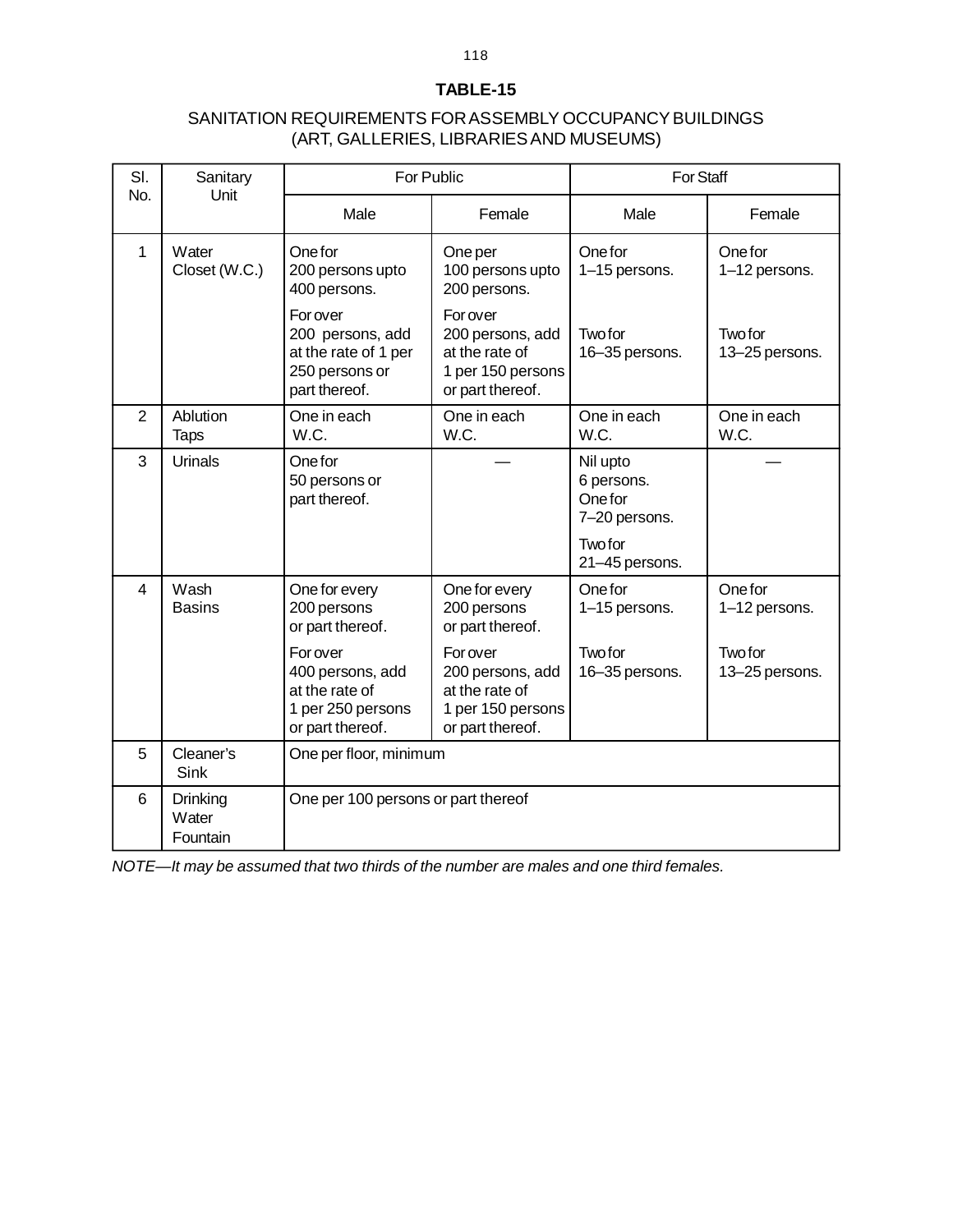## TABLE-15

SANITATION REQUIREMENTS FOR ASSEMBLY OCCUPANCY BUILDINGS
(ART, GALLERIES, LIBRARIES AND MUSEUMS)

| Sl. No. | Sanitary Unit | For Public | | For Staff | |
|---|---|---|---|---|---|
| | | Male | Female | Male | Female |
| 1 | Water Closet (W.C.) | One for 200 persons upto 400 persons.<br><br>For over 200 persons, add at the rate of 1 per 250 persons or part thereof. | One per 100 persons upto 200 persons.<br><br>For over 200 persons, add at the rate of 1 per 150 persons or part thereof. | One for 1–15 persons.<br><br>Two for 16–35 persons. | One for 1–12 persons.<br><br>Two for 13–25 persons. |
| 2 | Ablution Taps | One in each W.C. | One in each W.C. | One in each W.C. | One in each W.C. |
| 3 | Urinals | One for 50 persons or part thereof. | — | Nil upto 6 persons. One for 7–20 persons.<br><br>Two for 21–45 persons. | — |
| 4 | Wash Basins | One for every 200 persons or part thereof.<br><br>For over 400 persons, add at the rate of 1 per 250 persons or part thereof. | One for every 200 persons or part thereof.<br><br>For over 200 persons, add at the rate of 1 per 150 persons or part thereof. | One for 1–15 persons.<br><br>Two for 16–35 persons. | One for 1–12 persons.<br><br>Two for 13–25 persons. |
| 5 | Cleaner's Sink | One per floor, minimum | | | |
| 6 | Drinking Water Fountain | One per 100 persons or part thereof | | | |

*NOTE—It may be assumed that two thirds of the number are males and one third females.*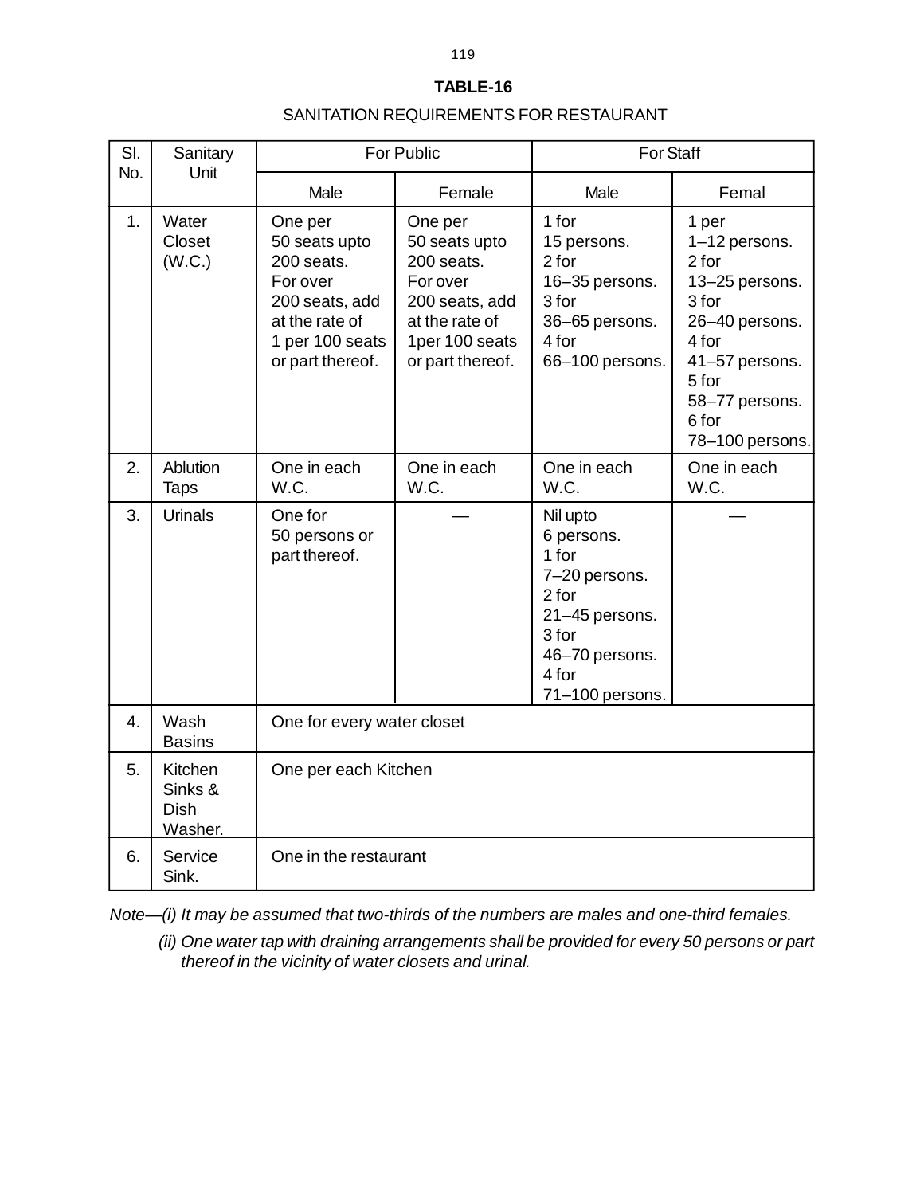**TABLE-16**

SANITATION REQUIREMENTS FOR RESTAURANT

| Sl. No. | Sanitary Unit | For Public | | For Staff | |
|---|---|---|---|---|---|
| | | Male | Female | Male | Femal |
| 1. | Water Closet (W.C.) | One per 50 seats upto 200 seats. For over 200 seats, add at the rate of 1 per 100 seats or part thereof. | One per 50 seats upto 200 seats. For over 200 seats, add at the rate of 1per 100 seats or part thereof. | 1 for 15 persons. 2 for 16–35 persons. 3 for 36–65 persons. 4 for 66–100 persons. | 1 per 1–12 persons. 2 for 13–25 persons. 3 for 26–40 persons. 4 for 41–57 persons. 5 for 58–77 persons. 6 for 78–100 persons. |
| 2. | Ablution Taps | One in each W.C. | One in each W.C. | One in each W.C. | One in each W.C. |
| 3. | Urinals | One for 50 persons or part thereof. | — | Nil upto 6 persons. 1 for 7–20 persons. 2 for 21–45 persons. 3 for 46–70 persons. 4 for 71–100 persons. | — |
| 4. | Wash Basins | One for every water closet | | | |
| 5. | Kitchen Sinks & Dish Washer. | One per each Kitchen | | | |
| 6. | Service Sink. | One in the restaurant | | | |

*Note—(i) It may be assumed that two-thirds of the numbers are males and one-third females.*

*(ii) One water tap with draining arrangements shall be provided for every 50 persons or part thereof in the vicinity of water closets and urinal.*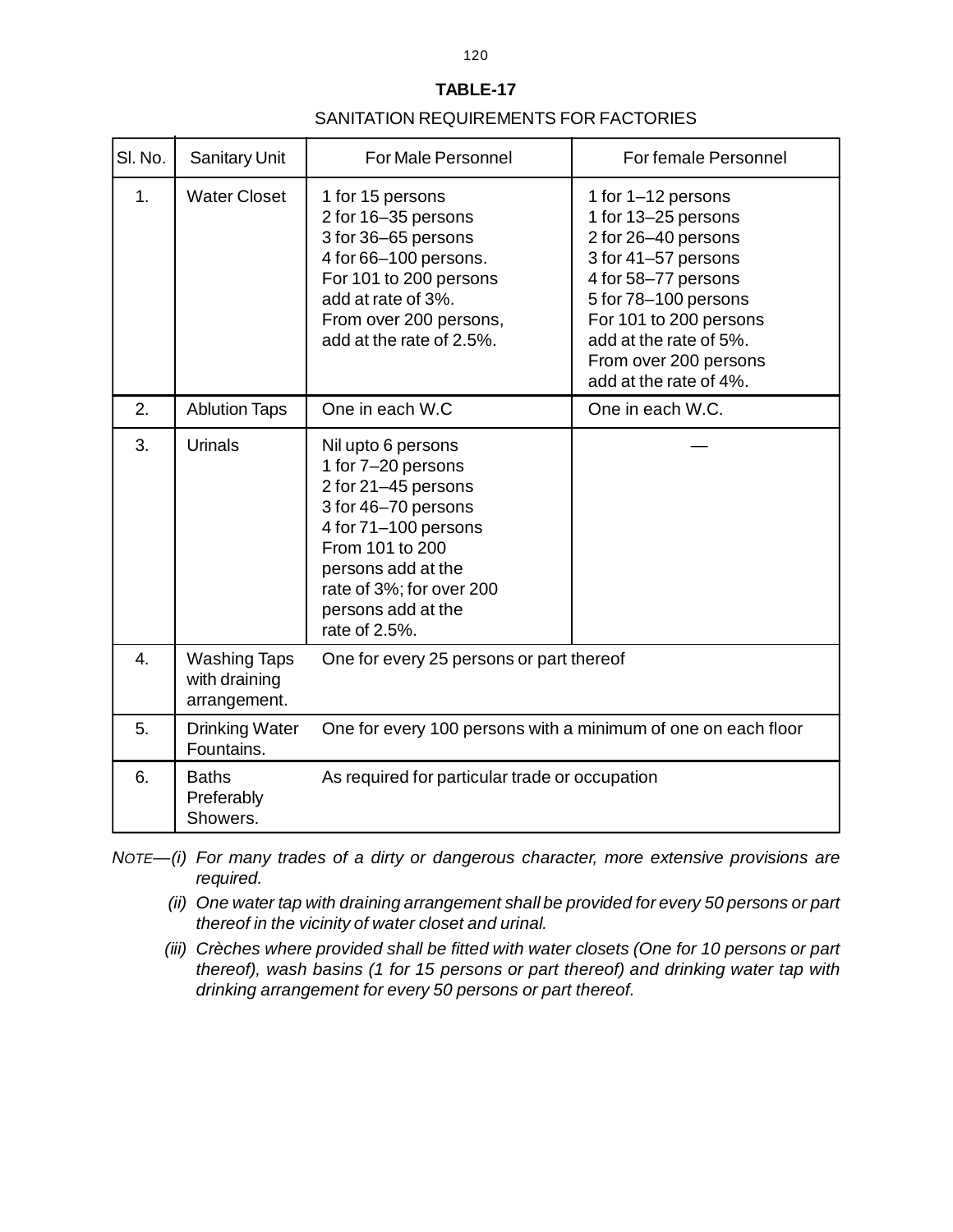## TABLE-17

SANITATION REQUIREMENTS FOR FACTORIES

| Sl. No. | Sanitary Unit | For Male Personnel | For female Personnel |
|---|---|---|---|
| 1. | Water Closet | 1 for 15 persons<br>2 for 16–35 persons<br>3 for 36–65 persons<br>4 for 66–100 persons.<br>For 101 to 200 persons add at rate of 3%.<br>From over 200 persons, add at the rate of 2.5%. | 1 for 1–12 persons<br>1 for 13–25 persons<br>2 for 26–40 persons<br>3 for 41–57 persons<br>4 for 58–77 persons<br>5 for 78–100 persons<br>For 101 to 200 persons add at the rate of 5%.<br>From over 200 persons add at the rate of 4%. |
| 2. | Ablution Taps | One in each W.C | One in each W.C. |
| 3. | Urinals | Nil upto 6 persons<br>1 for 7–20 persons<br>2 for 21–45 persons<br>3 for 46–70 persons<br>4 for 71–100 persons<br>From 101 to 200 persons add at the rate of 3%; for over 200 persons add at the rate of 2.5%. | — |
| 4. | Washing Taps with draining arrangement. | One for every 25 persons or part thereof | |
| 5. | Drinking Water Fountains. | One for every 100 persons with a minimum of one on each floor | |
| 6. | Baths Preferably Showers. | As required for particular trade or occupation | |

*NOTE—(i) For many trades of a dirty or dangerous character, more extensive provisions are required.*

*(ii) One water tap with draining arrangement shall be provided for every 50 persons or part thereof in the vicinity of water closet and urinal.*

*(iii) Crèches where provided shall be fitted with water closets (One for 10 persons or part thereof), wash basins (1 for 15 persons or part thereof) and drinking water tap with drinking arrangement for every 50 persons or part thereof.*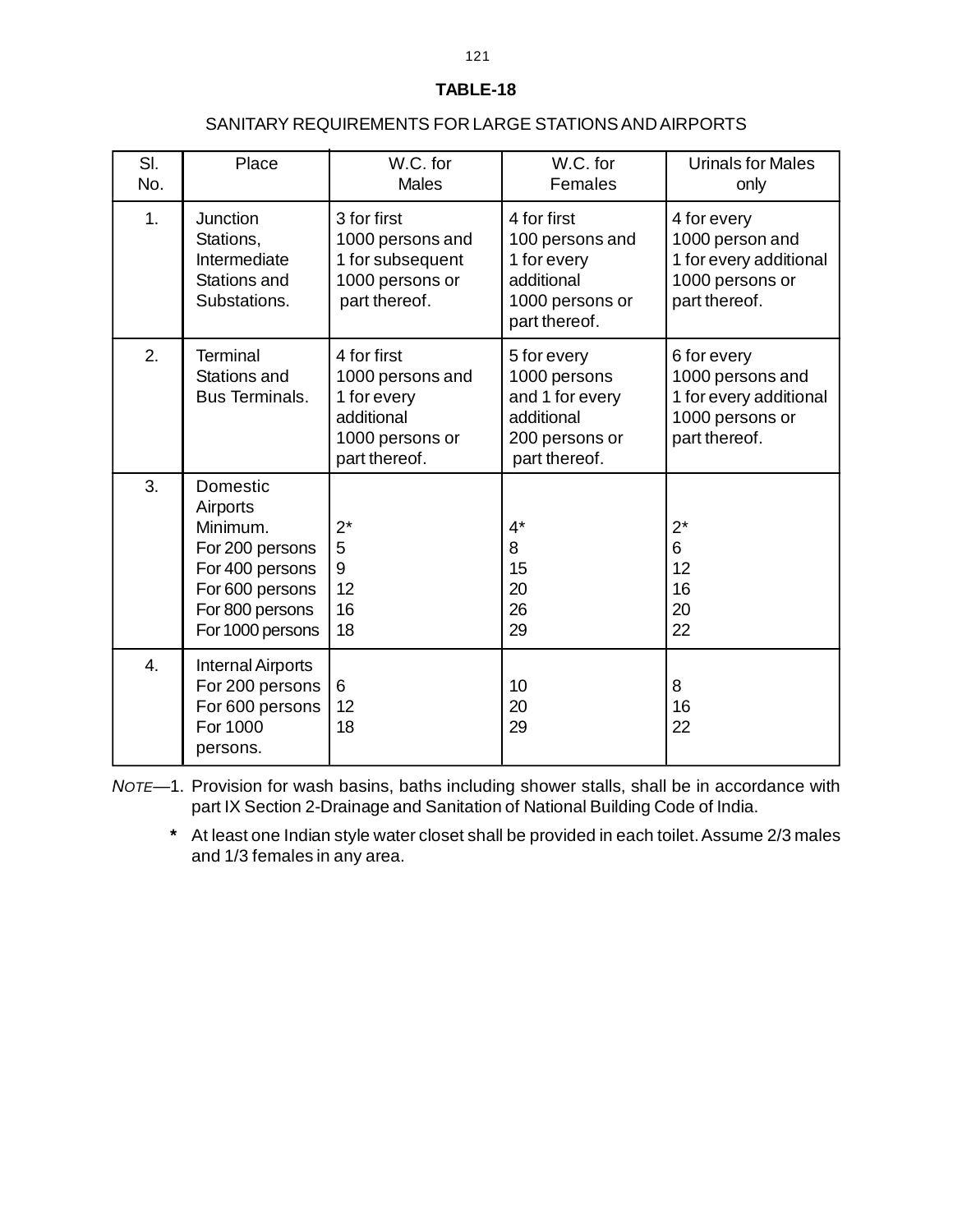# TABLE-18

## SANITARY REQUIREMENTS FOR LARGE STATIONS AND AIRPORTS

| Sl. No. | Place | W.C. for Males | W.C. for Females | Urinals for Males only |
|---|---|---|---|---|
| 1. | Junction Stations, Intermediate Stations and Substations. | 3 for first 1000 persons and 1 for subsequent 1000 persons or part thereof. | 4 for first 100 persons and 1 for every additional 1000 persons or part thereof. | 4 for every 1000 person and 1 for every additional 1000 persons or part thereof. |
| 2. | Terminal Stations and Bus Terminals. | 4 for first 1000 persons and 1 for every additional 1000 persons or part thereof. | 5 for every 1000 persons and 1 for every additional 200 persons or part thereof. | 6 for every 1000 persons and 1 for every additional 1000 persons or part thereof. |
| 3. | Domestic Airports | | | |
| | Minimum. | 2* | 4* | 2* |
| | For 200 persons | 5 | 8 | 6 |
| | For 400 persons | 9 | 15 | 12 |
| | For 600 persons | 12 | 20 | 16 |
| | For 800 persons | 16 | 26 | 20 |
| | For 1000 persons | 18 | 29 | 22 |
| 4. | Internal Airports | | | |
| | For 200 persons | 6 | 10 | 8 |
| | For 600 persons | 12 | 20 | 16 |
| | For 1000 persons. | 18 | 29 | 22 |

*NOTE*—1. Provision for wash basins, baths including shower stalls, shall be in accordance with part IX Section 2-Drainage and Sanitation of National Building Code of India.

\* At least one Indian style water closet shall be provided in each toilet. Assume 2/3 males and 1/3 females in any area.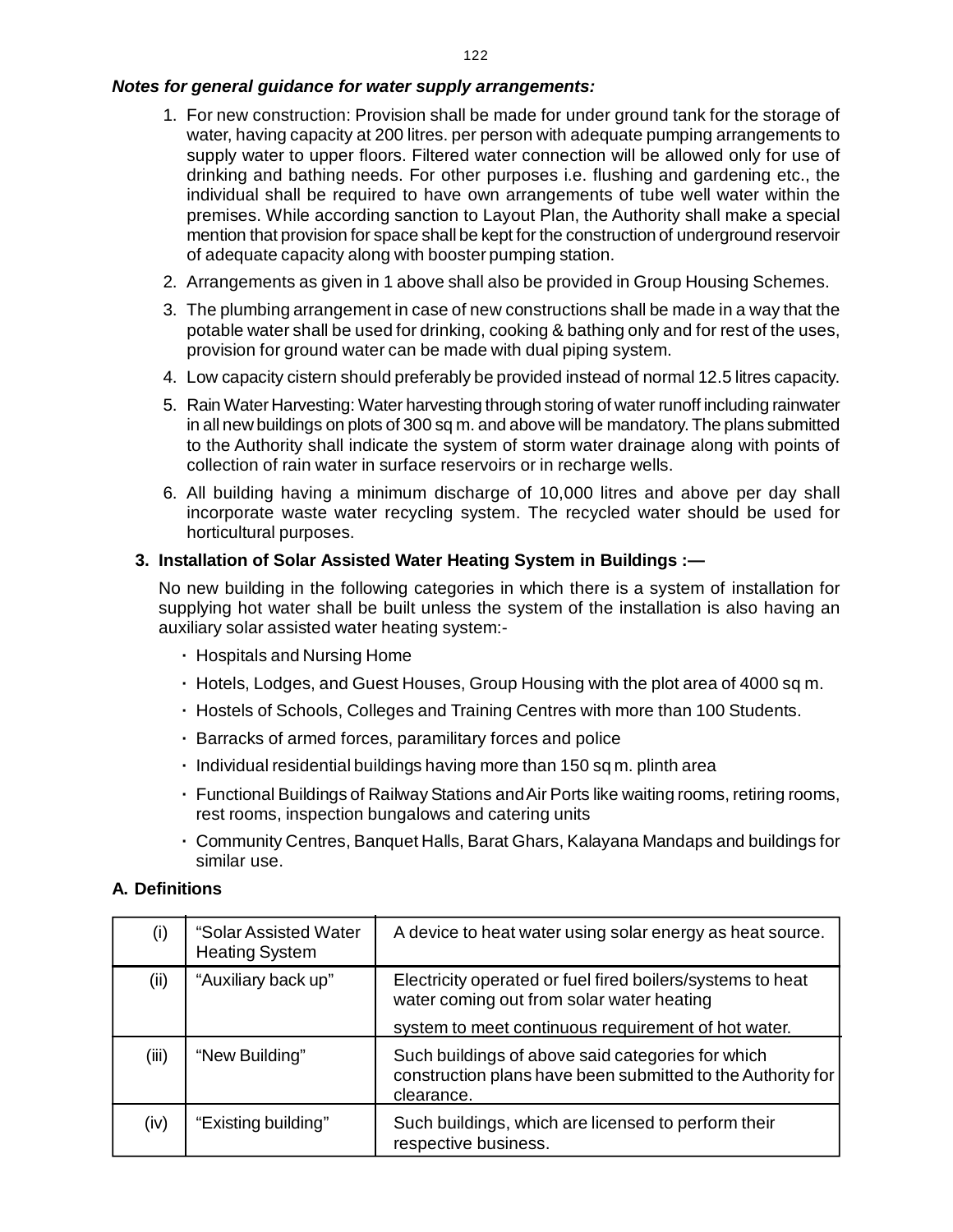***Notes for general guidance for water supply arrangements:***

1. For new construction: Provision shall be made for under ground tank for the storage of water, having capacity at 200 litres. per person with adequate pumping arrangements to supply water to upper floors. Filtered water connection will be allowed only for use of drinking and bathing needs. For other purposes i.e. flushing and gardening etc., the individual shall be required to have own arrangements of tube well water within the premises. While according sanction to Layout Plan, the Authority shall make a special mention that provision for space shall be kept for the construction of underground reservoir of adequate capacity along with booster pumping station.
2. Arrangements as given in 1 above shall also be provided in Group Housing Schemes.
3. The plumbing arrangement in case of new constructions shall be made in a way that the potable water shall be used for drinking, cooking & bathing only and for rest of the uses, provision for ground water can be made with dual piping system.
4. Low capacity cistern should preferably be provided instead of normal 12.5 litres capacity.
5. Rain Water Harvesting: Water harvesting through storing of water runoff including rainwater in all new buildings on plots of 300 sq m. and above will be mandatory. The plans submitted to the Authority shall indicate the system of storm water drainage along with points of collection of rain water in surface reservoirs or in recharge wells.
6. All building having a minimum discharge of 10,000 litres and above per day shall incorporate waste water recycling system. The recycled water should be used for horticultural purposes.

**3. Installation of Solar Assisted Water Heating System in Buildings :—**

No new building in the following categories in which there is a system of installation for supplying hot water shall be built unless the system of the installation is also having an auxiliary solar assisted water heating system:-

- Hospitals and Nursing Home
- Hotels, Lodges, and Guest Houses, Group Housing with the plot area of 4000 sq m.
- Hostels of Schools, Colleges and Training Centres with more than 100 Students.
- Barracks of armed forces, paramilitary forces and police
- Individual residential buildings having more than 150 sq m. plinth area
- Functional Buildings of Railway Stations and Air Ports like waiting rooms, retiring rooms, rest rooms, inspection bungalows and catering units
- Community Centres, Banquet Halls, Barat Ghars, Kalayana Mandaps and buildings for similar use.

**A. Definitions**

| | | |
|---|---|---|
| (i) | "Solar Assisted Water Heating System | A device to heat water using solar energy as heat source. |
| (ii) | "Auxiliary back up" | Electricity operated or fuel fired boilers/systems to heat water coming out from solar water heating system to meet continuous requirement of hot water. |
| (iii) | "New Building" | Such buildings of above said categories for which construction plans have been submitted to the Authority for clearance. |
| (iv) | "Existing building" | Such buildings, which are licensed to perform their respective business. |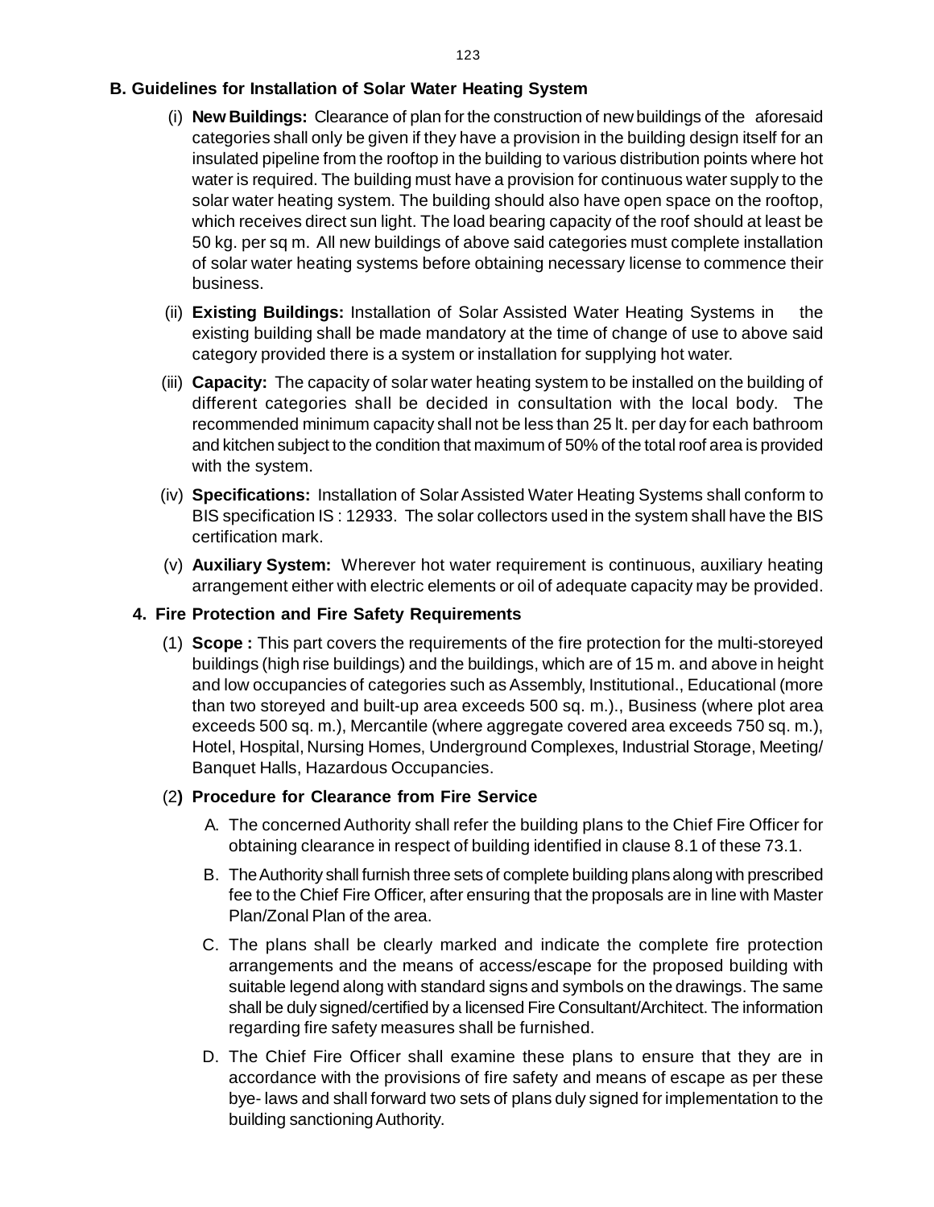### B. Guidelines for Installation of Solar Water Heating System

(i) **New Buildings:** Clearance of plan for the construction of new buildings of the aforesaid categories shall only be given if they have a provision in the building design itself for an insulated pipeline from the rooftop in the building to various distribution points where hot water is required. The building must have a provision for continuous water supply to the solar water heating system. The building should also have open space on the rooftop, which receives direct sun light. The load bearing capacity of the roof should at least be 50 kg. per sq m. All new buildings of above said categories must complete installation of solar water heating systems before obtaining necessary license to commence their business.

(ii) **Existing Buildings:** Installation of Solar Assisted Water Heating Systems in the existing building shall be made mandatory at the time of change of use to above said category provided there is a system or installation for supplying hot water.

(iii) **Capacity:** The capacity of solar water heating system to be installed on the building of different categories shall be decided in consultation with the local body. The recommended minimum capacity shall not be less than 25 lt. per day for each bathroom and kitchen subject to the condition that maximum of 50% of the total roof area is provided with the system.

(iv) **Specifications:** Installation of Solar Assisted Water Heating Systems shall conform to BIS specification IS : 12933. The solar collectors used in the system shall have the BIS certification mark.

(v) **Auxiliary System:** Wherever hot water requirement is continuous, auxiliary heating arrangement either with electric elements or oil of adequate capacity may be provided.

### 4. Fire Protection and Fire Safety Requirements

(1) **Scope :** This part covers the requirements of the fire protection for the multi-storeyed buildings (high rise buildings) and the buildings, which are of 15 m. and above in height and low occupancies of categories such as Assembly, Institutional., Educational (more than two storeyed and built-up area exceeds 500 sq. m.)., Business (where plot area exceeds 500 sq. m.), Mercantile (where aggregate covered area exceeds 750 sq. m.), Hotel, Hospital, Nursing Homes, Underground Complexes, Industrial Storage, Meeting/ Banquet Halls, Hazardous Occupancies.

(2**) Procedure for Clearance from Fire Service**

A. The concerned Authority shall refer the building plans to the Chief Fire Officer for obtaining clearance in respect of building identified in clause 8.1 of these 73.1.

B. The Authority shall furnish three sets of complete building plans along with prescribed fee to the Chief Fire Officer, after ensuring that the proposals are in line with Master Plan/Zonal Plan of the area.

C. The plans shall be clearly marked and indicate the complete fire protection arrangements and the means of access/escape for the proposed building with suitable legend along with standard signs and symbols on the drawings. The same shall be duly signed/certified by a licensed Fire Consultant/Architect. The information regarding fire safety measures shall be furnished.

D. The Chief Fire Officer shall examine these plans to ensure that they are in accordance with the provisions of fire safety and means of escape as per these bye- laws and shall forward two sets of plans duly signed for implementation to the building sanctioning Authority.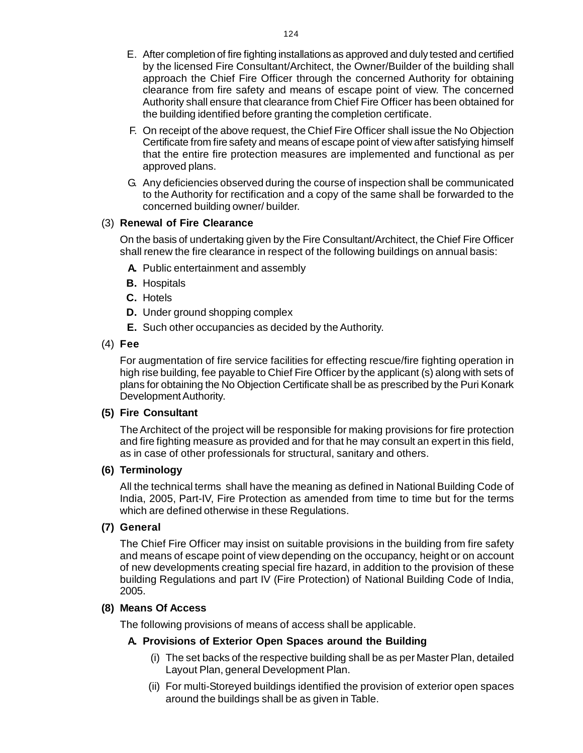E. After completion of fire fighting installations as approved and duly tested and certified by the licensed Fire Consultant/Architect, the Owner/Builder of the building shall approach the Chief Fire Officer through the concerned Authority for obtaining clearance from fire safety and means of escape point of view. The concerned Authority shall ensure that clearance from Chief Fire Officer has been obtained for the building identified before granting the completion certificate.

F. On receipt of the above request, the Chief Fire Officer shall issue the No Objection Certificate from fire safety and means of escape point of view after satisfying himself that the entire fire protection measures are implemented and functional as per approved plans.

G. Any deficiencies observed during the course of inspection shall be communicated to the Authority for rectification and a copy of the same shall be forwarded to the concerned building owner/ builder.

(3) **Renewal of Fire Clearance**

On the basis of undertaking given by the Fire Consultant/Architect, the Chief Fire Officer shall renew the fire clearance in respect of the following buildings on annual basis:

**A.** Public entertainment and assembly

**B.** Hospitals

**C.** Hotels

**D.** Under ground shopping complex

**E.** Such other occupancies as decided by the Authority.

(4) **Fee**

For augmentation of fire service facilities for effecting rescue/fire fighting operation in high rise building, fee payable to Chief Fire Officer by the applicant (s) along with sets of plans for obtaining the No Objection Certificate shall be as prescribed by the Puri Konark Development Authority.

**(5) Fire Consultant**

The Architect of the project will be responsible for making provisions for fire protection and fire fighting measure as provided and for that he may consult an expert in this field, as in case of other professionals for structural, sanitary and others.

**(6) Terminology**

All the technical terms shall have the meaning as defined in National Building Code of India, 2005, Part-IV, Fire Protection as amended from time to time but for the terms which are defined otherwise in these Regulations.

**(7) General**

The Chief Fire Officer may insist on suitable provisions in the building from fire safety and means of escape point of view depending on the occupancy, height or on account of new developments creating special fire hazard, in addition to the provision of these building Regulations and part IV (Fire Protection) of National Building Code of India, 2005.

**(8) Means Of Access**

The following provisions of means of access shall be applicable.

**A. Provisions of Exterior Open Spaces around the Building**

(i) The set backs of the respective building shall be as per Master Plan, detailed Layout Plan, general Development Plan.

(ii) For multi-Storeyed buildings identified the provision of exterior open spaces around the buildings shall be as given in Table.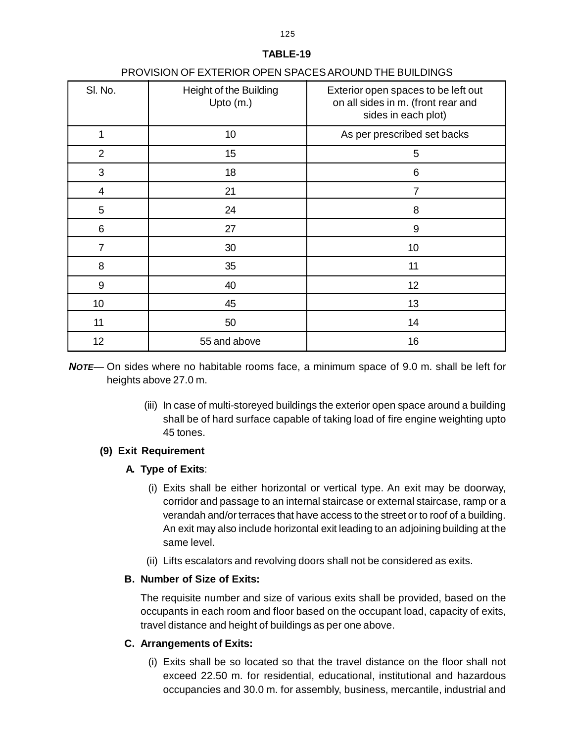**TABLE-19**

PROVISION OF EXTERIOR OPEN SPACES AROUND THE BUILDINGS

| Sl. No. | Height of the Building Upto (m.) | Exterior open spaces to be left out on all sides in m. (front rear and sides in each plot) |
|---|---|---|
| 1 | 10 | As per prescribed set backs |
| 2 | 15 | 5 |
| 3 | 18 | 6 |
| 4 | 21 | 7 |
| 5 | 24 | 8 |
| 6 | 27 | 9 |
| 7 | 30 | 10 |
| 8 | 35 | 11 |
| 9 | 40 | 12 |
| 10 | 45 | 13 |
| 11 | 50 | 14 |
| 12 | 55 and above | 16 |

***NOTE***— On sides where no habitable rooms face, a minimum space of 9.0 m. shall be left for heights above 27.0 m.

(iii) In case of multi-storeyed buildings the exterior open space around a building shall be of hard surface capable of taking load of fire engine weighting upto 45 tones.

**(9) Exit Requirement**

**A. Type of Exits**:

(i) Exits shall be either horizontal or vertical type. An exit may be doorway, corridor and passage to an internal staircase or external staircase, ramp or a verandah and/or terraces that have access to the street or to roof of a building. An exit may also include horizontal exit leading to an adjoining building at the same level.

(ii) Lifts escalators and revolving doors shall not be considered as exits.

**B. Number of Size of Exits:**

The requisite number and size of various exits shall be provided, based on the occupants in each room and floor based on the occupant load, capacity of exits, travel distance and height of buildings as per one above.

**C. Arrangements of Exits:**

(i) Exits shall be so located so that the travel distance on the floor shall not exceed 22.50 m. for residential, educational, institutional and hazardous occupancies and 30.0 m. for assembly, business, mercantile, industrial and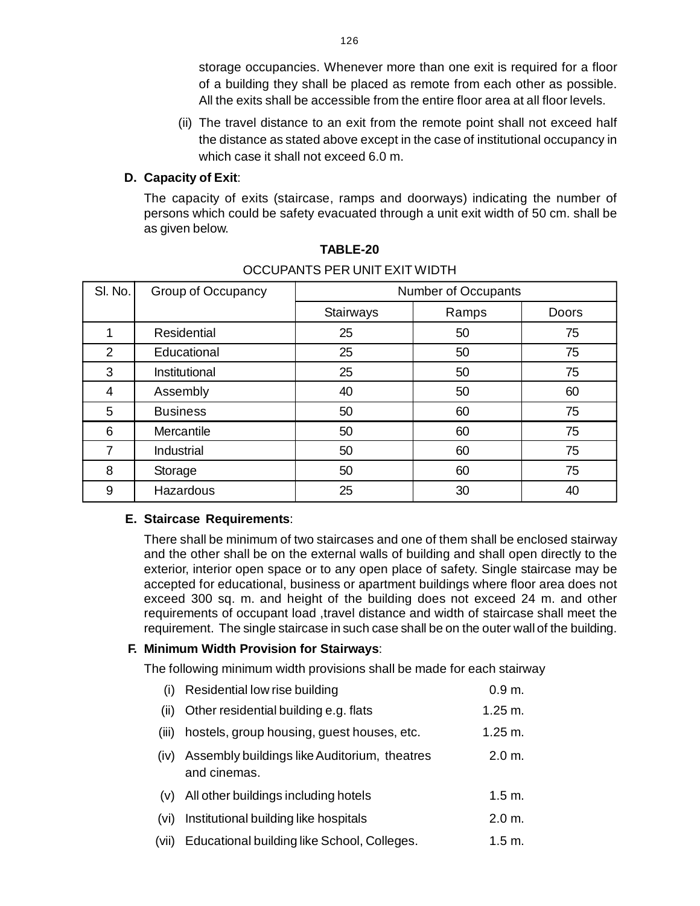storage occupancies. Whenever more than one exit is required for a floor of a building they shall be placed as remote from each other as possible. All the exits shall be accessible from the entire floor area at all floor levels.

(ii) The travel distance to an exit from the remote point shall not exceed half the distance as stated above except in the case of institutional occupancy in which case it shall not exceed 6.0 m.

**D. Capacity of Exit**:

The capacity of exits (staircase, ramps and doorways) indicating the number of persons which could be safety evacuated through a unit exit width of 50 cm. shall be as given below.

**TABLE-20**

OCCUPANTS PER UNIT EXIT WIDTH

| Sl. No. | Group of Occupancy | Number of Occupants | | |
|---|---|---|---|---|
| | | Stairways | Ramps | Doors |
| 1 | Residential | 25 | 50 | 75 |
| 2 | Educational | 25 | 50 | 75 |
| 3 | Institutional | 25 | 50 | 75 |
| 4 | Assembly | 40 | 50 | 60 |
| 5 | Business | 50 | 60 | 75 |
| 6 | Mercantile | 50 | 60 | 75 |
| 7 | Industrial | 50 | 60 | 75 |
| 8 | Storage | 50 | 60 | 75 |
| 9 | Hazardous | 25 | 30 | 40 |

**E. Staircase Requirements**:

There shall be minimum of two staircases and one of them shall be enclosed stairway and the other shall be on the external walls of building and shall open directly to the exterior, interior open space or to any open place of safety. Single staircase may be accepted for educational, business or apartment buildings where floor area does not exceed 300 sq. m. and height of the building does not exceed 24 m. and other requirements of occupant load ,travel distance and width of staircase shall meet the requirement. The single staircase in such case shall be on the outer wall of the building.

**F. Minimum Width Provision for Stairways**:

The following minimum width provisions shall be made for each stairway

| | | |
|---|---|---|
| (i) | Residential low rise building | 0.9 m. |
| (ii) | Other residential building e.g. flats | 1.25 m. |
| (iii) | hostels, group housing, guest houses, etc. | 1.25 m. |
| (iv) | Assembly buildings like Auditorium, theatres and cinemas. | 2.0 m. |
| (v) | All other buildings including hotels | 1.5 m. |
| (vi) | Institutional building like hospitals | 2.0 m. |
| (vii) | Educational building like School, Colleges. | 1.5 m. |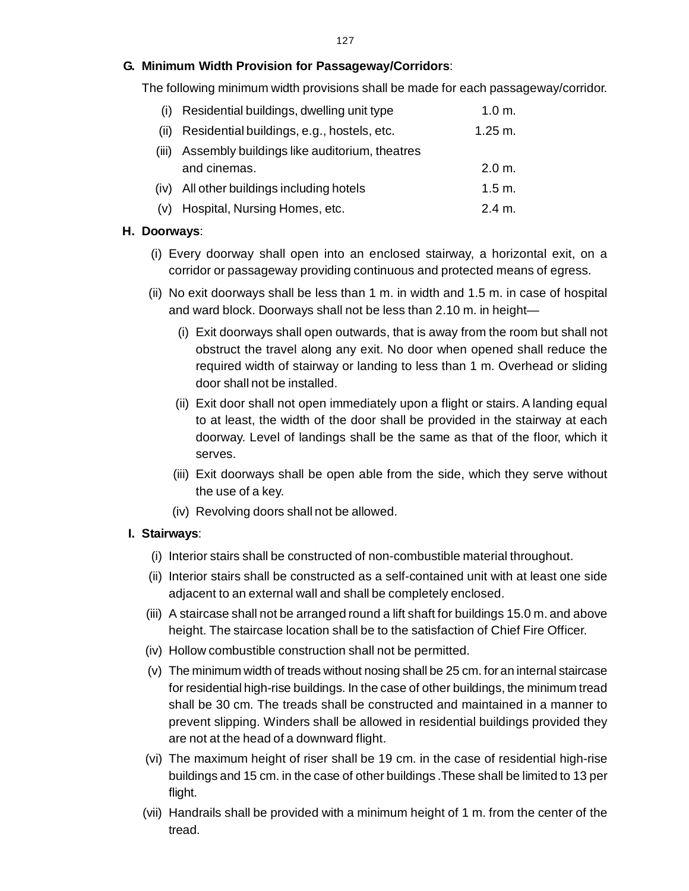**G. Minimum Width Provision for Passageway/Corridors**:

The following minimum width provisions shall be made for each passageway/corridor.

| | | |
|---|---|---|
| (i) | Residential buildings, dwelling unit type | 1.0 m. |
| (ii) | Residential buildings, e.g., hostels, etc. | 1.25 m. |
| (iii) | Assembly buildings like auditorium, theatres and cinemas. | 2.0 m. |
| (iv) | All other buildings including hotels | 1.5 m. |
| (v) | Hospital, Nursing Homes, etc. | 2.4 m. |

**H. Doorways**:

(i) Every doorway shall open into an enclosed stairway, a horizontal exit, on a corridor or passageway providing continuous and protected means of egress.

(ii) No exit doorways shall be less than 1 m. in width and 1.5 m. in case of hospital and ward block. Doorways shall not be less than 2.10 m. in height—

- (i) Exit doorways shall open outwards, that is away from the room but shall not obstruct the travel along any exit. No door when opened shall reduce the required width of stairway or landing to less than 1 m. Overhead or sliding door shall not be installed.
- (ii) Exit door shall not open immediately upon a flight or stairs. A landing equal to at least, the width of the door shall be provided in the stairway at each doorway. Level of landings shall be the same as that of the floor, which it serves.
- (iii) Exit doorways shall be open able from the side, which they serve without the use of a key.
- (iv) Revolving doors shall not be allowed.

**I. Stairways**:

(i) Interior stairs shall be constructed of non-combustible material throughout.

(ii) Interior stairs shall be constructed as a self-contained unit with at least one side adjacent to an external wall and shall be completely enclosed.

(iii) A staircase shall not be arranged round a lift shaft for buildings 15.0 m. and above height. The staircase location shall be to the satisfaction of Chief Fire Officer.

(iv) Hollow combustible construction shall not be permitted.

(v) The minimum width of treads without nosing shall be 25 cm. for an internal staircase for residential high-rise buildings. In the case of other buildings, the minimum tread shall be 30 cm. The treads shall be constructed and maintained in a manner to prevent slipping. Winders shall be allowed in residential buildings provided they are not at the head of a downward flight.

(vi) The maximum height of riser shall be 19 cm. in the case of residential high-rise buildings and 15 cm. in the case of other buildings .These shall be limited to 13 per flight.

(vii) Handrails shall be provided with a minimum height of 1 m. from the center of the tread.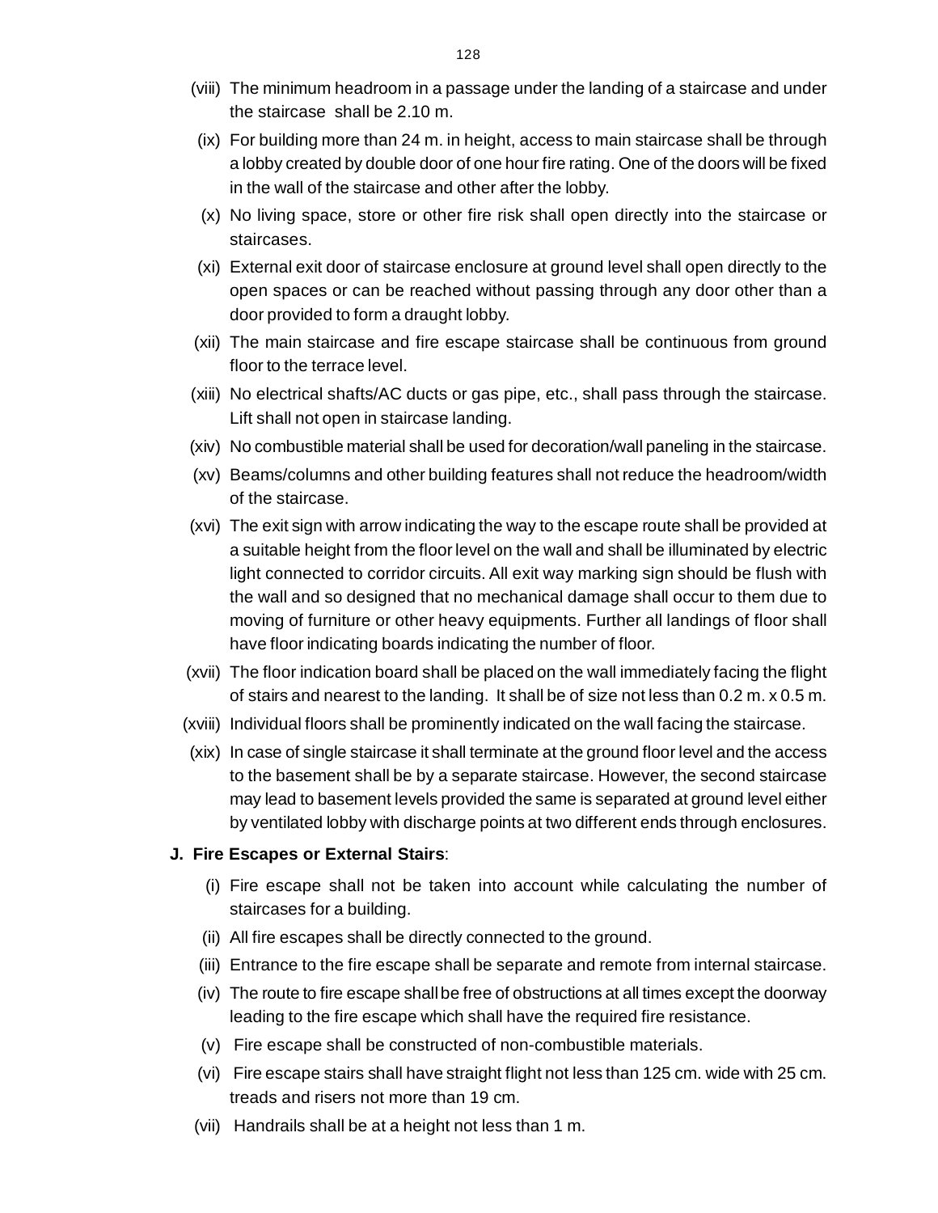(viii) The minimum headroom in a passage under the landing of a staircase and under the staircase shall be 2.10 m.

(ix) For building more than 24 m. in height, access to main staircase shall be through a lobby created by double door of one hour fire rating. One of the doors will be fixed in the wall of the staircase and other after the lobby.

(x) No living space, store or other fire risk shall open directly into the staircase or staircases.

(xi) External exit door of staircase enclosure at ground level shall open directly to the open spaces or can be reached without passing through any door other than a door provided to form a draught lobby.

(xii) The main staircase and fire escape staircase shall be continuous from ground floor to the terrace level.

(xiii) No electrical shafts/AC ducts or gas pipe, etc., shall pass through the staircase. Lift shall not open in staircase landing.

(xiv) No combustible material shall be used for decoration/wall paneling in the staircase.

(xv) Beams/columns and other building features shall not reduce the headroom/width of the staircase.

(xvi) The exit sign with arrow indicating the way to the escape route shall be provided at a suitable height from the floor level on the wall and shall be illuminated by electric light connected to corridor circuits. All exit way marking sign should be flush with the wall and so designed that no mechanical damage shall occur to them due to moving of furniture or other heavy equipments. Further all landings of floor shall have floor indicating boards indicating the number of floor.

(xvii) The floor indication board shall be placed on the wall immediately facing the flight of stairs and nearest to the landing. It shall be of size not less than 0.2 m. x 0.5 m.

(xviii) Individual floors shall be prominently indicated on the wall facing the staircase.

(xix) In case of single staircase it shall terminate at the ground floor level and the access to the basement shall be by a separate staircase. However, the second staircase may lead to basement levels provided the same is separated at ground level either by ventilated lobby with discharge points at two different ends through enclosures.

**J. Fire Escapes or External Stairs**:

(i) Fire escape shall not be taken into account while calculating the number of staircases for a building.

(ii) All fire escapes shall be directly connected to the ground.

(iii) Entrance to the fire escape shall be separate and remote from internal staircase.

(iv) The route to fire escape shall be free of obstructions at all times except the doorway leading to the fire escape which shall have the required fire resistance.

(v) Fire escape shall be constructed of non-combustible materials.

(vi) Fire escape stairs shall have straight flight not less than 125 cm. wide with 25 cm. treads and risers not more than 19 cm.

(vii) Handrails shall be at a height not less than 1 m.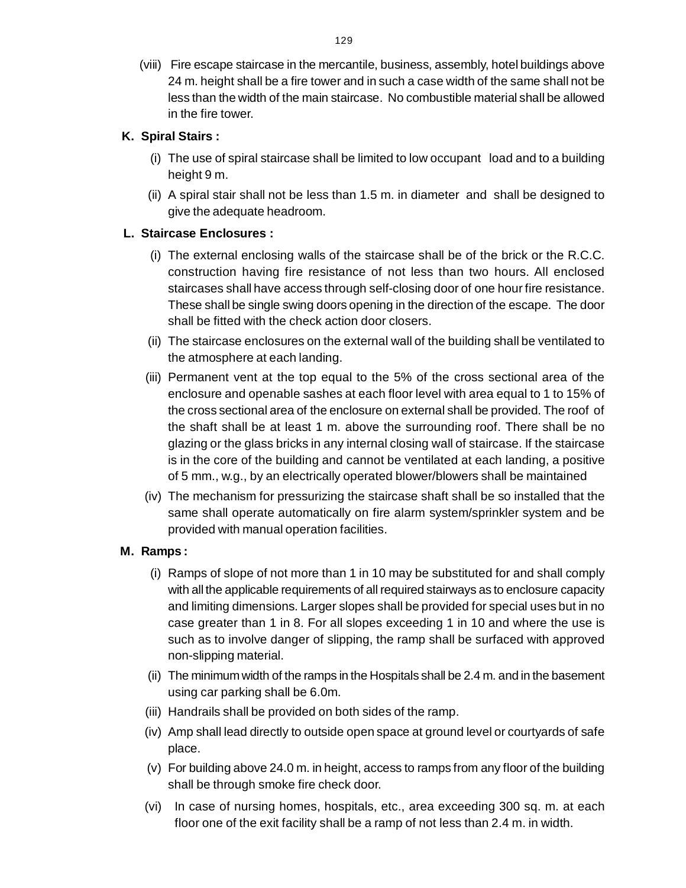(viii) Fire escape staircase in the mercantile, business, assembly, hotel buildings above 24 m. height shall be a fire tower and in such a case width of the same shall not be less than the width of the main staircase. No combustible material shall be allowed in the fire tower.

**K. Spiral Stairs :**

(i) The use of spiral staircase shall be limited to low occupant load and to a building height 9 m.

(ii) A spiral stair shall not be less than 1.5 m. in diameter and shall be designed to give the adequate headroom.

**L. Staircase Enclosures :**

(i) The external enclosing walls of the staircase shall be of the brick or the R.C.C. construction having fire resistance of not less than two hours. All enclosed staircases shall have access through self-closing door of one hour fire resistance. These shall be single swing doors opening in the direction of the escape. The door shall be fitted with the check action door closers.

(ii) The staircase enclosures on the external wall of the building shall be ventilated to the atmosphere at each landing.

(iii) Permanent vent at the top equal to the 5% of the cross sectional area of the enclosure and openable sashes at each floor level with area equal to 1 to 15% of the cross sectional area of the enclosure on external shall be provided. The roof of the shaft shall be at least 1 m. above the surrounding roof. There shall be no glazing or the glass bricks in any internal closing wall of staircase. If the staircase is in the core of the building and cannot be ventilated at each landing, a positive of 5 mm., w.g., by an electrically operated blower/blowers shall be maintained

(iv) The mechanism for pressurizing the staircase shaft shall be so installed that the same shall operate automatically on fire alarm system/sprinkler system and be provided with manual operation facilities.

**M. Ramps :**

(i) Ramps of slope of not more than 1 in 10 may be substituted for and shall comply with all the applicable requirements of all required stairways as to enclosure capacity and limiting dimensions. Larger slopes shall be provided for special uses but in no case greater than 1 in 8. For all slopes exceeding 1 in 10 and where the use is such as to involve danger of slipping, the ramp shall be surfaced with approved non-slipping material.

(ii) The minimum width of the ramps in the Hospitals shall be 2.4 m. and in the basement using car parking shall be 6.0m.

(iii) Handrails shall be provided on both sides of the ramp.

(iv) Amp shall lead directly to outside open space at ground level or courtyards of safe place.

(v) For building above 24.0 m. in height, access to ramps from any floor of the building shall be through smoke fire check door.

(vi) In case of nursing homes, hospitals, etc., area exceeding 300 sq. m. at each floor one of the exit facility shall be a ramp of not less than 2.4 m. in width.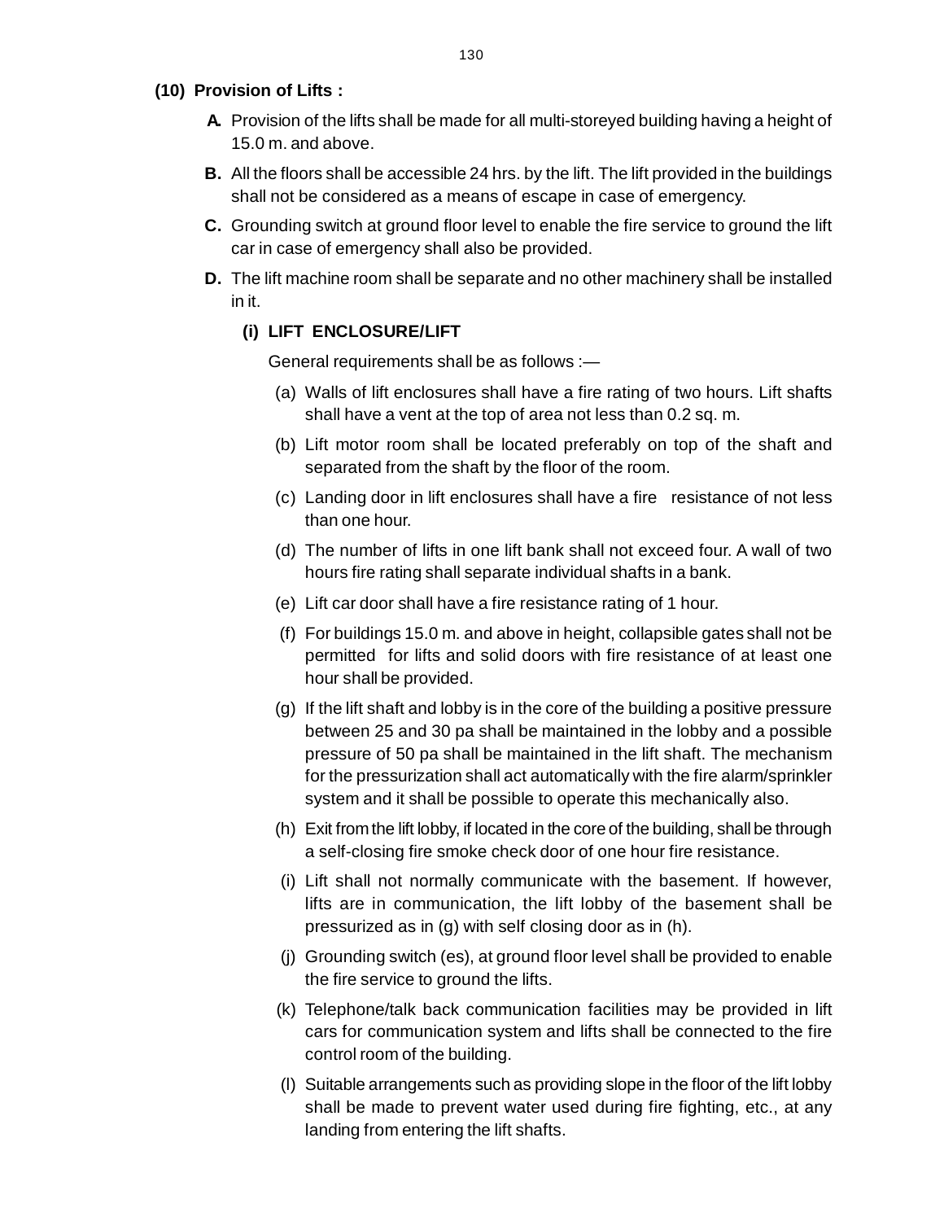**(10) Provision of Lifts :**

**A.** Provision of the lifts shall be made for all multi-storeyed building having a height of 15.0 m. and above.

**B.** All the floors shall be accessible 24 hrs. by the lift. The lift provided in the buildings shall not be considered as a means of escape in case of emergency.

**C.** Grounding switch at ground floor level to enable the fire service to ground the lift car in case of emergency shall also be provided.

**D.** The lift machine room shall be separate and no other machinery shall be installed in it.

**(i) LIFT ENCLOSURE/LIFT**

General requirements shall be as follows :—

(a) Walls of lift enclosures shall have a fire rating of two hours. Lift shafts shall have a vent at the top of area not less than 0.2 sq. m.

(b) Lift motor room shall be located preferably on top of the shaft and separated from the shaft by the floor of the room.

(c) Landing door in lift enclosures shall have a fire resistance of not less than one hour.

(d) The number of lifts in one lift bank shall not exceed four. A wall of two hours fire rating shall separate individual shafts in a bank.

(e) Lift car door shall have a fire resistance rating of 1 hour.

(f) For buildings 15.0 m. and above in height, collapsible gates shall not be permitted for lifts and solid doors with fire resistance of at least one hour shall be provided.

(g) If the lift shaft and lobby is in the core of the building a positive pressure between 25 and 30 pa shall be maintained in the lobby and a possible pressure of 50 pa shall be maintained in the lift shaft. The mechanism for the pressurization shall act automatically with the fire alarm/sprinkler system and it shall be possible to operate this mechanically also.

(h) Exit from the lift lobby, if located in the core of the building, shall be through a self-closing fire smoke check door of one hour fire resistance.

(i) Lift shall not normally communicate with the basement. If however, lifts are in communication, the lift lobby of the basement shall be pressurized as in (g) with self closing door as in (h).

(j) Grounding switch (es), at ground floor level shall be provided to enable the fire service to ground the lifts.

(k) Telephone/talk back communication facilities may be provided in lift cars for communication system and lifts shall be connected to the fire control room of the building.

(l) Suitable arrangements such as providing slope in the floor of the lift lobby shall be made to prevent water used during fire fighting, etc., at any landing from entering the lift shafts.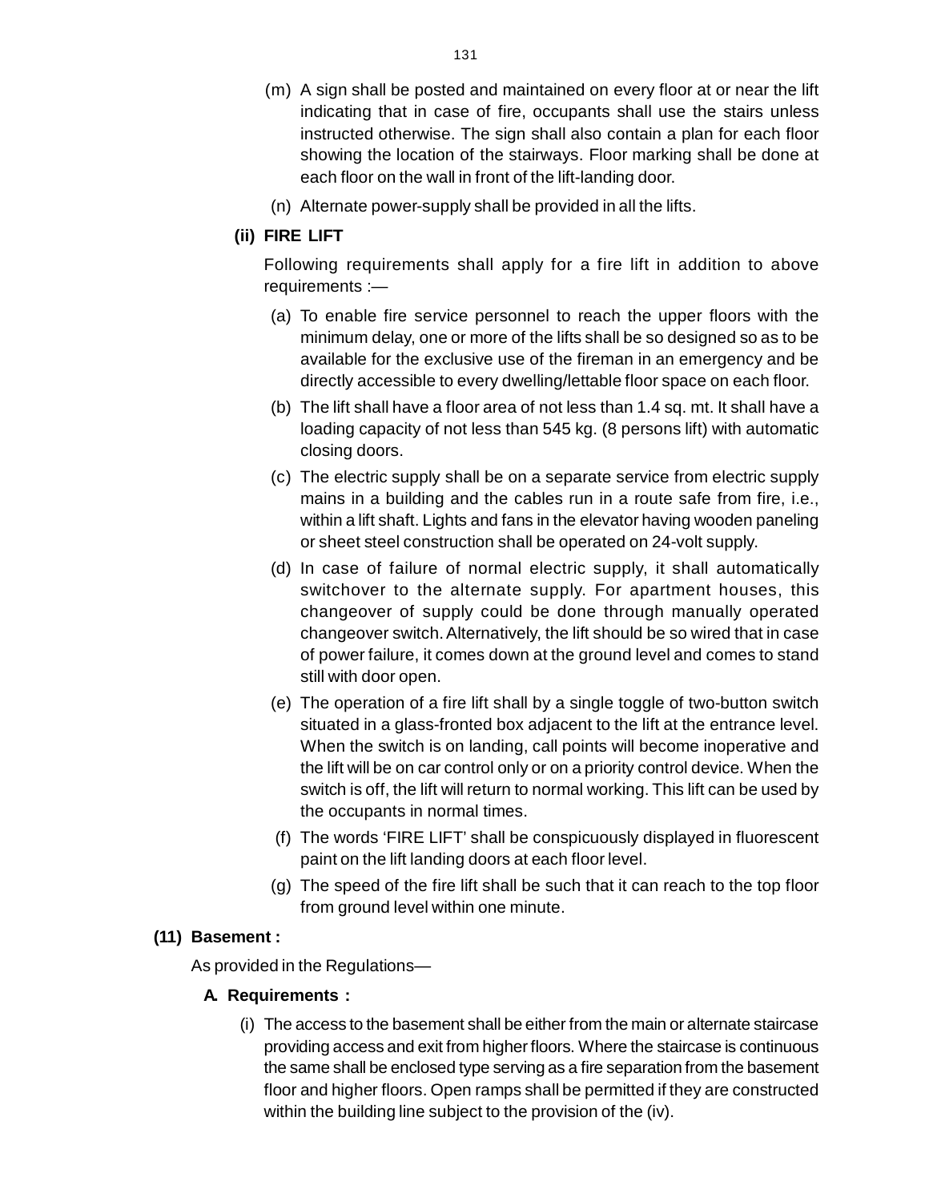(m) A sign shall be posted and maintained on every floor at or near the lift indicating that in case of fire, occupants shall use the stairs unless instructed otherwise. The sign shall also contain a plan for each floor showing the location of the stairways. Floor marking shall be done at each floor on the wall in front of the lift-landing door.

(n) Alternate power-supply shall be provided in all the lifts.

**(ii) FIRE LIFT**

Following requirements shall apply for a fire lift in addition to above requirements :—

(a) To enable fire service personnel to reach the upper floors with the minimum delay, one or more of the lifts shall be so designed so as to be available for the exclusive use of the fireman in an emergency and be directly accessible to every dwelling/lettable floor space on each floor.

(b) The lift shall have a floor area of not less than 1.4 sq. mt. It shall have a loading capacity of not less than 545 kg. (8 persons lift) with automatic closing doors.

(c) The electric supply shall be on a separate service from electric supply mains in a building and the cables run in a route safe from fire, i.e., within a lift shaft. Lights and fans in the elevator having wooden paneling or sheet steel construction shall be operated on 24-volt supply.

(d) In case of failure of normal electric supply, it shall automatically switchover to the alternate supply. For apartment houses, this changeover of supply could be done through manually operated changeover switch. Alternatively, the lift should be so wired that in case of power failure, it comes down at the ground level and comes to stand still with door open.

(e) The operation of a fire lift shall by a single toggle of two-button switch situated in a glass-fronted box adjacent to the lift at the entrance level. When the switch is on landing, call points will become inoperative and the lift will be on car control only or on a priority control device. When the switch is off, the lift will return to normal working. This lift can be used by the occupants in normal times.

(f) The words 'FIRE LIFT' shall be conspicuously displayed in fluorescent paint on the lift landing doors at each floor level.

(g) The speed of the fire lift shall be such that it can reach to the top floor from ground level within one minute.

**(11) Basement :**

As provided in the Regulations—

**A. Requirements :**

(i) The access to the basement shall be either from the main or alternate staircase providing access and exit from higher floors. Where the staircase is continuous the same shall be enclosed type serving as a fire separation from the basement floor and higher floors. Open ramps shall be permitted if they are constructed within the building line subject to the provision of the (iv).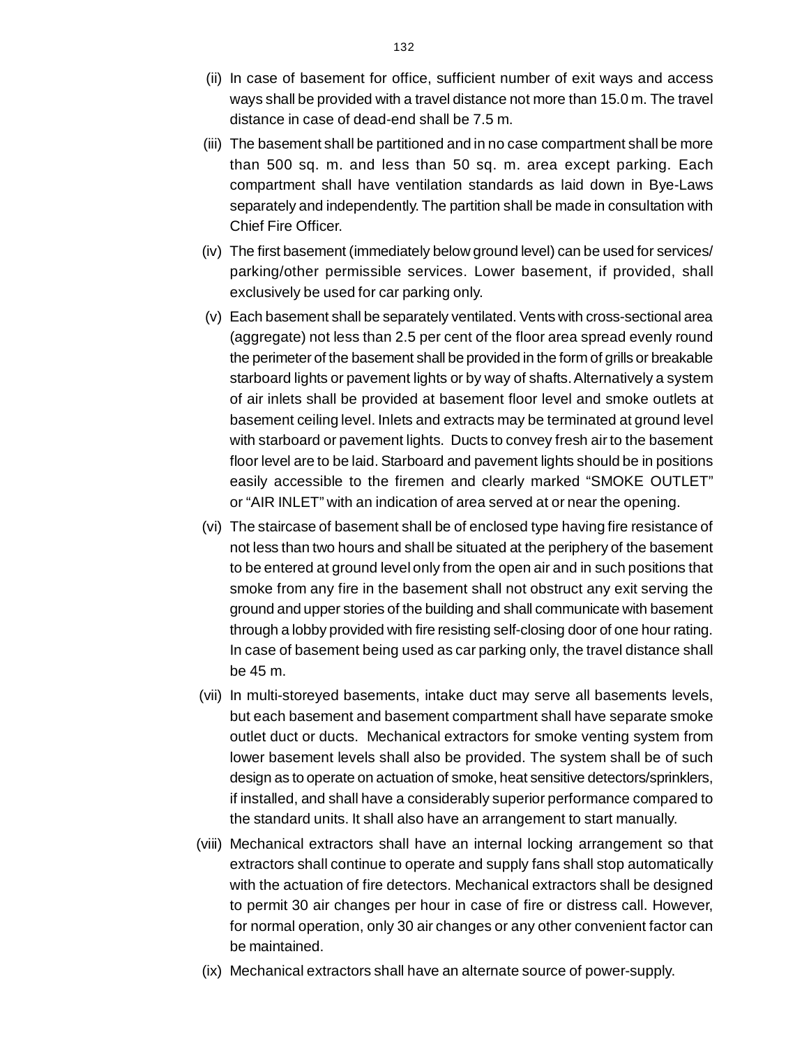(ii) In case of basement for office, sufficient number of exit ways and access ways shall be provided with a travel distance not more than 15.0 m. The travel distance in case of dead-end shall be 7.5 m.

(iii) The basement shall be partitioned and in no case compartment shall be more than 500 sq. m. and less than 50 sq. m. area except parking. Each compartment shall have ventilation standards as laid down in Bye-Laws separately and independently. The partition shall be made in consultation with Chief Fire Officer.

(iv) The first basement (immediately below ground level) can be used for services/ parking/other permissible services. Lower basement, if provided, shall exclusively be used for car parking only.

(v) Each basement shall be separately ventilated. Vents with cross-sectional area (aggregate) not less than 2.5 per cent of the floor area spread evenly round the perimeter of the basement shall be provided in the form of grills or breakable starboard lights or pavement lights or by way of shafts. Alternatively a system of air inlets shall be provided at basement floor level and smoke outlets at basement ceiling level. Inlets and extracts may be terminated at ground level with starboard or pavement lights. Ducts to convey fresh air to the basement floor level are to be laid. Starboard and pavement lights should be in positions easily accessible to the firemen and clearly marked "SMOKE OUTLET" or "AIR INLET" with an indication of area served at or near the opening.

(vi) The staircase of basement shall be of enclosed type having fire resistance of not less than two hours and shall be situated at the periphery of the basement to be entered at ground level only from the open air and in such positions that smoke from any fire in the basement shall not obstruct any exit serving the ground and upper stories of the building and shall communicate with basement through a lobby provided with fire resisting self-closing door of one hour rating. In case of basement being used as car parking only, the travel distance shall be 45 m.

(vii) In multi-storeyed basements, intake duct may serve all basements levels, but each basement and basement compartment shall have separate smoke outlet duct or ducts. Mechanical extractors for smoke venting system from lower basement levels shall also be provided. The system shall be of such design as to operate on actuation of smoke, heat sensitive detectors/sprinklers, if installed, and shall have a considerably superior performance compared to the standard units. It shall also have an arrangement to start manually.

(viii) Mechanical extractors shall have an internal locking arrangement so that extractors shall continue to operate and supply fans shall stop automatically with the actuation of fire detectors. Mechanical extractors shall be designed to permit 30 air changes per hour in case of fire or distress call. However, for normal operation, only 30 air changes or any other convenient factor can be maintained.

(ix) Mechanical extractors shall have an alternate source of power-supply.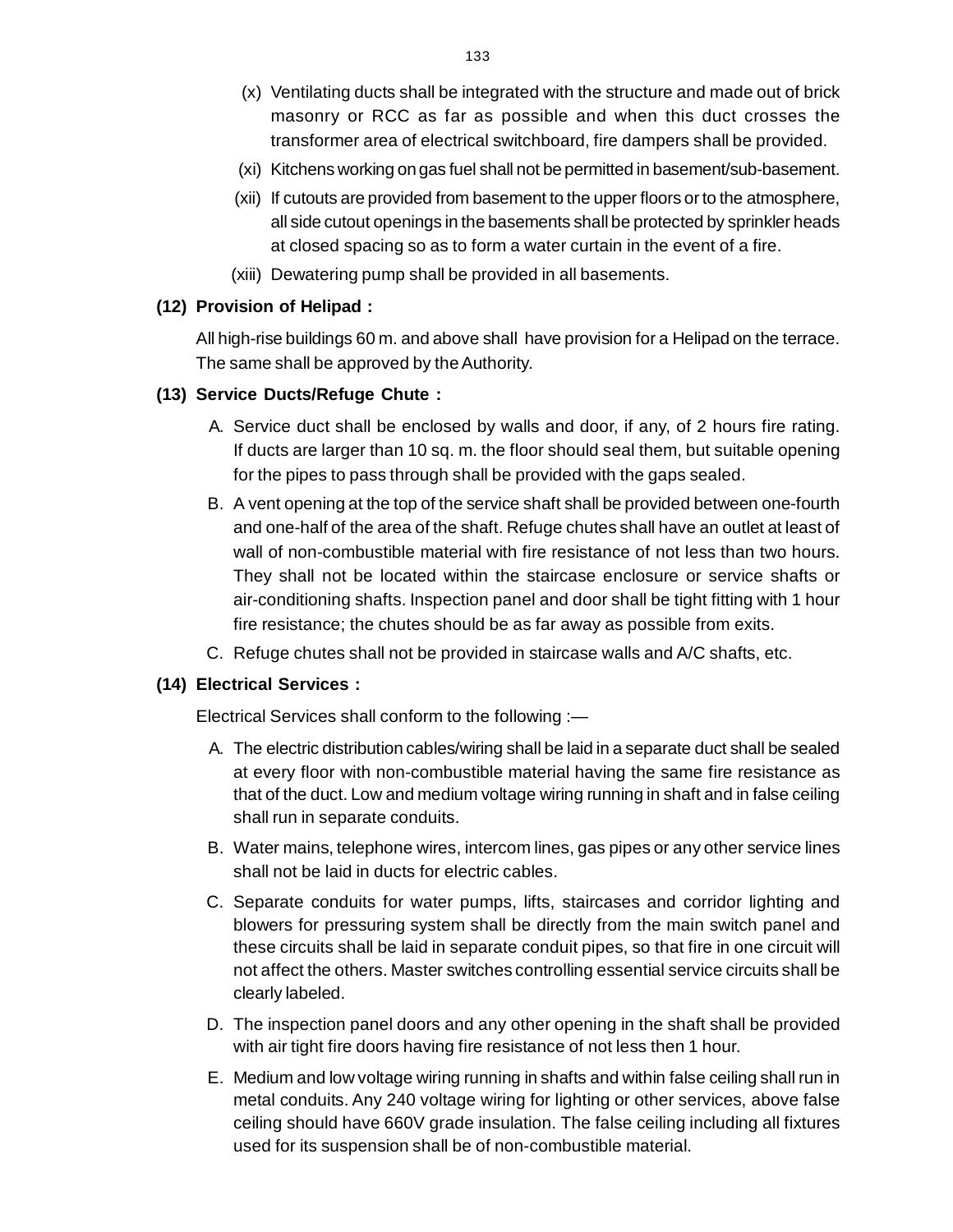(x) Ventilating ducts shall be integrated with the structure and made out of brick masonry or RCC as far as possible and when this duct crosses the transformer area of electrical switchboard, fire dampers shall be provided.

(xi) Kitchens working on gas fuel shall not be permitted in basement/sub-basement.

(xii) If cutouts are provided from basement to the upper floors or to the atmosphere, all side cutout openings in the basements shall be protected by sprinkler heads at closed spacing so as to form a water curtain in the event of a fire.

(xiii) Dewatering pump shall be provided in all basements.

**(12) Provision of Helipad :**

All high-rise buildings 60 m. and above shall have provision for a Helipad on the terrace. The same shall be approved by the Authority.

**(13) Service Ducts/Refuge Chute :**

A. Service duct shall be enclosed by walls and door, if any, of 2 hours fire rating. If ducts are larger than 10 sq. m. the floor should seal them, but suitable opening for the pipes to pass through shall be provided with the gaps sealed.

B. A vent opening at the top of the service shaft shall be provided between one-fourth and one-half of the area of the shaft. Refuge chutes shall have an outlet at least of wall of non-combustible material with fire resistance of not less than two hours. They shall not be located within the staircase enclosure or service shafts or air-conditioning shafts. Inspection panel and door shall be tight fitting with 1 hour fire resistance; the chutes should be as far away as possible from exits.

C. Refuge chutes shall not be provided in staircase walls and A/C shafts, etc.

**(14) Electrical Services :**

Electrical Services shall conform to the following :—

A. The electric distribution cables/wiring shall be laid in a separate duct shall be sealed at every floor with non-combustible material having the same fire resistance as that of the duct. Low and medium voltage wiring running in shaft and in false ceiling shall run in separate conduits.

B. Water mains, telephone wires, intercom lines, gas pipes or any other service lines shall not be laid in ducts for electric cables.

C. Separate conduits for water pumps, lifts, staircases and corridor lighting and blowers for pressuring system shall be directly from the main switch panel and these circuits shall be laid in separate conduit pipes, so that fire in one circuit will not affect the others. Master switches controlling essential service circuits shall be clearly labeled.

D. The inspection panel doors and any other opening in the shaft shall be provided with air tight fire doors having fire resistance of not less then 1 hour.

E. Medium and low voltage wiring running in shafts and within false ceiling shall run in metal conduits. Any 240 voltage wiring for lighting or other services, above false ceiling should have 660V grade insulation. The false ceiling including all fixtures used for its suspension shall be of non-combustible material.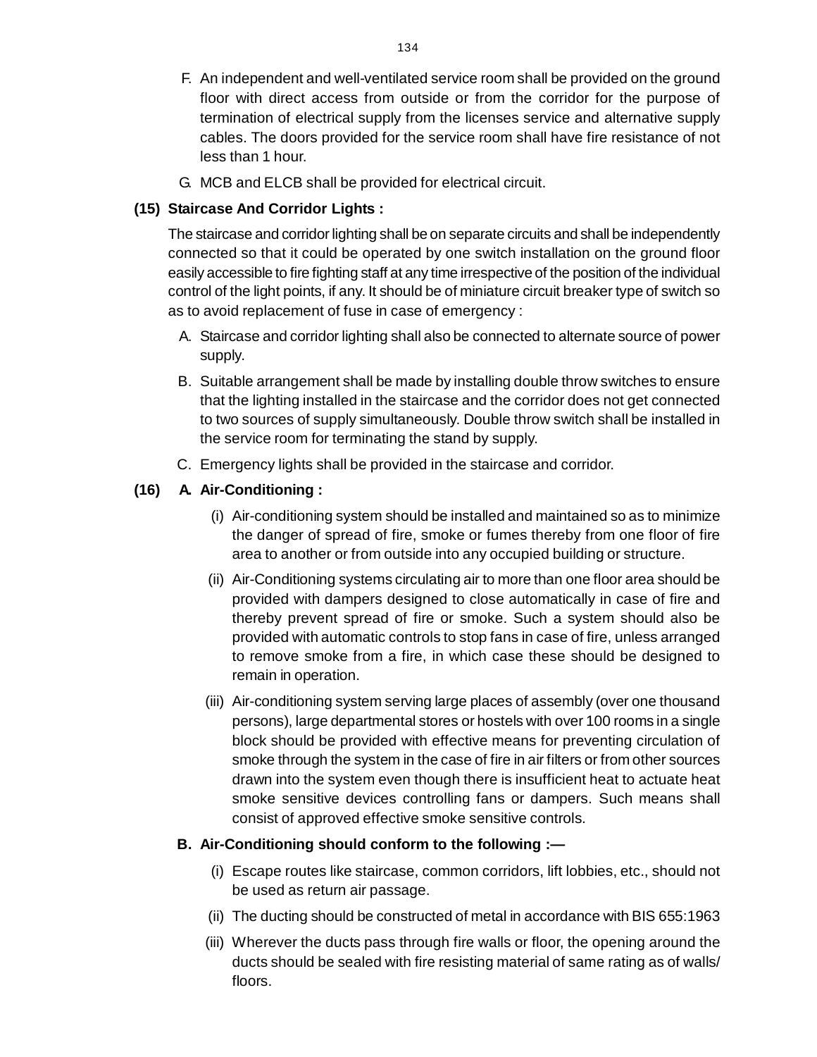F. An independent and well-ventilated service room shall be provided on the ground floor with direct access from outside or from the corridor for the purpose of termination of electrical supply from the licenses service and alternative supply cables. The doors provided for the service room shall have fire resistance of not less than 1 hour.

G. MCB and ELCB shall be provided for electrical circuit.

**(15) Staircase And Corridor Lights :**

The staircase and corridor lighting shall be on separate circuits and shall be independently connected so that it could be operated by one switch installation on the ground floor easily accessible to fire fighting staff at any time irrespective of the position of the individual control of the light points, if any. It should be of miniature circuit breaker type of switch so as to avoid replacement of fuse in case of emergency :

A. Staircase and corridor lighting shall also be connected to alternate source of power supply.

B. Suitable arrangement shall be made by installing double throw switches to ensure that the lighting installed in the staircase and the corridor does not get connected to two sources of supply simultaneously. Double throw switch shall be installed in the service room for terminating the stand by supply.

C. Emergency lights shall be provided in the staircase and corridor.

**(16) A. Air-Conditioning :**

(i) Air-conditioning system should be installed and maintained so as to minimize the danger of spread of fire, smoke or fumes thereby from one floor of fire area to another or from outside into any occupied building or structure.

(ii) Air-Conditioning systems circulating air to more than one floor area should be provided with dampers designed to close automatically in case of fire and thereby prevent spread of fire or smoke. Such a system should also be provided with automatic controls to stop fans in case of fire, unless arranged to remove smoke from a fire, in which case these should be designed to remain in operation.

(iii) Air-conditioning system serving large places of assembly (over one thousand persons), large departmental stores or hostels with over 100 rooms in a single block should be provided with effective means for preventing circulation of smoke through the system in the case of fire in air filters or from other sources drawn into the system even though there is insufficient heat to actuate heat smoke sensitive devices controlling fans or dampers. Such means shall consist of approved effective smoke sensitive controls.

**B. Air-Conditioning should conform to the following :—**

(i) Escape routes like staircase, common corridors, lift lobbies, etc., should not be used as return air passage.

(ii) The ducting should be constructed of metal in accordance with BIS 655:1963

(iii) Wherever the ducts pass through fire walls or floor, the opening around the ducts should be sealed with fire resisting material of same rating as of walls/ floors.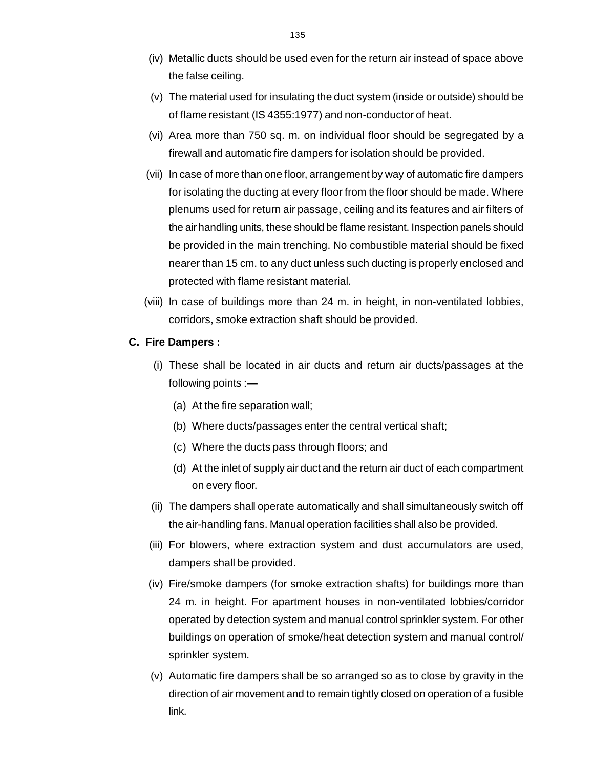(iv) Metallic ducts should be used even for the return air instead of space above the false ceiling.

(v) The material used for insulating the duct system (inside or outside) should be of flame resistant (IS 4355:1977) and non-conductor of heat.

(vi) Area more than 750 sq. m. on individual floor should be segregated by a firewall and automatic fire dampers for isolation should be provided.

(vii) In case of more than one floor, arrangement by way of automatic fire dampers for isolating the ducting at every floor from the floor should be made. Where plenums used for return air passage, ceiling and its features and air filters of the air handling units, these should be flame resistant. Inspection panels should be provided in the main trenching. No combustible material should be fixed nearer than 15 cm. to any duct unless such ducting is properly enclosed and protected with flame resistant material.

(viii) In case of buildings more than 24 m. in height, in non-ventilated lobbies, corridors, smoke extraction shaft should be provided.

**C. Fire Dampers :**

(i) These shall be located in air ducts and return air ducts/passages at the following points :—

   (a) At the fire separation wall;

   (b) Where ducts/passages enter the central vertical shaft;

   (c) Where the ducts pass through floors; and

   (d) At the inlet of supply air duct and the return air duct of each compartment on every floor.

(ii) The dampers shall operate automatically and shall simultaneously switch off the air-handling fans. Manual operation facilities shall also be provided.

(iii) For blowers, where extraction system and dust accumulators are used, dampers shall be provided.

(iv) Fire/smoke dampers (for smoke extraction shafts) for buildings more than 24 m. in height. For apartment houses in non-ventilated lobbies/corridor operated by detection system and manual control sprinkler system. For other buildings on operation of smoke/heat detection system and manual control/ sprinkler system.

(v) Automatic fire dampers shall be so arranged so as to close by gravity in the direction of air movement and to remain tightly closed on operation of a fusible link.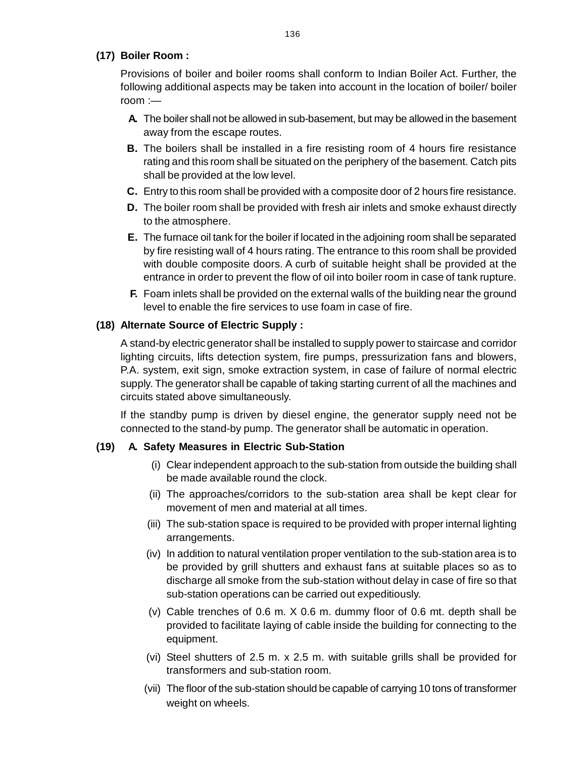**(17) Boiler Room :**

Provisions of boiler and boiler rooms shall conform to Indian Boiler Act. Further, the following additional aspects may be taken into account in the location of boiler/ boiler room :—

**A.** The boiler shall not be allowed in sub-basement, but may be allowed in the basement away from the escape routes.

**B.** The boilers shall be installed in a fire resisting room of 4 hours fire resistance rating and this room shall be situated on the periphery of the basement. Catch pits shall be provided at the low level.

**C.** Entry to this room shall be provided with a composite door of 2 hours fire resistance.

**D.** The boiler room shall be provided with fresh air inlets and smoke exhaust directly to the atmosphere.

**E.** The furnace oil tank for the boiler if located in the adjoining room shall be separated by fire resisting wall of 4 hours rating. The entrance to this room shall be provided with double composite doors. A curb of suitable height shall be provided at the entrance in order to prevent the flow of oil into boiler room in case of tank rupture.

**F.** Foam inlets shall be provided on the external walls of the building near the ground level to enable the fire services to use foam in case of fire.

**(18) Alternate Source of Electric Supply :**

A stand-by electric generator shall be installed to supply power to staircase and corridor lighting circuits, lifts detection system, fire pumps, pressurization fans and blowers, P.A. system, exit sign, smoke extraction system, in case of failure of normal electric supply. The generator shall be capable of taking starting current of all the machines and circuits stated above simultaneously.

If the standby pump is driven by diesel engine, the generator supply need not be connected to the stand-by pump. The generator shall be automatic in operation.

**(19) A. Safety Measures in Electric Sub-Station**

(i) Clear independent approach to the sub-station from outside the building shall be made available round the clock.

(ii) The approaches/corridors to the sub-station area shall be kept clear for movement of men and material at all times.

(iii) The sub-station space is required to be provided with proper internal lighting arrangements.

(iv) In addition to natural ventilation proper ventilation to the sub-station area is to be provided by grill shutters and exhaust fans at suitable places so as to discharge all smoke from the sub-station without delay in case of fire so that sub-station operations can be carried out expeditiously.

(v) Cable trenches of 0.6 m. X 0.6 m. dummy floor of 0.6 mt. depth shall be provided to facilitate laying of cable inside the building for connecting to the equipment.

(vi) Steel shutters of 2.5 m. x 2.5 m. with suitable grills shall be provided for transformers and sub-station room.

(vii) The floor of the sub-station should be capable of carrying 10 tons of transformer weight on wheels.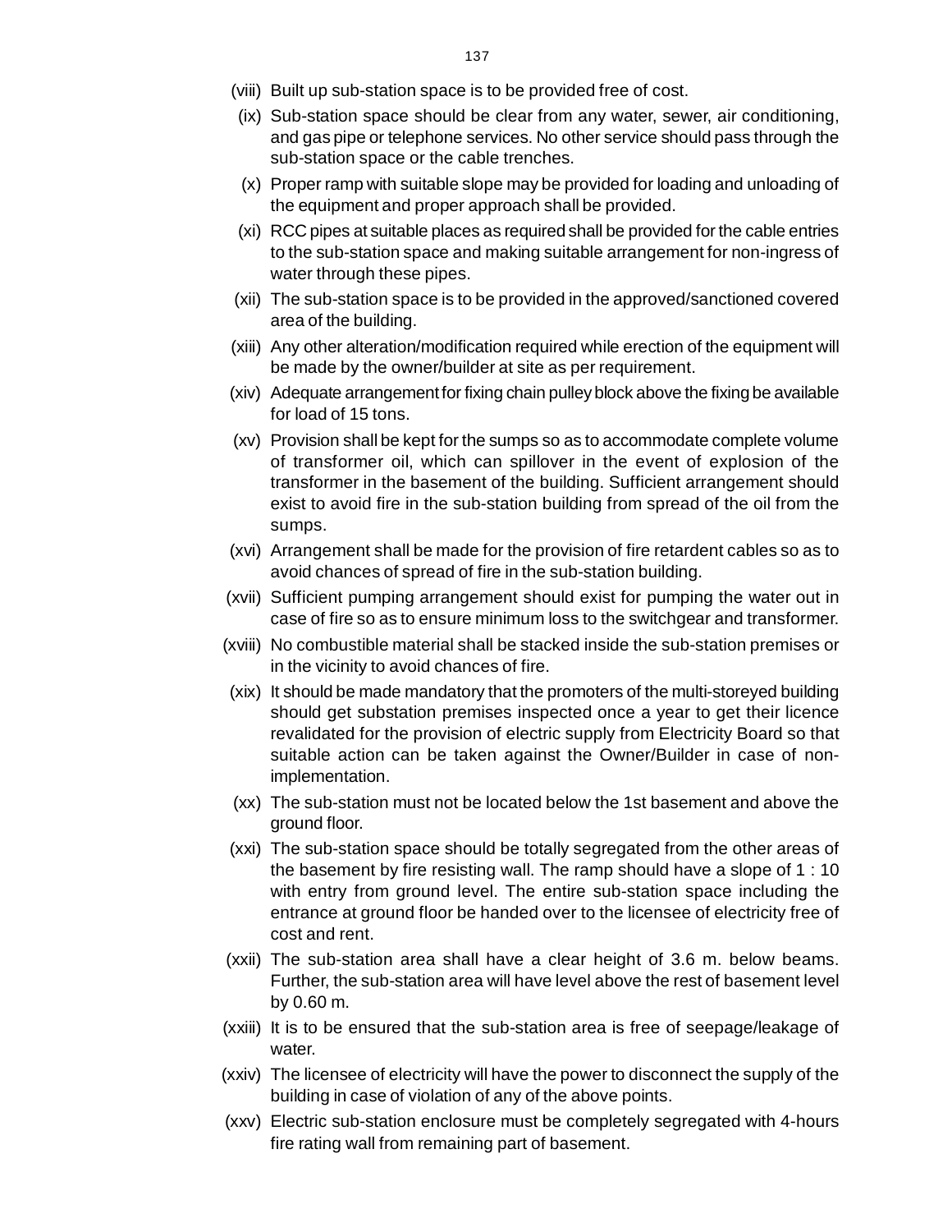(viii) Built up sub-station space is to be provided free of cost.

(ix) Sub-station space should be clear from any water, sewer, air conditioning, and gas pipe or telephone services. No other service should pass through the sub-station space or the cable trenches.

(x) Proper ramp with suitable slope may be provided for loading and unloading of the equipment and proper approach shall be provided.

(xi) RCC pipes at suitable places as required shall be provided for the cable entries to the sub-station space and making suitable arrangement for non-ingress of water through these pipes.

(xii) The sub-station space is to be provided in the approved/sanctioned covered area of the building.

(xiii) Any other alteration/modification required while erection of the equipment will be made by the owner/builder at site as per requirement.

(xiv) Adequate arrangement for fixing chain pulley block above the fixing be available for load of 15 tons.

(xv) Provision shall be kept for the sumps so as to accommodate complete volume of transformer oil, which can spillover in the event of explosion of the transformer in the basement of the building. Sufficient arrangement should exist to avoid fire in the sub-station building from spread of the oil from the sumps.

(xvi) Arrangement shall be made for the provision of fire retardent cables so as to avoid chances of spread of fire in the sub-station building.

(xvii) Sufficient pumping arrangement should exist for pumping the water out in case of fire so as to ensure minimum loss to the switchgear and transformer.

(xviii) No combustible material shall be stacked inside the sub-station premises or in the vicinity to avoid chances of fire.

(xix) It should be made mandatory that the promoters of the multi-storeyed building should get substation premises inspected once a year to get their licence revalidated for the provision of electric supply from Electricity Board so that suitable action can be taken against the Owner/Builder in case of non-implementation.

(xx) The sub-station must not be located below the 1st basement and above the ground floor.

(xxi) The sub-station space should be totally segregated from the other areas of the basement by fire resisting wall. The ramp should have a slope of 1 : 10 with entry from ground level. The entire sub-station space including the entrance at ground floor be handed over to the licensee of electricity free of cost and rent.

(xxii) The sub-station area shall have a clear height of 3.6 m. below beams. Further, the sub-station area will have level above the rest of basement level by 0.60 m.

(xxiii) It is to be ensured that the sub-station area is free of seepage/leakage of water.

(xxiv) The licensee of electricity will have the power to disconnect the supply of the building in case of violation of any of the above points.

(xxv) Electric sub-station enclosure must be completely segregated with 4-hours fire rating wall from remaining part of basement.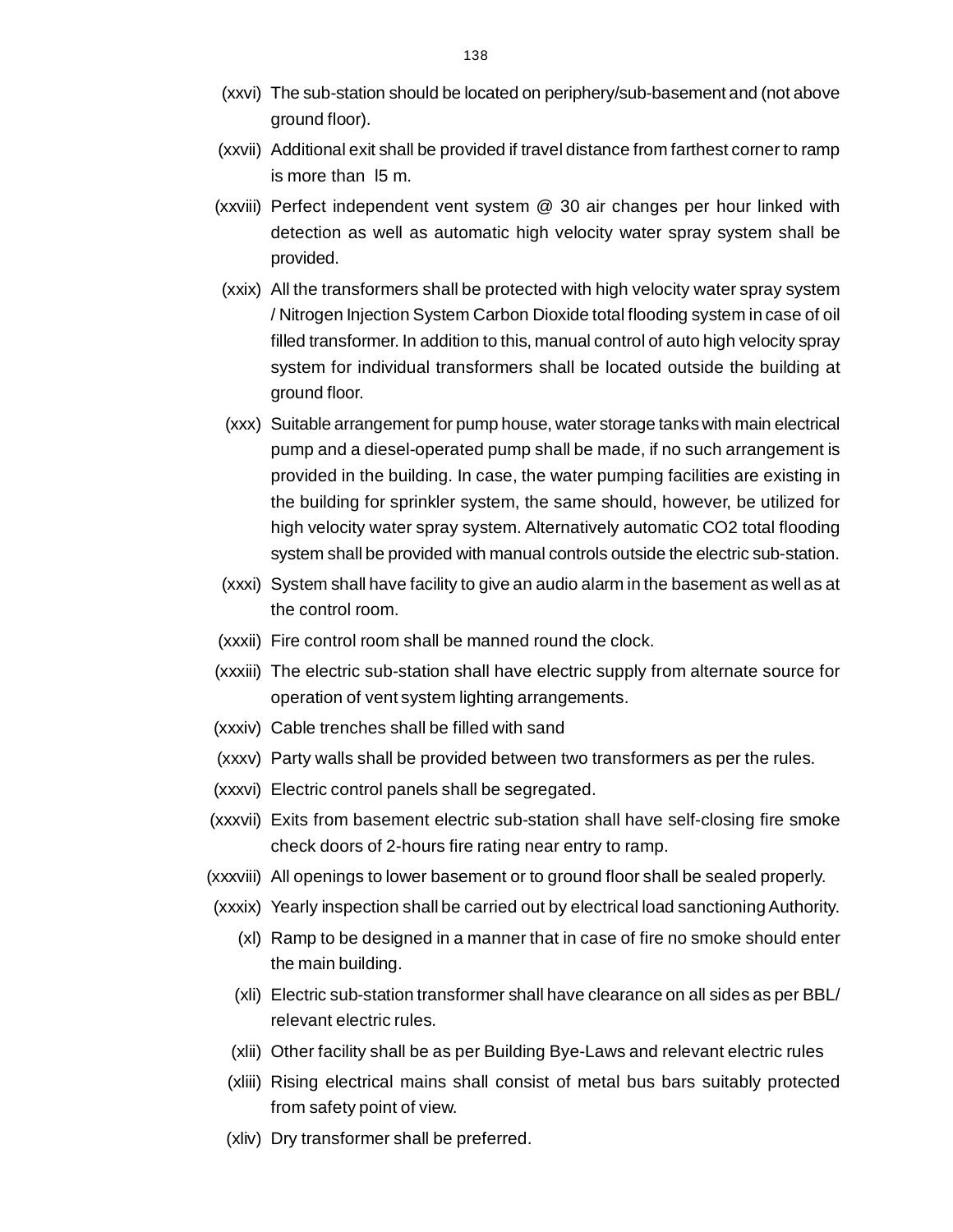(xxvi) The sub-station should be located on periphery/sub-basement and (not above ground floor).

(xxvii) Additional exit shall be provided if travel distance from farthest corner to ramp is more than l5 m.

(xxviii) Perfect independent vent system @ 30 air changes per hour linked with detection as well as automatic high velocity water spray system shall be provided.

(xxix) All the transformers shall be protected with high velocity water spray system / Nitrogen Injection System Carbon Dioxide total flooding system in case of oil filled transformer. In addition to this, manual control of auto high velocity spray system for individual transformers shall be located outside the building at ground floor.

(xxx) Suitable arrangement for pump house, water storage tanks with main electrical pump and a diesel-operated pump shall be made, if no such arrangement is provided in the building. In case, the water pumping facilities are existing in the building for sprinkler system, the same should, however, be utilized for high velocity water spray system. Alternatively automatic CO2 total flooding system shall be provided with manual controls outside the electric sub-station.

(xxxi) System shall have facility to give an audio alarm in the basement as well as at the control room.

(xxxii) Fire control room shall be manned round the clock.

(xxxiii) The electric sub-station shall have electric supply from alternate source for operation of vent system lighting arrangements.

(xxxiv) Cable trenches shall be filled with sand

(xxxv) Party walls shall be provided between two transformers as per the rules.

(xxxvi) Electric control panels shall be segregated.

(xxxvii) Exits from basement electric sub-station shall have self-closing fire smoke check doors of 2-hours fire rating near entry to ramp.

(xxxviii) All openings to lower basement or to ground floor shall be sealed properly.

(xxxix) Yearly inspection shall be carried out by electrical load sanctioning Authority.

(xl) Ramp to be designed in a manner that in case of fire no smoke should enter the main building.

(xli) Electric sub-station transformer shall have clearance on all sides as per BBL/ relevant electric rules.

(xlii) Other facility shall be as per Building Bye-Laws and relevant electric rules

(xliii) Rising electrical mains shall consist of metal bus bars suitably protected from safety point of view.

(xliv) Dry transformer shall be preferred.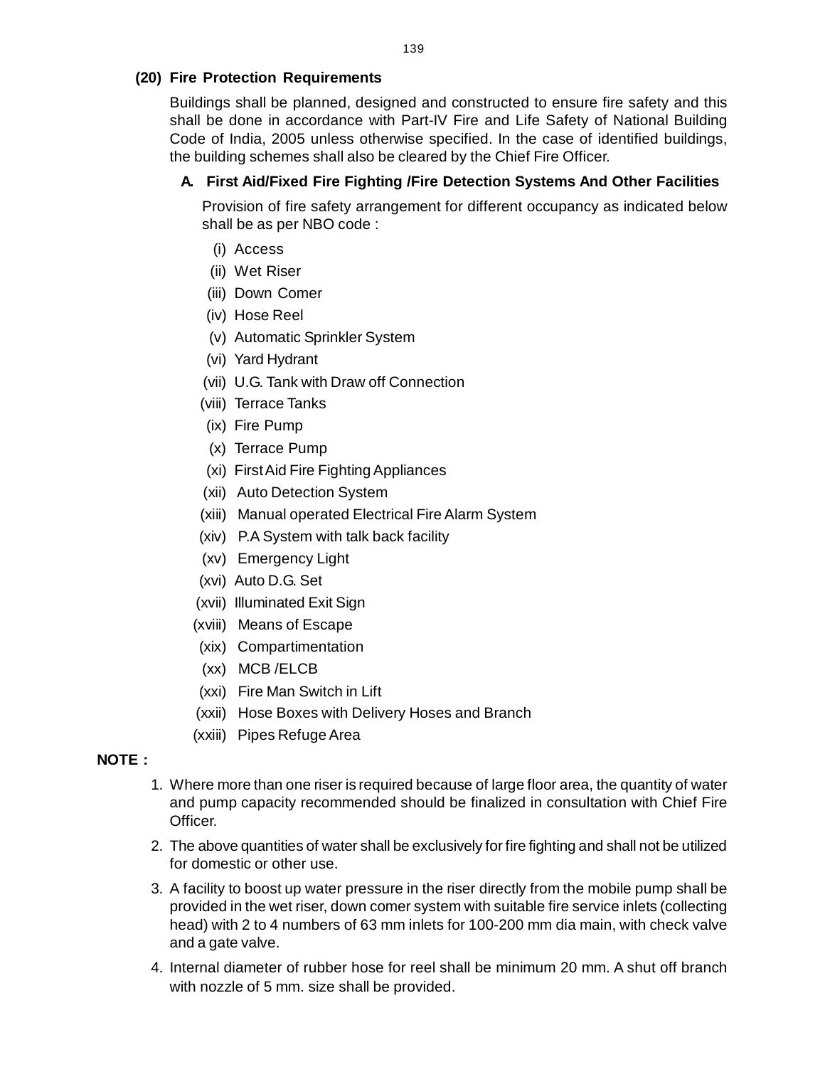### (20) Fire Protection Requirements

Buildings shall be planned, designed and constructed to ensure fire safety and this shall be done in accordance with Part-IV Fire and Life Safety of National Building Code of India, 2005 unless otherwise specified. In the case of identified buildings, the building schemes shall also be cleared by the Chief Fire Officer.

#### A. First Aid/Fixed Fire Fighting /Fire Detection Systems And Other Facilities

Provision of fire safety arrangement for different occupancy as indicated below shall be as per NBO code :

- (i) Access
- (ii) Wet Riser
- (iii) Down Comer
- (iv) Hose Reel
- (v) Automatic Sprinkler System
- (vi) Yard Hydrant
- (vii) U.G. Tank with Draw off Connection
- (viii) Terrace Tanks
- (ix) Fire Pump
- (x) Terrace Pump
- (xi) First Aid Fire Fighting Appliances
- (xii) Auto Detection System
- (xiii) Manual operated Electrical Fire Alarm System
- (xiv) P.A System with talk back facility
- (xv) Emergency Light
- (xvi) Auto D.G. Set
- (xvii) Illuminated Exit Sign
- (xviii) Means of Escape
- (xix) Compartimentation
- (xx) MCB /ELCB
- (xxi) Fire Man Switch in Lift
- (xxii) Hose Boxes with Delivery Hoses and Branch
- (xxiii) Pipes Refuge Area

**NOTE :**

1. Where more than one riser is required because of large floor area, the quantity of water and pump capacity recommended should be finalized in consultation with Chief Fire Officer.
2. The above quantities of water shall be exclusively for fire fighting and shall not be utilized for domestic or other use.
3. A facility to boost up water pressure in the riser directly from the mobile pump shall be provided in the wet riser, down comer system with suitable fire service inlets (collecting head) with 2 to 4 numbers of 63 mm inlets for 100-200 mm dia main, with check valve and a gate valve.
4. Internal diameter of rubber hose for reel shall be minimum 20 mm. A shut off branch with nozzle of 5 mm. size shall be provided.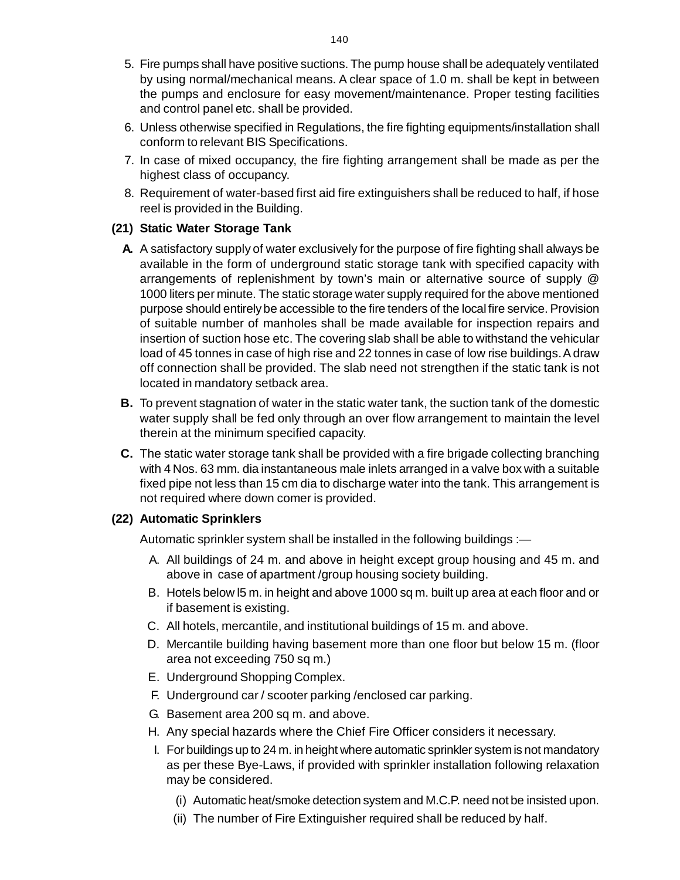5. Fire pumps shall have positive suctions. The pump house shall be adequately ventilated by using normal/mechanical means. A clear space of 1.0 m. shall be kept in between the pumps and enclosure for easy movement/maintenance. Proper testing facilities and control panel etc. shall be provided.
6. Unless otherwise specified in Regulations, the fire fighting equipments/installation shall conform to relevant BIS Specifications.
7. In case of mixed occupancy, the fire fighting arrangement shall be made as per the highest class of occupancy.
8. Requirement of water-based first aid fire extinguishers shall be reduced to half, if hose reel is provided in the Building.

**(21) Static Water Storage Tank**

**A.** A satisfactory supply of water exclusively for the purpose of fire fighting shall always be available in the form of underground static storage tank with specified capacity with arrangements of replenishment by town's main or alternative source of supply @ 1000 liters per minute. The static storage water supply required for the above mentioned purpose should entirely be accessible to the fire tenders of the local fire service. Provision of suitable number of manholes shall be made available for inspection repairs and insertion of suction hose etc. The covering slab shall be able to withstand the vehicular load of 45 tonnes in case of high rise and 22 tonnes in case of low rise buildings. A draw off connection shall be provided. The slab need not strengthen if the static tank is not located in mandatory setback area.

**B.** To prevent stagnation of water in the static water tank, the suction tank of the domestic water supply shall be fed only through an over flow arrangement to maintain the level therein at the minimum specified capacity.

**C.** The static water storage tank shall be provided with a fire brigade collecting branching with 4 Nos. 63 mm. dia instantaneous male inlets arranged in a valve box with a suitable fixed pipe not less than 15 cm dia to discharge water into the tank. This arrangement is not required where down comer is provided.

**(22) Automatic Sprinklers**

Automatic sprinkler system shall be installed in the following buildings :—

A. All buildings of 24 m. and above in height except group housing and 45 m. and above in case of apartment /group housing society building.

B. Hotels below l5 m. in height and above 1000 sq m. built up area at each floor and or if basement is existing.

C. All hotels, mercantile, and institutional buildings of 15 m. and above.

D. Mercantile building having basement more than one floor but below 15 m. (floor area not exceeding 750 sq m.)

E. Underground Shopping Complex.

F. Underground car / scooter parking /enclosed car parking.

G. Basement area 200 sq m. and above.

H. Any special hazards where the Chief Fire Officer considers it necessary.

I. For buildings up to 24 m. in height where automatic sprinkler system is not mandatory as per these Bye-Laws, if provided with sprinkler installation following relaxation may be considered.

   (i) Automatic heat/smoke detection system and M.C.P. need not be insisted upon.

   (ii) The number of Fire Extinguisher required shall be reduced by half.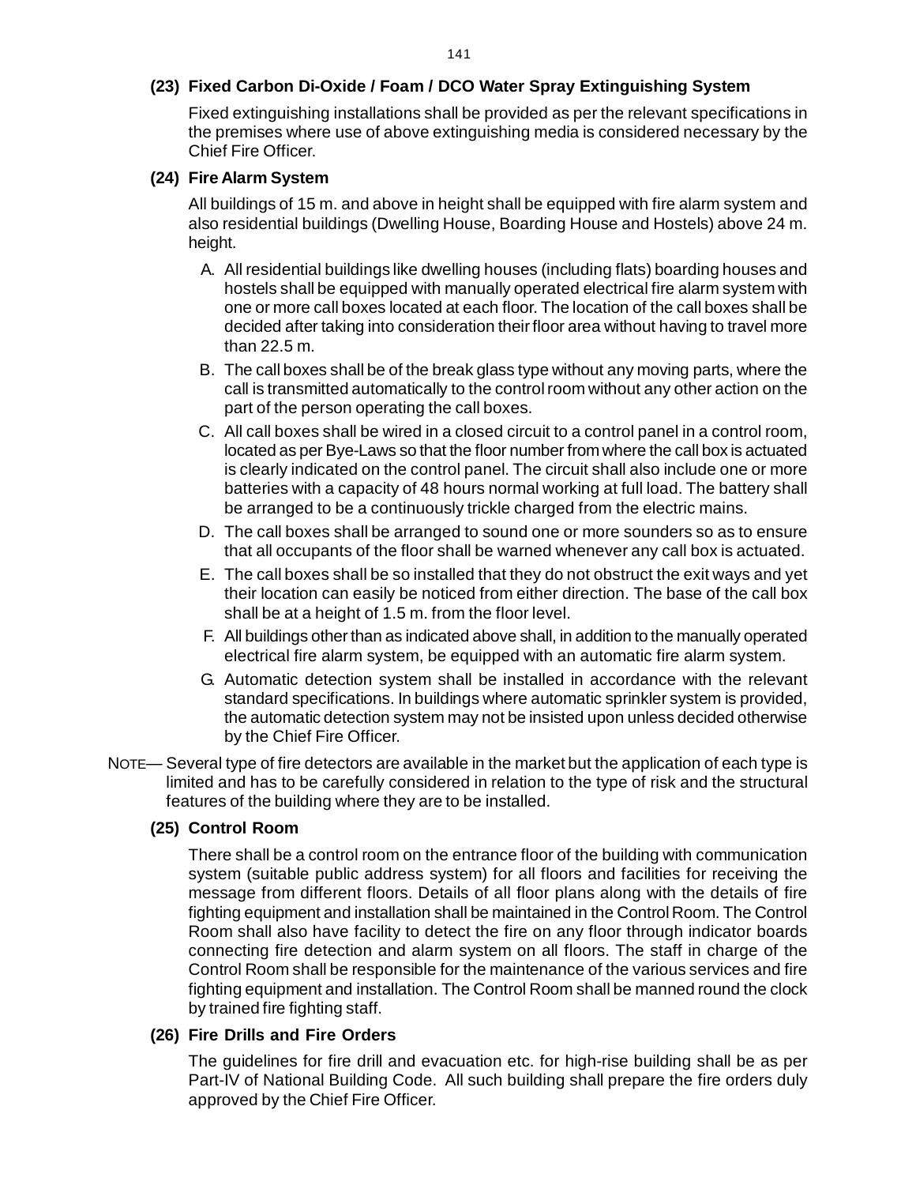### (23) Fixed Carbon Di-Oxide / Foam / DCO Water Spray Extinguishing System

Fixed extinguishing installations shall be provided as per the relevant specifications in the premises where use of above extinguishing media is considered necessary by the Chief Fire Officer.

### (24) Fire Alarm System

All buildings of 15 m. and above in height shall be equipped with fire alarm system and also residential buildings (Dwelling House, Boarding House and Hostels) above 24 m. height.

A. All residential buildings like dwelling houses (including flats) boarding houses and hostels shall be equipped with manually operated electrical fire alarm system with one or more call boxes located at each floor. The location of the call boxes shall be decided after taking into consideration their floor area without having to travel more than 22.5 m.

B. The call boxes shall be of the break glass type without any moving parts, where the call is transmitted automatically to the control room without any other action on the part of the person operating the call boxes.

C. All call boxes shall be wired in a closed circuit to a control panel in a control room, located as per Bye-Laws so that the floor number from where the call box is actuated is clearly indicated on the control panel. The circuit shall also include one or more batteries with a capacity of 48 hours normal working at full load. The battery shall be arranged to be a continuously trickle charged from the electric mains.

D. The call boxes shall be arranged to sound one or more sounders so as to ensure that all occupants of the floor shall be warned whenever any call box is actuated.

E. The call boxes shall be so installed that they do not obstruct the exit ways and yet their location can easily be noticed from either direction. The base of the call box shall be at a height of 1.5 m. from the floor level.

F. All buildings other than as indicated above shall, in addition to the manually operated electrical fire alarm system, be equipped with an automatic fire alarm system.

G. Automatic detection system shall be installed in accordance with the relevant standard specifications. In buildings where automatic sprinkler system is provided, the automatic detection system may not be insisted upon unless decided otherwise by the Chief Fire Officer.

NOTE— Several type of fire detectors are available in the market but the application of each type is limited and has to be carefully considered in relation to the type of risk and the structural features of the building where they are to be installed.

### (25) Control Room

There shall be a control room on the entrance floor of the building with communication system (suitable public address system) for all floors and facilities for receiving the message from different floors. Details of all floor plans along with the details of fire fighting equipment and installation shall be maintained in the Control Room. The Control Room shall also have facility to detect the fire on any floor through indicator boards connecting fire detection and alarm system on all floors. The staff in charge of the Control Room shall be responsible for the maintenance of the various services and fire fighting equipment and installation. The Control Room shall be manned round the clock by trained fire fighting staff.

### (26) Fire Drills and Fire Orders

The guidelines for fire drill and evacuation etc. for high-rise building shall be as per Part-IV of National Building Code. All such building shall prepare the fire orders duly approved by the Chief Fire Officer.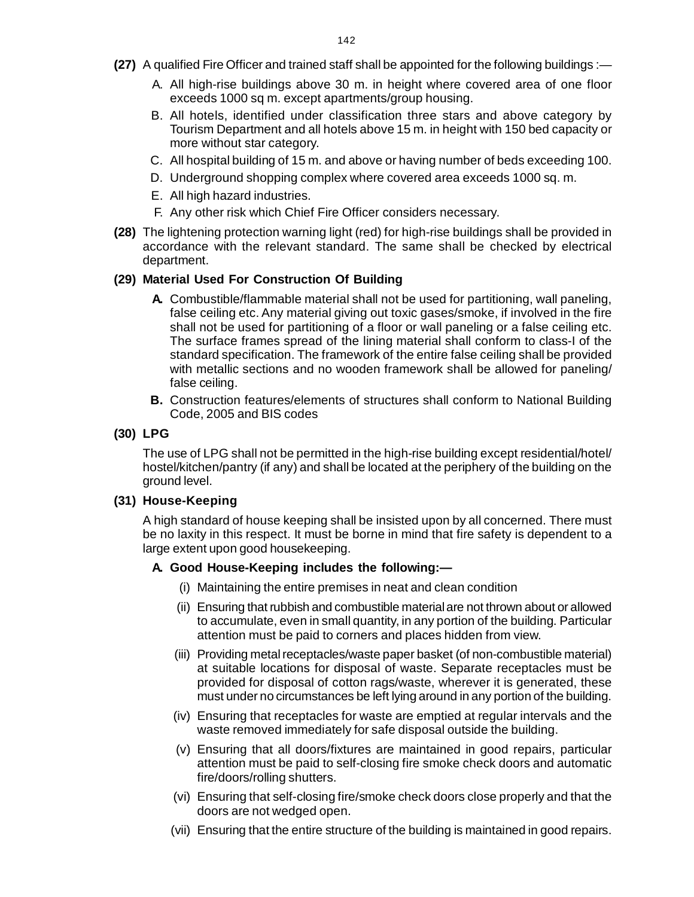**(27)** A qualified Fire Officer and trained staff shall be appointed for the following buildings :—

A. All high-rise buildings above 30 m. in height where covered area of one floor exceeds 1000 sq m. except apartments/group housing.

B. All hotels, identified under classification three stars and above category by Tourism Department and all hotels above 15 m. in height with 150 bed capacity or more without star category.

C. All hospital building of 15 m. and above or having number of beds exceeding 100.

D. Underground shopping complex where covered area exceeds 1000 sq. m.

E. All high hazard industries.

F. Any other risk which Chief Fire Officer considers necessary.

**(28)** The lightening protection warning light (red) for high-rise buildings shall be provided in accordance with the relevant standard. The same shall be checked by electrical department.

**(29) Material Used For Construction Of Building**

**A.** Combustible/flammable material shall not be used for partitioning, wall paneling, false ceiling etc. Any material giving out toxic gases/smoke, if involved in the fire shall not be used for partitioning of a floor or wall paneling or a false ceiling etc. The surface frames spread of the lining material shall conform to class-I of the standard specification. The framework of the entire false ceiling shall be provided with metallic sections and no wooden framework shall be allowed for paneling/ false ceiling.

**B.** Construction features/elements of structures shall conform to National Building Code, 2005 and BIS codes

**(30) LPG**

The use of LPG shall not be permitted in the high-rise building except residential/hotel/ hostel/kitchen/pantry (if any) and shall be located at the periphery of the building on the ground level.

**(31) House-Keeping**

A high standard of house keeping shall be insisted upon by all concerned. There must be no laxity in this respect. It must be borne in mind that fire safety is dependent to a large extent upon good housekeeping.

**A. Good House-Keeping includes the following:—**

(i) Maintaining the entire premises in neat and clean condition

(ii) Ensuring that rubbish and combustible material are not thrown about or allowed to accumulate, even in small quantity, in any portion of the building. Particular attention must be paid to corners and places hidden from view.

(iii) Providing metal receptacles/waste paper basket (of non-combustible material) at suitable locations for disposal of waste. Separate receptacles must be provided for disposal of cotton rags/waste, wherever it is generated, these must under no circumstances be left lying around in any portion of the building.

(iv) Ensuring that receptacles for waste are emptied at regular intervals and the waste removed immediately for safe disposal outside the building.

(v) Ensuring that all doors/fixtures are maintained in good repairs, particular attention must be paid to self-closing fire smoke check doors and automatic fire/doors/rolling shutters.

(vi) Ensuring that self-closing fire/smoke check doors close properly and that the doors are not wedged open.

(vii) Ensuring that the entire structure of the building is maintained in good repairs.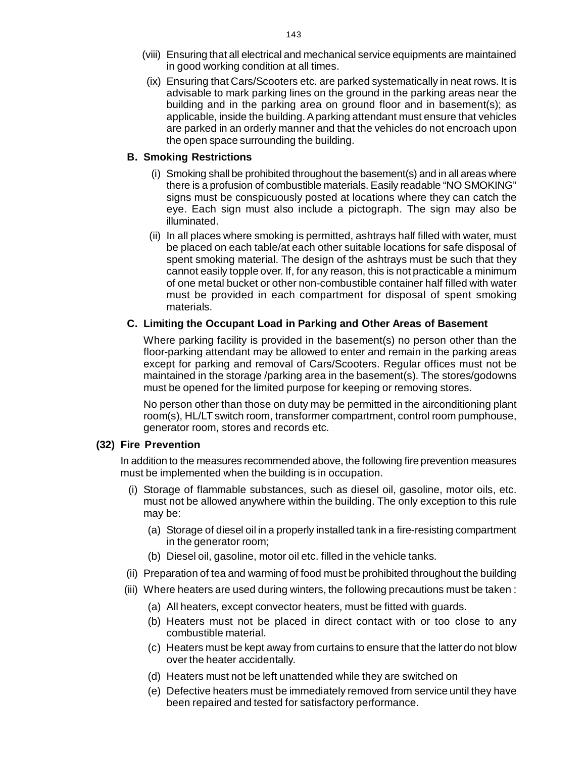(viii) Ensuring that all electrical and mechanical service equipments are maintained in good working condition at all times.

(ix) Ensuring that Cars/Scooters etc. are parked systematically in neat rows. It is advisable to mark parking lines on the ground in the parking areas near the building and in the parking area on ground floor and in basement(s); as applicable, inside the building. A parking attendant must ensure that vehicles are parked in an orderly manner and that the vehicles do not encroach upon the open space surrounding the building.

**B. Smoking Restrictions**

(i) Smoking shall be prohibited throughout the basement(s) and in all areas where there is a profusion of combustible materials. Easily readable "NO SMOKING" signs must be conspicuously posted at locations where they can catch the eye. Each sign must also include a pictograph. The sign may also be illuminated.

(ii) In all places where smoking is permitted, ashtrays half filled with water, must be placed on each table/at each other suitable locations for safe disposal of spent smoking material. The design of the ashtrays must be such that they cannot easily topple over. If, for any reason, this is not practicable a minimum of one metal bucket or other non-combustible container half filled with water must be provided in each compartment for disposal of spent smoking materials.

**C. Limiting the Occupant Load in Parking and Other Areas of Basement**

Where parking facility is provided in the basement(s) no person other than the floor-parking attendant may be allowed to enter and remain in the parking areas except for parking and removal of Cars/Scooters. Regular offices must not be maintained in the storage /parking area in the basement(s). The stores/godowns must be opened for the limited purpose for keeping or removing stores.

No person other than those on duty may be permitted in the airconditioning plant room(s), HL/LT switch room, transformer compartment, control room pumphouse, generator room, stores and records etc.

**(32) Fire Prevention**

In addition to the measures recommended above, the following fire prevention measures must be implemented when the building is in occupation.

(i) Storage of flammable substances, such as diesel oil, gasoline, motor oils, etc. must not be allowed anywhere within the building. The only exception to this rule may be:

(a) Storage of diesel oil in a properly installed tank in a fire-resisting compartment in the generator room;

(b) Diesel oil, gasoline, motor oil etc. filled in the vehicle tanks.

(ii) Preparation of tea and warming of food must be prohibited throughout the building

(iii) Where heaters are used during winters, the following precautions must be taken :

(a) All heaters, except convector heaters, must be fitted with guards.

(b) Heaters must not be placed in direct contact with or too close to any combustible material.

(c) Heaters must be kept away from curtains to ensure that the latter do not blow over the heater accidentally.

(d) Heaters must not be left unattended while they are switched on

(e) Defective heaters must be immediately removed from service until they have been repaired and tested for satisfactory performance.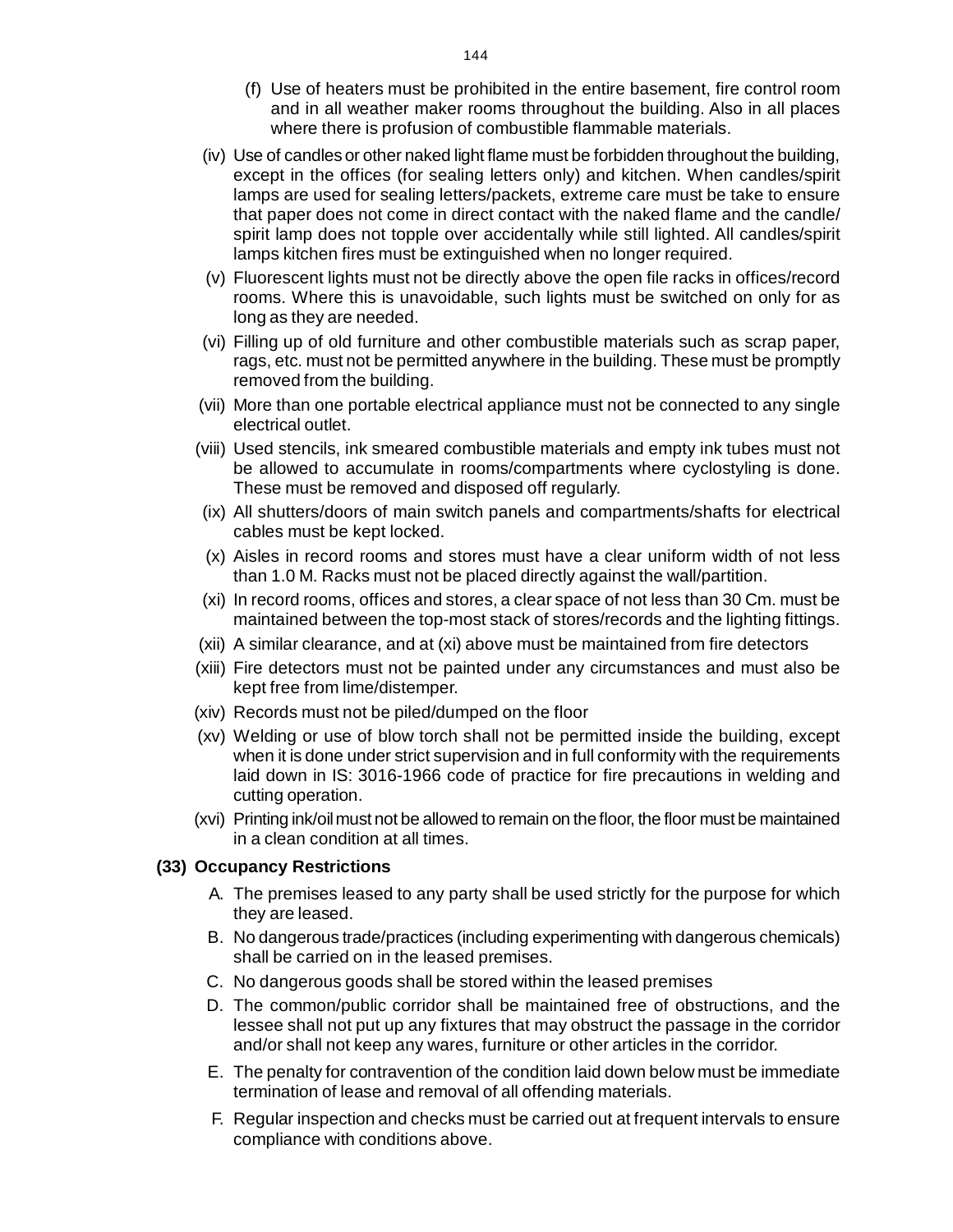(f) Use of heaters must be prohibited in the entire basement, fire control room and in all weather maker rooms throughout the building. Also in all places where there is profusion of combustible flammable materials.

(iv) Use of candles or other naked light flame must be forbidden throughout the building, except in the offices (for sealing letters only) and kitchen. When candles/spirit lamps are used for sealing letters/packets, extreme care must be take to ensure that paper does not come in direct contact with the naked flame and the candle/ spirit lamp does not topple over accidentally while still lighted. All candles/spirit lamps kitchen fires must be extinguished when no longer required.

(v) Fluorescent lights must not be directly above the open file racks in offices/record rooms. Where this is unavoidable, such lights must be switched on only for as long as they are needed.

(vi) Filling up of old furniture and other combustible materials such as scrap paper, rags, etc. must not be permitted anywhere in the building. These must be promptly removed from the building.

(vii) More than one portable electrical appliance must not be connected to any single electrical outlet.

(viii) Used stencils, ink smeared combustible materials and empty ink tubes must not be allowed to accumulate in rooms/compartments where cyclostyling is done. These must be removed and disposed off regularly.

(ix) All shutters/doors of main switch panels and compartments/shafts for electrical cables must be kept locked.

(x) Aisles in record rooms and stores must have a clear uniform width of not less than 1.0 M. Racks must not be placed directly against the wall/partition.

(xi) In record rooms, offices and stores, a clear space of not less than 30 Cm. must be maintained between the top-most stack of stores/records and the lighting fittings.

(xii) A similar clearance, and at (xi) above must be maintained from fire detectors

(xiii) Fire detectors must not be painted under any circumstances and must also be kept free from lime/distemper.

(xiv) Records must not be piled/dumped on the floor

(xv) Welding or use of blow torch shall not be permitted inside the building, except when it is done under strict supervision and in full conformity with the requirements laid down in IS: 3016-1966 code of practice for fire precautions in welding and cutting operation.

(xvi) Printing ink/oil must not be allowed to remain on the floor, the floor must be maintained in a clean condition at all times.

**(33) Occupancy Restrictions**

A. The premises leased to any party shall be used strictly for the purpose for which they are leased.

B. No dangerous trade/practices (including experimenting with dangerous chemicals) shall be carried on in the leased premises.

C. No dangerous goods shall be stored within the leased premises

D. The common/public corridor shall be maintained free of obstructions, and the lessee shall not put up any fixtures that may obstruct the passage in the corridor and/or shall not keep any wares, furniture or other articles in the corridor.

E. The penalty for contravention of the condition laid down below must be immediate termination of lease and removal of all offending materials.

F. Regular inspection and checks must be carried out at frequent intervals to ensure compliance with conditions above.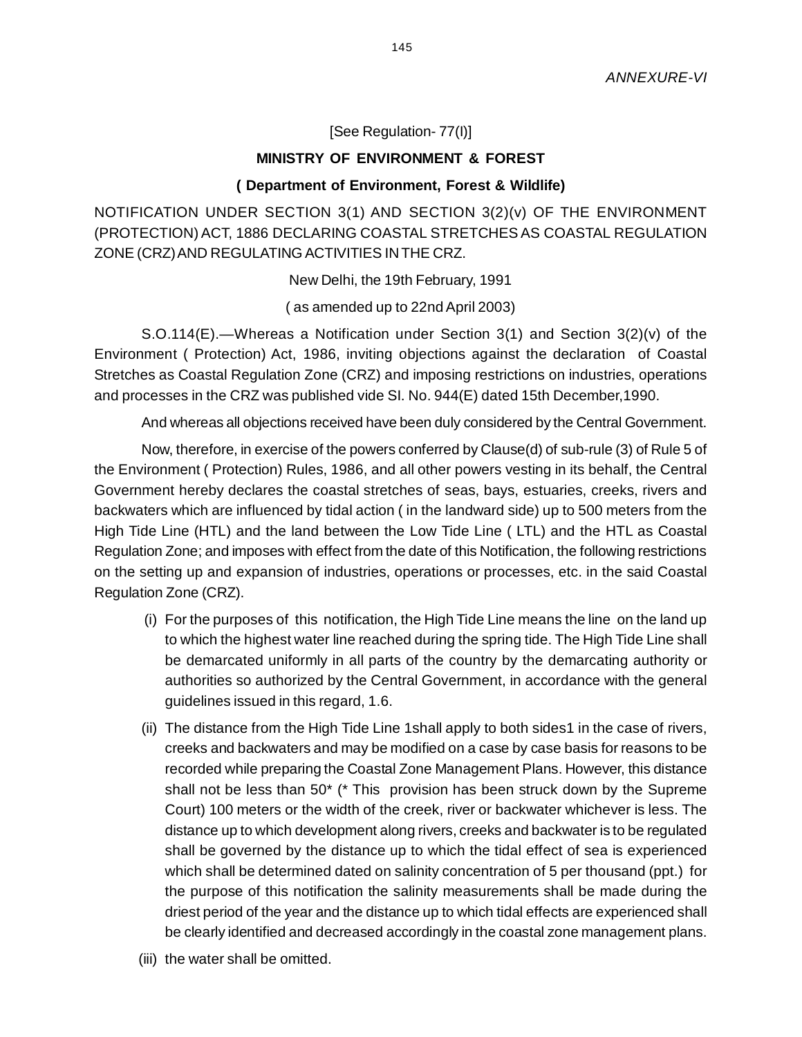*ANNEXURE-VI*

[See Regulation- 77(I)]

**MINISTRY OF ENVIRONMENT & FOREST**

**( Department of Environment, Forest & Wildlife)**

NOTIFICATION UNDER SECTION 3(1) AND SECTION 3(2)(v) OF THE ENVIRONMENT (PROTECTION) ACT, 1886 DECLARING COASTAL STRETCHES AS COASTAL REGULATION ZONE (CRZ) AND REGULATING ACTIVITIES IN THE CRZ.

New Delhi, the 19th February, 1991

( as amended up to 22nd April 2003)

S.O.114(E).—Whereas a Notification under Section 3(1) and Section 3(2)(v) of the Environment ( Protection) Act, 1986, inviting objections against the declaration of Coastal Stretches as Coastal Regulation Zone (CRZ) and imposing restrictions on industries, operations and processes in the CRZ was published vide SI. No. 944(E) dated 15th December,1990.

And whereas all objections received have been duly considered by the Central Government.

Now, therefore, in exercise of the powers conferred by Clause(d) of sub-rule (3) of Rule 5 of the Environment ( Protection) Rules, 1986, and all other powers vesting in its behalf, the Central Government hereby declares the coastal stretches of seas, bays, estuaries, creeks, rivers and backwaters which are influenced by tidal action ( in the landward side) up to 500 meters from the High Tide Line (HTL) and the land between the Low Tide Line ( LTL) and the HTL as Coastal Regulation Zone; and imposes with effect from the date of this Notification, the following restrictions on the setting up and expansion of industries, operations or processes, etc. in the said Coastal Regulation Zone (CRZ).

(i) For the purposes of this notification, the High Tide Line means the line on the land up to which the highest water line reached during the spring tide. The High Tide Line shall be demarcated uniformly in all parts of the country by the demarcating authority or authorities so authorized by the Central Government, in accordance with the general guidelines issued in this regard, 1.6.

(ii) The distance from the High Tide Line 1shall apply to both sides1 in the case of rivers, creeks and backwaters and may be modified on a case by case basis for reasons to be recorded while preparing the Coastal Zone Management Plans. However, this distance shall not be less than 50* (* This provision has been struck down by the Supreme Court) 100 meters or the width of the creek, river or backwater whichever is less. The distance up to which development along rivers, creeks and backwater is to be regulated shall be governed by the distance up to which the tidal effect of sea is experienced which shall be determined dated on salinity concentration of 5 per thousand (ppt.) for the purpose of this notification the salinity measurements shall be made during the driest period of the year and the distance up to which tidal effects are experienced shall be clearly identified and decreased accordingly in the coastal zone management plans.

(iii) the water shall be omitted.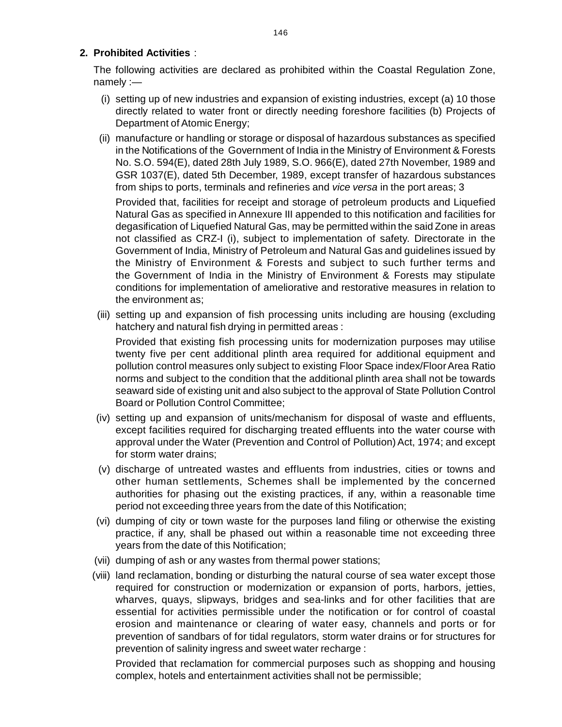**2. Prohibited Activities** :

The following activities are declared as prohibited within the Coastal Regulation Zone, namely :—

(i) setting up of new industries and expansion of existing industries, except (a) 10 those directly related to water front or directly needing foreshore facilities (b) Projects of Department of Atomic Energy;

(ii) manufacture or handling or storage or disposal of hazardous substances as specified in the Notifications of the Government of India in the Ministry of Environment & Forests No. S.O. 594(E), dated 28th July 1989, S.O. 966(E), dated 27th November, 1989 and GSR 1037(E), dated 5th December, 1989, except transfer of hazardous substances from ships to ports, terminals and refineries and *vice versa* in the port areas; 3

Provided that, facilities for receipt and storage of petroleum products and Liquefied Natural Gas as specified in Annexure III appended to this notification and facilities for degasification of Liquefied Natural Gas, may be permitted within the said Zone in areas not classified as CRZ-I (i), subject to implementation of safety. Directorate in the Government of India, Ministry of Petroleum and Natural Gas and guidelines issued by the Ministry of Environment & Forests and subject to such further terms and the Government of India in the Ministry of Environment & Forests may stipulate conditions for implementation of ameliorative and restorative measures in relation to the environment as;

(iii) setting up and expansion of fish processing units including are housing (excluding hatchery and natural fish drying in permitted areas :

Provided that existing fish processing units for modernization purposes may utilise twenty five per cent additional plinth area required for additional equipment and pollution control measures only subject to existing Floor Space index/Floor Area Ratio norms and subject to the condition that the additional plinth area shall not be towards seaward side of existing unit and also subject to the approval of State Pollution Control Board or Pollution Control Committee;

(iv) setting up and expansion of units/mechanism for disposal of waste and effluents, except facilities required for discharging treated effluents into the water course with approval under the Water (Prevention and Control of Pollution) Act, 1974; and except for storm water drains;

(v) discharge of untreated wastes and effluents from industries, cities or towns and other human settlements, Schemes shall be implemented by the concerned authorities for phasing out the existing practices, if any, within a reasonable time period not exceeding three years from the date of this Notification;

(vi) dumping of city or town waste for the purposes land filing or otherwise the existing practice, if any, shall be phased out within a reasonable time not exceeding three years from the date of this Notification;

(vii) dumping of ash or any wastes from thermal power stations;

(viii) land reclamation, bonding or disturbing the natural course of sea water except those required for construction or modernization or expansion of ports, harbors, jetties, wharves, quays, slipways, bridges and sea-links and for other facilities that are essential for activities permissible under the notification or for control of coastal erosion and maintenance or clearing of water easy, channels and ports or for prevention of sandbars of for tidal regulators, storm water drains or for structures for prevention of salinity ingress and sweet water recharge :

Provided that reclamation for commercial purposes such as shopping and housing complex, hotels and entertainment activities shall not be permissible;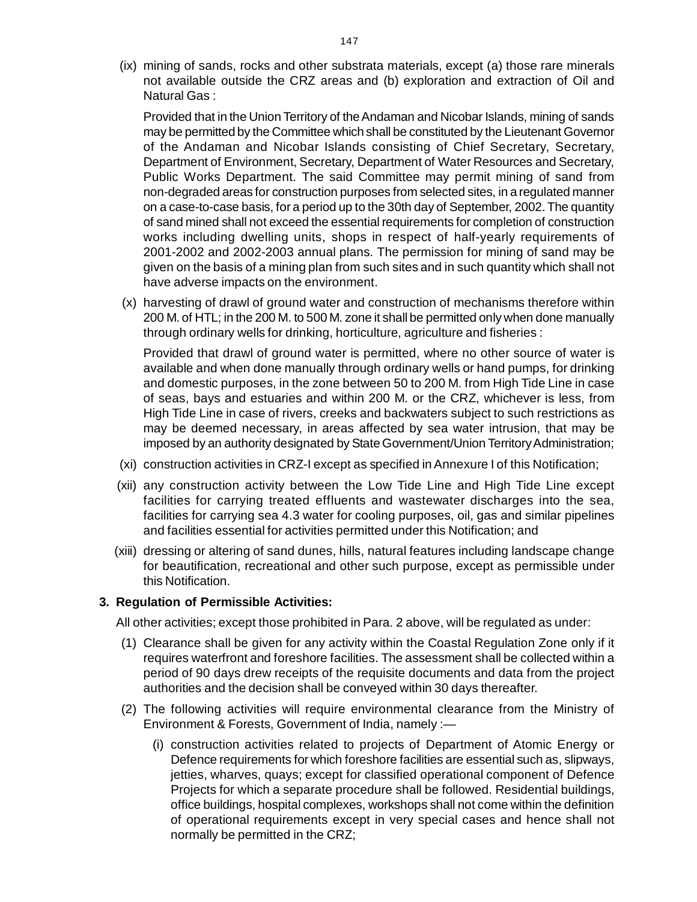(ix) mining of sands, rocks and other substrata materials, except (a) those rare minerals not available outside the CRZ areas and (b) exploration and extraction of Oil and Natural Gas :

Provided that in the Union Territory of the Andaman and Nicobar Islands, mining of sands may be permitted by the Committee which shall be constituted by the Lieutenant Governor of the Andaman and Nicobar Islands consisting of Chief Secretary, Secretary, Department of Environment, Secretary, Department of Water Resources and Secretary, Public Works Department. The said Committee may permit mining of sand from non-degraded areas for construction purposes from selected sites, in a regulated manner on a case-to-case basis, for a period up to the 30th day of September, 2002. The quantity of sand mined shall not exceed the essential requirements for completion of construction works including dwelling units, shops in respect of half-yearly requirements of 2001-2002 and 2002-2003 annual plans. The permission for mining of sand may be given on the basis of a mining plan from such sites and in such quantity which shall not have adverse impacts on the environment.

(x) harvesting of drawl of ground water and construction of mechanisms therefore within 200 M. of HTL; in the 200 M. to 500 M. zone it shall be permitted only when done manually through ordinary wells for drinking, horticulture, agriculture and fisheries :

Provided that drawl of ground water is permitted, where no other source of water is available and when done manually through ordinary wells or hand pumps, for drinking and domestic purposes, in the zone between 50 to 200 M. from High Tide Line in case of seas, bays and estuaries and within 200 M. or the CRZ, whichever is less, from High Tide Line in case of rivers, creeks and backwaters subject to such restrictions as may be deemed necessary, in areas affected by sea water intrusion, that may be imposed by an authority designated by State Government/Union Territory Administration;

(xi) construction activities in CRZ-I except as specified in Annexure I of this Notification;

(xii) any construction activity between the Low Tide Line and High Tide Line except facilities for carrying treated effluents and wastewater discharges into the sea, facilities for carrying sea 4.3 water for cooling purposes, oil, gas and similar pipelines and facilities essential for activities permitted under this Notification; and

(xiii) dressing or altering of sand dunes, hills, natural features including landscape change for beautification, recreational and other such purpose, except as permissible under this Notification.

**3. Regulation of Permissible Activities:**

All other activities; except those prohibited in Para. 2 above, will be regulated as under:

(1) Clearance shall be given for any activity within the Coastal Regulation Zone only if it requires waterfront and foreshore facilities. The assessment shall be collected within a period of 90 days drew receipts of the requisite documents and data from the project authorities and the decision shall be conveyed within 30 days thereafter.

(2) The following activities will require environmental clearance from the Ministry of Environment & Forests, Government of India, namely :—

(i) construction activities related to projects of Department of Atomic Energy or Defence requirements for which foreshore facilities are essential such as, slipways, jetties, wharves, quays; except for classified operational component of Defence Projects for which a separate procedure shall be followed. Residential buildings, office buildings, hospital complexes, workshops shall not come within the definition of operational requirements except in very special cases and hence shall not normally be permitted in the CRZ;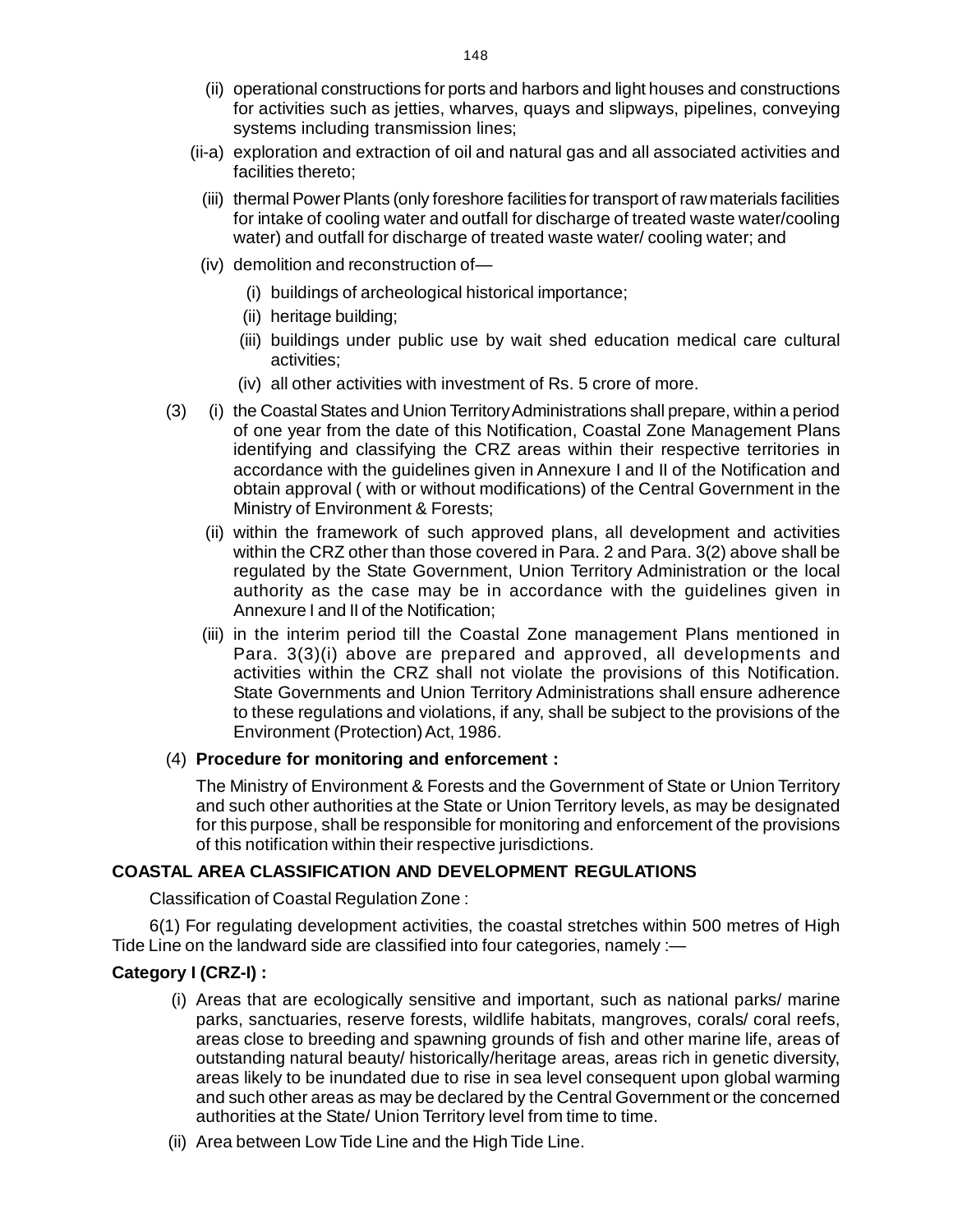(ii) operational constructions for ports and harbors and light houses and constructions for activities such as jetties, wharves, quays and slipways, pipelines, conveying systems including transmission lines;

(ii-a) exploration and extraction of oil and natural gas and all associated activities and facilities thereto;

(iii) thermal Power Plants (only foreshore facilities for transport of raw materials facilities for intake of cooling water and outfall for discharge of treated waste water/cooling water) and outfall for discharge of treated waste water/ cooling water; and

(iv) demolition and reconstruction of—

- (i) buildings of archeological historical importance;
- (ii) heritage building;
- (iii) buildings under public use by wait shed education medical care cultural activities;
- (iv) all other activities with investment of Rs. 5 crore of more.

(3) (i) the Coastal States and Union Territory Administrations shall prepare, within a period of one year from the date of this Notification, Coastal Zone Management Plans identifying and classifying the CRZ areas within their respective territories in accordance with the guidelines given in Annexure I and II of the Notification and obtain approval ( with or without modifications) of the Central Government in the Ministry of Environment & Forests;

(ii) within the framework of such approved plans, all development and activities within the CRZ other than those covered in Para. 2 and Para. 3(2) above shall be regulated by the State Government, Union Territory Administration or the local authority as the case may be in accordance with the guidelines given in Annexure I and II of the Notification;

(iii) in the interim period till the Coastal Zone management Plans mentioned in Para. 3(3)(i) above are prepared and approved, all developments and activities within the CRZ shall not violate the provisions of this Notification. State Governments and Union Territory Administrations shall ensure adherence to these regulations and violations, if any, shall be subject to the provisions of the Environment (Protection) Act, 1986.

(4) **Procedure for monitoring and enforcement :**

The Ministry of Environment & Forests and the Government of State or Union Territory and such other authorities at the State or Union Territory levels, as may be designated for this purpose, shall be responsible for monitoring and enforcement of the provisions of this notification within their respective jurisdictions.

**COASTAL AREA CLASSIFICATION AND DEVELOPMENT REGULATIONS**

Classification of Coastal Regulation Zone :

6(1) For regulating development activities, the coastal stretches within 500 metres of High Tide Line on the landward side are classified into four categories, namely :—

**Category I (CRZ-I) :**

(i) Areas that are ecologically sensitive and important, such as national parks/ marine parks, sanctuaries, reserve forests, wildlife habitats, mangroves, corals/ coral reefs, areas close to breeding and spawning grounds of fish and other marine life, areas of outstanding natural beauty/ historically/heritage areas, areas rich in genetic diversity, areas likely to be inundated due to rise in sea level consequent upon global warming and such other areas as may be declared by the Central Government or the concerned authorities at the State/ Union Territory level from time to time.

(ii) Area between Low Tide Line and the High Tide Line.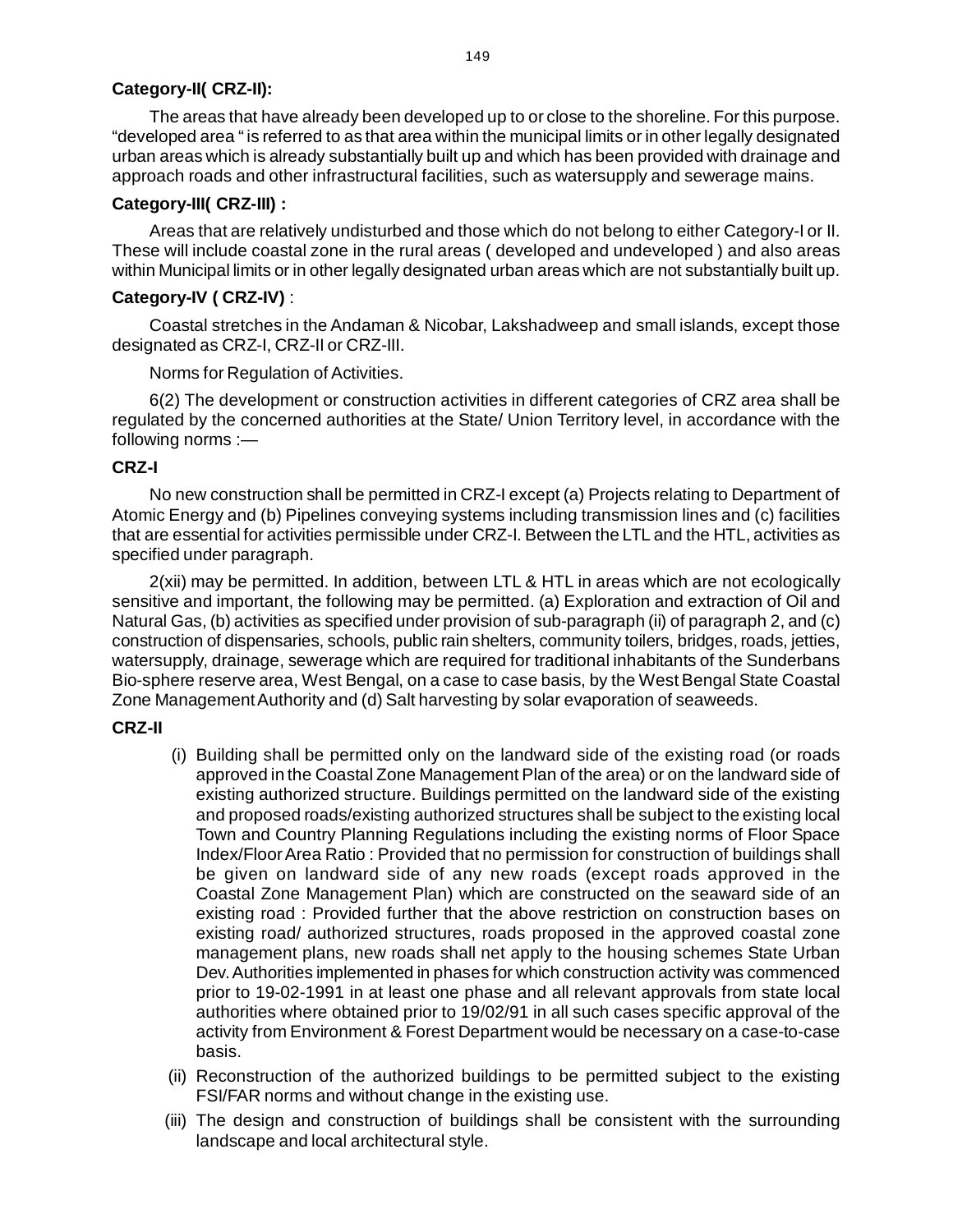**Category-II( CRZ-II):**

The areas that have already been developed up to or close to the shoreline. For this purpose. "developed area " is referred to as that area within the municipal limits or in other legally designated urban areas which is already substantially built up and which has been provided with drainage and approach roads and other infrastructural facilities, such as watersupply and sewerage mains.

**Category-III( CRZ-III) :**

Areas that are relatively undisturbed and those which do not belong to either Category-I or II. These will include coastal zone in the rural areas ( developed and undeveloped ) and also areas within Municipal limits or in other legally designated urban areas which are not substantially built up.

**Category-IV ( CRZ-IV)** :

Coastal stretches in the Andaman & Nicobar, Lakshadweep and small islands, except those designated as CRZ-I, CRZ-II or CRZ-III.

Norms for Regulation of Activities.

6(2) The development or construction activities in different categories of CRZ area shall be regulated by the concerned authorities at the State/ Union Territory level, in accordance with the following norms :—

**CRZ-I**

No new construction shall be permitted in CRZ-I except (a) Projects relating to Department of Atomic Energy and (b) Pipelines conveying systems including transmission lines and (c) facilities that are essential for activities permissible under CRZ-I. Between the LTL and the HTL, activities as specified under paragraph.

2(xii) may be permitted. In addition, between LTL & HTL in areas which are not ecologically sensitive and important, the following may be permitted. (a) Exploration and extraction of Oil and Natural Gas, (b) activities as specified under provision of sub-paragraph (ii) of paragraph 2, and (c) construction of dispensaries, schools, public rain shelters, community toilers, bridges, roads, jetties, watersupply, drainage, sewerage which are required for traditional inhabitants of the Sunderbans Bio-sphere reserve area, West Bengal, on a case to case basis, by the West Bengal State Coastal Zone Management Authority and (d) Salt harvesting by solar evaporation of seaweeds.

**CRZ-II**

(i) Building shall be permitted only on the landward side of the existing road (or roads approved in the Coastal Zone Management Plan of the area) or on the landward side of existing authorized structure. Buildings permitted on the landward side of the existing and proposed roads/existing authorized structures shall be subject to the existing local Town and Country Planning Regulations including the existing norms of Floor Space Index/Floor Area Ratio : Provided that no permission for construction of buildings shall be given on landward side of any new roads (except roads approved in the Coastal Zone Management Plan) which are constructed on the seaward side of an existing road : Provided further that the above restriction on construction bases on existing road/ authorized structures, roads proposed in the approved coastal zone management plans, new roads shall net apply to the housing schemes State Urban Dev. Authorities implemented in phases for which construction activity was commenced prior to 19-02-1991 in at least one phase and all relevant approvals from state local authorities where obtained prior to 19/02/91 in all such cases specific approval of the activity from Environment & Forest Department would be necessary on a case-to-case basis.

(ii) Reconstruction of the authorized buildings to be permitted subject to the existing FSI/FAR norms and without change in the existing use.

(iii) The design and construction of buildings shall be consistent with the surrounding landscape and local architectural style.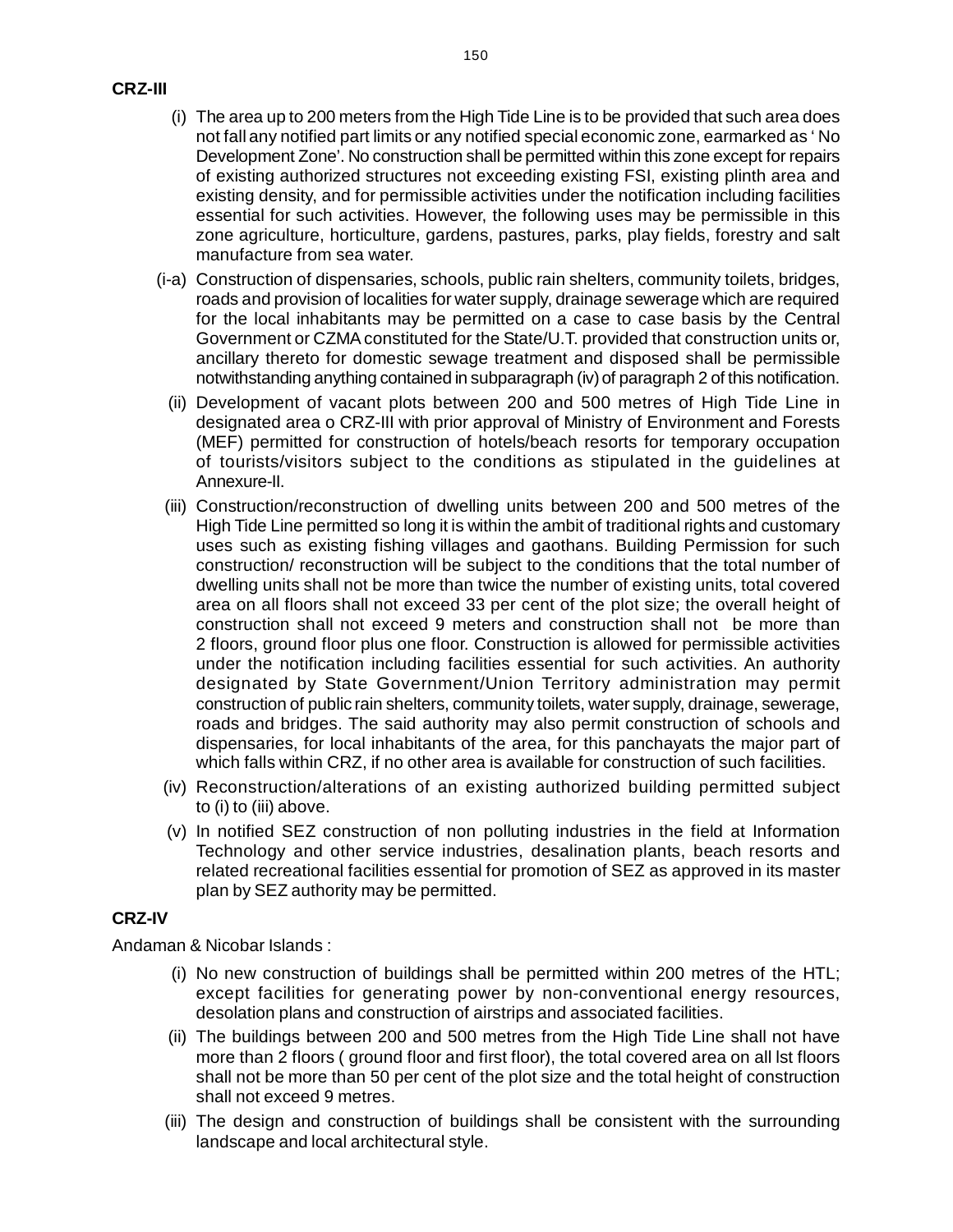**CRZ-III**

(i) The area up to 200 meters from the High Tide Line is to be provided that such area does not fall any notified part limits or any notified special economic zone, earmarked as ' No Development Zone'. No construction shall be permitted within this zone except for repairs of existing authorized structures not exceeding existing FSI, existing plinth area and existing density, and for permissible activities under the notification including facilities essential for such activities. However, the following uses may be permissible in this zone agriculture, horticulture, gardens, pastures, parks, play fields, forestry and salt manufacture from sea water.

(i-a) Construction of dispensaries, schools, public rain shelters, community toilets, bridges, roads and provision of localities for water supply, drainage sewerage which are required for the local inhabitants may be permitted on a case to case basis by the Central Government or CZMA constituted for the State/U.T. provided that construction units or, ancillary thereto for domestic sewage treatment and disposed shall be permissible notwithstanding anything contained in subparagraph (iv) of paragraph 2 of this notification.

(ii) Development of vacant plots between 200 and 500 metres of High Tide Line in designated area o CRZ-III with prior approval of Ministry of Environment and Forests (MEF) permitted for construction of hotels/beach resorts for temporary occupation of tourists/visitors subject to the conditions as stipulated in the guidelines at Annexure-II.

(iii) Construction/reconstruction of dwelling units between 200 and 500 metres of the High Tide Line permitted so long it is within the ambit of traditional rights and customary uses such as existing fishing villages and gaothans. Building Permission for such construction/ reconstruction will be subject to the conditions that the total number of dwelling units shall not be more than twice the number of existing units, total covered area on all floors shall not exceed 33 per cent of the plot size; the overall height of construction shall not exceed 9 meters and construction shall not be more than 2 floors, ground floor plus one floor. Construction is allowed for permissible activities under the notification including facilities essential for such activities. An authority designated by State Government/Union Territory administration may permit construction of public rain shelters, community toilets, water supply, drainage, sewerage, roads and bridges. The said authority may also permit construction of schools and dispensaries, for local inhabitants of the area, for this panchayats the major part of which falls within CRZ, if no other area is available for construction of such facilities.

(iv) Reconstruction/alterations of an existing authorized building permitted subject to (i) to (iii) above.

(v) In notified SEZ construction of non polluting industries in the field at Information Technology and other service industries, desalination plants, beach resorts and related recreational facilities essential for promotion of SEZ as approved in its master plan by SEZ authority may be permitted.

**CRZ-IV**

Andaman & Nicobar Islands :

(i) No new construction of buildings shall be permitted within 200 metres of the HTL; except facilities for generating power by non-conventional energy resources, desolation plans and construction of airstrips and associated facilities.

(ii) The buildings between 200 and 500 metres from the High Tide Line shall not have more than 2 floors ( ground floor and first floor), the total covered area on all lst floors shall not be more than 50 per cent of the plot size and the total height of construction shall not exceed 9 metres.

(iii) The design and construction of buildings shall be consistent with the surrounding landscape and local architectural style.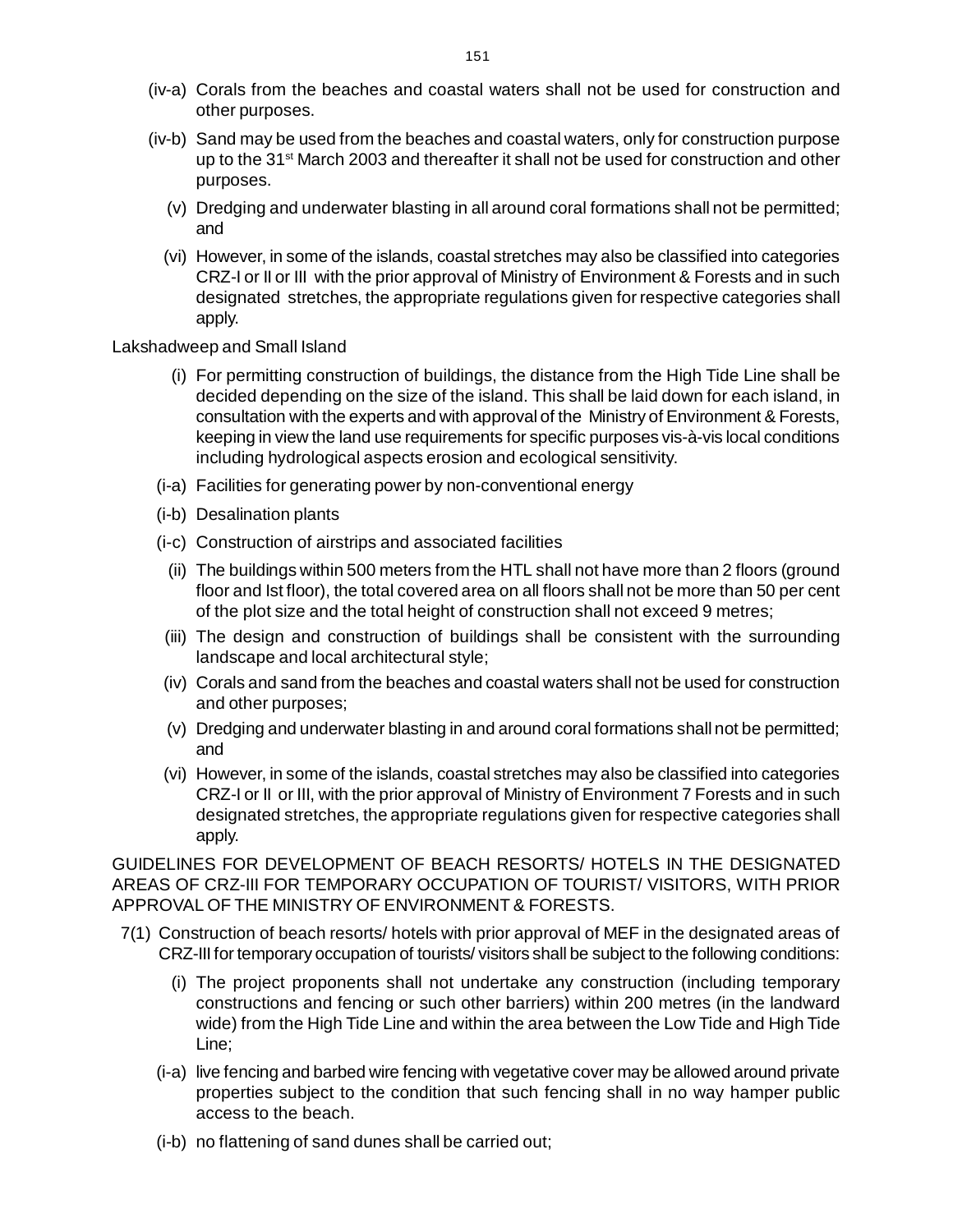(iv-a) Corals from the beaches and coastal waters shall not be used for construction and other purposes.

(iv-b) Sand may be used from the beaches and coastal waters, only for construction purpose up to the 31st March 2003 and thereafter it shall not be used for construction and other purposes.

(v) Dredging and underwater blasting in all around coral formations shall not be permitted; and

(vi) However, in some of the islands, coastal stretches may also be classified into categories CRZ-I or II or III with the prior approval of Ministry of Environment & Forests and in such designated stretches, the appropriate regulations given for respective categories shall apply.

Lakshadweep and Small Island

(i) For permitting construction of buildings, the distance from the High Tide Line shall be decided depending on the size of the island. This shall be laid down for each island, in consultation with the experts and with approval of the Ministry of Environment & Forests, keeping in view the land use requirements for specific purposes vis-à-vis local conditions including hydrological aspects erosion and ecological sensitivity.

(i-a) Facilities for generating power by non-conventional energy

(i-b) Desalination plants

(i-c) Construction of airstrips and associated facilities

(ii) The buildings within 500 meters from the HTL shall not have more than 2 floors (ground floor and Ist floor), the total covered area on all floors shall not be more than 50 per cent of the plot size and the total height of construction shall not exceed 9 metres;

(iii) The design and construction of buildings shall be consistent with the surrounding landscape and local architectural style;

(iv) Corals and sand from the beaches and coastal waters shall not be used for construction and other purposes;

(v) Dredging and underwater blasting in and around coral formations shall not be permitted; and

(vi) However, in some of the islands, coastal stretches may also be classified into categories CRZ-I or II or III, with the prior approval of Ministry of Environment 7 Forests and in such designated stretches, the appropriate regulations given for respective categories shall apply.

GUIDELINES FOR DEVELOPMENT OF BEACH RESORTS/ HOTELS IN THE DESIGNATED AREAS OF CRZ-III FOR TEMPORARY OCCUPATION OF TOURIST/ VISITORS, WITH PRIOR APPROVAL OF THE MINISTRY OF ENVIRONMENT & FORESTS.

7(1) Construction of beach resorts/ hotels with prior approval of MEF in the designated areas of CRZ-III for temporary occupation of tourists/ visitors shall be subject to the following conditions:

(i) The project proponents shall not undertake any construction (including temporary constructions and fencing or such other barriers) within 200 metres (in the landward wide) from the High Tide Line and within the area between the Low Tide and High Tide Line;

(i-a) live fencing and barbed wire fencing with vegetative cover may be allowed around private properties subject to the condition that such fencing shall in no way hamper public access to the beach.

(i-b) no flattening of sand dunes shall be carried out;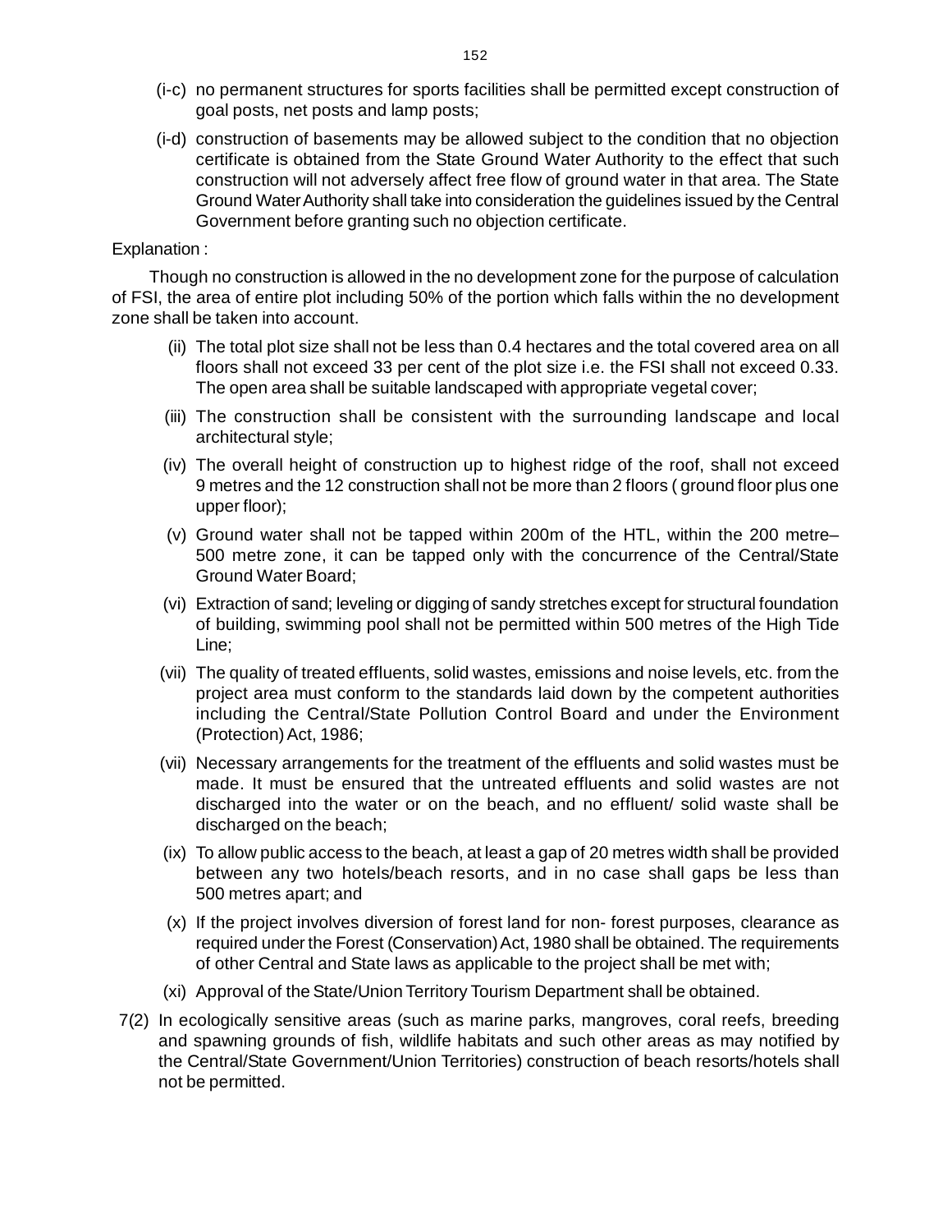(i-c) no permanent structures for sports facilities shall be permitted except construction of goal posts, net posts and lamp posts;

(i-d) construction of basements may be allowed subject to the condition that no objection certificate is obtained from the State Ground Water Authority to the effect that such construction will not adversely affect free flow of ground water in that area. The State Ground Water Authority shall take into consideration the guidelines issued by the Central Government before granting such no objection certificate.

Explanation :

Though no construction is allowed in the no development zone for the purpose of calculation of FSI, the area of entire plot including 50% of the portion which falls within the no development zone shall be taken into account.

(ii) The total plot size shall not be less than 0.4 hectares and the total covered area on all floors shall not exceed 33 per cent of the plot size i.e. the FSI shall not exceed 0.33. The open area shall be suitable landscaped with appropriate vegetal cover;

(iii) The construction shall be consistent with the surrounding landscape and local architectural style;

(iv) The overall height of construction up to highest ridge of the roof, shall not exceed 9 metres and the 12 construction shall not be more than 2 floors ( ground floor plus one upper floor);

(v) Ground water shall not be tapped within 200m of the HTL, within the 200 metre– 500 metre zone, it can be tapped only with the concurrence of the Central/State Ground Water Board;

(vi) Extraction of sand; leveling or digging of sandy stretches except for structural foundation of building, swimming pool shall not be permitted within 500 metres of the High Tide Line;

(vii) The quality of treated effluents, solid wastes, emissions and noise levels, etc. from the project area must conform to the standards laid down by the competent authorities including the Central/State Pollution Control Board and under the Environment (Protection) Act, 1986;

(vii) Necessary arrangements for the treatment of the effluents and solid wastes must be made. It must be ensured that the untreated effluents and solid wastes are not discharged into the water or on the beach, and no effluent/ solid waste shall be discharged on the beach;

(ix) To allow public access to the beach, at least a gap of 20 metres width shall be provided between any two hotels/beach resorts, and in no case shall gaps be less than 500 metres apart; and

(x) If the project involves diversion of forest land for non- forest purposes, clearance as required under the Forest (Conservation) Act, 1980 shall be obtained. The requirements of other Central and State laws as applicable to the project shall be met with;

(xi) Approval of the State/Union Territory Tourism Department shall be obtained.

7(2) In ecologically sensitive areas (such as marine parks, mangroves, coral reefs, breeding and spawning grounds of fish, wildlife habitats and such other areas as may notified by the Central/State Government/Union Territories) construction of beach resorts/hotels shall not be permitted.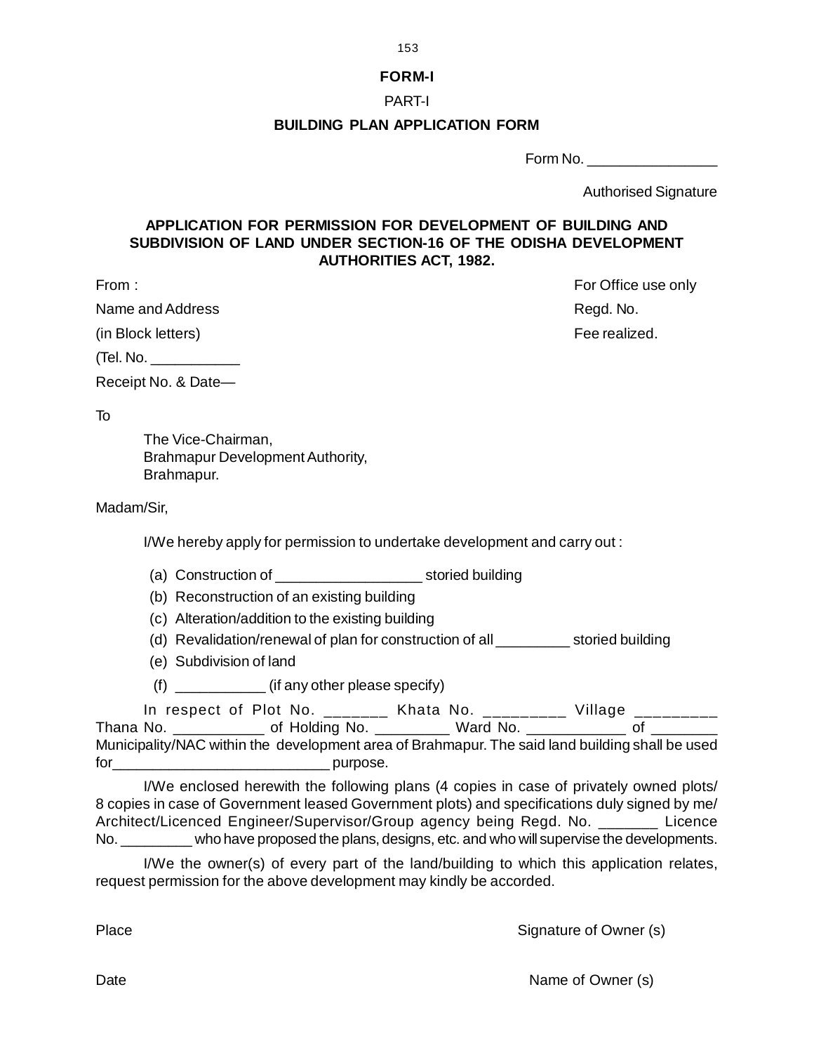**FORM-I**

PART-I

**BUILDING PLAN APPLICATION FORM**

Form No. ________________

Authorised Signature

**APPLICATION FOR PERMISSION FOR DEVELOPMENT OF BUILDING AND SUBDIVISION OF LAND UNDER SECTION-16 OF THE ODISHA DEVELOPMENT AUTHORITIES ACT, 1982.**

From :

Name and Address

(in Block letters)

(Tel. No. ___________

Receipt No. & Date—

For Office use only

Regd. No.

Fee realized.

To

The Vice-Chairman,
Brahmapur Development Authority,
Brahmapur.

Madam/Sir,

I/We hereby apply for permission to undertake development and carry out :

(a) Construction of __________________ storied building

(b) Reconstruction of an existing building

(c) Alteration/addition to the existing building

(d) Revalidation/renewal of plan for construction of all _________ storied building

(e) Subdivision of land

(f) ___________ (if any other please specify)

In respect of Plot No. _______ Khata No. _________ Village _________ Thana No. ___________ of Holding No. _________ Ward No. ____________ of ________ Municipality/NAC within the development area of Brahmapur. The said land building shall be used for___________________________ purpose.

I/We enclosed herewith the following plans (4 copies in case of privately owned plots/ 8 copies in case of Government leased Government plots) and specifications duly signed by me/ Architect/Licenced Engineer/Supervisor/Group agency being Regd. No. _______ Licence No. _________ who have proposed the plans, designs, etc. and who will supervise the developments.

I/We the owner(s) of every part of the land/building to which this application relates, request permission for the above development may kindly be accorded.

Place

Signature of Owner (s)

Date

Name of Owner (s)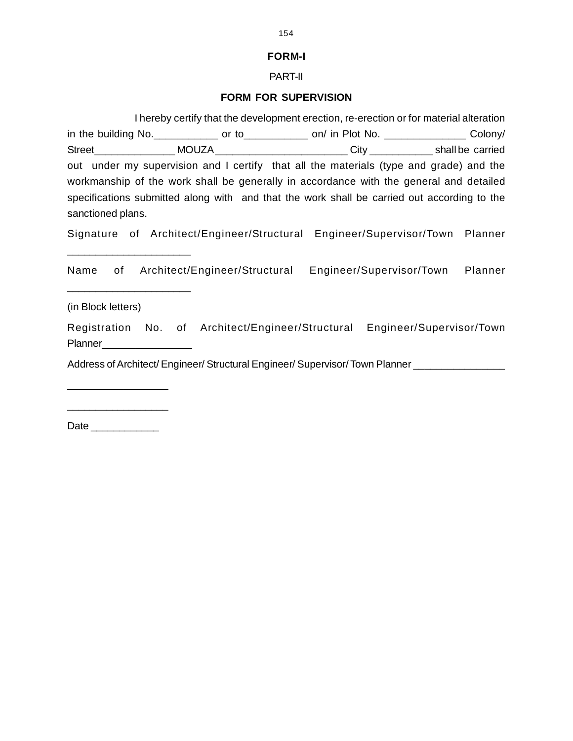**FORM-I**

PART-II

**FORM FOR SUPERVISION**

I hereby certify that the development erection, re-erection or for material alteration in the building No.___________ or to___________ on/ in Plot No. ______________ Colony/ Street______________ MOUZA________________________ City ___________ shall be carried out under my supervision and I certify that all the materials (type and grade) and the workmanship of the work shall be generally in accordance with the general and detailed specifications submitted along with and that the work shall be carried out according to the sanctioned plans.

Signature of Architect/Engineer/Structural Engineer/Supervisor/Town Planner ____________________

Name of Architect/Engineer/Structural Engineer/Supervisor/Town Planner ____________________

(in Block letters)

Registration No. of Architect/Engineer/Structural Engineer/Supervisor/Town Planner________________

Address of Architect/ Engineer/ Structural Engineer/ Supervisor/ Town Planner ________________

_________________

_________________

Date ____________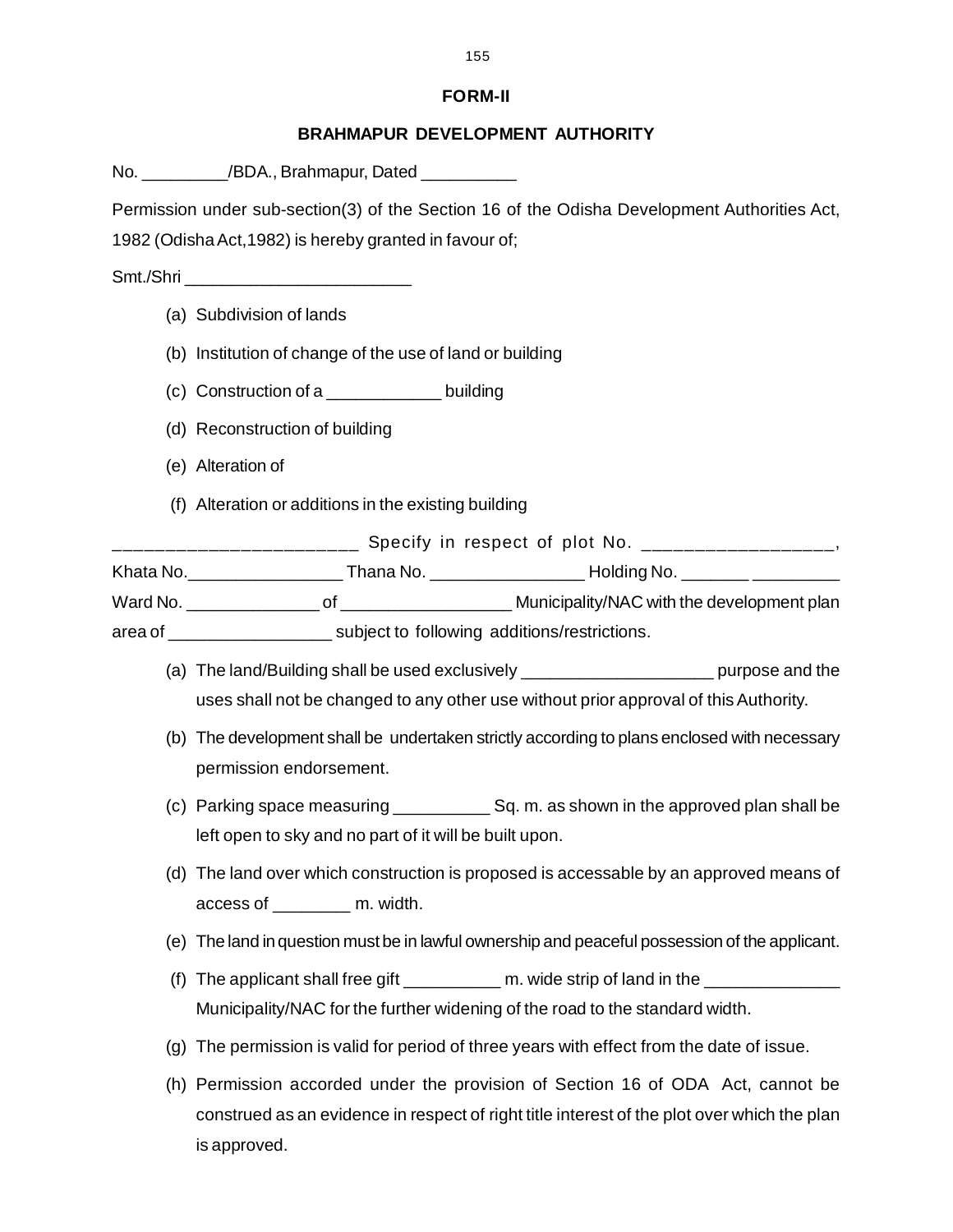## FORM-II

## BRAHMAPUR DEVELOPMENT AUTHORITY

No. _________/BDA., Brahmapur, Dated __________

Permission under sub-section(3) of the Section 16 of the Odisha Development Authorities Act, 1982 (Odisha Act,1982) is hereby granted in favour of;

Smt./Shri ________________________

(a) Subdivision of lands

(b) Institution of change of the use of land or building

(c) Construction of a ____________ building

(d) Reconstruction of building

(e) Alteration of

(f) Alteration or additions in the existing building

________________________ Specify in respect of plot No. ___________________, Khata No.________________ Thana No. ________________ Holding No. _______ _________ Ward No. ______________ of __________________ Municipality/NAC with the development plan area of _________________ subject to following additions/restrictions.

(a) The land/Building shall be used exclusively ____________________ purpose and the uses shall not be changed to any other use without prior approval of this Authority.

(b) The development shall be undertaken strictly according to plans enclosed with necessary permission endorsement.

(c) Parking space measuring __________ Sq. m. as shown in the approved plan shall be left open to sky and no part of it will be built upon.

(d) The land over which construction is proposed is accessable by an approved means of access of ________ m. width.

(e) The land in question must be in lawful ownership and peaceful possession of the applicant.

(f) The applicant shall free gift __________ m. wide strip of land in the ______________ Municipality/NAC for the further widening of the road to the standard width.

(g) The permission is valid for period of three years with effect from the date of issue.

(h) Permission accorded under the provision of Section 16 of ODA Act, cannot be construed as an evidence in respect of right title interest of the plot over which the plan is approved.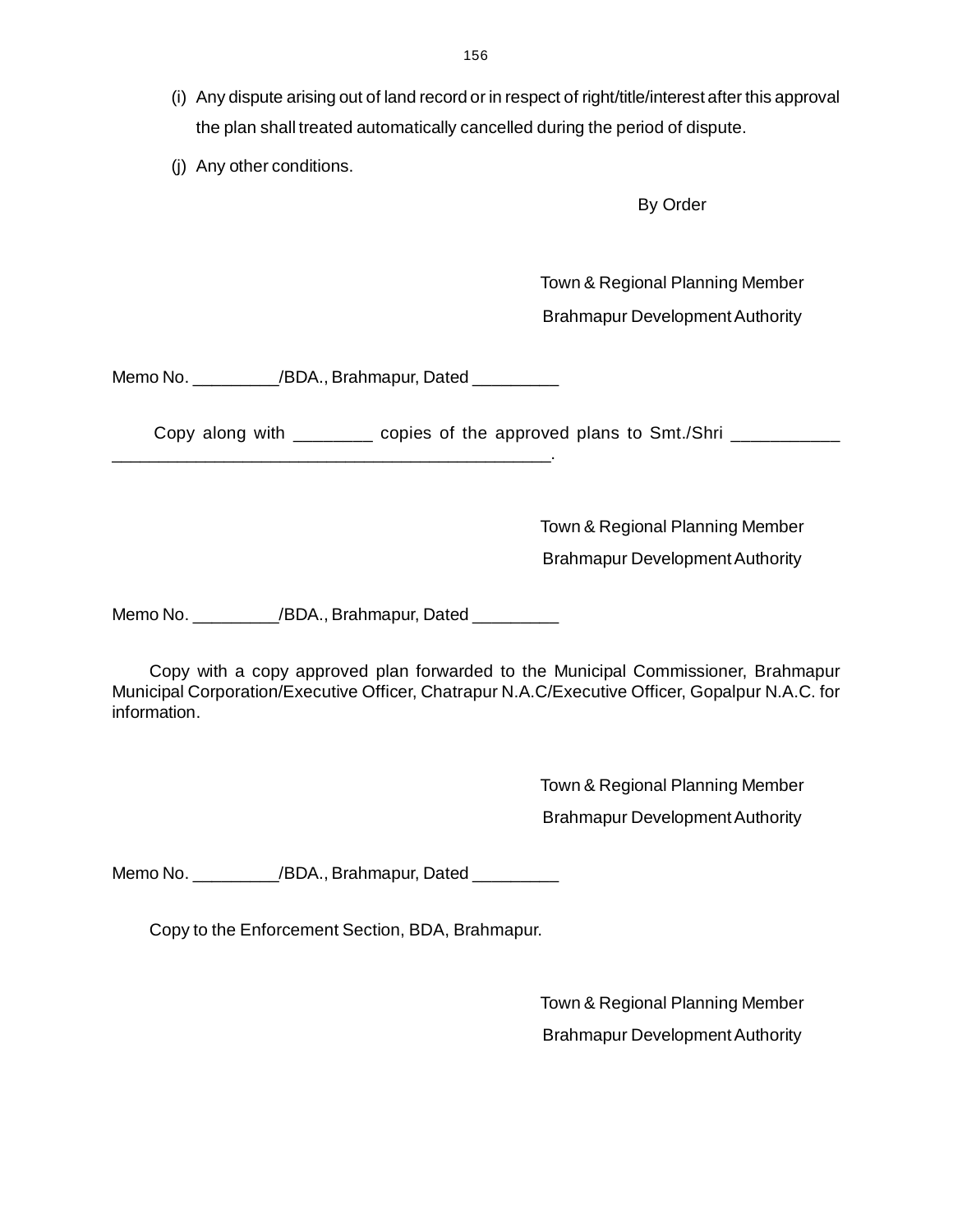(i) Any dispute arising out of land record or in respect of right/title/interest after this approval the plan shall treated automatically cancelled during the period of dispute.

(j) Any other conditions.

By Order

Town & Regional Planning Member
Brahmapur Development Authority

Memo No. _________/BDA., Brahmapur, Dated _________

Copy along with ________ copies of the approved plans to Smt./Shri ___________ _______________________________________________.

Town & Regional Planning Member
Brahmapur Development Authority

Memo No. _________/BDA., Brahmapur, Dated _________

Copy with a copy approved plan forwarded to the Municipal Commissioner, Brahmapur Municipal Corporation/Executive Officer, Chatrapur N.A.C/Executive Officer, Gopalpur N.A.C. for information.

Town & Regional Planning Member
Brahmapur Development Authority

Memo No. _________/BDA., Brahmapur, Dated _________

Copy to the Enforcement Section, BDA, Brahmapur.

Town & Regional Planning Member
Brahmapur Development Authority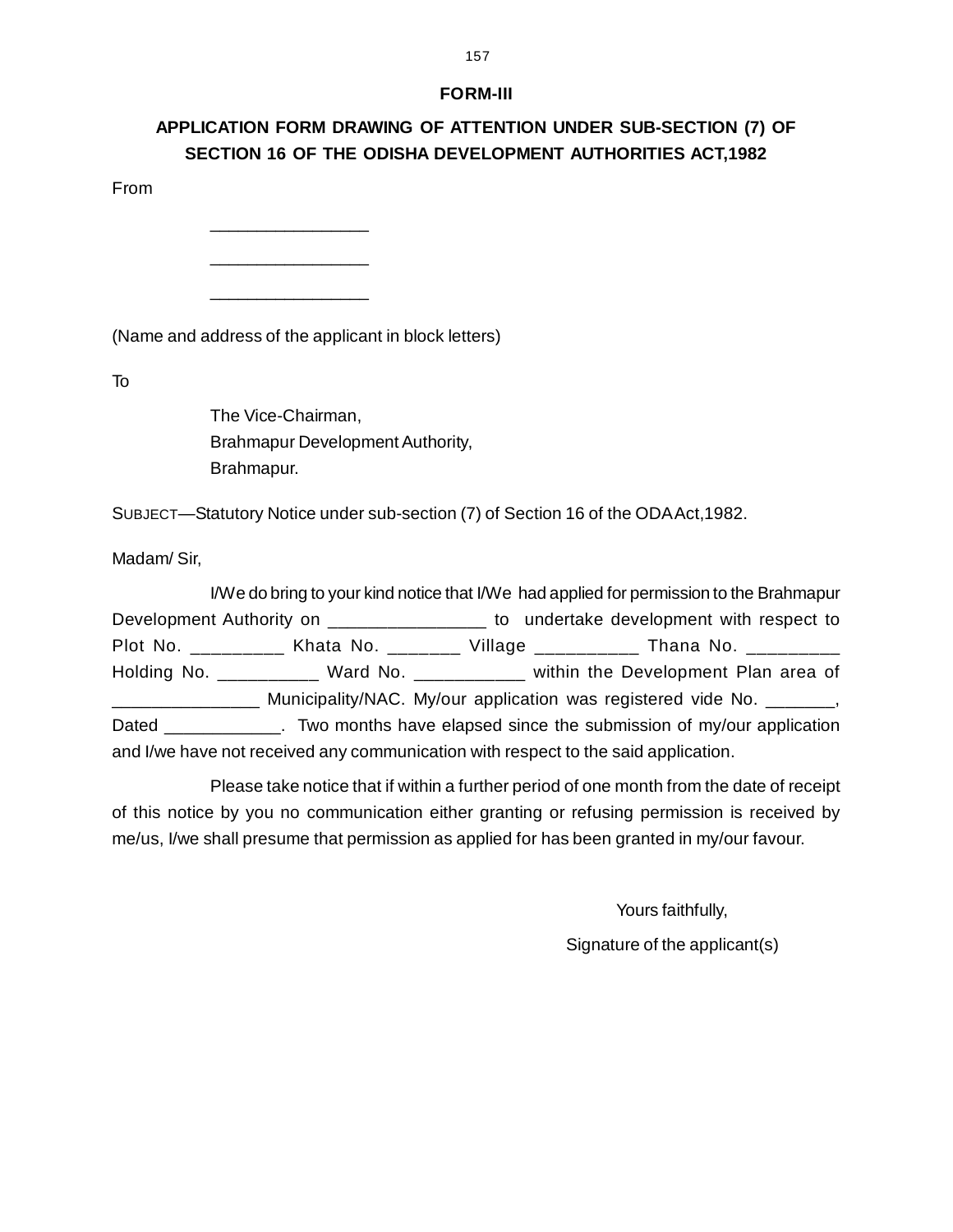## FORM-III

## APPLICATION FORM DRAWING OF ATTENTION UNDER SUB-SECTION (7) OF SECTION 16 OF THE ODISHA DEVELOPMENT AUTHORITIES ACT,1982

From

________________

________________

________________

(Name and address of the applicant in block letters)

To

The Vice-Chairman,
Brahmapur Development Authority,
Brahmapur.

SUBJECT—Statutory Notice under sub-section (7) of Section 16 of the ODA Act,1982.

Madam/ Sir,

I/We do bring to your kind notice that I/We had applied for permission to the Brahmapur Development Authority on ________________ to undertake development with respect to Plot No. _________ Khata No. _______ Village __________ Thana No. _________ Holding No. __________ Ward No. ___________ within the Development Plan area of _______________ Municipality/NAC. My/our application was registered vide No. _______, Dated ____________. Two months have elapsed since the submission of my/our application and I/we have not received any communication with respect to the said application.

Please take notice that if within a further period of one month from the date of receipt of this notice by you no communication either granting or refusing permission is received by me/us, I/we shall presume that permission as applied for has been granted in my/our favour.

Yours faithfully,

Signature of the applicant(s)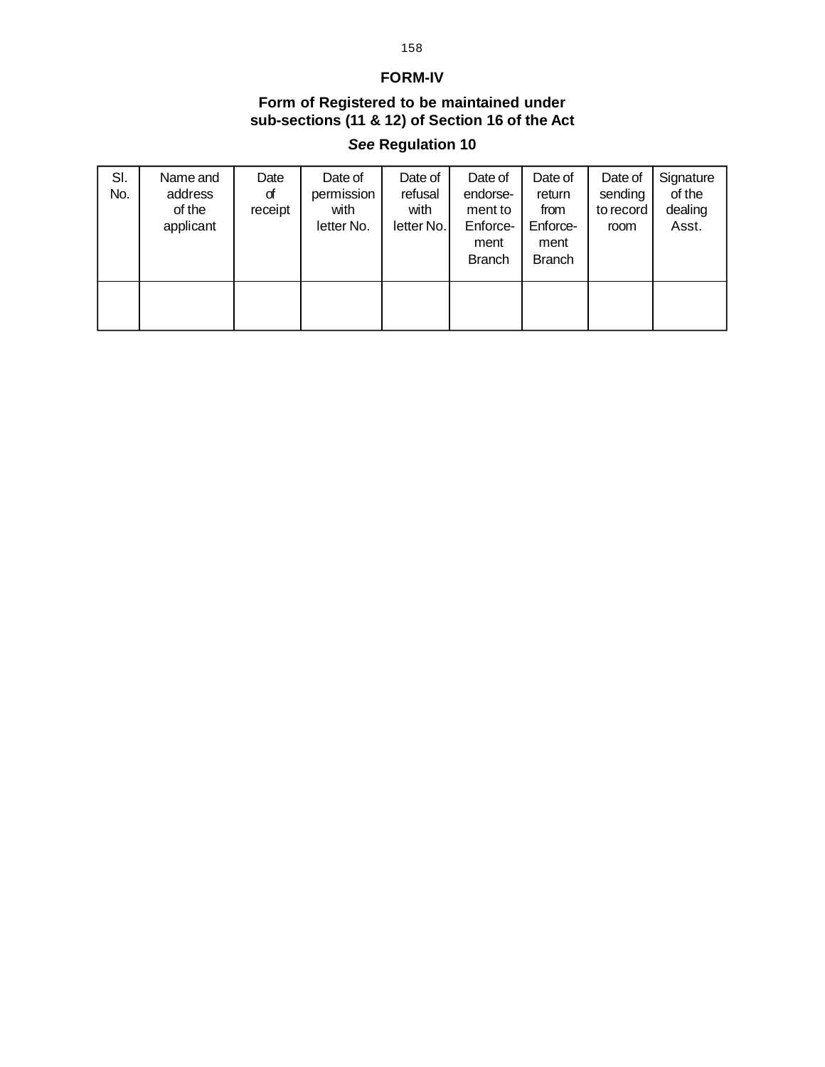## FORM-IV

### Form of Registered to be maintained under sub-sections (11 & 12) of Section 16 of the Act

### *See* Regulation 10

| Sl. No. | Name and address of the applicant | Date of receipt | Date of permission with letter No. | Date of refusal with letter No. | Date of endorse-ment to Enforce-ment Branch | Date of return from Enforce-ment Branch | Date of sending to record room | Signature of the dealing Asst. |
|---|---|---|---|---|---|---|---|---|
| | | | | | | | | |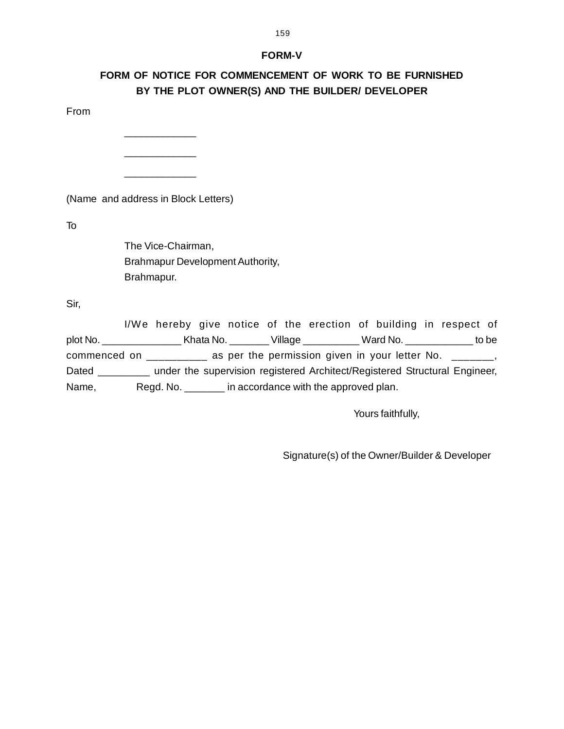## FORM-V

## FORM OF NOTICE FOR COMMENCEMENT OF WORK TO BE FURNISHED BY THE PLOT OWNER(S) AND THE BUILDER/ DEVELOPER

From

____________

____________

____________

(Name and address in Block Letters)

To

The Vice-Chairman,
Brahmapur Development Authority,
Brahmapur.

Sir,

I/We hereby give notice of the erection of building in respect of plot No. ______________ Khata No. _______ Village __________ Ward No. ____________ to be commenced on __________ as per the permission given in your letter No. _______, Dated _________ under the supervision registered Architect/Registered Structural Engineer, Name, Regd. No. _______ in accordance with the approved plan.

Yours faithfully,

Signature(s) of the Owner/Builder & Developer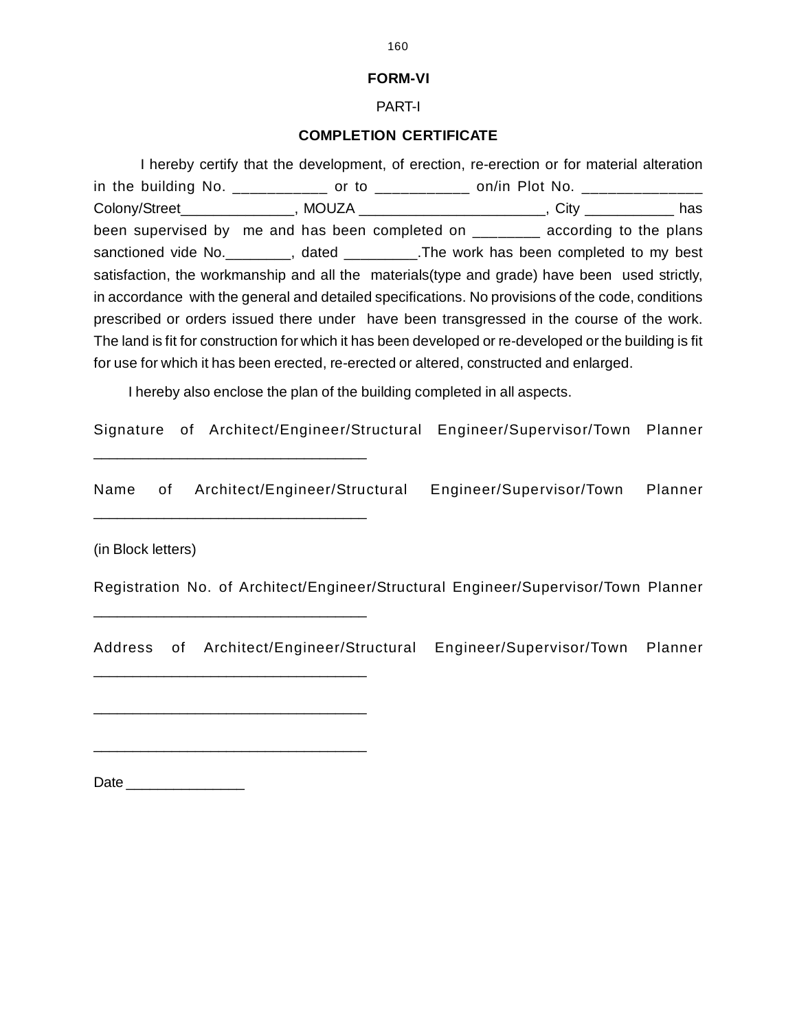## FORM-VI

PART-I

### COMPLETION CERTIFICATE

I hereby certify that the development, of erection, re-erection or for material alteration in the building No. ___________ or to ___________ on/in Plot No. ______________ Colony/Street______________, MOUZA _______________________, City ___________ has been supervised by me and has been completed on ________ according to the plans sanctioned vide No.________, dated _________.The work has been completed to my best satisfaction, the workmanship and all the materials(type and grade) have been used strictly, in accordance with the general and detailed specifications. No provisions of the code, conditions prescribed or orders issued there under have been transgressed in the course of the work. The land is fit for construction for which it has been developed or re-developed or the building is fit for use for which it has been erected, re-erected or altered, constructed and enlarged.

I hereby also enclose the plan of the building completed in all aspects.

Signature of Architect/Engineer/Structural Engineer/Supervisor/Town Planner _________________________________

Name of Architect/Engineer/Structural Engineer/Supervisor/Town Planner _________________________________

(in Block letters)

Registration No. of Architect/Engineer/Structural Engineer/Supervisor/Town Planner _________________________________

Address of Architect/Engineer/Structural Engineer/Supervisor/Town Planner _________________________________

_________________________________

_________________________________

Date _______________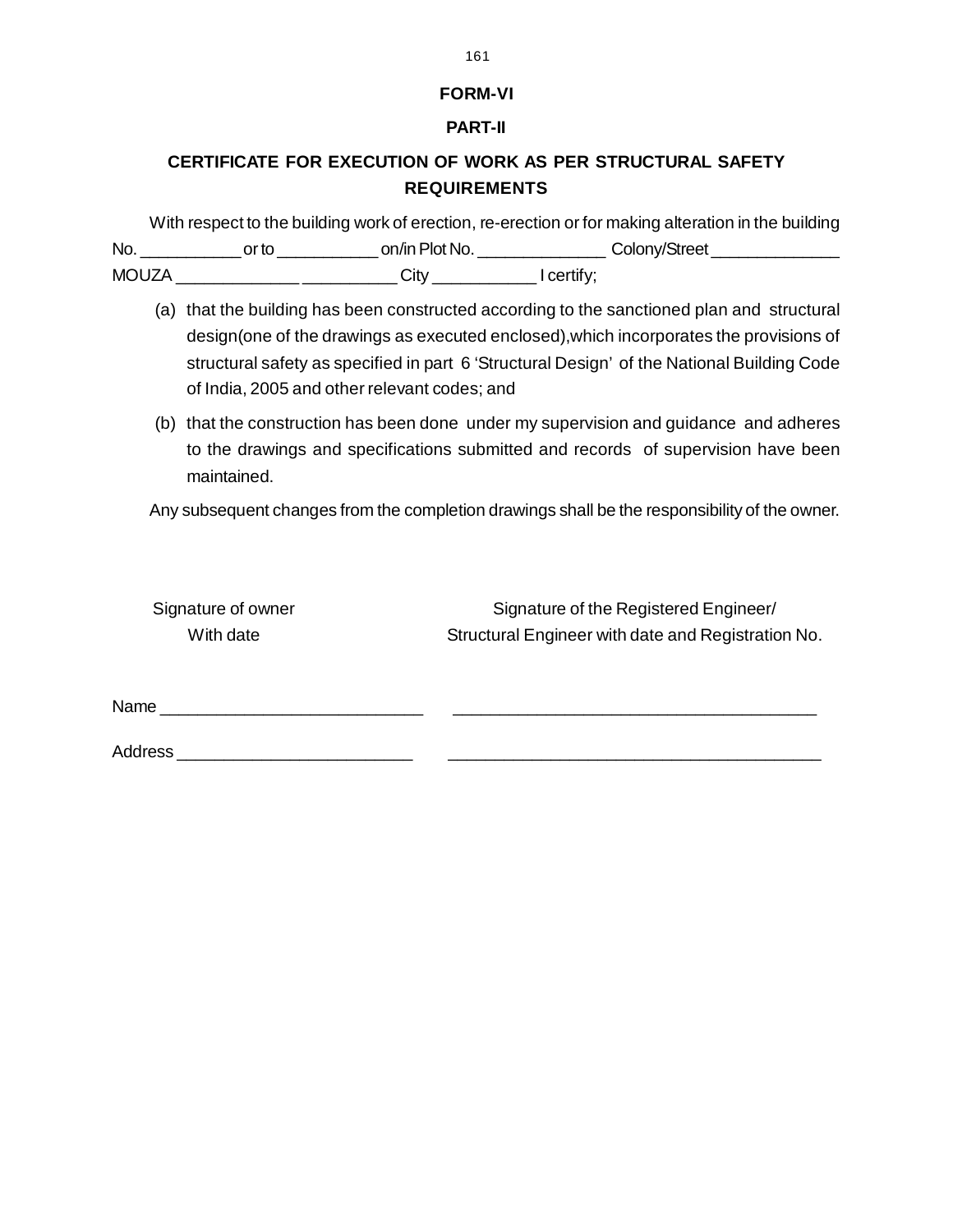# FORM-VI

## PART-II

## CERTIFICATE FOR EXECUTION OF WORK AS PER STRUCTURAL SAFETY REQUIREMENTS

With respect to the building work of erection, re-erection or for making alteration in the building No. ___________ or to ___________ on/in Plot No. ______________ Colony/Street ______________ MOUZA _____________ __________ City ___________ I certify;

(a) that the building has been constructed according to the sanctioned plan and structural design(one of the drawings as executed enclosed),which incorporates the provisions of structural safety as specified in part 6 'Structural Design' of the National Building Code of India, 2005 and other relevant codes; and

(b) that the construction has been done under my supervision and guidance and adheres to the drawings and specifications submitted and records of supervision have been maintained.

Any subsequent changes from the completion drawings shall be the responsibility of the owner.

| Signature of owner With date | Signature of the Registered Engineer/ Structural Engineer with date and Registration No. |
|---|---|

Name ____________________________ ________________________________________

Address _________________________ _________________________________________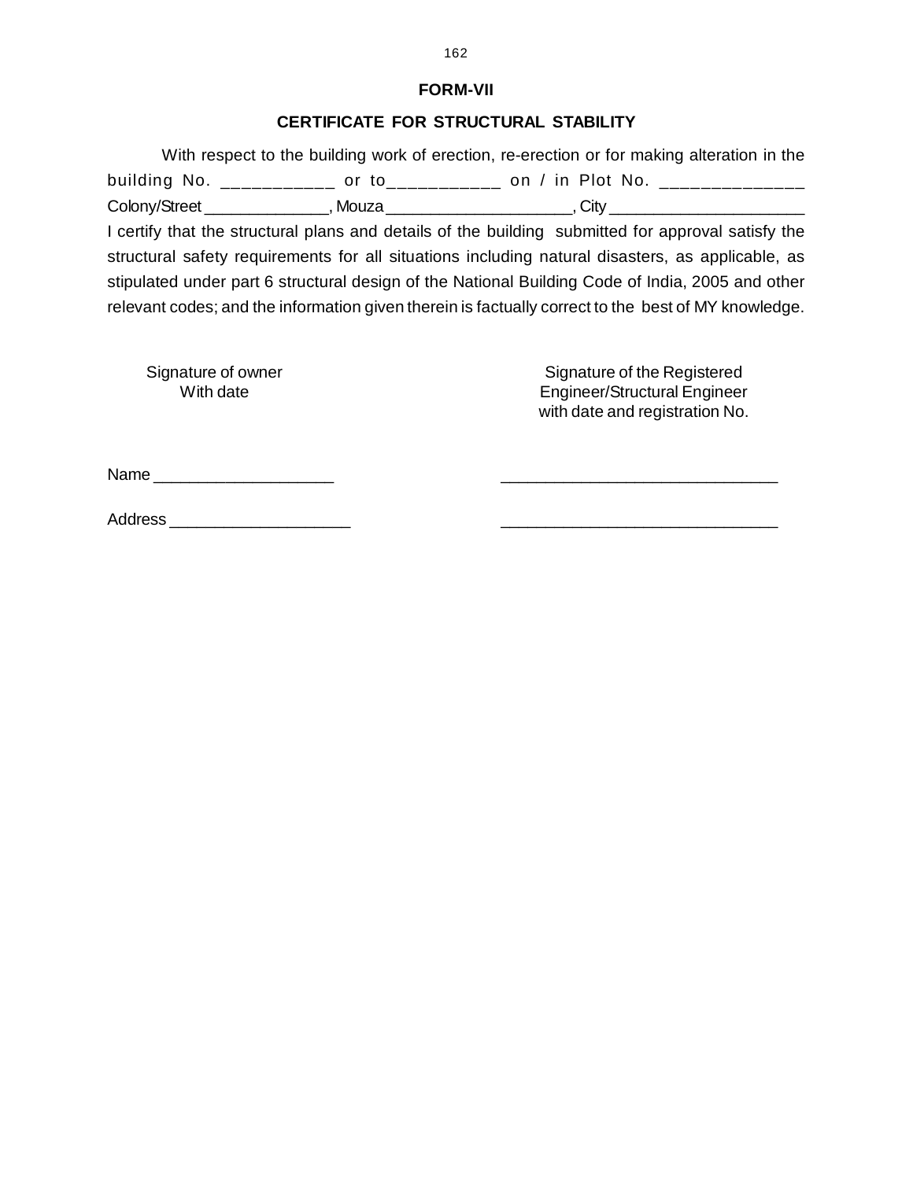**FORM-VII**

**CERTIFICATE FOR STRUCTURAL STABILITY**

With respect to the building work of erection, re-erection or for making alteration in the building No. ___________ or to___________ on / in Plot No. ______________ Colony/Street ______________, Mouza ____________________, City ______________________ I certify that the structural plans and details of the building submitted for approval satisfy the structural safety requirements for all situations including natural disasters, as applicable, as stipulated under part 6 structural design of the National Building Code of India, 2005 and other relevant codes; and the information given therein is factually correct to the best of MY knowledge.

| | |
|---|---|
| Signature of owner<br>With date | Signature of the Registered<br>Engineer/Structural Engineer<br>with date and registration No. |
| Name ____________________ | _______________________________ |
| Address ____________________ | _______________________________ |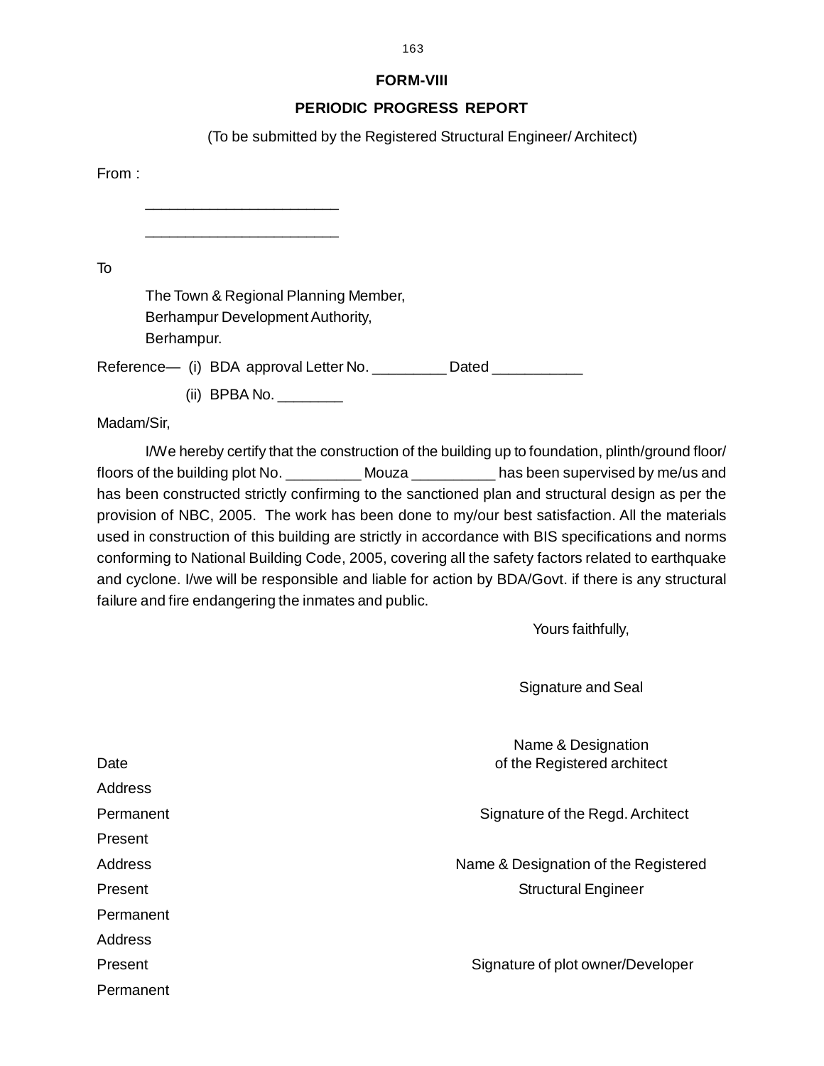# FORM-VIII

## PERIODIC PROGRESS REPORT

(To be submitted by the Registered Structural Engineer/ Architect)

From :

_______________________

_______________________

To

The Town & Regional Planning Member,
Berhampur Development Authority,
Berhampur.

Reference— (i) BDA approval Letter No. _________ Dated ___________

(ii) BPBA No. ________

Madam/Sir,

I/We hereby certify that the construction of the building up to foundation, plinth/ground floor/ floors of the building plot No. _________ Mouza __________ has been supervised by me/us and has been constructed strictly confirming to the sanctioned plan and structural design as per the provision of NBC, 2005. The work has been done to my/our best satisfaction. All the materials used in construction of this building are strictly in accordance with BIS specifications and norms conforming to National Building Code, 2005, covering all the safety factors related to earthquake and cyclone. I/we will be responsible and liable for action by BDA/Govt. if there is any structural failure and fire endangering the inmates and public.

Yours faithfully,

Signature and Seal

Name & Designation of the Registered architect

Date

Address

Permanent

Present

Signature of the Regd. Architect

Address

Present

Permanent

Name & Designation of the Registered Structural Engineer

Address

Present

Permanent

Signature of plot owner/Developer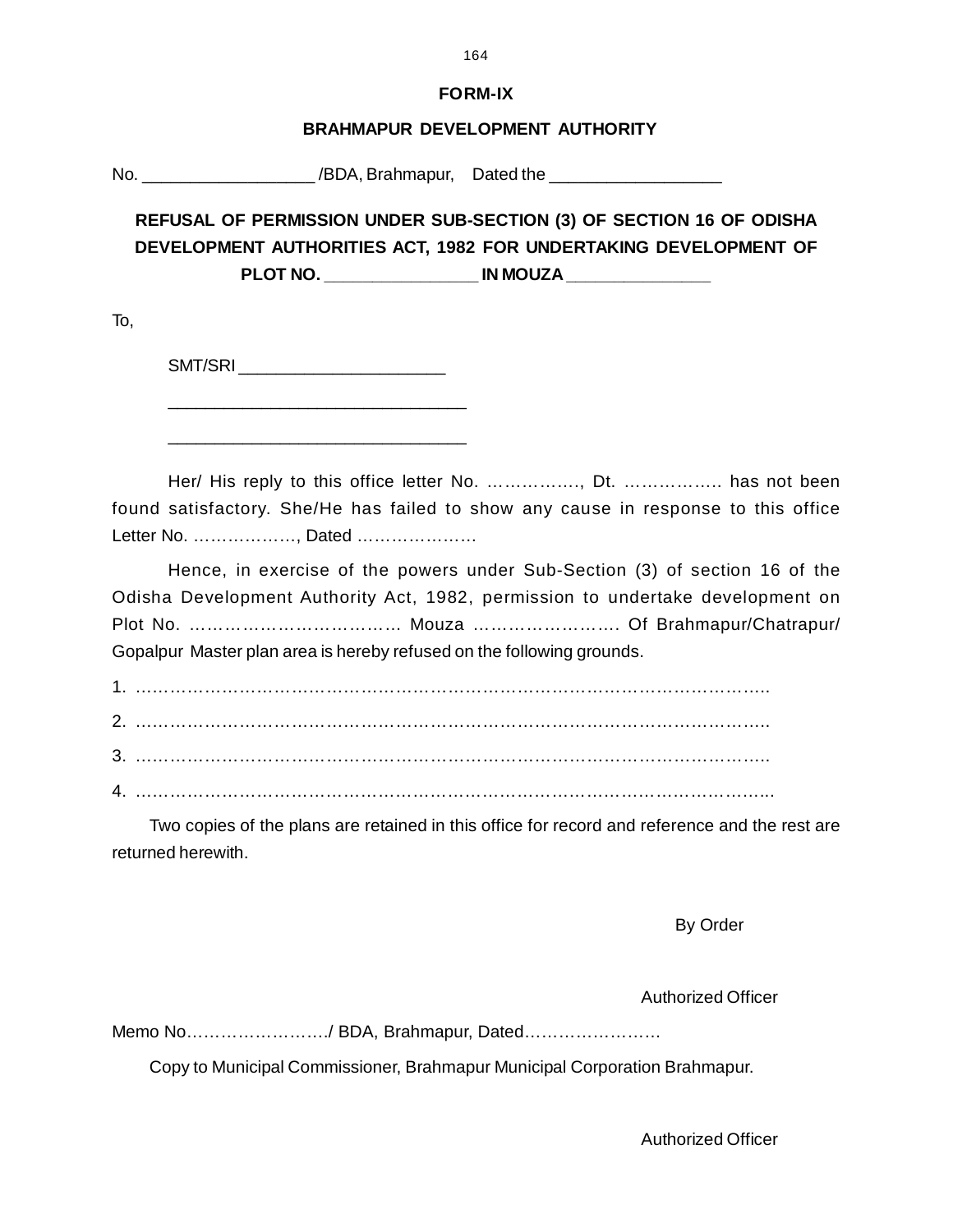**FORM-IX**

**BRAHMAPUR DEVELOPMENT AUTHORITY**

No. __________________ /BDA, Brahmapur, Dated the __________________

**REFUSAL OF PERMISSION UNDER SUB-SECTION (3) OF SECTION 16 OF ODISHA DEVELOPMENT AUTHORITIES ACT, 1982 FOR UNDERTAKING DEVELOPMENT OF PLOT NO. ________________ IN MOUZA _______________**

To,

SMT/SRI ______________________

________________________________

________________________________

Her/ His reply to this office letter No. ……………., Dt. …………….. has not been found satisfactory. She/He has failed to show any cause in response to this office Letter No. ………………, Dated …………………

Hence, in exercise of the powers under Sub-Section (3) of section 16 of the Odisha Development Authority Act, 1982, permission to undertake development on Plot No. ……………………………… Mouza ……………………. Of Brahmapur/Chatrapur/ Gopalpur Master plan area is hereby refused on the following grounds.

1. …………………………………………………………………………………………………..
2. …………………………………………………………………………………………………..
3. …………………………………………………………………………………………………..
4. ……………………………………………………………………………………………………

Two copies of the plans are retained in this office for record and reference and the rest are returned herewith.

By Order

Authorized Officer

Memo No……………………./ BDA, Brahmapur, Dated……………………

Copy to Municipal Commissioner, Brahmapur Municipal Corporation Brahmapur.

Authorized Officer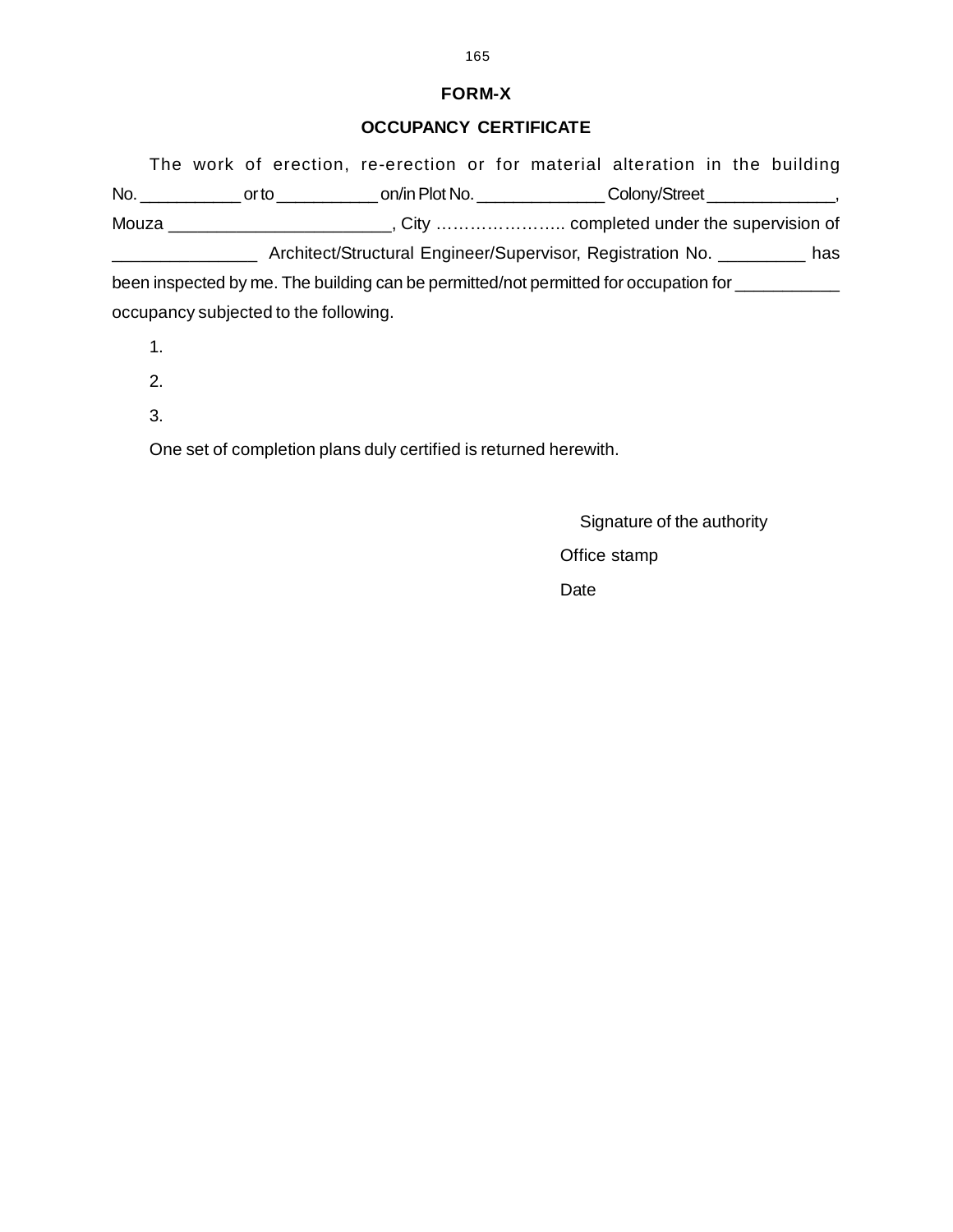# FORM-X

## OCCUPANCY CERTIFICATE

The work of erection, re-erection or for material alteration in the building No. ___________ or to ___________ on/in Plot No. ______________ Colony/Street ______________, Mouza ________________________, City ………………….. completed under the supervision of _______________ Architect/Structural Engineer/Supervisor, Registration No. _________ has been inspected by me. The building can be permitted/not permitted for occupation for ___________ occupancy subjected to the following.

1.

2.

3.

One set of completion plans duly certified is returned herewith.

Signature of the authority

Office stamp

Date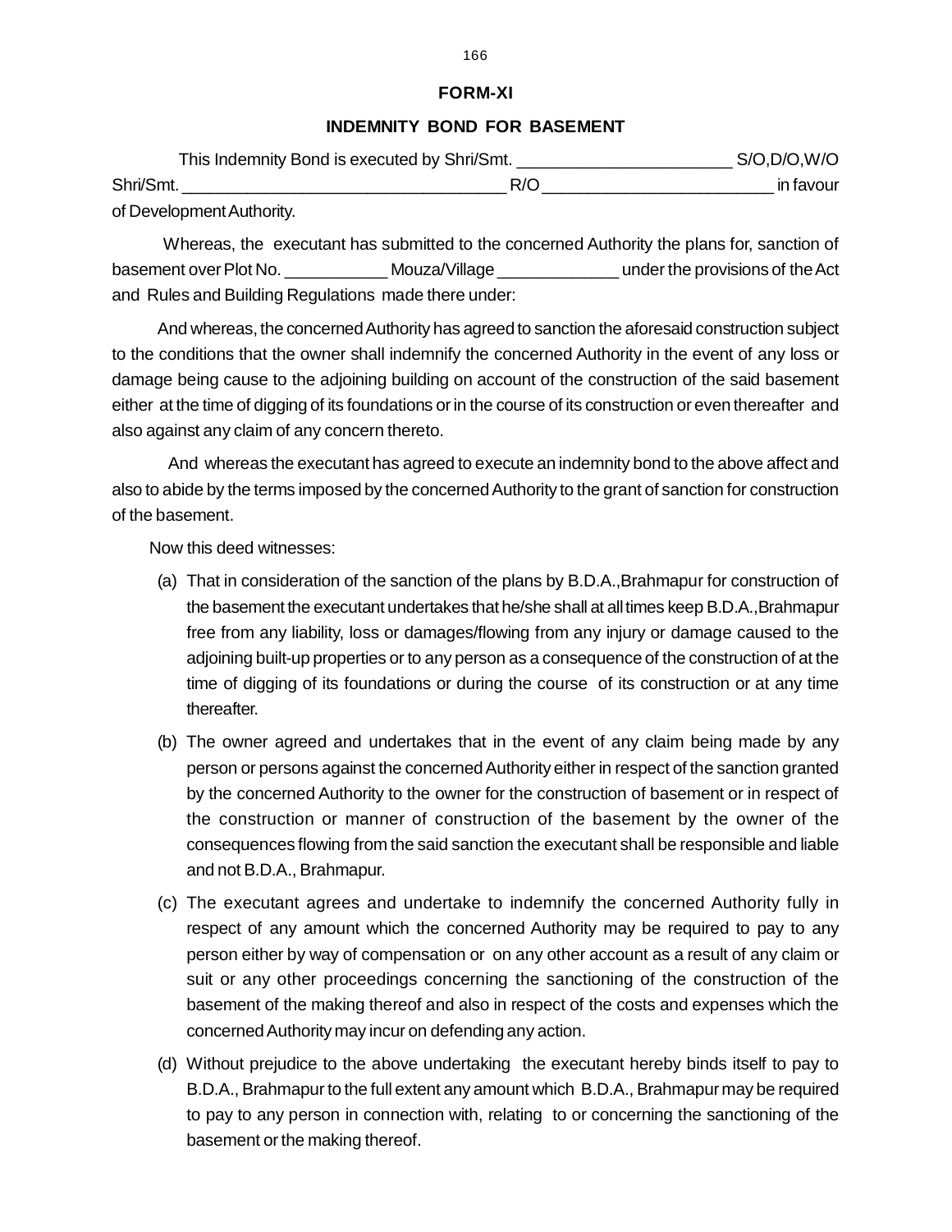## FORM-XI

### INDEMNITY BOND FOR BASEMENT

This Indemnity Bond is executed by Shri/Smt. _______________________ S/O,D/O,W/O Shri/Smt. ___________________________________ R/O ________________________ in favour of Development Authority.

Whereas, the executant has submitted to the concerned Authority the plans for, sanction of basement over Plot No. ___________ Mouza/Village _____________ under the provisions of the Act and Rules and Building Regulations made there under:

And whereas, the concerned Authority has agreed to sanction the aforesaid construction subject to the conditions that the owner shall indemnify the concerned Authority in the event of any loss or damage being cause to the adjoining building on account of the construction of the said basement either at the time of digging of its foundations or in the course of its construction or even thereafter and also against any claim of any concern thereto.

And whereas the executant has agreed to execute an indemnity bond to the above affect and also to abide by the terms imposed by the concerned Authority to the grant of sanction for construction of the basement.

Now this deed witnesses:

(a) That in consideration of the sanction of the plans by B.D.A.,Brahmapur for construction of the basement the executant undertakes that he/she shall at all times keep B.D.A.,Brahmapur free from any liability, loss or damages/flowing from any injury or damage caused to the adjoining built-up properties or to any person as a consequence of the construction of at the time of digging of its foundations or during the course of its construction or at any time thereafter.

(b) The owner agreed and undertakes that in the event of any claim being made by any person or persons against the concerned Authority either in respect of the sanction granted by the concerned Authority to the owner for the construction of basement or in respect of the construction or manner of construction of the basement by the owner of the consequences flowing from the said sanction the executant shall be responsible and liable and not B.D.A., Brahmapur.

(c) The executant agrees and undertake to indemnify the concerned Authority fully in respect of any amount which the concerned Authority may be required to pay to any person either by way of compensation or on any other account as a result of any claim or suit or any other proceedings concerning the sanctioning of the construction of the basement of the making thereof and also in respect of the costs and expenses which the concerned Authority may incur on defending any action.

(d) Without prejudice to the above undertaking the executant hereby binds itself to pay to B.D.A., Brahmapur to the full extent any amount which B.D.A., Brahmapur may be required to pay to any person in connection with, relating to or concerning the sanctioning of the basement or the making thereof.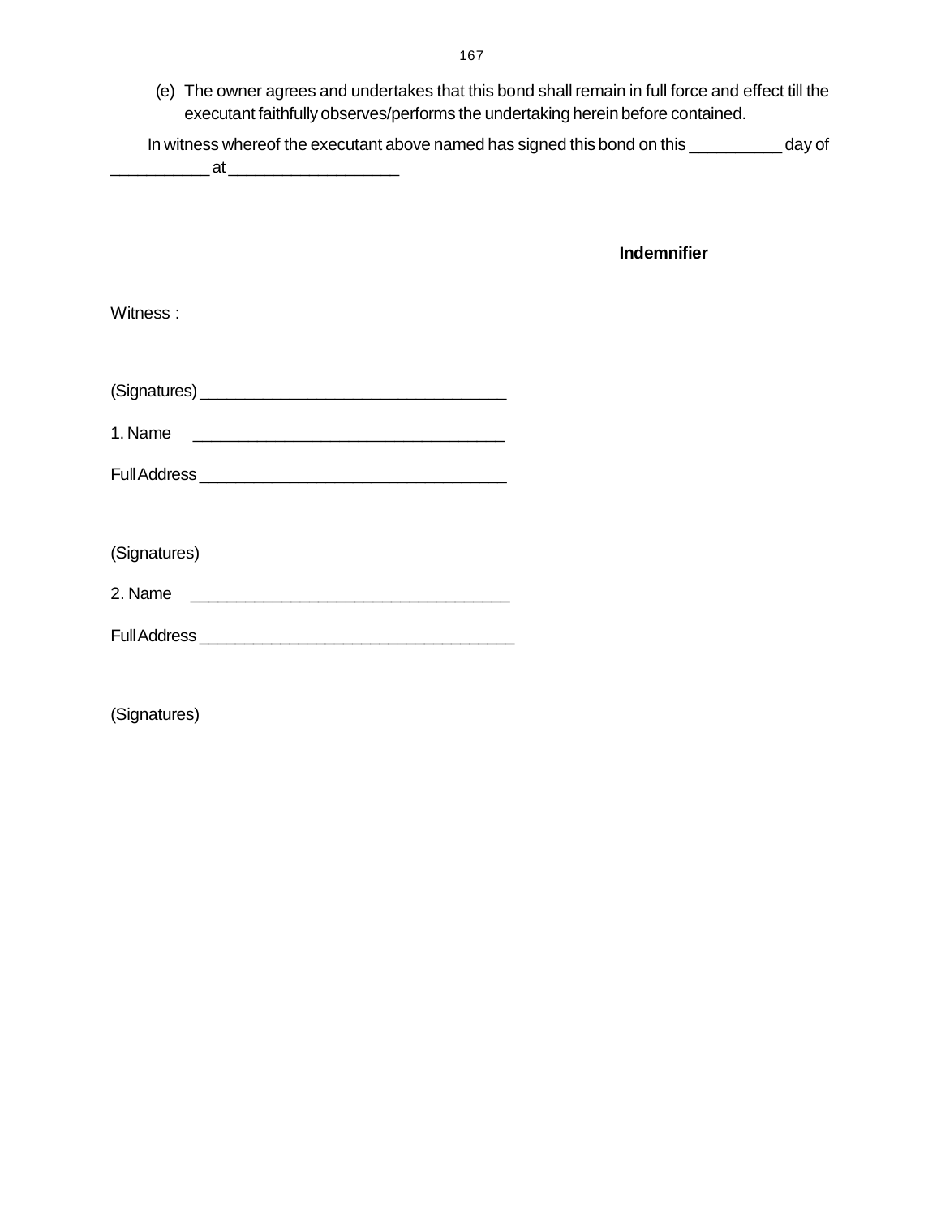(e) The owner agrees and undertakes that this bond shall remain in full force and effect till the executant faithfully observes/performs the undertaking herein before contained.

In witness whereof the executant above named has signed this bond on this __________ day of ___________ at __________________

**Indemnifier**

Witness :

(Signatures) _________________________________

1. Name _________________________________

Full Address _________________________________

(Signatures)

2. Name _________________________________

Full Address _________________________________

(Signatures)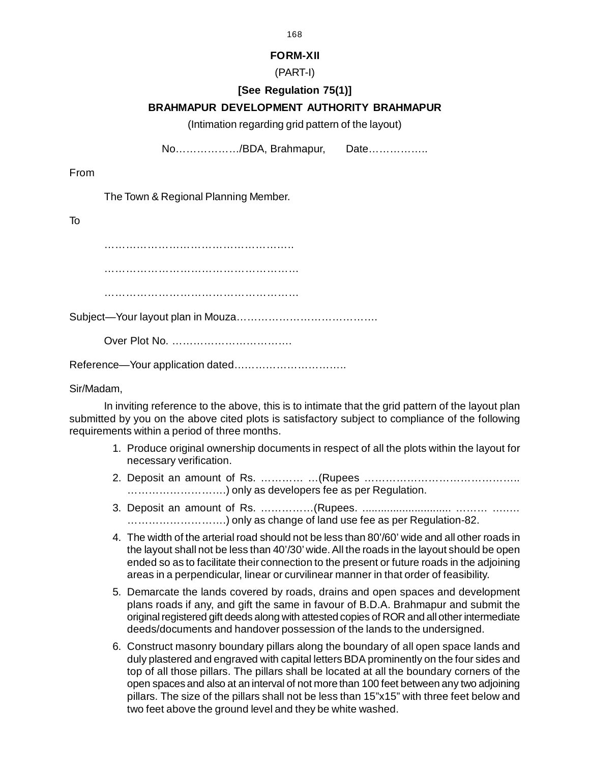**FORM-XII**

(PART-I)

**[See Regulation 75(1)]**

**BRAHMAPUR DEVELOPMENT AUTHORITY BRAHMAPUR**

(Intimation regarding grid pattern of the layout)

No………………/BDA, Brahmapur,     Date……………..

From

The Town & Regional Planning Member.

To

……………………………………………..

………………………………………………

………………………………………………

Subject—Your layout plan in Mouza………………………………….

Over Plot No. …………………………….

Reference—Your application dated…………………………..

Sir/Madam,

In inviting reference to the above, this is to intimate that the grid pattern of the layout plan submitted by you on the above cited plots is satisfactory subject to compliance of the following requirements within a period of three months.

1. Produce original ownership documents in respect of all the plots within the layout for necessary verification.
2. Deposit an amount of Rs. ………… …(Rupees …………………………………….. ……………………….) only as developers fee as per Regulation.
3. Deposit an amount of Rs. ……………(Rupees. ............................ ……… …….. ……………………….) only as change of land use fee as per Regulation-82.
4. The width of the arterial road should not be less than 80'/60' wide and all other roads in the layout shall not be less than 40'/30' wide. All the roads in the layout should be open ended so as to facilitate their connection to the present or future roads in the adjoining areas in a perpendicular, linear or curvilinear manner in that order of feasibility.
5. Demarcate the lands covered by roads, drains and open spaces and development plans roads if any, and gift the same in favour of B.D.A. Brahmapur and submit the original registered gift deeds along with attested copies of ROR and all other intermediate deeds/documents and handover possession of the lands to the undersigned.
6. Construct masonry boundary pillars along the boundary of all open space lands and duly plastered and engraved with capital letters BDA prominently on the four sides and top of all those pillars. The pillars shall be located at all the boundary corners of the open spaces and also at an interval of not more than 100 feet between any two adjoining pillars. The size of the pillars shall not be less than 15"x15" with three feet below and two feet above the ground level and they be white washed.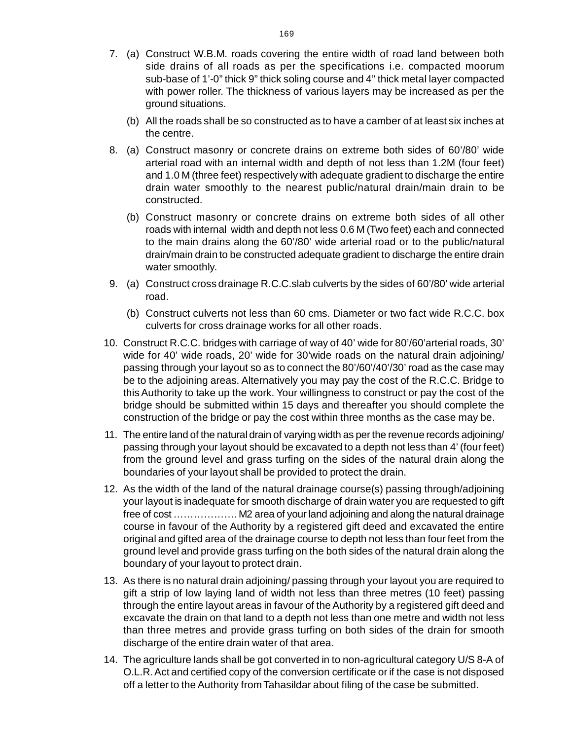7. (a) Construct W.B.M. roads covering the entire width of road land between both side drains of all roads as per the specifications i.e. compacted moorum sub-base of 1'-0" thick 9" thick soling course and 4" thick metal layer compacted with power roller. The thickness of various layers may be increased as per the ground situations.

   (b) All the roads shall be so constructed as to have a camber of at least six inches at the centre.

8. (a) Construct masonry or concrete drains on extreme both sides of 60'/80' wide arterial road with an internal width and depth of not less than 1.2M (four feet) and 1.0 M (three feet) respectively with adequate gradient to discharge the entire drain water smoothly to the nearest public/natural drain/main drain to be constructed.

   (b) Construct masonry or concrete drains on extreme both sides of all other roads with internal width and depth not less 0.6 M (Two feet) each and connected to the main drains along the 60'/80' wide arterial road or to the public/natural drain/main drain to be constructed adequate gradient to discharge the entire drain water smoothly.

9. (a) Construct cross drainage R.C.C.slab culverts by the sides of 60'/80' wide arterial road.

   (b) Construct culverts not less than 60 cms. Diameter or two fact wide R.C.C. box culverts for cross drainage works for all other roads.

10. Construct R.C.C. bridges with carriage of way of 40' wide for 80'/60'arterial roads, 30' wide for 40' wide roads, 20' wide for 30'wide roads on the natural drain adjoining/ passing through your layout so as to connect the 80'/60'/40'/30' road as the case may be to the adjoining areas. Alternatively you may pay the cost of the R.C.C. Bridge to this Authority to take up the work. Your willingness to construct or pay the cost of the bridge should be submitted within 15 days and thereafter you should complete the construction of the bridge or pay the cost within three months as the case may be.

11. The entire land of the natural drain of varying width as per the revenue records adjoining/ passing through your layout should be excavated to a depth not less than 4' (four feet) from the ground level and grass turfing on the sides of the natural drain along the boundaries of your layout shall be provided to protect the drain.

12. As the width of the land of the natural drainage course(s) passing through/adjoining your layout is inadequate for smooth discharge of drain water you are requested to gift free of cost ………………. M2 area of your land adjoining and along the natural drainage course in favour of the Authority by a registered gift deed and excavated the entire original and gifted area of the drainage course to depth not less than four feet from the ground level and provide grass turfing on the both sides of the natural drain along the boundary of your layout to protect drain.

13. As there is no natural drain adjoining/ passing through your layout you are required to gift a strip of low laying land of width not less than three metres (10 feet) passing through the entire layout areas in favour of the Authority by a registered gift deed and excavate the drain on that land to a depth not less than one metre and width not less than three metres and provide grass turfing on both sides of the drain for smooth discharge of the entire drain water of that area.

14. The agriculture lands shall be got converted in to non-agricultural category U/S 8-A of O.L.R. Act and certified copy of the conversion certificate or if the case is not disposed off a letter to the Authority from Tahasildar about filing of the case be submitted.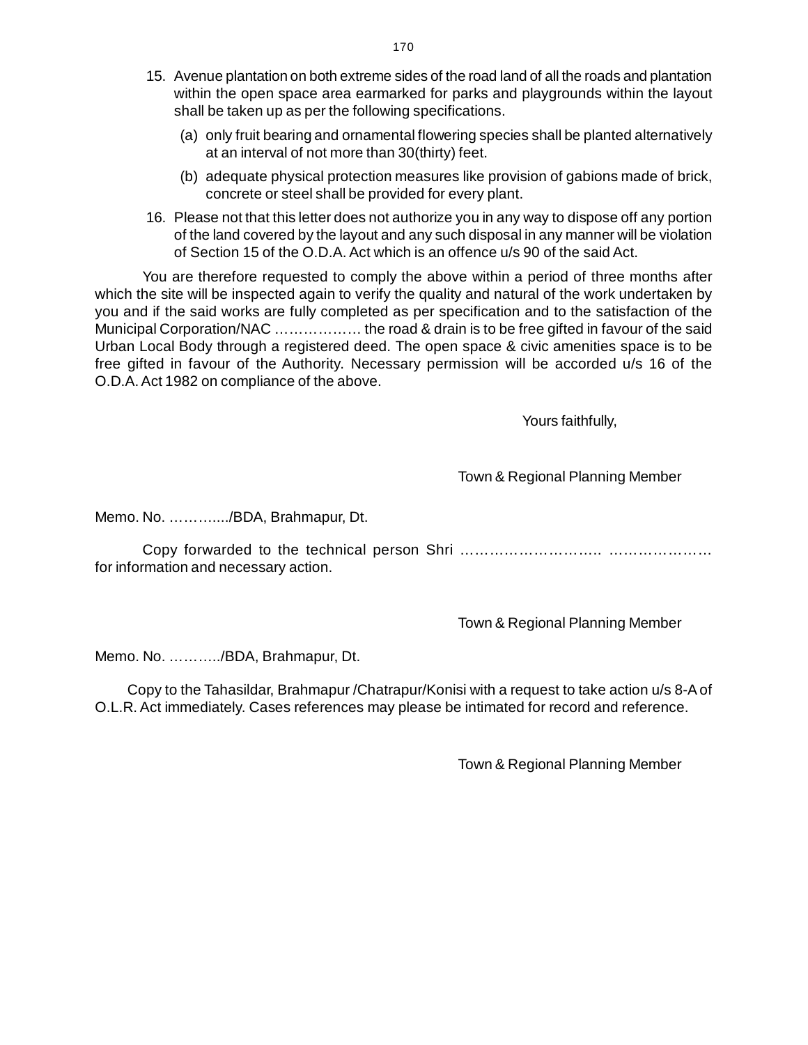15. Avenue plantation on both extreme sides of the road land of all the roads and plantation within the open space area earmarked for parks and playgrounds within the layout shall be taken up as per the following specifications.

    (a) only fruit bearing and ornamental flowering species shall be planted alternatively at an interval of not more than 30(thirty) feet.

    (b) adequate physical protection measures like provision of gabions made of brick, concrete or steel shall be provided for every plant.

16. Please not that this letter does not authorize you in any way to dispose off any portion of the land covered by the layout and any such disposal in any manner will be violation of Section 15 of the O.D.A. Act which is an offence u/s 90 of the said Act.

You are therefore requested to comply the above within a period of three months after which the site will be inspected again to verify the quality and natural of the work undertaken by you and if the said works are fully completed as per specification and to the satisfaction of the Municipal Corporation/NAC ……………… the road & drain is to be free gifted in favour of the said Urban Local Body through a registered deed. The open space & civic amenities space is to be free gifted in favour of the Authority. Necessary permission will be accorded u/s 16 of the O.D.A. Act 1982 on compliance of the above.

Yours faithfully,

Town & Regional Planning Member

Memo. No. …………../BDA, Brahmapur, Dt.

Copy forwarded to the technical person Shri ……………………….. ………………… for information and necessary action.

Town & Regional Planning Member

Memo. No. ………../BDA, Brahmapur, Dt.

Copy to the Tahasildar, Brahmapur /Chatrapur/Konisi with a request to take action u/s 8-A of O.L.R. Act immediately. Cases references may please be intimated for record and reference.

Town & Regional Planning Member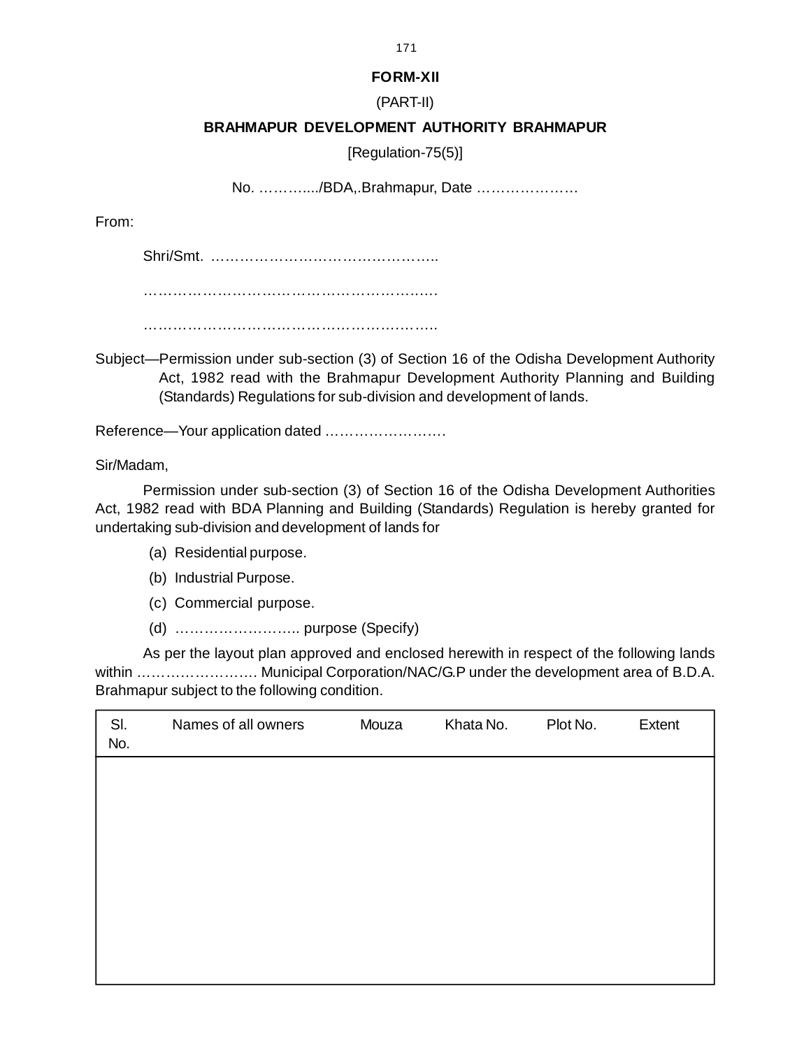**FORM-XII**

(PART-II)

**BRAHMAPUR DEVELOPMENT AUTHORITY BRAHMAPUR**

[Regulation-75(5)]

No. ………..../BDA,.Brahmapur, Date …………………

From:

Shri/Smt. ………………………………………..

…………………………………………………….…

…………………………………………………….

Subject—Permission under sub-section (3) of Section 16 of the Odisha Development Authority Act, 1982 read with the Brahmapur Development Authority Planning and Building (Standards) Regulations for sub-division and development of lands.

Reference—Your application dated …………………….

Sir/Madam,

Permission under sub-section (3) of Section 16 of the Odisha Development Authorities Act, 1982 read with BDA Planning and Building (Standards) Regulation is hereby granted for undertaking sub-division and development of lands for

(a) Residential purpose.

(b) Industrial Purpose.

(c) Commercial purpose.

(d) …………………….. purpose (Specify)

As per the layout plan approved and enclosed herewith in respect of the following lands within ……………………. Municipal Corporation/NAC/G.P under the development area of B.D.A. Brahmapur subject to the following condition.

| Sl. No. | Names of all owners | Mouza | Khata No. | Plot No. | Extent |
|---|---|---|---|---|---|
| | | | | | |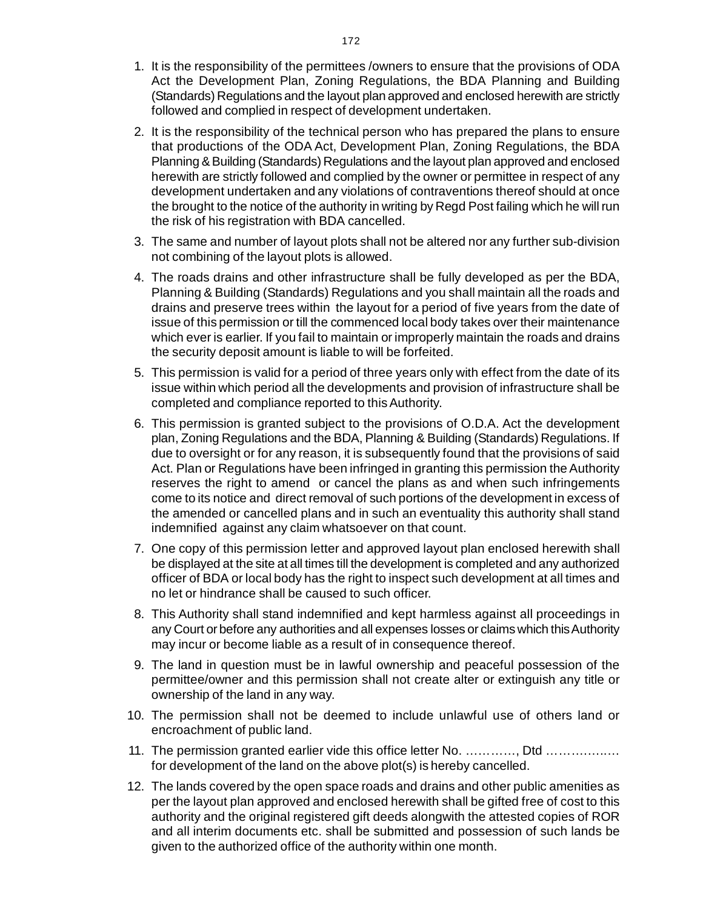1. It is the responsibility of the permittees /owners to ensure that the provisions of ODA Act the Development Plan, Zoning Regulations, the BDA Planning and Building (Standards) Regulations and the layout plan approved and enclosed herewith are strictly followed and complied in respect of development undertaken.

2. It is the responsibility of the technical person who has prepared the plans to ensure that productions of the ODA Act, Development Plan, Zoning Regulations, the BDA Planning & Building (Standards) Regulations and the layout plan approved and enclosed herewith are strictly followed and complied by the owner or permittee in respect of any development undertaken and any violations of contraventions thereof should at once the brought to the notice of the authority in writing by Regd Post failing which he will run the risk of his registration with BDA cancelled.

3. The same and number of layout plots shall not be altered nor any further sub-division not combining of the layout plots is allowed.

4. The roads drains and other infrastructure shall be fully developed as per the BDA, Planning & Building (Standards) Regulations and you shall maintain all the roads and drains and preserve trees within the layout for a period of five years from the date of issue of this permission or till the commenced local body takes over their maintenance which ever is earlier. If you fail to maintain or improperly maintain the roads and drains the security deposit amount is liable to will be forfeited.

5. This permission is valid for a period of three years only with effect from the date of its issue within which period all the developments and provision of infrastructure shall be completed and compliance reported to this Authority.

6. This permission is granted subject to the provisions of O.D.A. Act the development plan, Zoning Regulations and the BDA, Planning & Building (Standards) Regulations. If due to oversight or for any reason, it is subsequently found that the provisions of said Act. Plan or Regulations have been infringed in granting this permission the Authority reserves the right to amend or cancel the plans as and when such infringements come to its notice and direct removal of such portions of the development in excess of the amended or cancelled plans and in such an eventuality this authority shall stand indemnified against any claim whatsoever on that count.

7. One copy of this permission letter and approved layout plan enclosed herewith shall be displayed at the site at all times till the development is completed and any authorized officer of BDA or local body has the right to inspect such development at all times and no let or hindrance shall be caused to such officer.

8. This Authority shall stand indemnified and kept harmless against all proceedings in any Court or before any authorities and all expenses losses or claims which this Authority may incur or become liable as a result of in consequence thereof.

9. The land in question must be in lawful ownership and peaceful possession of the permittee/owner and this permission shall not create alter or extinguish any title or ownership of the land in any way.

10. The permission shall not be deemed to include unlawful use of others land or encroachment of public land.

11. The permission granted earlier vide this office letter No. …………, Dtd …………….… for development of the land on the above plot(s) is hereby cancelled.

12. The lands covered by the open space roads and drains and other public amenities as per the layout plan approved and enclosed herewith shall be gifted free of cost to this authority and the original registered gift deeds alongwith the attested copies of ROR and all interim documents etc. shall be submitted and possession of such lands be given to the authorized office of the authority within one month.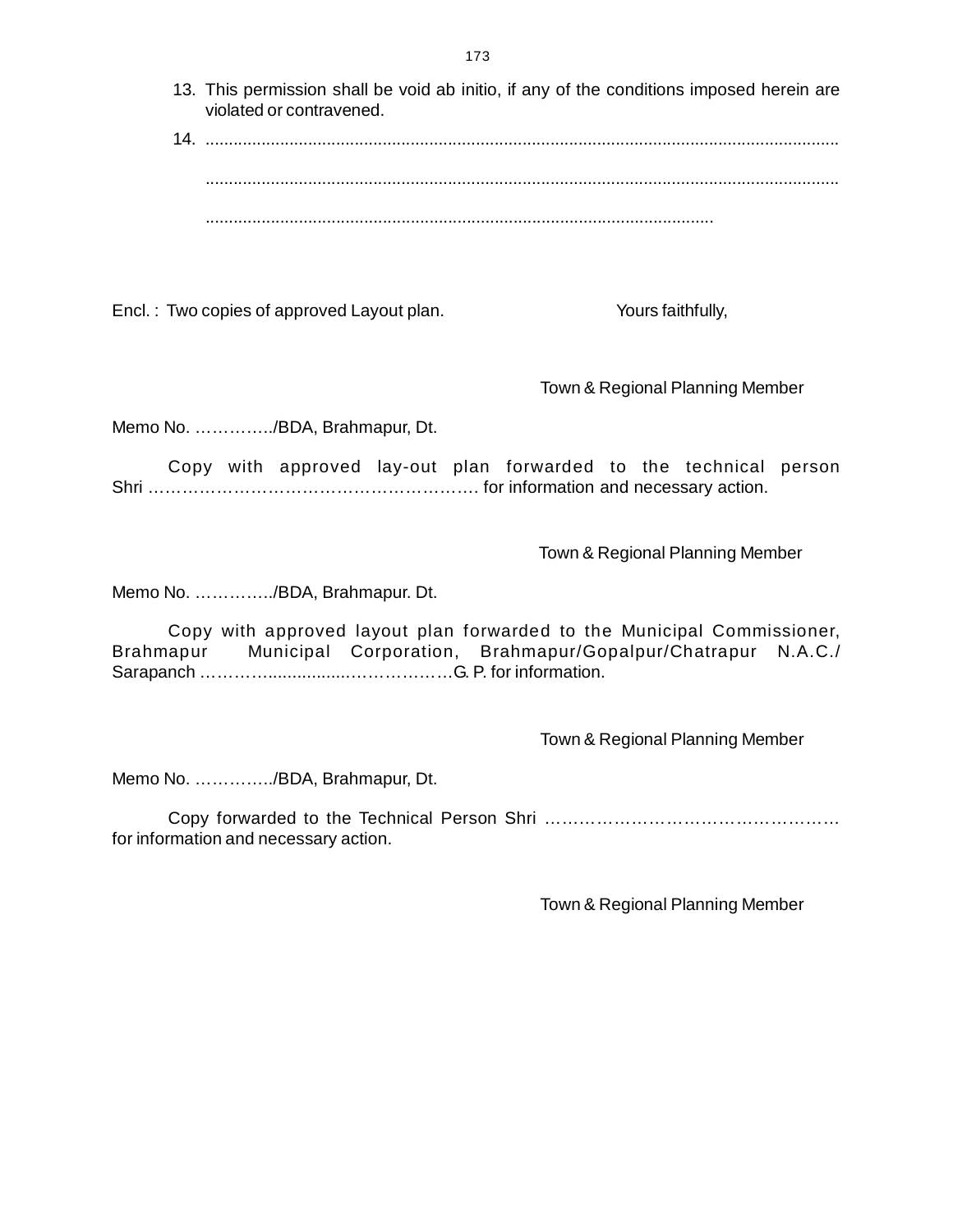13. This permission shall be void ab initio, if any of the conditions imposed herein are violated or contravened.

14. ..........................................................................................................................................

    ..........................................................................................................................................

    ..............................................................................................................

Encl. : Two copies of approved Layout plan.

Yours faithfully,

Town & Regional Planning Member

Memo No. …………../BDA, Brahmapur, Dt.

Copy with approved lay-out plan forwarded to the technical person Shri ……………………………………………………. for information and necessary action.

Town & Regional Planning Member

Memo No. …………../BDA, Brahmapur. Dt.

Copy with approved layout plan forwarded to the Municipal Commissioner, Brahmapur Municipal Corporation, Brahmapur/Gopalpur/Chatrapur N.A.C./ Sarapanch …………...................………………G. P. for information.

Town & Regional Planning Member

Memo No. …………../BDA, Brahmapur, Dt.

Copy forwarded to the Technical Person Shri …………………………………………… for information and necessary action.

Town & Regional Planning Member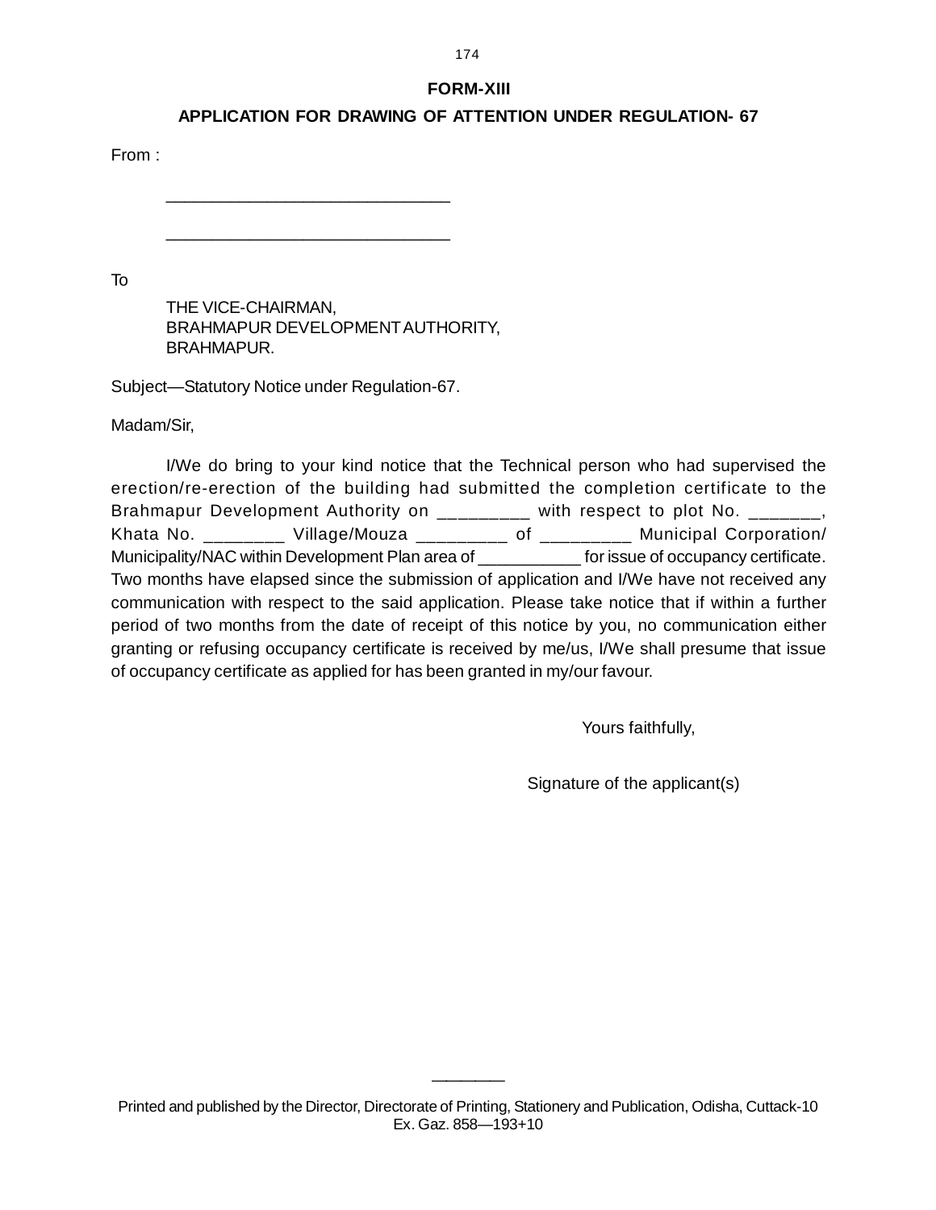## FORM-XIII

## APPLICATION FOR DRAWING OF ATTENTION UNDER REGULATION- 67

From :

______________________________

______________________________

To

THE VICE-CHAIRMAN,
BRAHMAPUR DEVELOPMENT AUTHORITY,
BRAHMAPUR.

Subject—Statutory Notice under Regulation-67.

Madam/Sir,

I/We do bring to your kind notice that the Technical person who had supervised the erection/re-erection of the building had submitted the completion certificate to the Brahmapur Development Authority on _________ with respect to plot No. _______, Khata No. ________ Village/Mouza _________ of _________ Municipal Corporation/ Municipality/NAC within Development Plan area of ___________ for issue of occupancy certificate. Two months have elapsed since the submission of application and I/We have not received any communication with respect to the said application. Please take notice that if within a further period of two months from the date of receipt of this notice by you, no communication either granting or refusing occupancy certificate is received by me/us, I/We shall presume that issue of occupancy certificate as applied for has been granted in my/our favour.

Yours faithfully,

Signature of the applicant(s)

________

Printed and published by the Director, Directorate of Printing, Stationery and Publication, Odisha, Cuttack-10
Ex. Gaz. 858—193+10